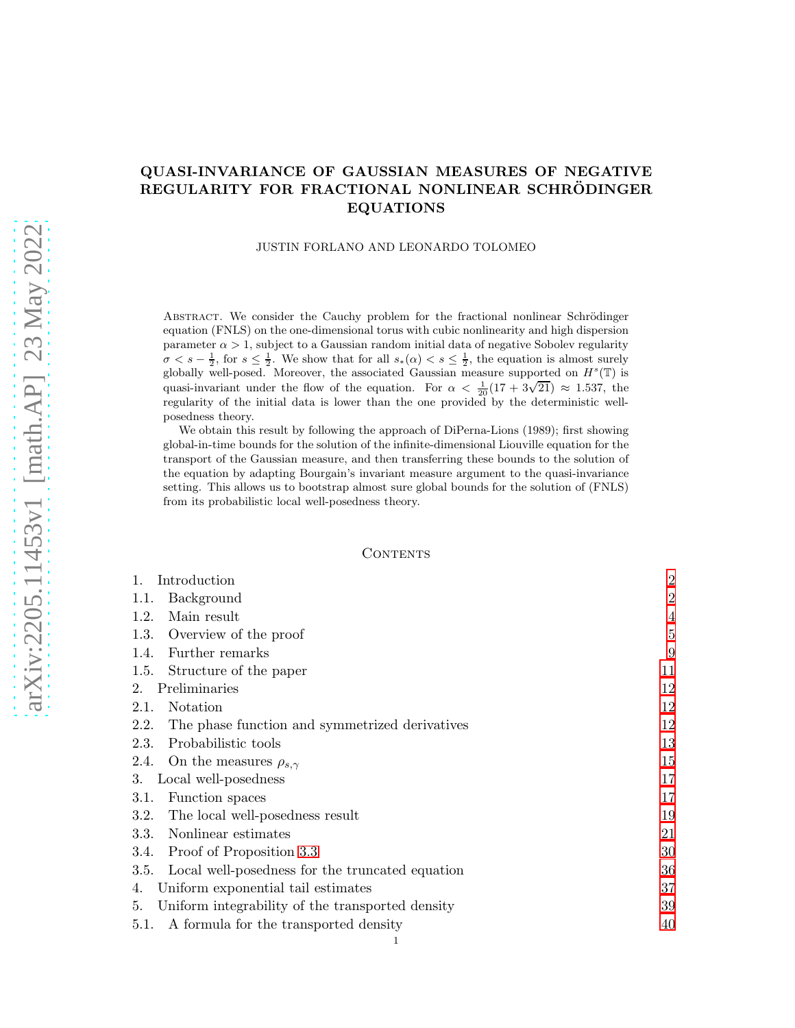# QUASI-INVARIANCE OF GAUSSIAN MEASURES OF NEGATIVE REGULARITY FOR FRACTIONAL NONLINEAR SCHRÖDINGER EQUATIONS

JUSTIN FORLANO AND LEONARDO TOLOMEO

Abstract. We consider the Cauchy problem for the fractional nonlinear Schrödinger equation (FNLS) on the one-dimensional torus with cubic nonlinearity and high dispersion parameter $\alpha > 1$, subject to a Gaussian random initial data of negative Sobolev regularity $\sigma < s - \frac{1}{2}$, for $s \le \frac{1}{2}$. We show that for all $s_*(\alpha) < s \le \frac{1}{2}$, the equation is almost surely globally well-posed. Moreover, the associated Gaussian measure supported on $H^s(\mathbb{T})$ is quasi-invariant under the flow of the equation. For $\alpha < \frac{1}{20}(17 + 3\sqrt{21}) \approx 1.537$, the regularity of the initial data is lower than the one provided by the deterministic well-posedness theory.

We obtain this result by following the approach of DiPerna-Lions (1989); first showing global-in-time bounds for the solution for the infinite-dimensional Liouville equation for the transport of the Gaussian measure, and then transferring these bounds to the solution of the equation by adapting Bourgain's invariant measure argument to the quasi-invariance setting. This allows us to bootstrap almost sure global bounds for the solution of (FNLS) from its probabilistic local well-posedness theory.

## Contents

1. Introduction — 2
   - 1.1. Background — 2
   - 1.2. Main result — 4
   - 1.3. Overview of the proof — 5
   - 1.4. Further remarks — 9
   - 1.5. Structure of the paper — 11
2. Preliminaries — 12
   - 2.1. Notation — 12
   - 2.2. The phase function and symmetrized derivatives — 12
   - 2.3. Probabilistic tools — 13
   - 2.4. On the measures $\rho_{s,\gamma}$ — 15
3. Local well-posedness — 17
   - 3.1. Function spaces — 17
   - 3.2. The local well-posedness result — 19
   - 3.3. Nonlinear estimates — 21
   - 3.4. Proof of Proposition 3.3 — 30
   - 3.5. Local well-posedness for the truncated equation — 36
4. Uniform exponential tail estimates — 37
5. Uniform integrability of the transported density — 39
   - 5.1. A formula for the transported density — 40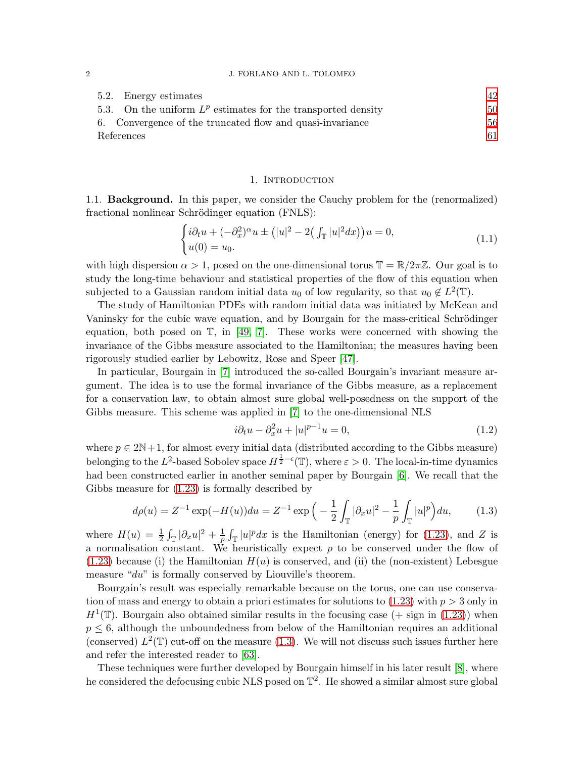5.2. Energy estimates 42
5.3. On the uniform $L^p$ estimates for the transported density 50
6. Convergence of the truncated flow and quasi-invariance 56
References 61

## 1. Introduction

### 1.1. Background.

In this paper, we consider the Cauchy problem for the (renormalized) fractional nonlinear Schrödinger equation (FNLS):

$$\begin{cases} i\partial_t u + (-\partial_x^2)^\alpha u \pm \big(|u|^2 - 2\big(\int_{\mathbb{T}} |u|^2 dx\big)\big)u = 0, \\ u(0) = u_0. \end{cases} \tag{1.1}$$

with high dispersion $\alpha > 1$, posed on the one-dimensional torus $\mathbb{T} = \mathbb{R}/2\pi\mathbb{Z}$. Our goal is to study the long-time behaviour and statistical properties of the flow of this equation when subjected to a Gaussian random initial data $u_0$ of low regularity, so that $u_0 \notin L^2(\mathbb{T})$.

The study of Hamiltonian PDEs with random initial data was initiated by McKean and Vaninsky for the cubic wave equation, and by Bourgain for the mass-critical Schrödinger equation, both posed on $\mathbb{T}$, in [49, 7]. These works were concerned with showing the invariance of the Gibbs measure associated to the Hamiltonian; the measures having been rigorously studied earlier by Lebowitz, Rose and Speer [47].

In particular, Bourgain in [7] introduced the so-called Bourgain's invariant measure argument. The idea is to use the formal invariance of the Gibbs measure, as a replacement for a conservation law, to obtain almost sure global well-posedness on the support of the Gibbs measure. This scheme was applied in [7] to the one-dimensional NLS

$$i\partial_t u - \partial_x^2 u + |u|^{p-1}u = 0, \tag{1.2}$$

where $p \in 2\mathbb{N}+1$, for almost every initial data (distributed according to the Gibbs measure) belonging to the $L^2$-based Sobolev space $H^{\frac{1}{2}-\epsilon}(\mathbb{T})$, where $\varepsilon > 0$. The local-in-time dynamics had been constructed earlier in another seminal paper by Bourgain [6]. We recall that the Gibbs measure for (1.23) is formally described by

$$d\rho(u) = Z^{-1}\exp(-H(u))du = Z^{-1}\exp\Big(-\frac{1}{2}\int_{\mathbb{T}} |\partial_x u|^2 - \frac{1}{p}\int_{\mathbb{T}} |u|^p\Big)du, \tag{1.3}$$

where $H(u) = \frac{1}{2}\int_{\mathbb{T}} |\partial_x u|^2 + \frac{1}{p}\int_{\mathbb{T}} |u|^p dx$ is the Hamiltonian (energy) for (1.23), and $Z$ is a normalisation constant. We heuristically expect $\rho$ to be conserved under the flow of (1.23) because (i) the Hamiltonian $H(u)$ is conserved, and (ii) the (non-existent) Lebesgue measure "$du$" is formally conserved by Liouville's theorem.

Bourgain's result was especially remarkable because on the torus, one can use conservation of mass and energy to obtain a priori estimates for solutions to (1.23) with $p > 3$ only in $H^1(\mathbb{T})$. Bourgain also obtained similar results in the focusing case (+ sign in (1.23)) when $p \leq 6$, although the unboundedness from below of the Hamiltonian requires an additional (conserved) $L^2(\mathbb{T})$ cut-off on the measure (1.3). We will not discuss such issues further here and refer the interested reader to [63].

These techniques were further developed by Bourgain himself in his later result [8], where he considered the defocusing cubic NLS posed on $\mathbb{T}^2$. He showed a similar almost sure global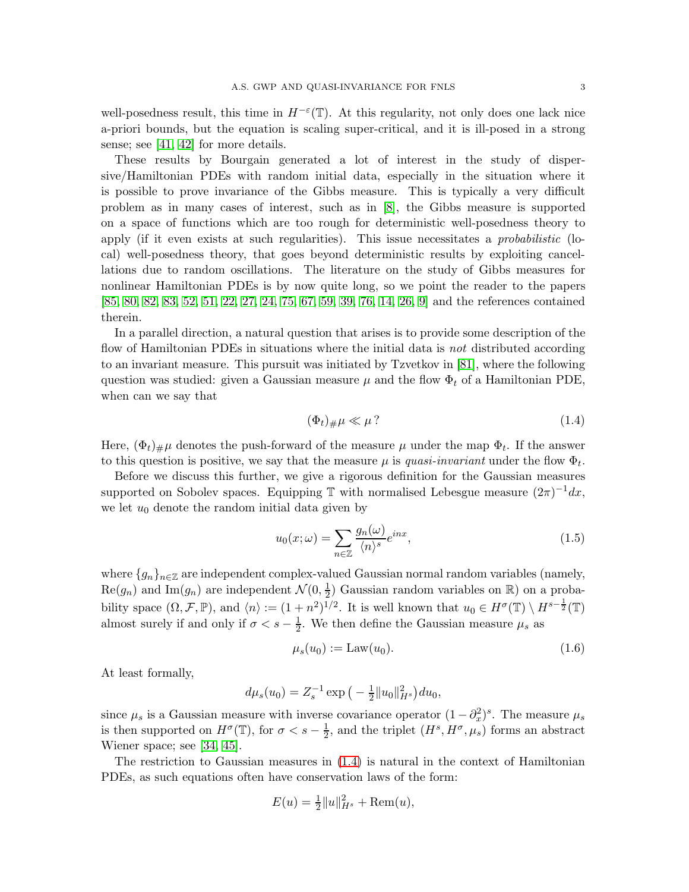well-posedness result, this time in $H^{-\varepsilon}(\mathbb{T})$. At this regularity, not only does one lack nice a-priori bounds, but the equation is scaling super-critical, and it is ill-posed in a strong sense; see [41, 42] for more details.

These results by Bourgain generated a lot of interest in the study of dispersive/Hamiltonian PDEs with random initial data, especially in the situation where it is possible to prove invariance of the Gibbs measure. This is typically a very difficult problem as in many cases of interest, such as in [8], the Gibbs measure is supported on a space of functions which are too rough for deterministic well-posedness theory to apply (if it even exists at such regularities). This issue necessitates a *probabilistic* (local) well-posedness theory, that goes beyond deterministic results by exploiting cancellations due to random oscillations. The literature on the study of Gibbs measures for nonlinear Hamiltonian PDEs is by now quite long, so we point the reader to the papers [85, 80, 82, 83, 52, 51, 22, 27, 24, 75, 67, 59, 39, 76, 14, 26, 9] and the references contained therein.

In a parallel direction, a natural question that arises is to provide some description of the flow of Hamiltonian PDEs in situations where the initial data is *not* distributed according to an invariant measure. This pursuit was initiated by Tzvetkov in [81], where the following question was studied: given a Gaussian measure $\mu$ and the flow $\Phi_t$ of a Hamiltonian PDE, when can we say that

$$(\Phi_t)_{\#}\mu \ll \mu\,? \tag{1.4}$$

Here, $(\Phi_t)_{\#}\mu$ denotes the push-forward of the measure $\mu$ under the map $\Phi_t$. If the answer to this question is positive, we say that the measure $\mu$ is *quasi-invariant* under the flow $\Phi_t$.

Before we discuss this further, we give a rigorous definition for the Gaussian measures supported on Sobolev spaces. Equipping $\mathbb{T}$ with normalised Lebesgue measure $(2\pi)^{-1}dx$, we let $u_0$ denote the random initial data given by

$$u_0(x;\omega) = \sum_{n\in\mathbb{Z}} \frac{g_n(\omega)}{\langle n\rangle^s} e^{inx}, \tag{1.5}$$

where $\{g_n\}_{n\in\mathbb{Z}}$ are independent complex-valued Gaussian normal random variables (namely, $\mathrm{Re}(g_n)$ and $\mathrm{Im}(g_n)$ are independent $\mathcal{N}(0,\frac{1}{2})$ Gaussian random variables on $\mathbb{R}$) on a probability space $(\Omega,\mathcal{F},\mathbb{P})$, and $\langle n\rangle := (1+n^2)^{1/2}$. It is well known that $u_0 \in H^\sigma(\mathbb{T})\setminus H^{s-\frac{1}{2}}(\mathbb{T})$ almost surely if and only if $\sigma < s-\frac{1}{2}$. We then define the Gaussian measure $\mu_s$ as

$$\mu_s(u_0) := \mathrm{Law}(u_0). \tag{1.6}$$

At least formally,

$$d\mu_s(u_0) = Z_s^{-1}\exp\big(-\tfrac{1}{2}\|u_0\|_{H^s}^2\big)\,du_0,$$

since $\mu_s$ is a Gaussian measure with inverse covariance operator $(1-\partial_x^2)^s$. The measure $\mu_s$ is then supported on $H^\sigma(\mathbb{T})$, for $\sigma < s-\frac{1}{2}$, and the triplet $(H^s, H^\sigma, \mu_s)$ forms an abstract Wiener space; see [34, 45].

The restriction to Gaussian measures in (1.4) is natural in the context of Hamiltonian PDEs, as such equations often have conservation laws of the form:

$$E(u) = \tfrac{1}{2}\|u\|_{H^s}^2 + \mathrm{Rem}(u),$$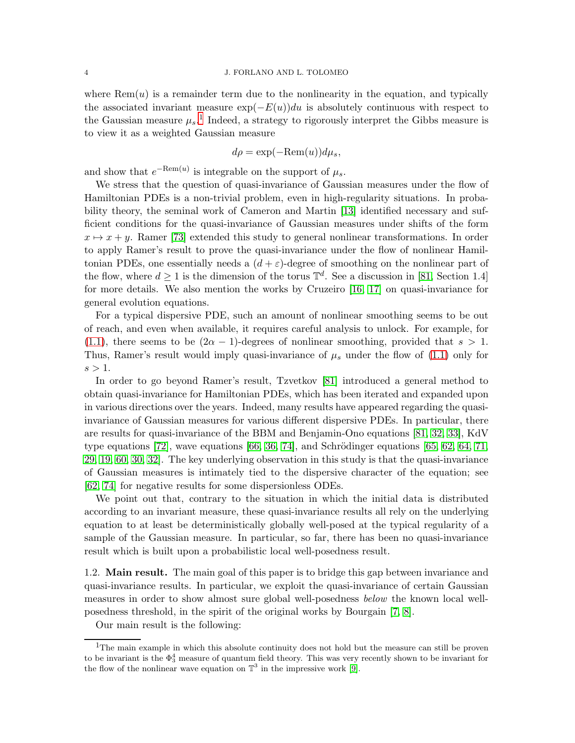where $\mathrm{Rem}(u)$ is a remainder term due to the nonlinearity in the equation, and typically the associated invariant measure $\exp(-E(u))du$ is absolutely continuous with respect to the Gaussian measure $\mu_s$.[1] Indeed, a strategy to rigorously interpret the Gibbs measure is to view it as a weighted Gaussian measure

$$d\rho = \exp(-\mathrm{Rem}(u))d\mu_s,$$

and show that $e^{-\mathrm{Rem}(u)}$ is integrable on the support of $\mu_s$.

We stress that the question of quasi-invariance of Gaussian measures under the flow of Hamiltonian PDEs is a non-trivial problem, even in high-regularity situations. In probability theory, the seminal work of Cameron and Martin [13] identified necessary and sufficient conditions for the quasi-invariance of Gaussian measures under shifts of the form $x \mapsto x + y$. Ramer [73] extended this study to general nonlinear transformations. In order to apply Ramer's result to prove the quasi-invariance under the flow of nonlinear Hamiltonian PDEs, one essentially needs a $(d + \varepsilon)$-degree of smoothing on the nonlinear part of the flow, where $d \geq 1$ is the dimension of the torus $\mathbb{T}^d$. See a discussion in [81, Section 1.4] for more details. We also mention the works by Cruzeiro [16, 17] on quasi-invariance for general evolution equations.

For a typical dispersive PDE, such an amount of nonlinear smoothing seems to be out of reach, and even when available, it requires careful analysis to unlock. For example, for (1.1), there seems to be $(2\alpha - 1)$-degrees of nonlinear smoothing, provided that $s > 1$. Thus, Ramer's result would imply quasi-invariance of $\mu_s$ under the flow of (1.1) only for $s > 1$.

In order to go beyond Ramer's result, Tzvetkov [81] introduced a general method to obtain quasi-invariance for Hamiltonian PDEs, which has been iterated and expanded upon in various directions over the years. Indeed, many results have appeared regarding the quasi-invariance of Gaussian measures for various different dispersive PDEs. In particular, there are results for quasi-invariance of the BBM and Benjamin-Ono equations [81, 32, 33], KdV type equations [72], wave equations [66, 36, 74], and Schrödinger equations [65, 62, 64, 71, 29, 19, 60, 30, 32]. The key underlying observation in this study is that the quasi-invariance of Gaussian measures is intimately tied to the dispersive character of the equation; see [62, 74] for negative results for some dispersionless ODEs.

We point out that, contrary to the situation in which the initial data is distributed according to an invariant measure, these quasi-invariance results all rely on the underlying equation to at least be deterministically globally well-posed at the typical regularity of a sample of the Gaussian measure. In particular, so far, there has been no quasi-invariance result which is built upon a probabilistic local well-posedness result.

## 1.2. Main result.

The main goal of this paper is to bridge this gap between invariance and quasi-invariance results. In particular, we exploit the quasi-invariance of certain Gaussian measures in order to show almost sure global well-posedness *below* the known local well-posedness threshold, in the spirit of the original works by Bourgain [7, 8].

Our main result is the following:

[1] The main example in which this absolute continuity does not hold but the measure can still be proven to be invariant is the $\Phi^4_3$ measure of quantum field theory. This was very recently shown to be invariant for the flow of the nonlinear wave equation on $\mathbb{T}^3$ in the impressive work [9].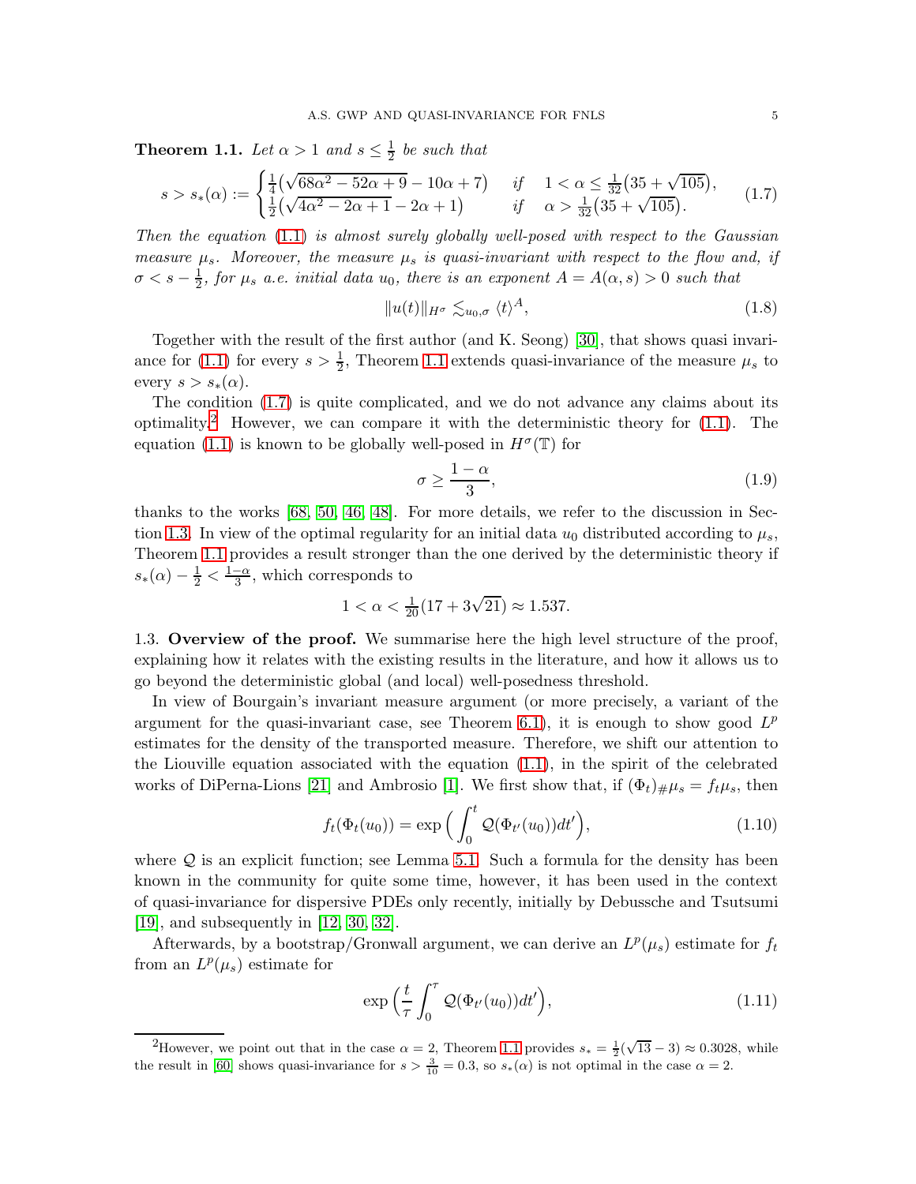**Theorem 1.1.** *Let $\alpha > 1$ and $s \leq \frac{1}{2}$ be such that*

$$s > s_*(\alpha) := \begin{cases} \frac{1}{4}\big(\sqrt{68\alpha^2 - 52\alpha + 9} - 10\alpha + 7\big) & \text{if} \quad 1 < \alpha \leq \frac{1}{32}\big(35 + \sqrt{105}\big), \\ \frac{1}{2}\big(\sqrt{4\alpha^2 - 2\alpha + 1} - 2\alpha + 1\big) & \text{if} \quad \alpha > \frac{1}{32}\big(35 + \sqrt{105}\big). \end{cases} \tag{1.7}$$

*Then the equation (1.1) is almost surely globally well-posed with respect to the Gaussian measure $\mu_s$. Moreover, the measure $\mu_s$ is quasi-invariant with respect to the flow and, if $\sigma < s - \frac{1}{2}$, for $\mu_s$ a.e. initial data $u_0$, there is an exponent $A = A(\alpha, s) > 0$ such that*

$$\|u(t)\|_{H^\sigma} \lesssim_{u_0,\sigma} \langle t \rangle^A, \tag{1.8}$$

Together with the result of the first author (and K. Seong) [30], that shows quasi invariance for (1.1) for every $s > \frac{1}{2}$, Theorem 1.1 extends quasi-invariance of the measure $\mu_s$ to every $s > s_*(\alpha)$.

The condition (1.7) is quite complicated, and we do not advance any claims about its optimality.[2] However, we can compare it with the deterministic theory for (1.1). The equation (1.1) is known to be globally well-posed in $H^\sigma(\mathbb{T})$ for

$$\sigma \geq \frac{1-\alpha}{3}, \tag{1.9}$$

thanks to the works [68, 50, 46, 48]. For more details, we refer to the discussion in Section 1.3. In view of the optimal regularity for an initial data $u_0$ distributed according to $\mu_s$, Theorem 1.1 provides a result stronger than the one derived by the deterministic theory if $s_*(\alpha) - \frac{1}{2} < \frac{1-\alpha}{3}$, which corresponds to

$$1 < \alpha < \tfrac{1}{20}(17 + 3\sqrt{21}) \approx 1.537.$$

1.3. **Overview of the proof.** We summarise here the high level structure of the proof, explaining how it relates with the existing results in the literature, and how it allows us to go beyond the deterministic global (and local) well-posedness threshold.

In view of Bourgain's invariant measure argument (or more precisely, a variant of the argument for the quasi-invariant case, see Theorem 6.1), it is enough to show good $L^p$ estimates for the density of the transported measure. Therefore, we shift our attention to the Liouville equation associated with the equation (1.1), in the spirit of the celebrated works of DiPerna-Lions [21] and Ambrosio [1]. We first show that, if $(\Phi_t)_\# \mu_s = f_t \mu_s$, then

$$f_t(\Phi_t(u_0)) = \exp\Big(\int_0^t \mathcal{Q}(\Phi_{t'}(u_0)) dt'\Big), \tag{1.10}$$

where $\mathcal{Q}$ is an explicit function; see Lemma 5.1. Such a formula for the density has been known in the community for quite some time, however, it has been used in the context of quasi-invariance for dispersive PDEs only recently, initially by Debussche and Tsutsumi [19], and subsequently in [12, 30, 32].

Afterwards, by a bootstrap/Gronwall argument, we can derive an $L^p(\mu_s)$ estimate for $f_t$ from an $L^p(\mu_s)$ estimate for

$$\exp\Big(\frac{t}{\tau}\int_0^\tau \mathcal{Q}(\Phi_{t'}(u_0)) dt'\Big), \tag{1.11}$$

---

[2] However, we point out that in the case $\alpha = 2$, Theorem 1.1 provides $s_* = \frac{1}{2}(\sqrt{13} - 3) \approx 0.3028$, while the result in [60] shows quasi-invariance for $s > \frac{3}{10} = 0.3$, so $s_*(\alpha)$ is not optimal in the case $\alpha = 2$.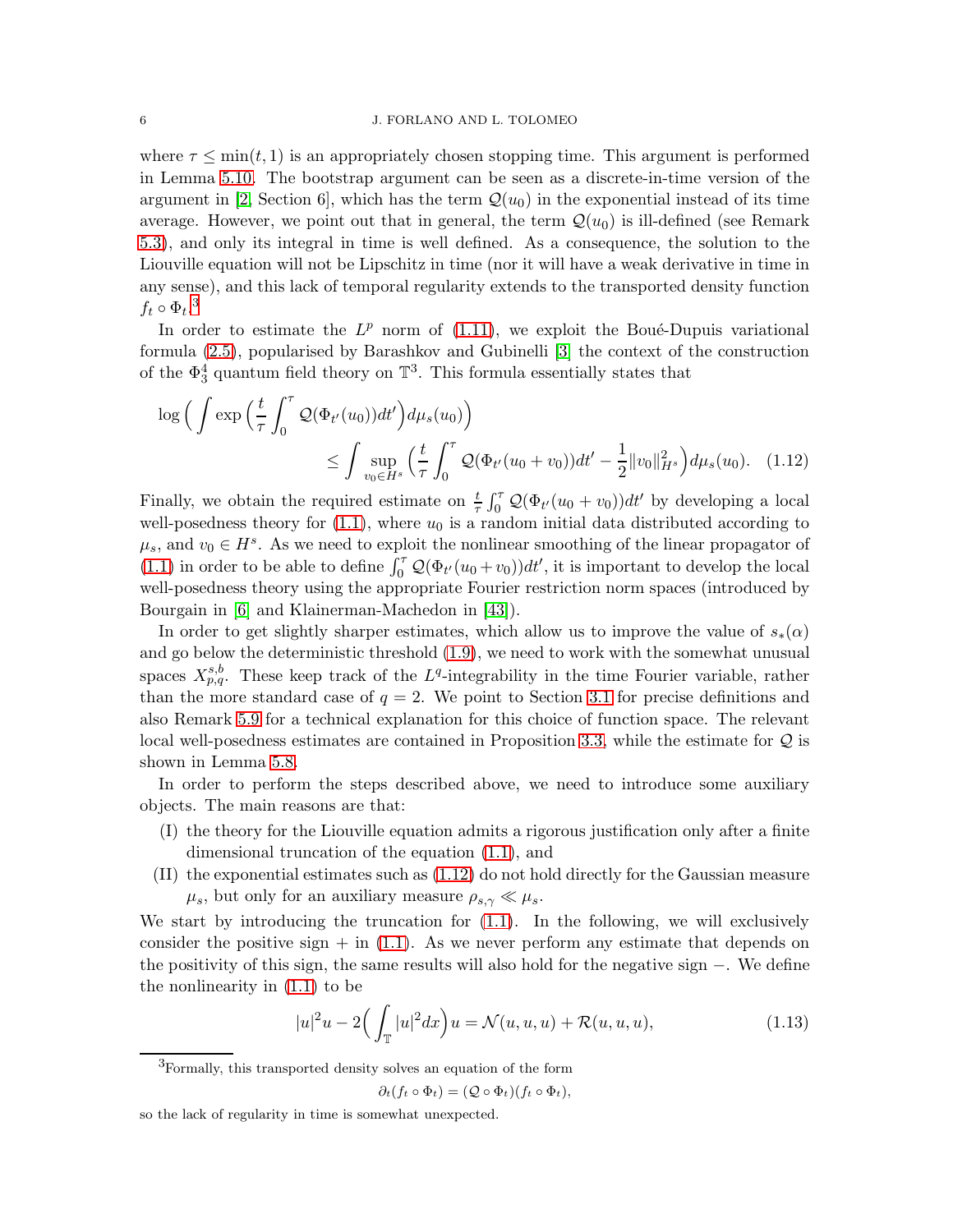where $\tau \le \min(t, 1)$ is an appropriately chosen stopping time. This argument is performed in Lemma 5.10. The bootstrap argument can be seen as a discrete-in-time version of the argument in [2, Section 6], which has the term $\mathcal{Q}(u_0)$ in the exponential instead of its time average. However, we point out that in general, the term $\mathcal{Q}(u_0)$ is ill-defined (see Remark 5.3), and only its integral in time is well defined. As a consequence, the solution to the Liouville equation will not be Lipschitz in time (nor it will have a weak derivative in time in any sense), and this lack of temporal regularity extends to the transported density function $f_t \circ \Phi_t$.[3]

In order to estimate the $L^p$ norm of (1.11), we exploit the Boué-Dupuis variational formula (2.5), popularised by Barashkov and Gubinelli [3] the context of the construction of the $\Phi^4_3$ quantum field theory on $\mathbb{T}^3$. This formula essentially states that

$$
\log\Big( \int \exp\Big( \frac{t}{\tau} \int_0^\tau \mathcal{Q}(\Phi_{t'}(u_0)) dt' \Big) d\mu_s(u_0) \Big) \le \int \sup_{v_0 \in H^s} \Big( \frac{t}{\tau} \int_0^\tau \mathcal{Q}(\Phi_{t'}(u_0 + v_0)) dt' - \frac{1}{2} \|v_0\|^2_{H^s} \Big) d\mu_s(u_0). \quad (1.12)
$$

Finally, we obtain the required estimate on $\frac{t}{\tau} \int_0^\tau \mathcal{Q}(\Phi_{t'}(u_0 + v_0)) dt'$ by developing a local well-posedness theory for (1.1), where $u_0$ is a random initial data distributed according to $\mu_s$, and $v_0 \in H^s$. As we need to exploit the nonlinear smoothing of the linear propagator of (1.1) in order to be able to define $\int_0^\tau \mathcal{Q}(\Phi_{t'}(u_0 + v_0)) dt'$, it is important to develop the local well-posedness theory using the appropriate Fourier restriction norm spaces (introduced by Bourgain in [6] and Klainerman-Machedon in [43]).

In order to get slightly sharper estimates, which allow us to improve the value of $s_*(\alpha)$ and go below the deterministic threshold (1.9), we need to work with the somewhat unusual spaces $X^{s,b}_{p,q}$. These keep track of the $L^q$-integrability in the time Fourier variable, rather than the more standard case of $q = 2$. We point to Section 3.1 for precise definitions and also Remark 5.9 for a technical explanation for this choice of function space. The relevant local well-posedness estimates are contained in Proposition 3.3, while the estimate for $\mathcal{Q}$ is shown in Lemma 5.8.

In order to perform the steps described above, we need to introduce some auxiliary objects. The main reasons are that:

(I) the theory for the Liouville equation admits a rigorous justification only after a finite dimensional truncation of the equation (1.1), and

(II) the exponential estimates such as (1.12) do not hold directly for the Gaussian measure $\mu_s$, but only for an auxiliary measure $\rho_{s,\gamma} \ll \mu_s$.

We start by introducing the truncation for (1.1). In the following, we will exclusively consider the positive sign $+$ in (1.1). As we never perform any estimate that depends on the positivity of this sign, the same results will also hold for the negative sign $-$. We define the nonlinearity in (1.1) to be

$$
|u|^2 u - 2\Big( \int_{\mathbb{T}} |u|^2 dx \Big) u = \mathcal{N}(u, u, u) + \mathcal{R}(u, u, u), \quad (1.13)
$$

[3]Formally, this transported density solves an equation of the form

$$
\partial_t (f_t \circ \Phi_t) = (\mathcal{Q} \circ \Phi_t)(f_t \circ \Phi_t),
$$

so the lack of regularity in time is somewhat unexpected.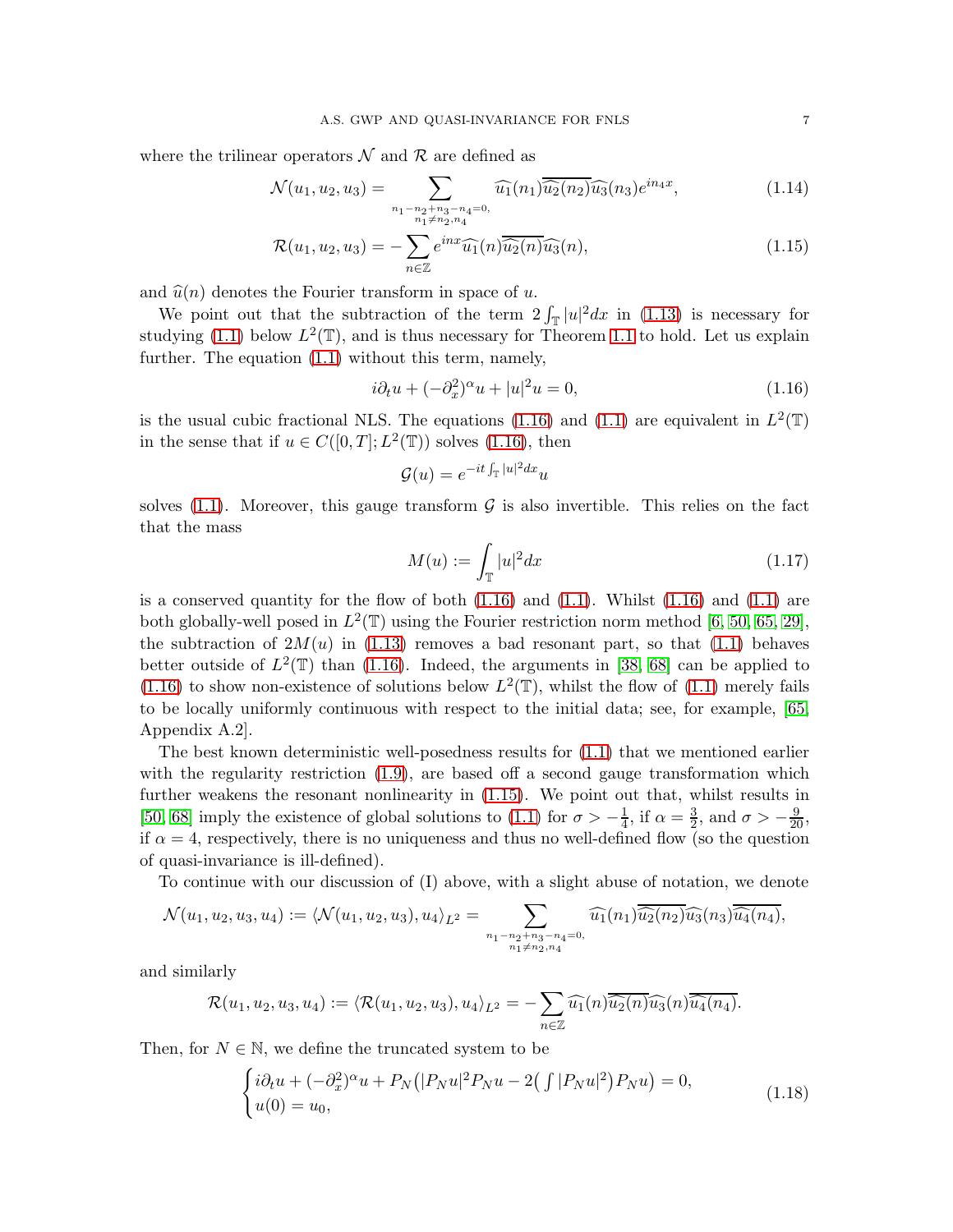where the trilinear operators $\mathcal{N}$ and $\mathcal{R}$ are defined as

$$\mathcal{N}(u_1,u_2,u_3) = \sum_{\substack{n_1-n_2+n_3-n_4=0,\\ n_1\neq n_2,n_4}} \widehat{u_1}(n_1)\overline{\widehat{u_2}(n_2)}\widehat{u_3}(n_3)e^{in_4x}, \tag{1.14}$$

$$\mathcal{R}(u_1,u_2,u_3) = -\sum_{n\in\mathbb{Z}} e^{inx}\widehat{u_1}(n)\overline{\widehat{u_2}(n)}\widehat{u_3}(n), \tag{1.15}$$

and $\widehat{u}(n)$ denotes the Fourier transform in space of $u$.

We point out that the subtraction of the term $2\int_{\mathbb{T}}|u|^2dx$ in (1.13) is necessary for studying (1.1) below $L^2(\mathbb{T})$, and is thus necessary for Theorem 1.1 to hold. Let us explain further. The equation (1.1) without this term, namely,

$$i\partial_t u + (-\partial_x^2)^\alpha u + |u|^2u = 0, \tag{1.16}$$

is the usual cubic fractional NLS. The equations (1.16) and (1.1) are equivalent in $L^2(\mathbb{T})$ in the sense that if $u\in C([0,T];L^2(\mathbb{T}))$ solves (1.16), then

$$\mathcal{G}(u) = e^{-it\int_{\mathbb{T}}|u|^2dx}u$$

solves (1.1). Moreover, this gauge transform $\mathcal{G}$ is also invertible. This relies on the fact that the mass

$$M(u) := \int_{\mathbb{T}}|u|^2dx \tag{1.17}$$

is a conserved quantity for the flow of both (1.16) and (1.1). Whilst (1.16) and (1.1) are both globally-well posed in $L^2(\mathbb{T})$ using the Fourier restriction norm method [6, 50, 65, 29], the subtraction of $2M(u)$ in (1.13) removes a bad resonant part, so that (1.1) behaves better outside of $L^2(\mathbb{T})$ than (1.16). Indeed, the arguments in [38, 68] can be applied to (1.16) to show non-existence of solutions below $L^2(\mathbb{T})$, whilst the flow of (1.1) merely fails to be locally uniformly continuous with respect to the initial data; see, for example, [65, Appendix A.2].

The best known deterministic well-posedness results for (1.1) that we mentioned earlier with the regularity restriction (1.9), are based off a second gauge transformation which further weakens the resonant nonlinearity in (1.15). We point out that, whilst results in [50, 68] imply the existence of global solutions to (1.1) for $\sigma > -\frac{1}{4}$, if $\alpha = \frac{3}{2}$, and $\sigma > -\frac{9}{20}$, if $\alpha = 4$, respectively, there is no uniqueness and thus no well-defined flow (so the question of quasi-invariance is ill-defined).

To continue with our discussion of (I) above, with a slight abuse of notation, we denote

$$\mathcal{N}(u_1,u_2,u_3,u_4) := \langle \mathcal{N}(u_1,u_2,u_3),u_4\rangle_{L^2} = \sum_{\substack{n_1-n_2+n_3-n_4=0,\\ n_1\neq n_2,n_4}} \widehat{u_1}(n_1)\overline{\widehat{u_2}(n_2)}\widehat{u_3}(n_3)\overline{\widehat{u_4}(n_4)},$$

and similarly

$$\mathcal{R}(u_1,u_2,u_3,u_4) := \langle \mathcal{R}(u_1,u_2,u_3),u_4\rangle_{L^2} = -\sum_{n\in\mathbb{Z}} \widehat{u_1}(n)\overline{\widehat{u_2}(n)}\widehat{u_3}(n)\overline{\widehat{u_4}(n_4)}.$$

Then, for $N\in\mathbb{N}$, we define the truncated system to be

$$\begin{cases} i\partial_t u + (-\partial_x^2)^\alpha u + P_N\big(|P_Nu|^2P_Nu - 2\big(\int|P_Nu|^2\big)P_Nu\big) = 0, \\ u(0) = u_0, \end{cases} \tag{1.18}$$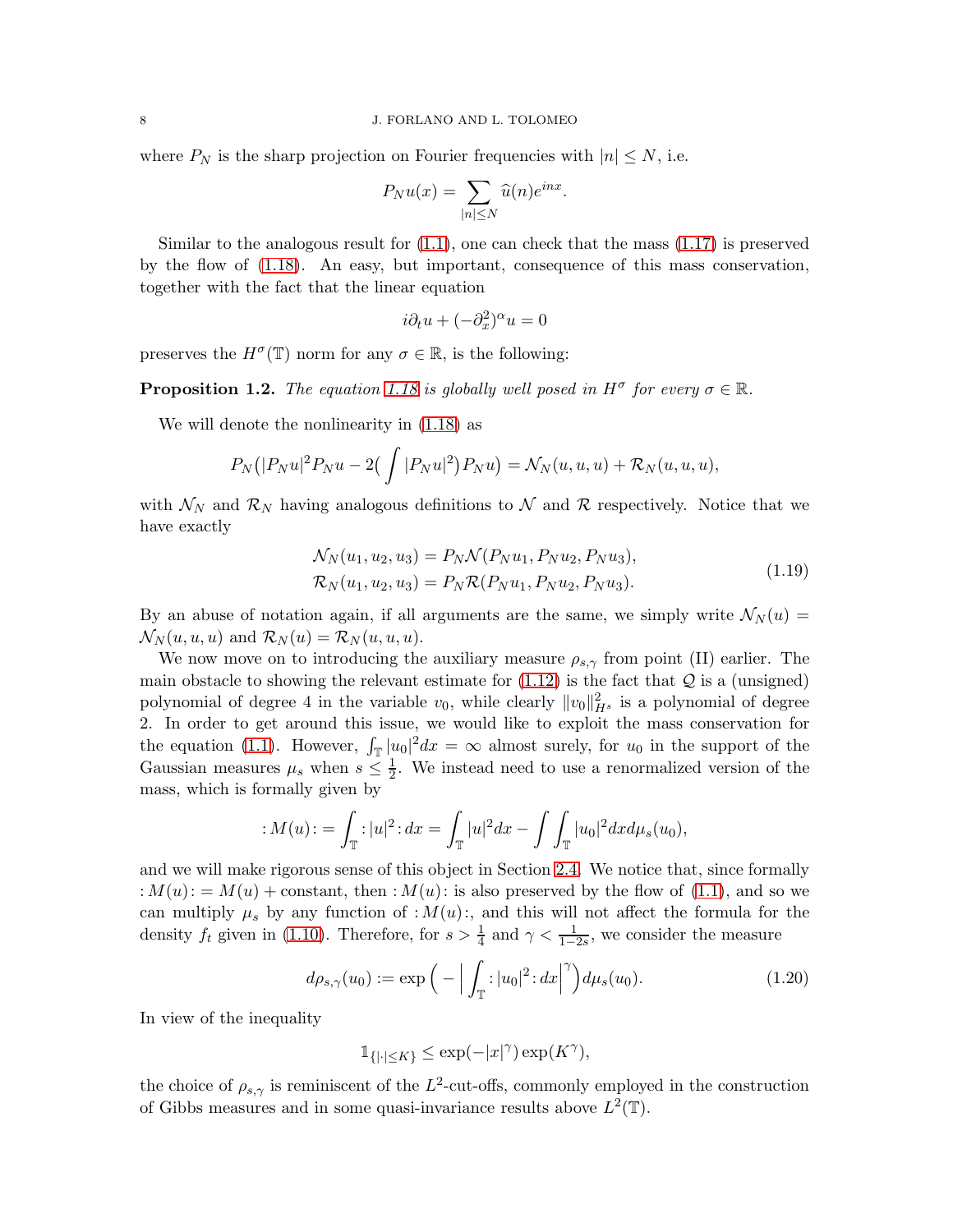where $P_N$ is the sharp projection on Fourier frequencies with $|n| \leq N$, i.e.

$$P_N u(x) = \sum_{|n|\leq N} \widehat{u}(n) e^{inx}.$$

Similar to the analogous result for (1.1), one can check that the mass (1.17) is preserved by the flow of (1.18). An easy, but important, consequence of this mass conservation, together with the fact that the linear equation

$$i\partial_t u + (-\partial_x^2)^\alpha u = 0$$

preserves the $H^\sigma(\mathbb{T})$ norm for any $\sigma \in \mathbb{R}$, is the following:

**Proposition 1.2.** *The equation 1.18 is globally well posed in $H^\sigma$ for every $\sigma \in \mathbb{R}$.*

We will denote the nonlinearity in (1.18) as

$$P_N\big(|P_N u|^2 P_N u - 2\big(\int |P_N u|^2\big) P_N u\big) = \mathcal{N}_N(u,u,u) + \mathcal{R}_N(u,u,u),$$

with $\mathcal{N}_N$ and $\mathcal{R}_N$ having analogous definitions to $\mathcal{N}$ and $\mathcal{R}$ respectively. Notice that we have exactly

$$\begin{aligned} \mathcal{N}_N(u_1,u_2,u_3) &= P_N \mathcal{N}(P_N u_1, P_N u_2, P_N u_3), \\ \mathcal{R}_N(u_1,u_2,u_3) &= P_N \mathcal{R}(P_N u_1, P_N u_2, P_N u_3). \end{aligned} \tag{1.19}$$

By an abuse of notation again, if all arguments are the same, we simply write $\mathcal{N}_N(u) = \mathcal{N}_N(u,u,u)$ and $\mathcal{R}_N(u) = \mathcal{R}_N(u,u,u)$.

We now move on to introducing the auxiliary measure $\rho_{s,\gamma}$ from point (II) earlier. The main obstacle to showing the relevant estimate for (1.12) is the fact that $\mathcal{Q}$ is a (unsigned) polynomial of degree 4 in the variable $v_0$, while clearly $\|v_0\|_{H^s}^2$ is a polynomial of degree 2. In order to get around this issue, we would like to exploit the mass conservation for the equation (1.1). However, $\int_{\mathbb{T}} |u_0|^2 dx = \infty$ almost surely, for $u_0$ in the support of the Gaussian measures $\mu_s$ when $s \leq \frac{1}{2}$. We instead need to use a renormalized version of the mass, which is formally given by

$$:M(u): = \int_{\mathbb{T}} :|u|^2: dx = \int_{\mathbb{T}} |u|^2 dx - \int \int_{\mathbb{T}} |u_0|^2 dx d\mu_s(u_0),$$

and we will make rigorous sense of this object in Section 2.4. We notice that, since formally $:M(u): = M(u) + \text{constant}$, then $:M(u):$ is also preserved by the flow of (1.1), and so we can multiply $\mu_s$ by any function of $:M(u):$, and this will not affect the formula for the density $f_t$ given in (1.10). Therefore, for $s > \frac{1}{4}$ and $\gamma < \frac{1}{1-2s}$, we consider the measure

$$d\rho_{s,\gamma}(u_0) := \exp\Big( - \Big| \int_{\mathbb{T}} :|u_0|^2: dx \Big|^\gamma \Big) d\mu_s(u_0). \tag{1.20}$$

In view of the inequality

$$\mathbb{1}_{\{|\cdot| \leq K\}} \leq \exp(-|x|^\gamma) \exp(K^\gamma),$$

the choice of $\rho_{s,\gamma}$ is reminiscent of the $L^2$-cut-offs, commonly employed in the construction of Gibbs measures and in some quasi-invariance results above $L^2(\mathbb{T})$.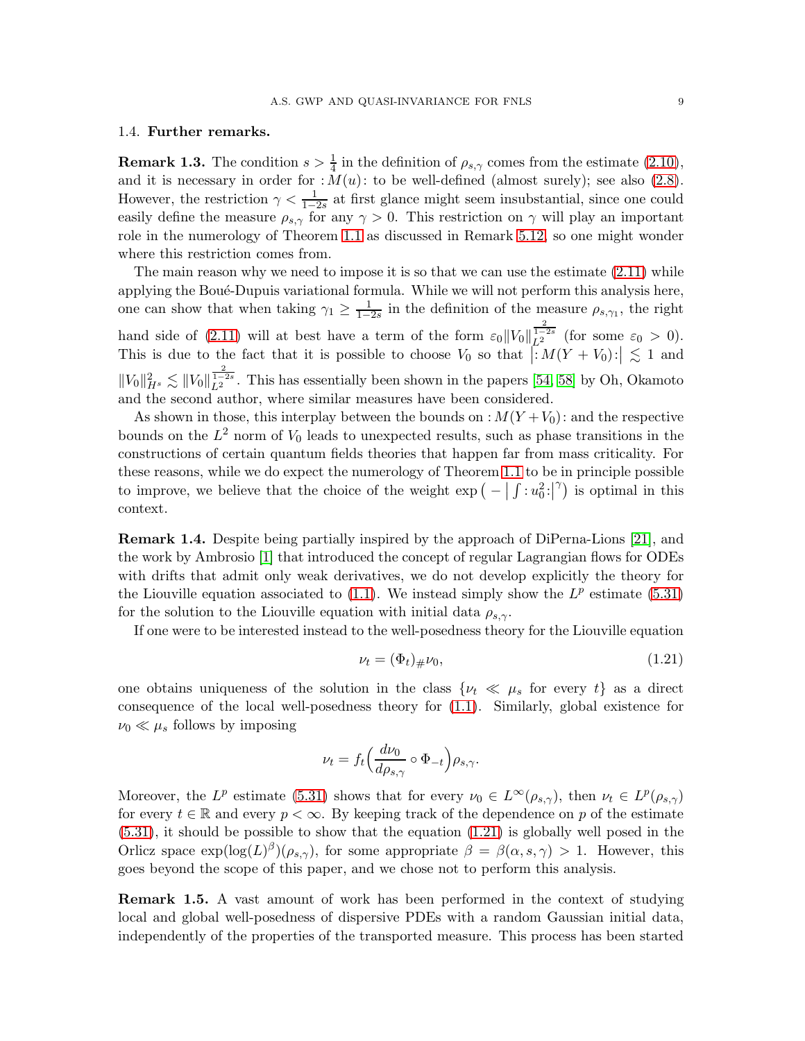### 1.4. **Further remarks.**

**Remark 1.3.** The condition $s > \frac{1}{4}$ in the definition of $\rho_{s,\gamma}$ comes from the estimate (2.10), and it is necessary in order for $:M(u):$ to be well-defined (almost surely); see also (2.8). However, the restriction $\gamma < \frac{1}{1-2s}$ at first glance might seem insubstantial, since one could easily define the measure $\rho_{s,\gamma}$ for any $\gamma > 0$. This restriction on $\gamma$ will play an important role in the numerology of Theorem 1.1 as discussed in Remark 5.12, so one might wonder where this restriction comes from.

The main reason why we need to impose it is so that we can use the estimate (2.11) while applying the Boué-Dupuis variational formula. While we will not perform this analysis here, one can show that when taking $\gamma_1 \geq \frac{1}{1-2s}$ in the definition of the measure $\rho_{s,\gamma_1}$, the right hand side of (2.11) will at best have a term of the form $\varepsilon_0 \|V_0\|_{L^2}^{\frac{2}{1-2s}}$ (for some $\varepsilon_0 > 0$). This is due to the fact that it is possible to choose $V_0$ so that $\big| :M(Y+V_0): \big| \lesssim 1$ and $\|V_0\|_{H^s}^2 \lesssim \|V_0\|_{L^2}^{\frac{2}{1-2s}}$. This has essentially been shown in the papers [54, 58] by Oh, Okamoto and the second author, where similar measures have been considered.

As shown in those, this interplay between the bounds on $:M(Y+V_0):$ and the respective bounds on the $L^2$ norm of $V_0$ leads to unexpected results, such as phase transitions in the constructions of certain quantum fields theories that happen far from mass criticality. For these reasons, while we do expect the numerology of Theorem 1.1 to be in principle possible to improve, we believe that the choice of the weight $\exp\big(-\big|\int :u_0^2:\big|^\gamma\big)$ is optimal in this context.

**Remark 1.4.** Despite being partially inspired by the approach of DiPerna-Lions [21], and the work by Ambrosio [1] that introduced the concept of regular Lagrangian flows for ODEs with drifts that admit only weak derivatives, we do not develop explicitly the theory for the Liouville equation associated to (1.1). We instead simply show the $L^p$ estimate (5.31) for the solution to the Liouville equation with initial data $\rho_{s,\gamma}$.

If one were to be interested instead to the well-posedness theory for the Liouville equation

$$\nu_t = (\Phi_t)_\# \nu_0, \tag{1.21}$$

one obtains uniqueness of the solution in the class $\{\nu_t \ll \mu_s \text{ for every } t\}$ as a direct consequence of the local well-posedness theory for (1.1). Similarly, global existence for $\nu_0 \ll \mu_s$ follows by imposing

$$\nu_t = f_t\Big(\frac{d\nu_0}{d\rho_{s,\gamma}} \circ \Phi_{-t}\Big)\rho_{s,\gamma}.$$

Moreover, the $L^p$ estimate (5.31) shows that for every $\nu_0 \in L^\infty(\rho_{s,\gamma})$, then $\nu_t \in L^p(\rho_{s,\gamma})$ for every $t \in \mathbb{R}$ and every $p < \infty$. By keeping track of the dependence on $p$ of the estimate (5.31), it should be possible to show that the equation (1.21) is globally well posed in the Orlicz space $\exp(\log(L)^\beta)(\rho_{s,\gamma})$, for some appropriate $\beta = \beta(\alpha, s, \gamma) > 1$. However, this goes beyond the scope of this paper, and we chose not to perform this analysis.

**Remark 1.5.** A vast amount of work has been performed in the context of studying local and global well-posedness of dispersive PDEs with a random Gaussian initial data, independently of the properties of the transported measure. This process has been started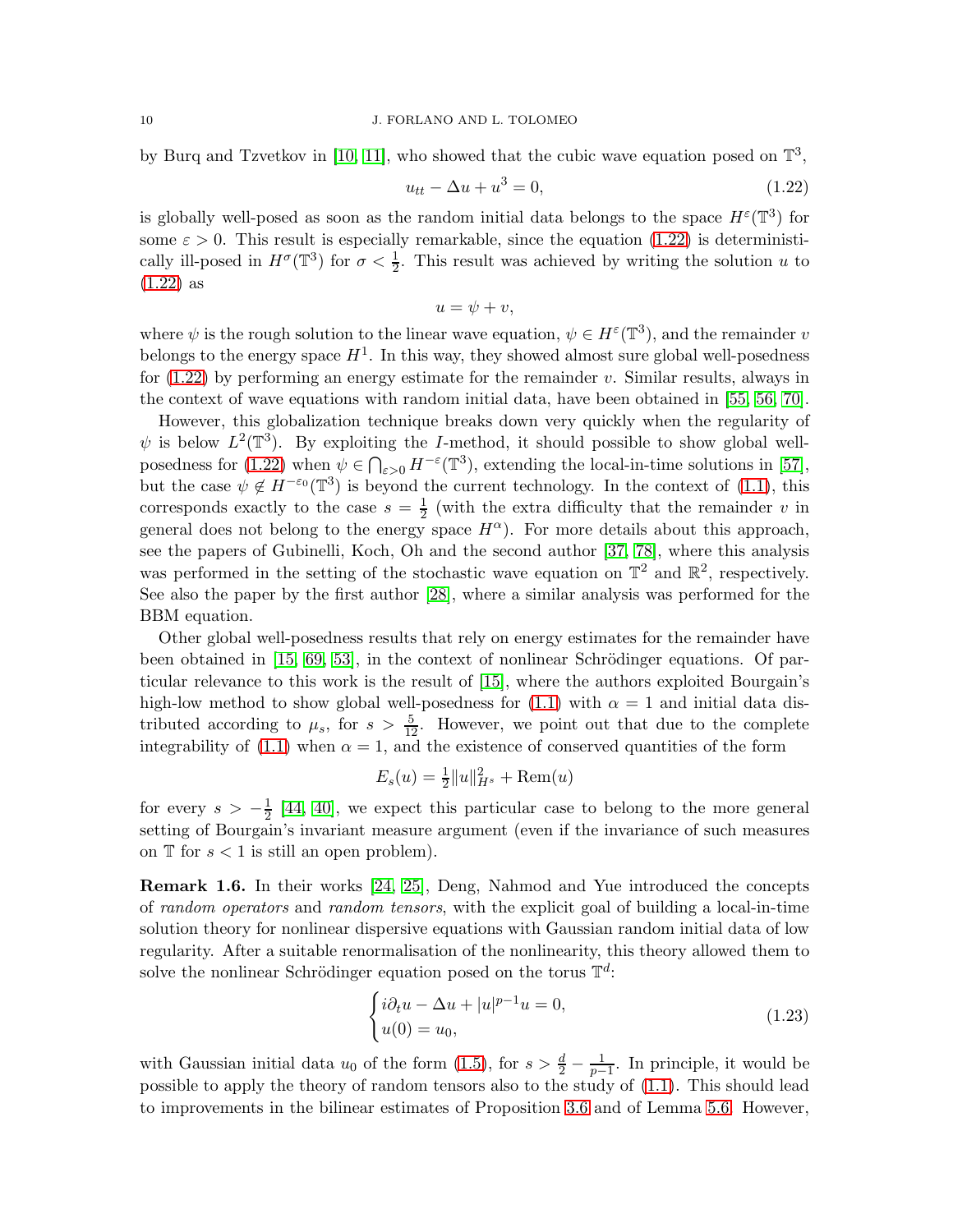by Burq and Tzvetkov in [10, 11], who showed that the cubic wave equation posed on $\mathbb{T}^3$,

$$u_{tt} - \Delta u + u^3 = 0, \tag{1.22}$$

is globally well-posed as soon as the random initial data belongs to the space $H^\varepsilon(\mathbb{T}^3)$ for some $\varepsilon > 0$. This result is especially remarkable, since the equation (1.22) is deterministically ill-posed in $H^\sigma(\mathbb{T}^3)$ for $\sigma < \frac{1}{2}$. This result was achieved by writing the solution $u$ to (1.22) as

$$u = \psi + v,$$

where $\psi$ is the rough solution to the linear wave equation, $\psi \in H^\varepsilon(\mathbb{T}^3)$, and the remainder $v$ belongs to the energy space $H^1$. In this way, they showed almost sure global well-posedness for (1.22) by performing an energy estimate for the remainder $v$. Similar results, always in the context of wave equations with random initial data, have been obtained in [55, 56, 70].

However, this globalization technique breaks down very quickly when the regularity of $\psi$ is below $L^2(\mathbb{T}^3)$. By exploiting the $I$-method, it should possible to show global well-posedness for (1.22) when $\psi \in \bigcap_{\varepsilon>0} H^{-\varepsilon}(\mathbb{T}^3)$, extending the local-in-time solutions in [57], but the case $\psi \notin H^{-\varepsilon_0}(\mathbb{T}^3)$ is beyond the current technology. In the context of (1.1), this corresponds exactly to the case $s = \frac{1}{2}$ (with the extra difficulty that the remainder $v$ in general does not belong to the energy space $H^\alpha$). For more details about this approach, see the papers of Gubinelli, Koch, Oh and the second author [37, 78], where this analysis was performed in the setting of the stochastic wave equation on $\mathbb{T}^2$ and $\mathbb{R}^2$, respectively. See also the paper by the first author [28], where a similar analysis was performed for the BBM equation.

Other global well-posedness results that rely on energy estimates for the remainder have been obtained in [15, 69, 53], in the context of nonlinear Schrödinger equations. Of particular relevance to this work is the result of [15], where the authors exploited Bourgain's high-low method to show global well-posedness for (1.1) with $\alpha = 1$ and initial data distributed according to $\mu_s$, for $s > \frac{5}{12}$. However, we point out that due to the complete integrability of (1.1) when $\alpha = 1$, and the existence of conserved quantities of the form

$$E_s(u) = \tfrac{1}{2}\|u\|_{H^s}^2 + \mathrm{Rem}(u)$$

for every $s > -\frac{1}{2}$ [44, 40], we expect this particular case to belong to the more general setting of Bourgain's invariant measure argument (even if the invariance of such measures on $\mathbb{T}$ for $s < 1$ is still an open problem).

**Remark 1.6.** In their works [24, 25], Deng, Nahmod and Yue introduced the concepts of *random operators* and *random tensors*, with the explicit goal of building a local-in-time solution theory for nonlinear dispersive equations with Gaussian random initial data of low regularity. After a suitable renormalisation of the nonlinearity, this theory allowed them to solve the nonlinear Schrödinger equation posed on the torus $\mathbb{T}^d$:

$$\begin{cases} i\partial_t u - \Delta u + |u|^{p-1}u = 0, \\ u(0) = u_0, \end{cases} \tag{1.23}$$

with Gaussian initial data $u_0$ of the form (1.5), for $s > \frac{d}{2} - \frac{1}{p-1}$. In principle, it would be possible to apply the theory of random tensors also to the study of (1.1). This should lead to improvements in the bilinear estimates of Proposition 3.6 and of Lemma 5.6. However,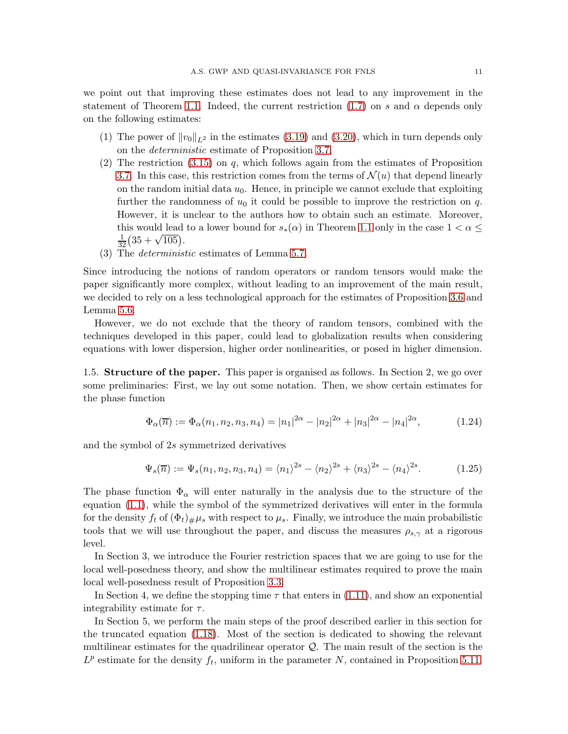we point out that improving these estimates does not lead to any improvement in the statement of Theorem 1.1. Indeed, the current restriction (1.7) on $s$ and $\alpha$ depends only on the following estimates:

1. The power of $\|v_0\|_{L^2}$ in the estimates (3.19) and (3.20), which in turn depends only on the *deterministic* estimate of Proposition 3.7.
2. The restriction (3.15) on $q$, which follows again from the estimates of Proposition 3.7. In this case, this restriction comes from the terms of $\mathcal{N}(u)$ that depend linearly on the random initial data $u_0$. Hence, in principle we cannot exclude that exploiting further the randomness of $u_0$ it could be possible to improve the restriction on $q$. However, it is unclear to the authors how to obtain such an estimate. Moreover, this would lead to a lower bound for $s_*(\alpha)$ in Theorem 1.1 only in the case $1 < \alpha \leq \frac{1}{32}\big(35 + \sqrt{105}\big)$.
3. The *deterministic* estimates of Lemma 5.7.

Since introducing the notions of random operators or random tensors would make the paper significantly more complex, without leading to an improvement of the main result, we decided to rely on a less technological approach for the estimates of Proposition 3.6 and Lemma 5.6.

However, we do not exclude that the theory of random tensors, combined with the techniques developed in this paper, could lead to globalization results when considering equations with lower dispersion, higher order nonlinearities, or posed in higher dimension.

1.5. **Structure of the paper.** This paper is organised as follows. In Section 2, we go over some preliminaries: First, we lay out some notation. Then, we show certain estimates for the phase function

$$\Phi_\alpha(\overline{n}) := \Phi_\alpha(n_1, n_2, n_3, n_4) = |n_1|^{2\alpha} - |n_2|^{2\alpha} + |n_3|^{2\alpha} - |n_4|^{2\alpha}, \tag{1.24}$$

and the symbol of $2s$ symmetrized derivatives

$$\Psi_s(\overline{n}) := \Psi_s(n_1, n_2, n_3, n_4) = \langle n_1 \rangle^{2s} - \langle n_2 \rangle^{2s} + \langle n_3 \rangle^{2s} - \langle n_4 \rangle^{2s}. \tag{1.25}$$

The phase function $\Phi_\alpha$ will enter naturally in the analysis due to the structure of the equation (1.1), while the symbol of the symmetrized derivatives will enter in the formula for the density $f_t$ of $(\Phi_t)_\# \mu_s$ with respect to $\mu_s$. Finally, we introduce the main probabilistic tools that we will use throughout the paper, and discuss the measures $\rho_{s,\gamma}$ at a rigorous level.

In Section 3, we introduce the Fourier restriction spaces that we are going to use for the local well-posedness theory, and show the multilinear estimates required to prove the main local well-posedness result of Proposition 3.3.

In Section 4, we define the stopping time $\tau$ that enters in (1.11), and show an exponential integrability estimate for $\tau$.

In Section 5, we perform the main steps of the proof described earlier in this section for the truncated equation (1.18). Most of the section is dedicated to showing the relevant multilinear estimates for the quadrilinear operator $\mathcal{Q}$. The main result of the section is the $L^p$ estimate for the density $f_t$, uniform in the parameter $N$, contained in Proposition 5.11.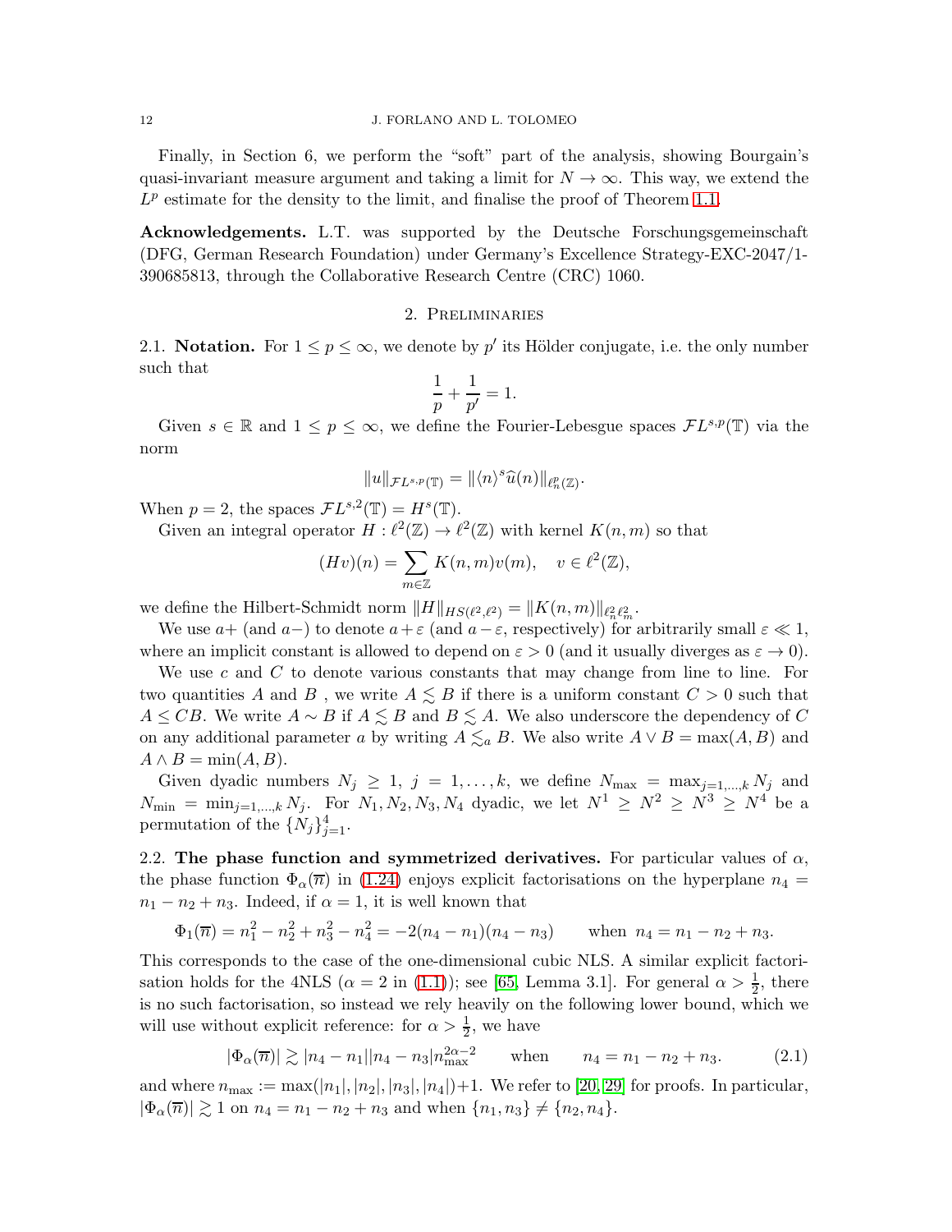Finally, in Section 6, we perform the "soft" part of the analysis, showing Bourgain's quasi-invariant measure argument and taking a limit for $N \to \infty$. This way, we extend the $L^p$ estimate for the density to the limit, and finalise the proof of Theorem 1.1.

**Acknowledgements.** L.T. was supported by the Deutsche Forschungsgemeinschaft (DFG, German Research Foundation) under Germany's Excellence Strategy-EXC-2047/1-390685813, through the Collaborative Research Centre (CRC) 1060.

## 2. Preliminaries

2.1. **Notation.** For $1 \le p \le \infty$, we denote by $p'$ its Hölder conjugate, i.e. the only number such that

$$\frac{1}{p} + \frac{1}{p'} = 1.$$

Given $s \in \mathbb{R}$ and $1 \le p \le \infty$, we define the Fourier-Lebesgue spaces $\mathcal{F}L^{s,p}(\mathbb{T})$ via the norm

$$\|u\|_{\mathcal{F}L^{s,p}(\mathbb{T})} = \|\langle n \rangle^s \widehat{u}(n)\|_{\ell^p_n(\mathbb{Z})}.$$

When $p = 2$, the spaces $\mathcal{F}L^{s,2}(\mathbb{T}) = H^s(\mathbb{T})$.

Given an integral operator $H : \ell^2(\mathbb{Z}) \to \ell^2(\mathbb{Z})$ with kernel $K(n,m)$ so that

$$(Hv)(n) = \sum_{m \in \mathbb{Z}} K(n,m) v(m), \quad v \in \ell^2(\mathbb{Z}),$$

we define the Hilbert-Schmidt norm $\|H\|_{HS(\ell^2,\ell^2)} = \|K(n,m)\|_{\ell^2_n \ell^2_m}$.

We use $a+$ (and $a-$) to denote $a + \varepsilon$ (and $a - \varepsilon$, respectively) for arbitrarily small $\varepsilon \ll 1$, where an implicit constant is allowed to depend on $\varepsilon > 0$ (and it usually diverges as $\varepsilon \to 0$).

We use $c$ and $C$ to denote various constants that may change from line to line. For two quantities $A$ and $B$, we write $A \lesssim B$ if there is a uniform constant $C > 0$ such that $A \le CB$. We write $A \sim B$ if $A \lesssim B$ and $B \lesssim A$. We also underscore the dependency of $C$ on any additional parameter $a$ by writing $A \lesssim_a B$. We also write $A \vee B = \max(A,B)$ and $A \wedge B = \min(A,B)$.

Given dyadic numbers $N_j \ge 1$, $j = 1, \dots, k$, we define $N_{\max} = \max_{j=1,\dots,k} N_j$ and $N_{\min} = \min_{j=1,\dots,k} N_j$. For $N_1, N_2, N_3, N_4$ dyadic, we let $N^1 \ge N^2 \ge N^3 \ge N^4$ be a permutation of the $\{N_j\}_{j=1}^4$.

2.2. **The phase function and symmetrized derivatives.** For particular values of $\alpha$, the phase function $\Phi_\alpha(\overline{n})$ in (1.24) enjoys explicit factorisations on the hyperplane $n_4 = n_1 - n_2 + n_3$. Indeed, if $\alpha = 1$, it is well known that

$$\Phi_1(\overline{n}) = n_1^2 - n_2^2 + n_3^2 - n_4^2 = -2(n_4 - n_1)(n_4 - n_3) \qquad \text{when } n_4 = n_1 - n_2 + n_3.$$

This corresponds to the case of the one-dimensional cubic NLS. A similar explicit factorisation holds for the 4NLS ($\alpha = 2$ in (1.1)); see [65, Lemma 3.1]. For general $\alpha > \frac{1}{2}$, there is no such factorisation, so instead we rely heavily on the following lower bound, which we will use without explicit reference: for $\alpha > \frac{1}{2}$, we have

$$|\Phi_\alpha(\overline{n})| \gtrsim |n_4 - n_1||n_4 - n_3| n_{\max}^{2\alpha - 2} \qquad \text{when} \qquad n_4 = n_1 - n_2 + n_3. \tag{2.1}$$

and where $n_{\max} := \max(|n_1|, |n_2|, |n_3|, |n_4|) + 1$. We refer to [20, 29] for proofs. In particular, $|\Phi_\alpha(\overline{n})| \gtrsim 1$ on $n_4 = n_1 - n_2 + n_3$ and when $\{n_1, n_3\} \ne \{n_2, n_4\}$.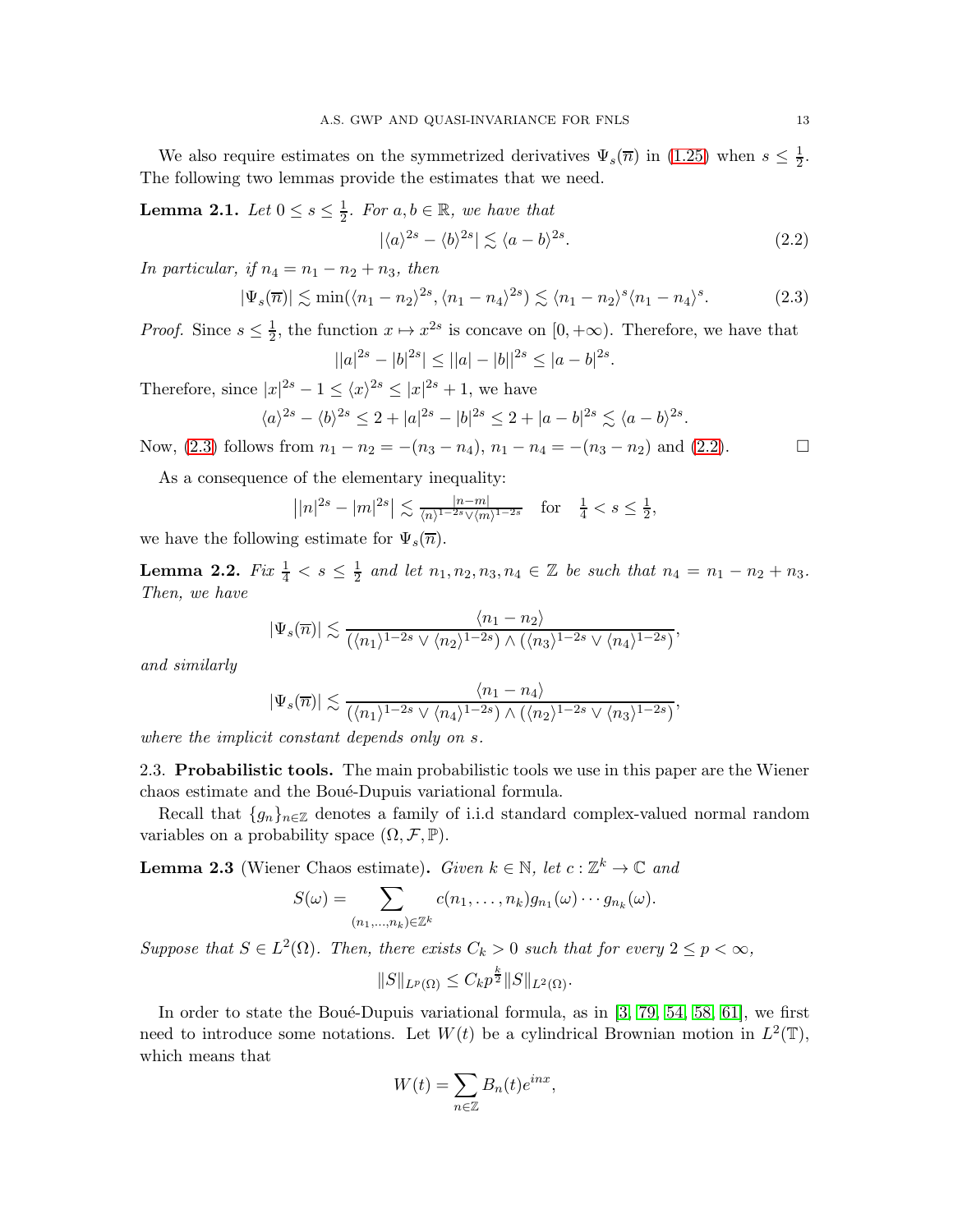We also require estimates on the symmetrized derivatives $\Psi_s(\overline{n})$ in (1.25) when $s \leq \frac{1}{2}$. The following two lemmas provide the estimates that we need.

**Lemma 2.1.** *Let $0 \leq s \leq \frac{1}{2}$. For $a, b \in \mathbb{R}$, we have that*

$$|\langle a \rangle^{2s} - \langle b \rangle^{2s}| \lesssim \langle a - b \rangle^{2s}. \tag{2.2}$$

*In particular, if $n_4 = n_1 - n_2 + n_3$, then*

$$|\Psi_s(\overline{n})| \lesssim \min(\langle n_1 - n_2 \rangle^{2s}, \langle n_1 - n_4 \rangle^{2s}) \lesssim \langle n_1 - n_2 \rangle^{s} \langle n_1 - n_4 \rangle^{s}. \tag{2.3}$$

*Proof.* Since $s \leq \frac{1}{2}$, the function $x \mapsto x^{2s}$ is concave on $[0, +\infty)$. Therefore, we have that

$$||a|^{2s} - |b|^{2s}| \leq ||a| - |b||^{2s} \leq |a - b|^{2s}.$$

Therefore, since $|x|^{2s} - 1 \leq \langle x \rangle^{2s} \leq |x|^{2s} + 1$, we have

$$\langle a \rangle^{2s} - \langle b \rangle^{2s} \leq 2 + |a|^{2s} - |b|^{2s} \leq 2 + |a - b|^{2s} \lesssim \langle a - b \rangle^{2s}.$$

Now, (2.3) follows from $n_1 - n_2 = -(n_3 - n_4)$, $n_1 - n_4 = -(n_3 - n_2)$ and (2.2). $\square$

As a consequence of the elementary inequality:

$$\big||n|^{2s} - |m|^{2s}\big| \lesssim \tfrac{|n-m|}{\langle n \rangle^{1-2s} \vee \langle m \rangle^{1-2s}} \quad \text{for} \quad \tfrac{1}{4} < s \leq \tfrac{1}{2},$$

we have the following estimate for $\Psi_s(\overline{n})$.

**Lemma 2.2.** *Fix $\frac{1}{4} < s \leq \frac{1}{2}$ and let $n_1, n_2, n_3, n_4 \in \mathbb{Z}$ be such that $n_4 = n_1 - n_2 + n_3$. Then, we have*

$$|\Psi_s(\overline{n})| \lesssim \frac{\langle n_1 - n_2 \rangle}{(\langle n_1 \rangle^{1-2s} \vee \langle n_2 \rangle^{1-2s}) \wedge (\langle n_3 \rangle^{1-2s} \vee \langle n_4 \rangle^{1-2s})},$$

*and similarly*

$$|\Psi_s(\overline{n})| \lesssim \frac{\langle n_1 - n_4 \rangle}{(\langle n_1 \rangle^{1-2s} \vee \langle n_4 \rangle^{1-2s}) \wedge (\langle n_2 \rangle^{1-2s} \vee \langle n_3 \rangle^{1-2s})},$$

*where the implicit constant depends only on $s$.*

2.3. **Probabilistic tools.** The main probabilistic tools we use in this paper are the Wiener chaos estimate and the Boué-Dupuis variational formula.

Recall that $\{g_n\}_{n \in \mathbb{Z}}$ denotes a family of i.i.d standard complex-valued normal random variables on a probability space $(\Omega, \mathcal{F}, \mathbb{P})$.

**Lemma 2.3** (Wiener Chaos estimate)**.** *Given $k \in \mathbb{N}$, let $c : \mathbb{Z}^k \to \mathbb{C}$ and*

$$S(\omega) = \sum_{(n_1, \dots, n_k) \in \mathbb{Z}^k} c(n_1, \dots, n_k) g_{n_1}(\omega) \cdots g_{n_k}(\omega).$$

*Suppose that $S \in L^2(\Omega)$. Then, there exists $C_k > 0$ such that for every $2 \leq p < \infty$,*

$$\|S\|_{L^p(\Omega)} \leq C_k p^{\frac{k}{2}} \|S\|_{L^2(\Omega)}.$$

In order to state the Boué-Dupuis variational formula, as in [3, 79, 54, 58, 61], we first need to introduce some notations. Let $W(t)$ be a cylindrical Brownian motion in $L^2(\mathbb{T})$, which means that

$$W(t) = \sum_{n \in \mathbb{Z}} B_n(t) e^{inx},$$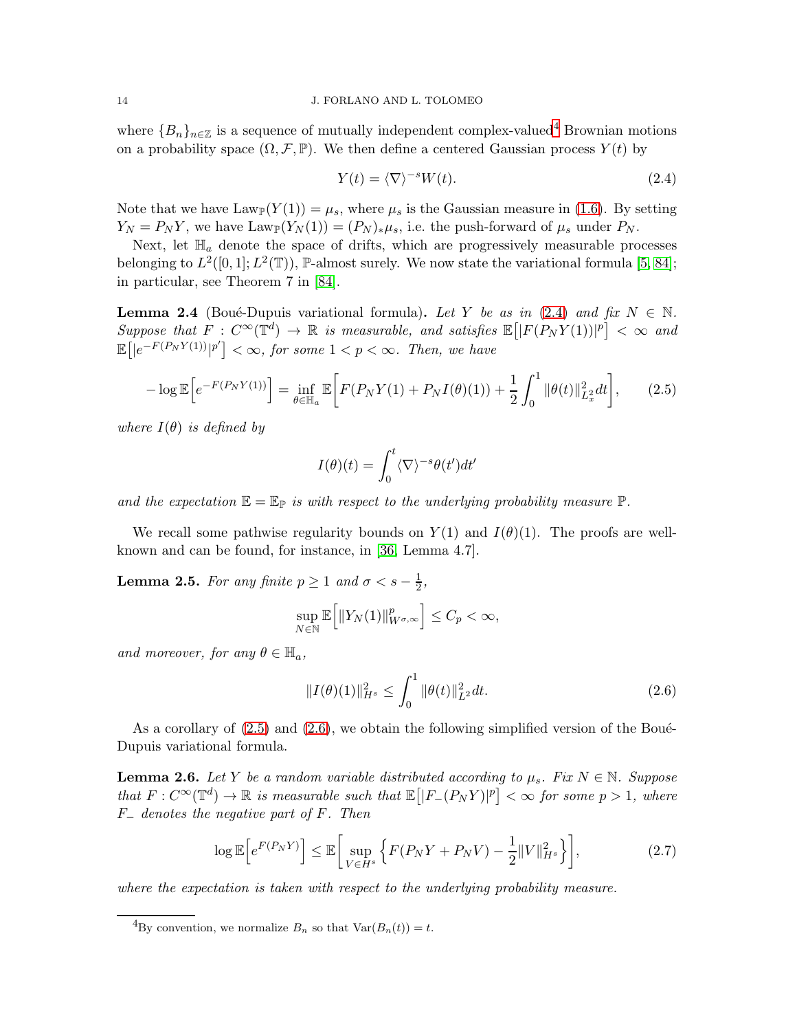where $\{B_n\}_{n\in\mathbb{Z}}$ is a sequence of mutually independent complex-valued[4] Brownian motions on a probability space $(\Omega, \mathcal{F}, \mathbb{P})$. We then define a centered Gaussian process $Y(t)$ by

$$Y(t) = \langle \nabla \rangle^{-s} W(t). \tag{2.4}$$

Note that we have $\mathrm{Law}_{\mathbb{P}}(Y(1)) = \mu_s$, where $\mu_s$ is the Gaussian measure in (1.6). By setting $Y_N = P_N Y$, we have $\mathrm{Law}_{\mathbb{P}}(Y_N(1)) = (P_N)_*\mu_s$, i.e. the push-forward of $\mu_s$ under $P_N$.

Next, let $\mathbb{H}_a$ denote the space of drifts, which are progressively measurable processes belonging to $L^2([0,1]; L^2(\mathbb{T}))$, $\mathbb{P}$-almost surely. We now state the variational formula [5, 84]; in particular, see Theorem 7 in [84].

**Lemma 2.4** (Boué-Dupuis variational formula)**.** *Let $Y$ be as in (2.4) and fix $N \in \mathbb{N}$. Suppose that $F : C^\infty(\mathbb{T}^d) \to \mathbb{R}$ is measurable, and satisfies $\mathbb{E}\big[|F(P_N Y(1))|^p\big] < \infty$ and $\mathbb{E}\big[|e^{-F(P_N Y(1))}|^{p'}\big] < \infty$, for some $1 < p < \infty$. Then, we have*

$$-\log \mathbb{E}\Big[e^{-F(P_N Y(1))}\Big] = \inf_{\theta \in \mathbb{H}_a} \mathbb{E}\bigg[F(P_N Y(1) + P_N I(\theta)(1)) + \frac{1}{2}\int_0^1 \|\theta(t)\|_{L^2_x}^2 dt\bigg], \tag{2.5}$$

*where $I(\theta)$ is defined by*

$$I(\theta)(t) = \int_0^t \langle \nabla \rangle^{-s} \theta(t') dt'$$

*and the expectation $\mathbb{E} = \mathbb{E}_{\mathbb{P}}$ is with respect to the underlying probability measure $\mathbb{P}$.*

We recall some pathwise regularity bounds on $Y(1)$ and $I(\theta)(1)$. The proofs are well-known and can be found, for instance, in [36, Lemma 4.7].

**Lemma 2.5.** *For any finite $p \geq 1$ and $\sigma < s - \frac{1}{2}$,*

$$\sup_{N\in\mathbb{N}} \mathbb{E}\Big[\|Y_N(1)\|_{W^{\sigma,\infty}}^p\Big] \leq C_p < \infty,$$

*and moreover, for any $\theta \in \mathbb{H}_a$,*

$$\|I(\theta)(1)\|_{H^s}^2 \leq \int_0^1 \|\theta(t)\|_{L^2}^2 dt. \tag{2.6}$$

As a corollary of (2.5) and (2.6), we obtain the following simplified version of the Boué-Dupuis variational formula.

**Lemma 2.6.** *Let $Y$ be a random variable distributed according to $\mu_s$. Fix $N \in \mathbb{N}$. Suppose that $F : C^\infty(\mathbb{T}^d) \to \mathbb{R}$ is measurable such that $\mathbb{E}\big[|F_-(P_N Y)|^p\big] < \infty$ for some $p > 1$, where $F_-$ denotes the negative part of $F$. Then*

$$\log \mathbb{E}\Big[e^{F(P_N Y)}\Big] \leq \mathbb{E}\bigg[\sup_{V \in H^s}\Big\{F(P_N Y + P_N V) - \frac{1}{2}\|V\|_{H^s}^2\Big\}\bigg], \tag{2.7}$$

*where the expectation is taken with respect to the underlying probability measure.*

---

[4] By convention, we normalize $B_n$ so that $\mathrm{Var}(B_n(t)) = t$.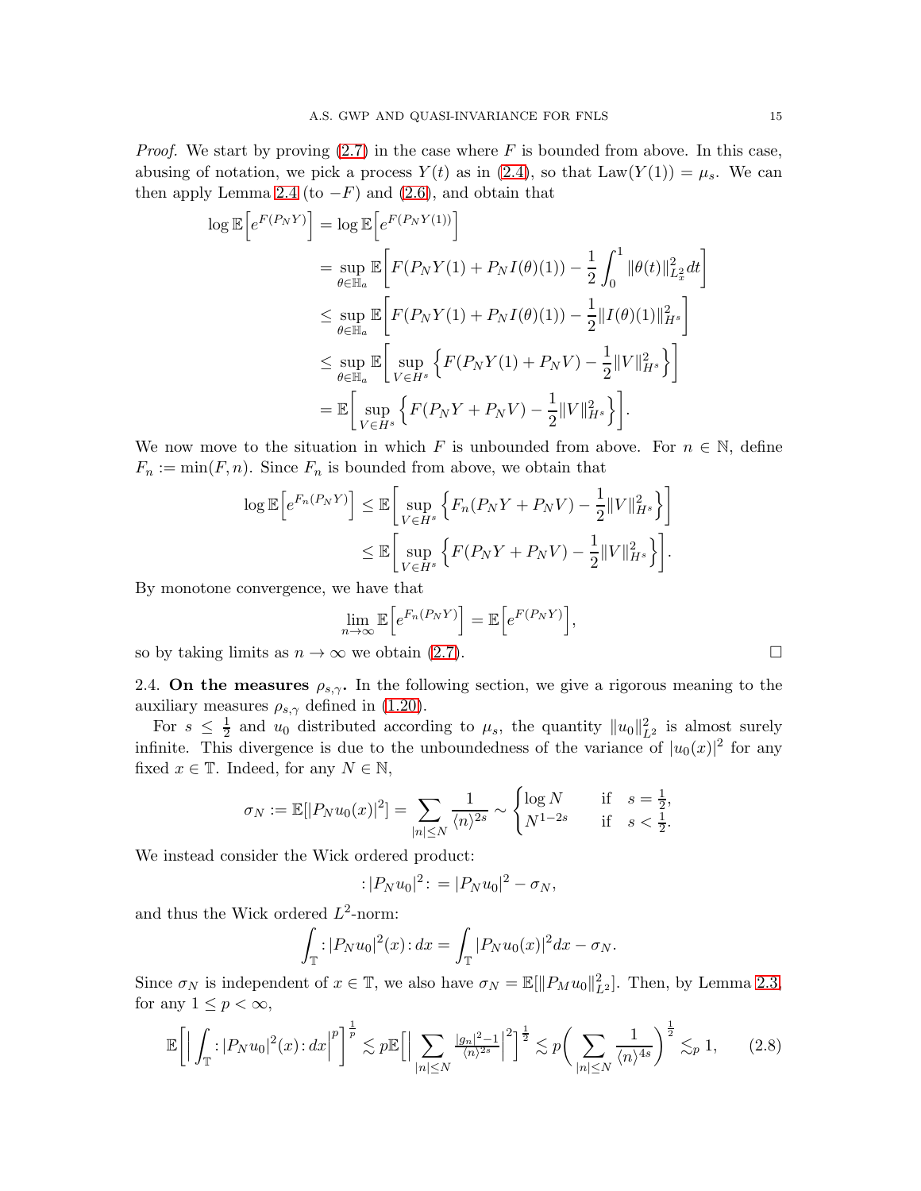*Proof.* We start by proving (2.7) in the case where $F$ is bounded from above. In this case, abusing of notation, we pick a process $Y(t)$ as in (2.4), so that $\mathrm{Law}(Y(1)) = \mu_s$. We can then apply Lemma 2.4 (to $-F$) and (2.6), and obtain that

$$
\begin{aligned}
\log \mathbb{E}\Big[e^{F(P_N Y)}\Big] &= \log \mathbb{E}\Big[e^{F(P_N Y(1))}\Big] \\
&= \sup_{\theta \in \mathbb{H}_a} \mathbb{E}\bigg[F(P_N Y(1) + P_N I(\theta)(1)) - \frac{1}{2}\int_0^1 \|\theta(t)\|_{L^2_x}^2 dt\bigg] \\
&\le \sup_{\theta \in \mathbb{H}_a} \mathbb{E}\bigg[F(P_N Y(1) + P_N I(\theta)(1)) - \frac{1}{2}\|I(\theta)(1)\|_{H^s}^2\bigg] \\
&\le \sup_{\theta \in \mathbb{H}_a} \mathbb{E}\bigg[\sup_{V \in H^s}\Big\{F(P_N Y(1) + P_N V) - \frac{1}{2}\|V\|_{H^s}^2\Big\}\bigg] \\
&= \mathbb{E}\bigg[\sup_{V \in H^s}\Big\{F(P_N Y + P_N V) - \frac{1}{2}\|V\|_{H^s}^2\Big\}\bigg].
\end{aligned}
$$

We now move to the situation in which $F$ is unbounded from above. For $n \in \mathbb{N}$, define $F_n := \min(F, n)$. Since $F_n$ is bounded from above, we obtain that

$$
\begin{aligned}
\log \mathbb{E}\Big[e^{F_n(P_N Y)}\Big] &\le \mathbb{E}\bigg[\sup_{V \in H^s}\Big\{F_n(P_N Y + P_N V) - \frac{1}{2}\|V\|_{H^s}^2\Big\}\bigg] \\
&\le \mathbb{E}\bigg[\sup_{V \in H^s}\Big\{F(P_N Y + P_N V) - \frac{1}{2}\|V\|_{H^s}^2\Big\}\bigg].
\end{aligned}
$$

By monotone convergence, we have that

$$
\lim_{n\to\infty} \mathbb{E}\Big[e^{F_n(P_N Y)}\Big] = \mathbb{E}\Big[e^{F(P_N Y)}\Big],
$$

so by taking limits as $n \to \infty$ we obtain (2.7). $\square$

2.4. **On the measures $\rho_{s,\gamma}$.** In the following section, we give a rigorous meaning to the auxiliary measures $\rho_{s,\gamma}$ defined in (1.20).

For $s \le \frac{1}{2}$ and $u_0$ distributed according to $\mu_s$, the quantity $\|u_0\|_{L^2}^2$ is almost surely infinite. This divergence is due to the unboundedness of the variance of $|u_0(x)|^2$ for any fixed $x \in \mathbb{T}$. Indeed, for any $N \in \mathbb{N}$,

$$
\sigma_N := \mathbb{E}[|P_N u_0(x)|^2] = \sum_{|n| \le N} \frac{1}{\langle n \rangle^{2s}} \sim \begin{cases} \log N & \text{if} \quad s = \frac{1}{2}, \\ N^{1-2s} & \text{if} \quad s < \frac{1}{2}. \end{cases}
$$

We instead consider the Wick ordered product:

$$
:|P_N u_0|^2: = |P_N u_0|^2 - \sigma_N,
$$

and thus the Wick ordered $L^2$-norm:

$$
\int_{\mathbb{T}} :|P_N u_0|^2(x): dx = \int_{\mathbb{T}} |P_N u_0(x)|^2 dx - \sigma_N.
$$

Since $\sigma_N$ is independent of $x \in \mathbb{T}$, we also have $\sigma_N = \mathbb{E}[\|P_M u_0\|_{L^2}^2]$. Then, by Lemma 2.3, for any $1 \le p < \infty$,

$$
\mathbb{E}\bigg[\Big|\int_{\mathbb{T}} :|P_N u_0|^2(x): dx\Big|^p\bigg]^{\frac{1}{p}} \lesssim p \mathbb{E}\bigg[\Big|\sum_{|n| \le N} \tfrac{|g_n|^2 - 1}{\langle n \rangle^{2s}}\Big|^2\bigg]^{\frac{1}{2}} \lesssim p \bigg(\sum_{|n| \le N} \frac{1}{\langle n \rangle^{4s}}\bigg)^{\frac{1}{2}} \lesssim_p 1, \tag{2.8}
$$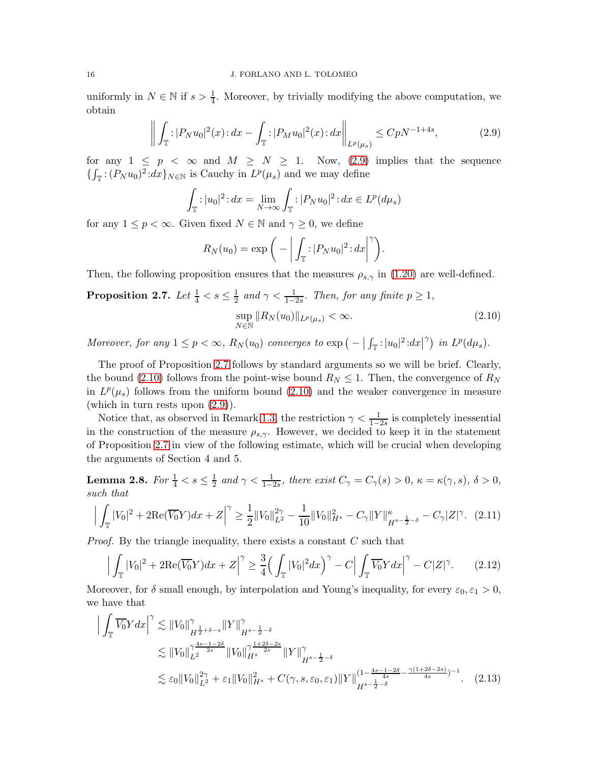uniformly in $N \in \mathbb{N}$ if $s > \frac{1}{4}$. Moreover, by trivially modifying the above computation, we obtain

$$\Big\| \int_{\mathbb{T}} :|P_N u_0|^2(x): dx - \int_{\mathbb{T}} :|P_M u_0|^2(x): dx \Big\|_{L^p(\mu_s)} \leq C p N^{-1+4s}, \tag{2.9}$$

for any $1 \leq p < \infty$ and $M \geq N \geq 1$. Now, (2.9) implies that the sequence $\{\int_{\mathbb{T}} :(P_N u_0)^2: dx\}_{N \in \mathbb{N}}$ is Cauchy in $L^p(\mu_s)$ and we may define

$$\int_{\mathbb{T}} :|u_0|^2: dx = \lim_{N\to\infty} \int_{\mathbb{T}} :|P_N u_0|^2: dx \in L^p(d\mu_s)$$

for any $1 \leq p < \infty$. Given fixed $N \in \mathbb{N}$ and $\gamma \geq 0$, we define

$$R_N(u_0) = \exp\bigg( - \Big| \int_{\mathbb{T}} :|P_N u_0|^2: dx \Big|^{\gamma} \bigg).$$

Then, the following proposition ensures that the measures $\rho_{s,\gamma}$ in (1.20) are well-defined.

**Proposition 2.7.** *Let $\frac{1}{4} < s \leq \frac{1}{2}$ and $\gamma < \frac{1}{1-2s}$. Then, for any finite $p \geq 1$,*

$$\sup_{N\in\mathbb{N}} \|R_N(u_0)\|_{L^p(\mu_s)} < \infty. \tag{2.10}$$

*Moreover, for any $1 \leq p < \infty$, $R_N(u_0)$ converges to $\exp\big( - \big| \int_{\mathbb{T}} :|u_0|^2: dx \big|^{\gamma}\big)$ in $L^p(d\mu_s)$.*

The proof of Proposition 2.7 follows by standard arguments so we will be brief. Clearly, the bound (2.10) follows from the point-wise bound $R_N \leq 1$. Then, the convergence of $R_N$ in $L^p(\mu_s)$ follows from the uniform bound (2.10) and the weaker convergence in measure (which in turn rests upon (2.9)).

Notice that, as observed in Remark 1.3, the restriction $\gamma < \frac{1}{1-2s}$ is completely inessential in the construction of the measure $\rho_{s,\gamma}$. However, we decided to keep it in the statement of Proposition 2.7 in view of the following estimate, which will be crucial when developing the arguments of Section 4 and 5.

**Lemma 2.8.** *For $\frac{1}{4} < s \leq \frac{1}{2}$ and $\gamma < \frac{1}{1-2s}$, there exist $C_\gamma = C_\gamma(s) > 0$, $\kappa = \kappa(\gamma, s)$, $\delta > 0$, such that*

$$\Big| \int_{\mathbb{T}} |V_0|^2 + 2\mathrm{Re}(\overline{V_0} Y) dx + Z \Big|^{\gamma} \geq \frac{1}{2} \|V_0\|_{L^2}^{2\gamma} - \frac{1}{10} \|V_0\|_{H^s}^2 - C_\gamma \|Y\|_{H^{s-\frac{1}{2}-\delta}}^{\kappa} - C_\gamma |Z|^{\gamma}. \tag{2.11}$$

*Proof.* By the triangle inequality, there exists a constant $C$ such that

$$\Big| \int_{\mathbb{T}} |V_0|^2 + 2\mathrm{Re}(\overline{V_0} Y) dx + Z \Big|^{\gamma} \geq \frac{3}{4} \Big( \int_{\mathbb{T}} |V_0|^2 dx \Big)^{\gamma} - C \Big| \int_{\mathbb{T}} \overline{V_0} Y dx \Big|^{\gamma} - C|Z|^{\gamma}. \tag{2.12}$$

Moreover, for $\delta$ small enough, by interpolation and Young's inequality, for every $\varepsilon_0, \varepsilon_1 > 0$, we have that

$$\begin{aligned}
\Big| \int_{\mathbb{T}} \overline{V_0} Y dx \Big|^{\gamma} &\lesssim \|V_0\|_{H^{\frac{1}{2}+\delta-s}}^{\gamma} \|Y\|_{H^{s-\frac{1}{2}-\delta}}^{\gamma} \\
&\lesssim \|V_0\|_{L^2}^{\gamma \frac{4s-1-2\delta}{2s}} \|V_0\|_{H^s}^{\gamma \frac{1+2\delta-2s}{2s}} \|Y\|_{H^{s-\frac{1}{2}-\delta}}^{\gamma} \\
&\lesssim \varepsilon_0 \|V_0\|_{L^2}^{2\gamma} + \varepsilon_1 \|V_0\|_{H^s}^2 + C(\gamma, s, \varepsilon_0, \varepsilon_1) \|Y\|_{H^{s-\frac{1}{2}-\delta}}^{(1 - \frac{4s-1-2\delta}{4s} - \frac{\gamma(1+2\delta-2s)}{4s})^{-1}}.
\end{aligned} \tag{2.13}$$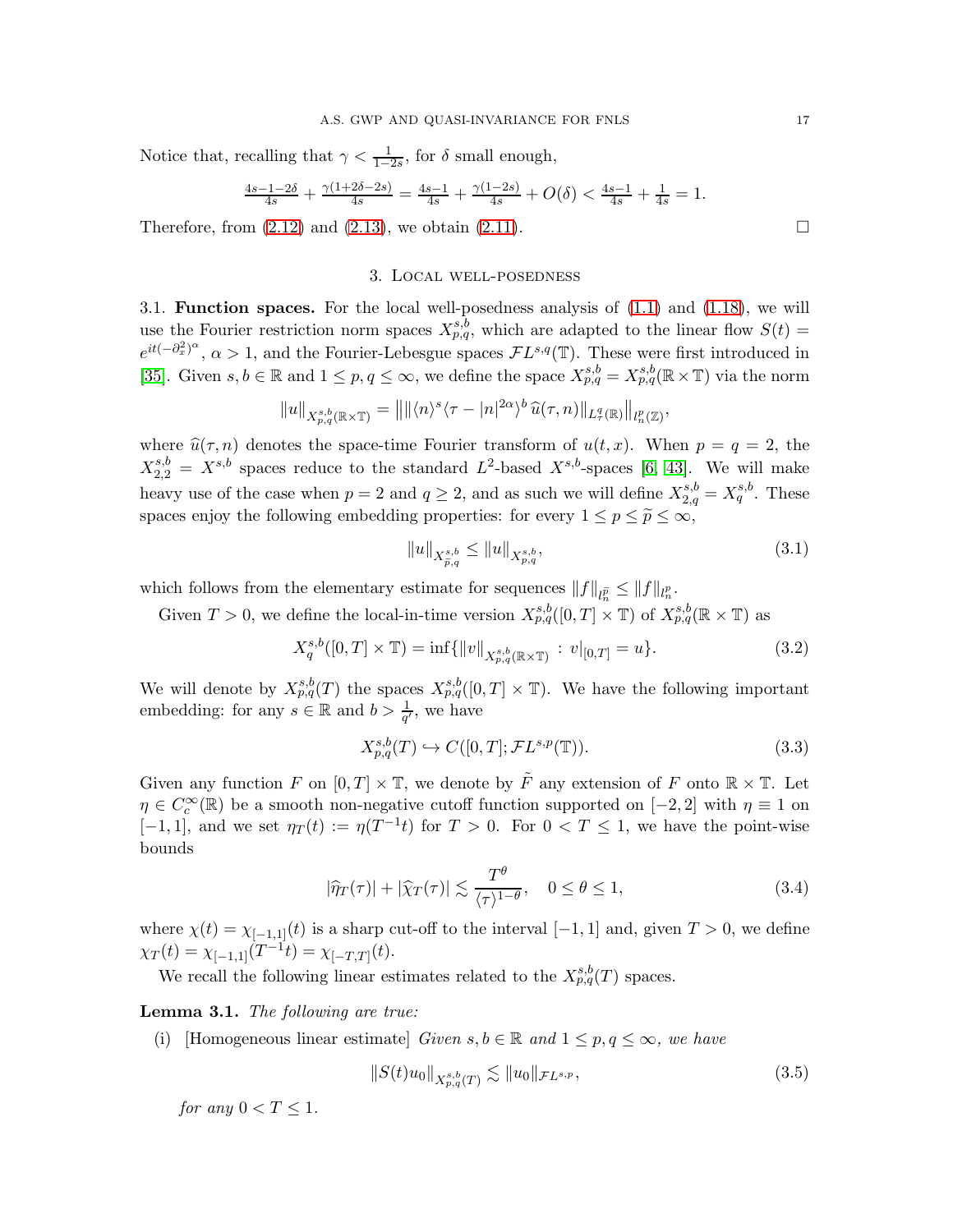Notice that, recalling that $\gamma < \frac{1}{1-2s}$, for $\delta$ small enough,

$$\tfrac{4s-1-2\delta}{4s} + \tfrac{\gamma(1+2\delta-2s)}{4s} = \tfrac{4s-1}{4s} + \tfrac{\gamma(1-2s)}{4s} + O(\delta) < \tfrac{4s-1}{4s} + \tfrac{1}{4s} = 1.$$

Therefore, from (2.12) and (2.13), we obtain (2.11). $\square$

## 3. Local well-posedness

**3.1. Function spaces.** For the local well-posedness analysis of (1.1) and (1.18), we will use the Fourier restriction norm spaces $X^{s,b}_{p,q}$, which are adapted to the linear flow $S(t) = e^{it(-\partial_x^2)^\alpha}$, $\alpha > 1$, and the Fourier-Lebesgue spaces $\mathcal{F}L^{s,q}(\mathbb{T})$. These were first introduced in [35]. Given $s, b \in \mathbb{R}$ and $1 \le p, q \le \infty$, we define the space $X^{s,b}_{p,q} = X^{s,b}_{p,q}(\mathbb{R}\times\mathbb{T})$ via the norm

$$\|u\|_{X^{s,b}_{p,q}(\mathbb{R}\times\mathbb{T})} = \big\|\|\langle n\rangle^s \langle \tau - |n|^{2\alpha}\rangle^b \widehat{u}(\tau,n)\|_{L^q_\tau(\mathbb{R})}\big\|_{l^p_n(\mathbb{Z})},$$

where $\widehat{u}(\tau,n)$ denotes the space-time Fourier transform of $u(t,x)$. When $p = q = 2$, the $X^{s,b}_{2,2} = X^{s,b}$ spaces reduce to the standard $L^2$-based $X^{s,b}$-spaces [6, 43]. We will make heavy use of the case when $p = 2$ and $q \ge 2$, and as such we will define $X^{s,b}_{2,q} = X^{s,b}_q$. These spaces enjoy the following embedding properties: for every $1 \le p \le \widetilde{p} \le \infty$,

$$\|u\|_{X^{s,b}_{\widetilde{p},q}} \le \|u\|_{X^{s,b}_{p,q}}, \tag{3.1}$$

which follows from the elementary estimate for sequences $\|f\|_{l^{\widetilde{p}}_n} \le \|f\|_{l^p_n}$.

Given $T > 0$, we define the local-in-time version $X^{s,b}_{p,q}([0,T]\times\mathbb{T})$ of $X^{s,b}_{p,q}(\mathbb{R}\times\mathbb{T})$ as

$$X^{s,b}_q([0,T]\times\mathbb{T}) = \inf\{\|v\|_{X^{s,b}_{p,q}(\mathbb{R}\times\mathbb{T})} : v|_{[0,T]} = u\}. \tag{3.2}$$

We will denote by $X^{s,b}_{p,q}(T)$ the spaces $X^{s,b}_{p,q}([0,T]\times\mathbb{T})$. We have the following important embedding: for any $s \in \mathbb{R}$ and $b > \frac{1}{q'}$, we have

$$X^{s,b}_{p,q}(T) \hookrightarrow C([0,T]; \mathcal{F}L^{s,p}(\mathbb{T})). \tag{3.3}$$

Given any function $F$ on $[0,T]\times\mathbb{T}$, we denote by $\tilde{F}$ any extension of $F$ onto $\mathbb{R}\times\mathbb{T}$. Let $\eta \in C^\infty_c(\mathbb{R})$ be a smooth non-negative cutoff function supported on $[-2,2]$ with $\eta \equiv 1$ on $[-1,1]$, and we set $\eta_T(t) := \eta(T^{-1}t)$ for $T > 0$. For $0 < T \le 1$, we have the point-wise bounds

$$|\widehat{\eta}_T(\tau)| + |\widehat{\chi}_T(\tau)| \lesssim \frac{T^\theta}{\langle\tau\rangle^{1-\theta}}, \quad 0 \le \theta \le 1, \tag{3.4}$$

where $\chi(t) = \chi_{[-1,1]}(t)$ is a sharp cut-off to the interval $[-1,1]$ and, given $T > 0$, we define $\chi_T(t) = \chi_{[-1,1]}(T^{-1}t) = \chi_{[-T,T]}(t)$.

We recall the following linear estimates related to the $X^{s,b}_{p,q}(T)$ spaces.

**Lemma 3.1.** *The following are true:*

(i) [Homogeneous linear estimate] *Given $s, b \in \mathbb{R}$ and $1 \le p, q \le \infty$, we have*

$$\|S(t)u_0\|_{X^{s,b}_{p,q}(T)} \lesssim \|u_0\|_{\mathcal{F}L^{s,p}}, \tag{3.5}$$

*for any $0 < T \le 1$.*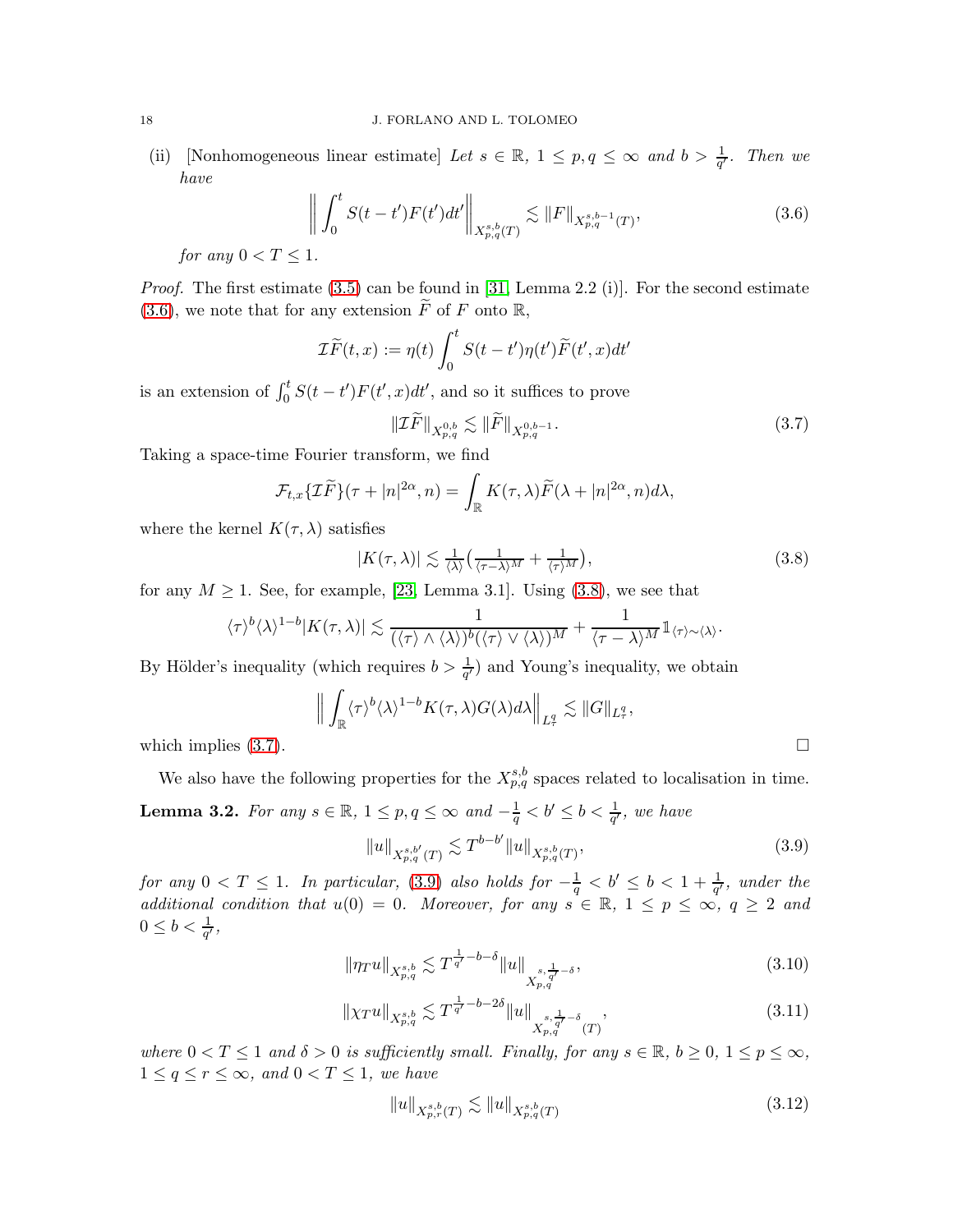(ii) [Nonhomogeneous linear estimate] *Let $s \in \mathbb{R}$, $1 \le p, q \le \infty$ and $b > \frac{1}{q'}$. Then we have*

$$\Big\| \int_0^t S(t-t')F(t')dt' \Big\|_{X^{s,b}_{p,q}(T)} \lesssim \|F\|_{X^{s,b-1}_{p,q}(T)}, \tag{3.6}$$

*for any $0 < T \le 1$.*

*Proof.* The first estimate (3.5) can be found in [31, Lemma 2.2 (i)]. For the second estimate (3.6), we note that for any extension $\widetilde{F}$ of $F$ onto $\mathbb{R}$,

$$\mathcal{I}\widetilde{F}(t,x) := \eta(t) \int_0^t S(t-t')\eta(t')\widetilde{F}(t',x)dt'$$

is an extension of $\int_0^t S(t-t')F(t',x)dt'$, and so it suffices to prove

$$\|\mathcal{I}\widetilde{F}\|_{X^{0,b}_{p,q}} \lesssim \|\widetilde{F}\|_{X^{0,b-1}_{p,q}}. \tag{3.7}$$

Taking a space-time Fourier transform, we find

$$\mathcal{F}_{t,x}\{\mathcal{I}\widetilde{F}\}(\tau + |n|^{2\alpha}, n) = \int_{\mathbb{R}} K(\tau, \lambda)\widetilde{F}(\lambda + |n|^{2\alpha}, n)d\lambda,$$

where the kernel $K(\tau, \lambda)$ satisfies

$$|K(\tau,\lambda)| \lesssim \tfrac{1}{\langle \lambda \rangle}\big(\tfrac{1}{\langle \tau - \lambda\rangle^M} + \tfrac{1}{\langle \tau \rangle^M}\big), \tag{3.8}$$

for any $M \ge 1$. See, for example, [23, Lemma 3.1]. Using (3.8), we see that

$$\langle \tau \rangle^b \langle \lambda \rangle^{1-b} |K(\tau,\lambda)| \lesssim \frac{1}{(\langle \tau \rangle \wedge \langle \lambda \rangle)^b (\langle \tau \rangle \vee \langle \lambda \rangle)^M} + \frac{1}{\langle \tau - \lambda \rangle^M} \mathbb{1}_{\langle \tau \rangle \sim \langle \lambda \rangle}.$$

By Hölder's inequality (which requires $b > \frac{1}{q'}$) and Young's inequality, we obtain

$$\Big\| \int_{\mathbb{R}} \langle \tau \rangle^b \langle \lambda \rangle^{1-b} K(\tau,\lambda) G(\lambda) d\lambda \Big\|_{L^q_\tau} \lesssim \|G\|_{L^q_\tau},$$

which implies (3.7). $\square$

We also have the following properties for the $X^{s,b}_{p,q}$ spaces related to localisation in time.

**Lemma 3.2.** *For any $s \in \mathbb{R}$, $1 \le p, q \le \infty$ and $-\frac{1}{q} < b' \le b < \frac{1}{q'}$, we have*

$$\|u\|_{X^{s,b'}_{p,q}(T)} \lesssim T^{b-b'} \|u\|_{X^{s,b}_{p,q}(T)}, \tag{3.9}$$

*for any $0 < T \le 1$. In particular, (3.9) also holds for $-\frac{1}{q} < b' \le b < 1 + \frac{1}{q'}$, under the additional condition that $u(0) = 0$. Moreover, for any $s \in \mathbb{R}$, $1 \le p \le \infty$, $q \ge 2$ and $0 \le b < \frac{1}{q'}$,*

$$\|\eta_T u\|_{X^{s,b}_{p,q}} \lesssim T^{\frac{1}{q'} - b - \delta} \|u\|_{X^{s, \frac{1}{q'} - \delta}_{p,q}}, \tag{3.10}$$

$$\|\chi_T u\|_{X^{s,b}_{p,q}} \lesssim T^{\frac{1}{q'} - b - 2\delta} \|u\|_{X^{s, \frac{1}{q'} - \delta}_{p,q}(T)}, \tag{3.11}$$

*where $0 < T \le 1$ and $\delta > 0$ is sufficiently small. Finally, for any $s \in \mathbb{R}$, $b \ge 0$, $1 \le p \le \infty$, $1 \le q \le r \le \infty$, and $0 < T \le 1$, we have*

$$\|u\|_{X^{s,b}_{p,r}(T)} \lesssim \|u\|_{X^{s,b}_{p,q}(T)} \tag{3.12}$$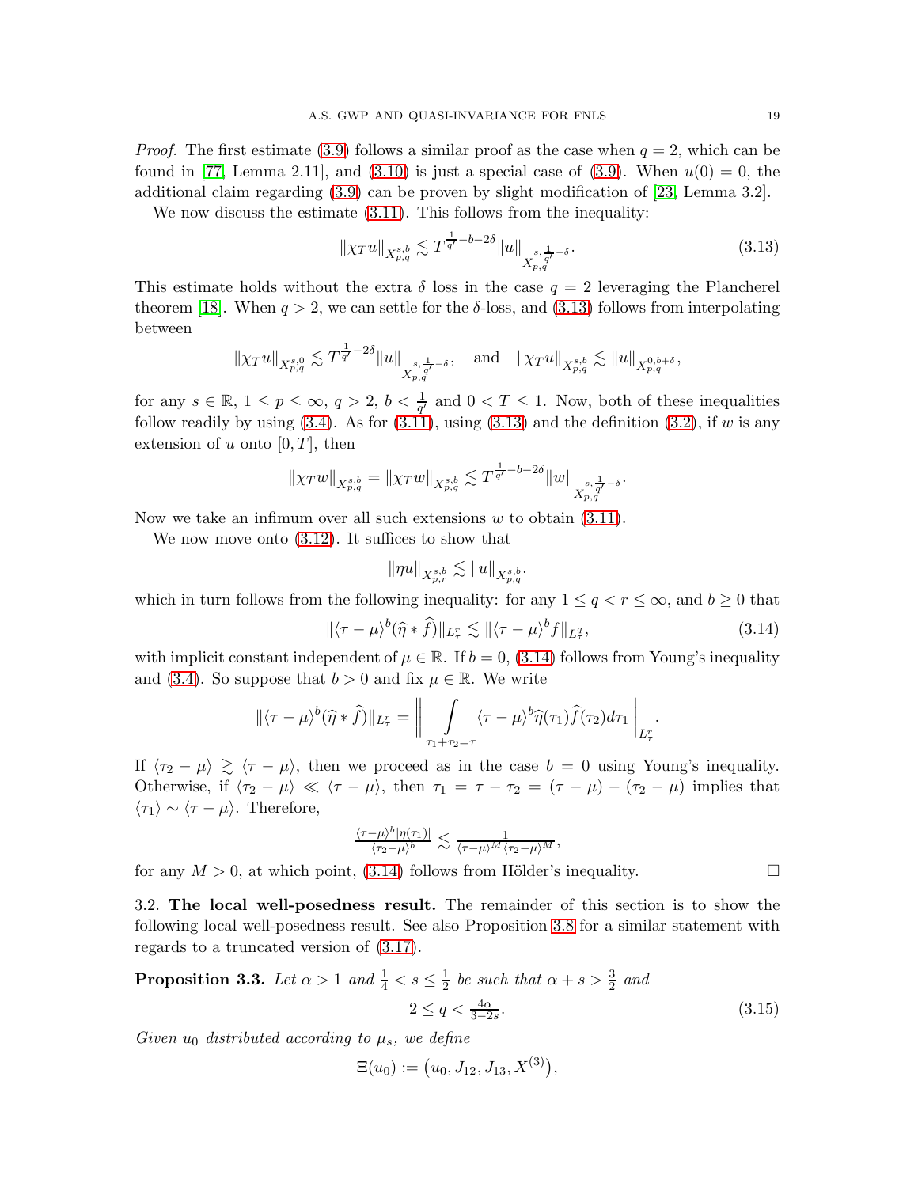*Proof.* The first estimate (3.9) follows a similar proof as the case when $q = 2$, which can be found in [77, Lemma 2.11], and (3.10) is just a special case of (3.9). When $u(0) = 0$, the additional claim regarding (3.9) can be proven by slight modification of [23, Lemma 3.2].

We now discuss the estimate (3.11). This follows from the inequality:

$$\|\chi_T u\|_{X^{s,b}_{p,q}} \lesssim T^{\frac{1}{q'}-b-2\delta} \|u\|_{X^{s,\frac{1}{q'}-\delta}_{p,q}}. \tag{3.13}$$

This estimate holds without the extra $\delta$ loss in the case $q = 2$ leveraging the Plancherel theorem [18]. When $q > 2$, we can settle for the $\delta$-loss, and (3.13) follows from interpolating between

$$\|\chi_T u\|_{X^{s,0}_{p,q}} \lesssim T^{\frac{1}{q'}-2\delta} \|u\|_{X^{s,\frac{1}{q'}-\delta}_{p,q}}, \quad \text{and} \quad \|\chi_T u\|_{X^{s,b}_{p,q}} \lesssim \|u\|_{X^{0,b+\delta}_{p,q}},$$

for any $s \in \mathbb{R}$, $1 \le p \le \infty$, $q > 2$, $b < \frac{1}{q'}$ and $0 < T \le 1$. Now, both of these inequalities follow readily by using (3.4). As for (3.11), using (3.13) and the definition (3.2), if $w$ is any extension of $u$ onto $[0, T]$, then

$$\|\chi_T w\|_{X^{s,b}_{p,q}} = \|\chi_T w\|_{X^{s,b}_{p,q}} \lesssim T^{\frac{1}{q'}-b-2\delta} \|w\|_{X^{s,\frac{1}{q'}-\delta}_{p,q}}.$$

Now we take an infimum over all such extensions $w$ to obtain (3.11).

We now move onto (3.12). It suffices to show that

$$\|\eta u\|_{X^{s,b}_{p,r}} \lesssim \|u\|_{X^{s,b}_{p,q}}.$$

which in turn follows from the following inequality: for any $1 \le q < r \le \infty$, and $b \ge 0$ that

$$\|\langle \tau - \mu\rangle^b (\widehat{\eta} * \widehat{f})\|_{L^r_\tau} \lesssim \|\langle \tau - \mu\rangle^b f\|_{L^q_\tau}, \tag{3.14}$$

with implicit constant independent of $\mu \in \mathbb{R}$. If $b = 0$, (3.14) follows from Young's inequality and (3.4). So suppose that $b > 0$ and fix $\mu \in \mathbb{R}$. We write

$$\|\langle \tau - \mu\rangle^b (\widehat{\eta} * \widehat{f})\|_{L^r_\tau} = \bigg\| \int_{\tau_1+\tau_2=\tau} \langle \tau - \mu\rangle^b \widehat{\eta}(\tau_1) \widehat{f}(\tau_2) d\tau_1 \bigg\|_{L^r_\tau}.$$

If $\langle \tau_2 - \mu\rangle \gtrsim \langle \tau - \mu\rangle$, then we proceed as in the case $b = 0$ using Young's inequality. Otherwise, if $\langle \tau_2 - \mu\rangle \ll \langle \tau - \mu\rangle$, then $\tau_1 = \tau - \tau_2 = (\tau - \mu) - (\tau_2 - \mu)$ implies that $\langle \tau_1\rangle \sim \langle \tau - \mu\rangle$. Therefore,

$$\frac{\langle \tau-\mu\rangle^b |\eta(\tau_1)|}{\langle \tau_2-\mu\rangle^b} \lesssim \frac{1}{\langle \tau-\mu\rangle^M \langle \tau_2-\mu\rangle^M},$$

for any $M > 0$, at which point, (3.14) follows from Hölder's inequality. $\square$

3.2. **The local well-posedness result.** The remainder of this section is to show the following local well-posedness result. See also Proposition 3.8 for a similar statement with regards to a truncated version of (3.17).

**Proposition 3.3.** *Let $\alpha > 1$ and $\frac{1}{4} < s \le \frac{1}{2}$ be such that $\alpha + s > \frac{3}{2}$ and*

$$2 \le q < \tfrac{4\alpha}{3-2s}. \tag{3.15}$$

*Given $u_0$ distributed according to $\mu_s$, we define*

$$\Xi(u_0) := \big(u_0, J_{12}, J_{13}, X^{(3)}\big),$$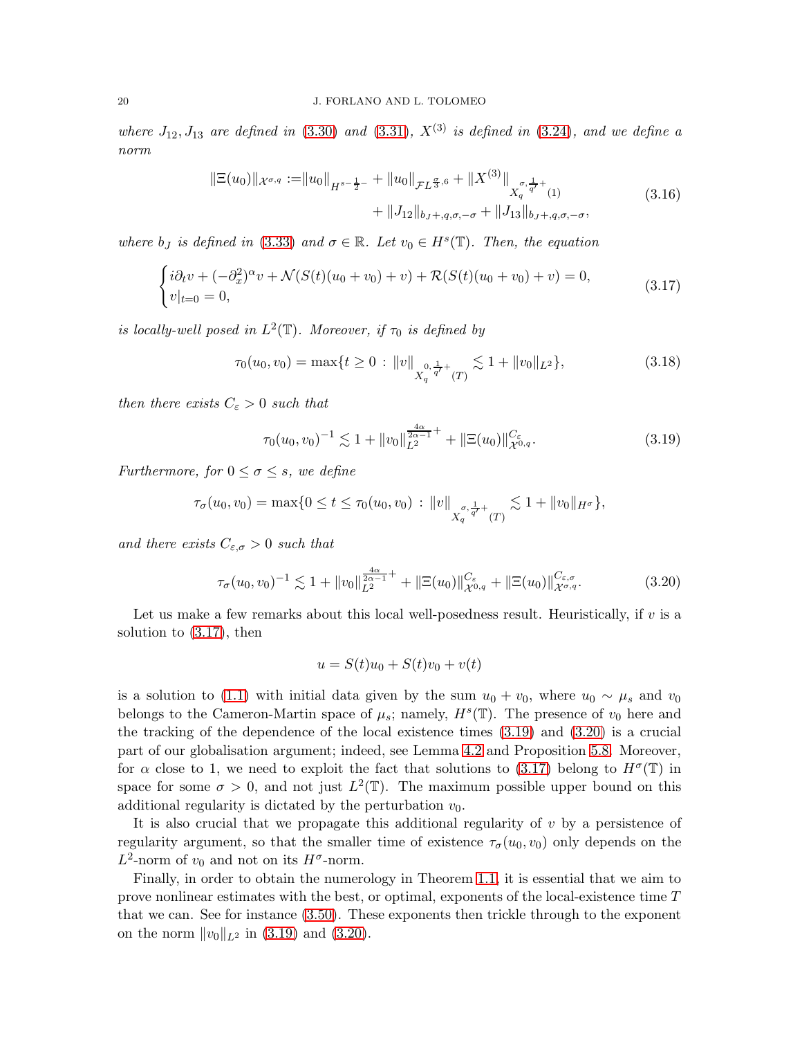*where $J_{12}, J_{13}$ are defined in (3.30) and (3.31), $X^{(3)}$ is defined in (3.24), and we define a norm*

$$
\begin{aligned}
\|\Xi(u_0)\|_{\mathcal{X}^{\sigma,q}} := &\|u_0\|_{H^{s-\frac{1}{2}-}} + \|u_0\|_{\mathcal{F}L^{\frac{\sigma}{3},6}} + \|X^{(3)}\|_{X_q^{\sigma,\frac{1}{q'}+}(1)} \\
&+ \|J_{12}\|_{b_J+,q,\sigma,-\sigma} + \|J_{13}\|_{b_J+,q,\sigma,-\sigma},
\end{aligned}
\tag{3.16}
$$

*where $b_J$ is defined in (3.33) and $\sigma \in \mathbb{R}$. Let $v_0 \in H^s(\mathbb{T})$. Then, the equation*

$$
\begin{cases}
i\partial_t v + (-\partial_x^2)^\alpha v + \mathcal{N}(S(t)(u_0+v_0)+v) + \mathcal{R}(S(t)(u_0+v_0)+v) = 0, \\
v|_{t=0} = 0,
\end{cases}
\tag{3.17}
$$

*is locally-well posed in $L^2(\mathbb{T})$. Moreover, if $\tau_0$ is defined by*

$$
\tau_0(u_0, v_0) = \max\{t \geq 0 \, : \, \|v\|_{X_q^{0,\frac{1}{q'}+}(T)} \lesssim 1 + \|v_0\|_{L^2}\},
\tag{3.18}
$$

*then there exists $C_\varepsilon > 0$ such that*

$$
\tau_0(u_0, v_0)^{-1} \lesssim 1 + \|v_0\|_{L^2}^{\frac{4\alpha}{2\alpha-1}+} + \|\Xi(u_0)\|_{\mathcal{X}^{0,q}}^{C_\varepsilon}.
\tag{3.19}
$$

*Furthermore, for $0 \leq \sigma \leq s$, we define*

$$
\tau_\sigma(u_0, v_0) = \max\{0 \leq t \leq \tau_0(u_0, v_0) \, : \, \|v\|_{X_q^{\sigma,\frac{1}{q'}+}(T)} \lesssim 1 + \|v_0\|_{H^\sigma}\},
$$

*and there exists $C_{\varepsilon,\sigma} > 0$ such that*

$$
\tau_\sigma(u_0, v_0)^{-1} \lesssim 1 + \|v_0\|_{L^2}^{\frac{4\alpha}{2\alpha-1}+} + \|\Xi(u_0)\|_{\mathcal{X}^{0,q}}^{C_\varepsilon} + \|\Xi(u_0)\|_{\mathcal{X}^{\sigma,q}}^{C_{\varepsilon,\sigma}}.
\tag{3.20}
$$

Let us make a few remarks about this local well-posedness result. Heuristically, if $v$ is a solution to (3.17), then

$$
u = S(t)u_0 + S(t)v_0 + v(t)
$$

is a solution to (1.1) with initial data given by the sum $u_0 + v_0$, where $u_0 \sim \mu_s$ and $v_0$ belongs to the Cameron-Martin space of $\mu_s$; namely, $H^s(\mathbb{T})$. The presence of $v_0$ here and the tracking of the dependence of the local existence times (3.19) and (3.20) is a crucial part of our globalisation argument; indeed, see Lemma 4.2 and Proposition 5.8. Moreover, for $\alpha$ close to 1, we need to exploit the fact that solutions to (3.17) belong to $H^\sigma(\mathbb{T})$ in space for some $\sigma > 0$, and not just $L^2(\mathbb{T})$. The maximum possible upper bound on this additional regularity is dictated by the perturbation $v_0$.

It is also crucial that we propagate this additional regularity of $v$ by a persistence of regularity argument, so that the smaller time of existence $\tau_\sigma(u_0, v_0)$ only depends on the $L^2$-norm of $v_0$ and not on its $H^\sigma$-norm.

Finally, in order to obtain the numerology in Theorem 1.1, it is essential that we aim to prove nonlinear estimates with the best, or optimal, exponents of the local-existence time $T$ that we can. See for instance (3.50). These exponents then trickle through to the exponent on the norm $\|v_0\|_{L^2}$ in (3.19) and (3.20).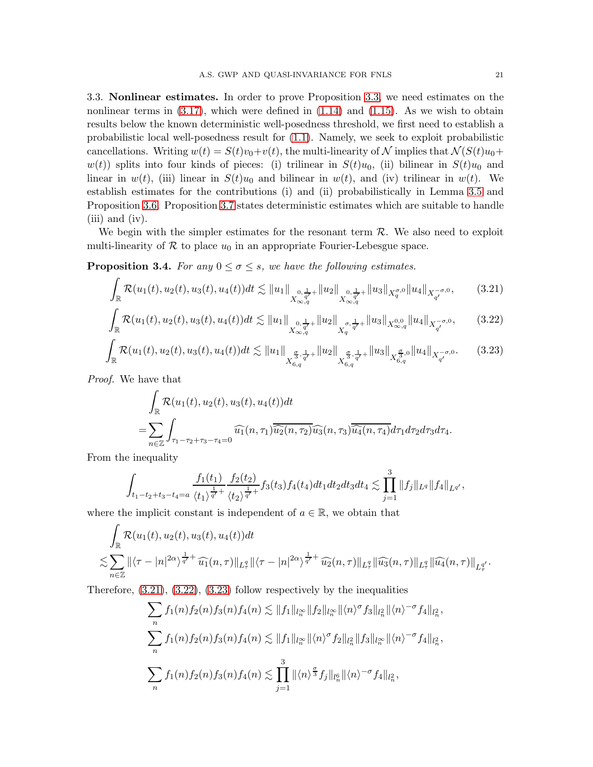3.3. **Nonlinear estimates.** In order to prove Proposition 3.3, we need estimates on the nonlinear terms in (3.17), which were defined in (1.14) and (1.15). As we wish to obtain results below the known deterministic well-posedness threshold, we first need to establish a probabilistic local well-posedness result for (1.1). Namely, we seek to exploit probabilistic cancellations. Writing $w(t) = S(t)v_0 + v(t)$, the multi-linearity of $\mathcal{N}$ implies that $\mathcal{N}(S(t)u_0 + w(t))$ splits into four kinds of pieces: (i) trilinear in $S(t)u_0$, (ii) bilinear in $S(t)u_0$ and linear in $w(t)$, (iii) linear in $S(t)u_0$ and bilinear in $w(t)$, and (iv) trilinear in $w(t)$. We establish estimates for the contributions (i) and (ii) probabilistically in Lemma 3.5 and Proposition 3.6. Proposition 3.7 states deterministic estimates which are suitable to handle (iii) and (iv).

We begin with the simpler estimates for the resonant term $\mathcal{R}$. We also need to exploit multi-linearity of $\mathcal{R}$ to place $u_0$ in an appropriate Fourier-Lebesgue space.

**Proposition 3.4.** *For any $0 \leq \sigma \leq s$, we have the following estimates.*

$$\int_{\mathbb{R}} \mathcal{R}(u_1(t), u_2(t), u_3(t), u_4(t))dt \lesssim \|u_1\|_{X^{0,\frac{1}{q'}+}_{\infty,q}} \|u_2\|_{X^{0,\frac{1}{q'}+}_{\infty,q}} \|u_3\|_{X^{\sigma,0}_{q}} \|u_4\|_{X^{-\sigma,0}_{q'}}, \tag{3.21}$$

$$\int_{\mathbb{R}} \mathcal{R}(u_1(t), u_2(t), u_3(t), u_4(t))dt \lesssim \|u_1\|_{X^{0,\frac{1}{q'}+}_{\infty,q}} \|u_2\|_{X^{\sigma,\frac{1}{q'}+}_{q}} \|u_3\|_{X^{0,0}_{\infty,q}} \|u_4\|_{X^{-\sigma,0}_{q'}}, \tag{3.22}$$

$$\int_{\mathbb{R}} \mathcal{R}(u_1(t), u_2(t), u_3(t), u_4(t))dt \lesssim \|u_1\|_{X^{\frac{\sigma}{3},\frac{1}{q'}+}_{6,q}} \|u_2\|_{X^{\frac{\sigma}{3},\frac{1}{q'}+}_{6,q}} \|u_3\|_{X^{\frac{\sigma}{3},0}_{6,q}} \|u_4\|_{X^{-\sigma,0}_{q'}}. \tag{3.23}$$

*Proof.* We have that

$$\begin{aligned}
&\int_{\mathbb{R}} \mathcal{R}(u_1(t), u_2(t), u_3(t), u_4(t))dt \\
=&\sum_{n\in\mathbb{Z}} \int_{\tau_1-\tau_2+\tau_3-\tau_4=0} \widehat{u_1}(n,\tau_1)\overline{\widehat{u_2}(n,\tau_2)}\widehat{u_3}(n,\tau_3)\overline{\widehat{u_4}(n,\tau_4)} d\tau_1 d\tau_2 d\tau_3 d\tau_4.
\end{aligned}$$

From the inequality

$$\int_{t_1-t_2+t_3-t_4=a} \frac{f_1(t_1)}{\langle t_1\rangle^{\frac{1}{q'}+}} \frac{f_2(t_2)}{\langle t_2\rangle^{\frac{1}{q'}+}} f_3(t_3)f_4(t_4)dt_1dt_2dt_3dt_4 \lesssim \prod_{j=1}^{3} \|f_j\|_{L^q}\|f_4\|_{L^{q'}},$$

where the implicit constant is independent of $a \in \mathbb{R}$, we obtain that

$$\begin{aligned}
&\int_{\mathbb{R}} \mathcal{R}(u_1(t), u_2(t), u_3(t), u_4(t))dt \\
\lesssim&\sum_{n\in\mathbb{Z}} \|\langle \tau - |n|^{2\alpha}\rangle^{\frac{1}{q'}+}\widehat{u_1}(n,\tau)\|_{L^q_\tau} \|\langle \tau - |n|^{2\alpha}\rangle^{\frac{1}{q'}+}\widehat{u_2}(n,\tau)\|_{L^q_\tau} \|\widehat{u_3}(n,\tau)\|_{L^q_\tau} \|\widehat{u_4}(n,\tau)\|_{L^{q'}_\tau}.
\end{aligned}$$

Therefore, (3.21), (3.22), (3.23) follow respectively by the inequalities

$$\sum_n f_1(n)f_2(n)f_3(n)f_4(n) \lesssim \|f_1\|_{l^\infty_n}\|f_2\|_{l^\infty_n}\|\langle n\rangle^\sigma f_3\|_{l^2_n}\|\langle n\rangle^{-\sigma} f_4\|_{l^2_n},$$

$$\sum_n f_1(n)f_2(n)f_3(n)f_4(n) \lesssim \|f_1\|_{l^\infty_n}\|\langle n\rangle^\sigma f_2\|_{l^2_n}\|f_3\|_{l^\infty_n}\|\langle n\rangle^{-\sigma} f_4\|_{l^2_n},$$

$$\sum_n f_1(n)f_2(n)f_3(n)f_4(n) \lesssim \prod_{j=1}^{3} \|\langle n\rangle^{\frac{\sigma}{3}} f_j\|_{l^6_n}\|\langle n\rangle^{-\sigma} f_4\|_{l^2_n},$$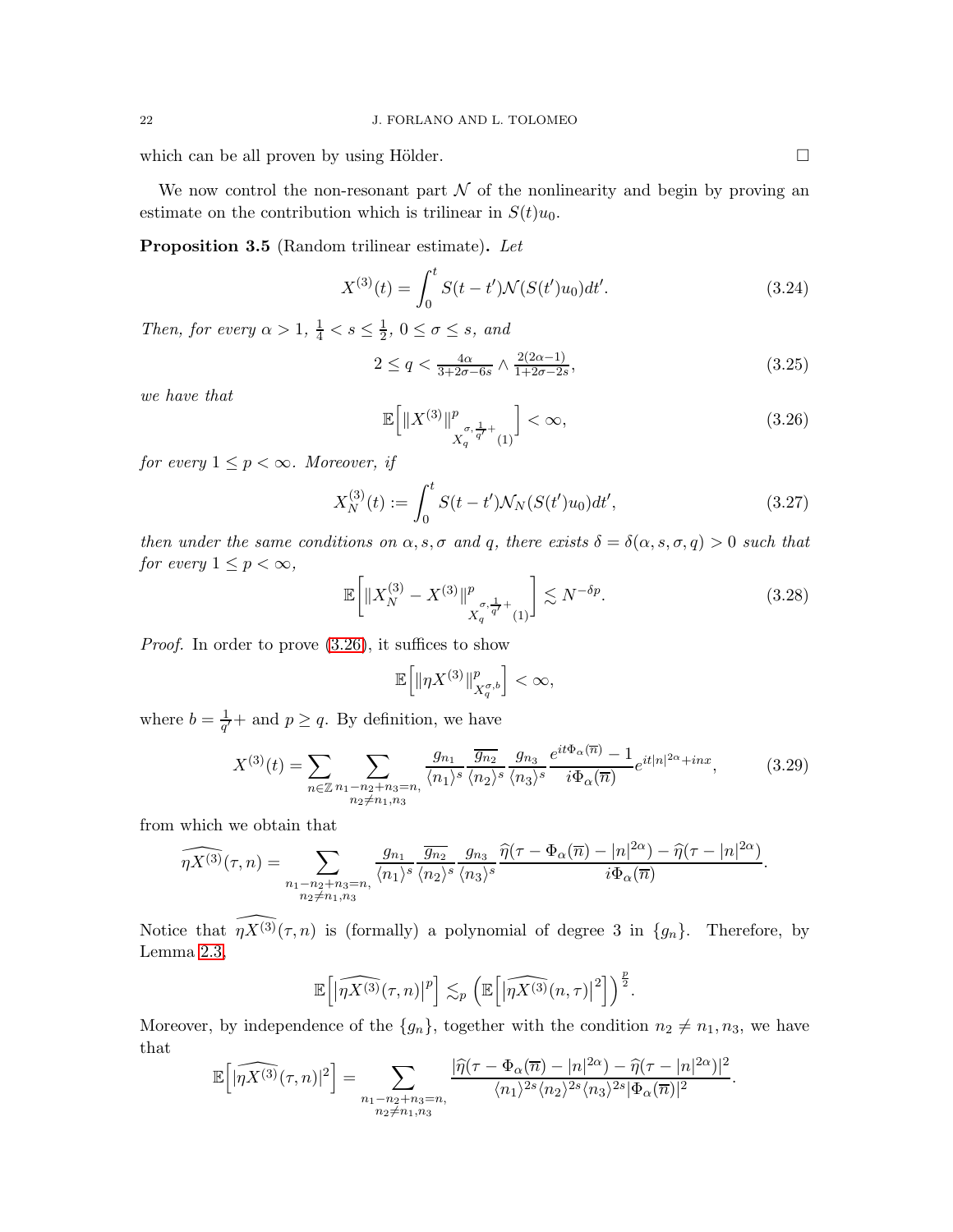which can be all proven by using Hölder. $\square$

We now control the non-resonant part $\mathcal{N}$ of the nonlinearity and begin by proving an estimate on the contribution which is trilinear in $S(t)u_0$.

**Proposition 3.5** (Random trilinear estimate)**.** *Let*

$$X^{(3)}(t) = \int_0^t S(t-t')\mathcal{N}(S(t')u_0)dt'. \tag{3.24}$$

*Then, for every $\alpha > 1$, $\frac{1}{4} < s \leq \frac{1}{2}$, $0 \leq \sigma \leq s$, and*

$$2 \leq q < \tfrac{4\alpha}{3+2\sigma-6s} \wedge \tfrac{2(2\alpha-1)}{1+2\sigma-2s}, \tag{3.25}$$

*we have that*

$$\mathbb{E}\Big[\|X^{(3)}\|^p_{X_q^{\sigma,\frac{1}{q'}+}(1)}\Big] < \infty, \tag{3.26}$$

*for every $1 \leq p < \infty$. Moreover, if*

$$X_N^{(3)}(t) := \int_0^t S(t-t')\mathcal{N}_N(S(t')u_0)dt', \tag{3.27}$$

*then under the same conditions on $\alpha, s, \sigma$ and $q$, there exists $\delta = \delta(\alpha, s, \sigma, q) > 0$ such that for every $1 \leq p < \infty$,*

$$\mathbb{E}\Big[\|X_N^{(3)} - X^{(3)}\|^p_{X_q^{\sigma,\frac{1}{q'}+}(1)}\Big] \lesssim N^{-\delta p}. \tag{3.28}$$

*Proof.* In order to prove (3.26), it suffices to show

$$\mathbb{E}\Big[\|\eta X^{(3)}\|^p_{X_q^{\sigma,b}}\Big] < \infty,$$

where $b = \frac{1}{q'}+$ and $p \geq q$. By definition, we have

$$X^{(3)}(t) = \sum_{n\in\mathbb{Z}} \sum_{\substack{n_1-n_2+n_3=n,\\ n_2\neq n_1,n_3}} \frac{g_{n_1}}{\langle n_1\rangle^s}\frac{\overline{g_{n_2}}}{\langle n_2\rangle^s}\frac{g_{n_3}}{\langle n_3\rangle^s}\frac{e^{it\Phi_\alpha(\overline{n})}-1}{i\Phi_\alpha(\overline{n})}e^{it|n|^{2\alpha}+inx}, \tag{3.29}$$

from which we obtain that

$$\widehat{\eta X^{(3)}}(\tau, n) = \sum_{\substack{n_1-n_2+n_3=n,\\ n_2\neq n_1,n_3}} \frac{g_{n_1}}{\langle n_1\rangle^s}\frac{\overline{g_{n_2}}}{\langle n_2\rangle^s}\frac{g_{n_3}}{\langle n_3\rangle^s}\frac{\widehat{\eta}(\tau-\Phi_\alpha(\overline{n})-|n|^{2\alpha})-\widehat{\eta}(\tau-|n|^{2\alpha})}{i\Phi_\alpha(\overline{n})}.$$

Notice that $\widehat{\eta X^{(3)}}(\tau, n)$ is (formally) a polynomial of degree 3 in $\{g_n\}$. Therefore, by Lemma 2.3,

$$\mathbb{E}\Big[\big|\widehat{\eta X^{(3)}}(\tau,n)\big|^p\Big] \lesssim_p \Big(\mathbb{E}\Big[\big|\widehat{\eta X^{(3)}}(n,\tau)\big|^2\Big]\Big)^{\frac{p}{2}}.$$

Moreover, by independence of the $\{g_n\}$, together with the condition $n_2 \neq n_1, n_3$, we have that

$$\mathbb{E}\Big[|\widehat{\eta X^{(3)}}(\tau,n)|^2\Big] = \sum_{\substack{n_1-n_2+n_3=n,\\ n_2\neq n_1,n_3}} \frac{|\widehat{\eta}(\tau-\Phi_\alpha(\overline{n})-|n|^{2\alpha})-\widehat{\eta}(\tau-|n|^{2\alpha})|^2}{\langle n_1\rangle^{2s}\langle n_2\rangle^{2s}\langle n_3\rangle^{2s}|\Phi_\alpha(\overline{n})|^2}.$$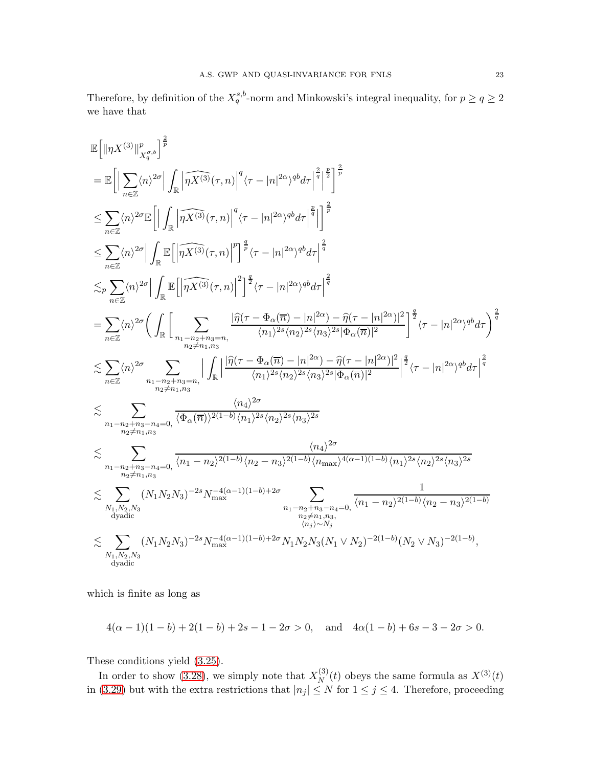Therefore, by definition of the $X_q^{s,b}$-norm and Minkowski's integral inequality, for $p \geq q \geq 2$ we have that

$$
\begin{aligned}
&\mathbb{E}\Big[\|\eta X^{(3)}\|^p_{X_q^{\sigma,b}}\Big]^{\frac{2}{p}} \\
&= \mathbb{E}\bigg[\Big|\sum_{n\in\mathbb{Z}} \langle n\rangle^{2\sigma}\Big|\int_{\mathbb{R}}\Big|\widehat{\eta X^{(3)}}(\tau,n)\Big|^q \langle \tau - |n|^{2\alpha}\rangle^{qb} d\tau\Big|^{\frac{2}{q}}\Big|^{\frac{p}{2}}\bigg]^{\frac{2}{p}} \\
&\leq \sum_{n\in\mathbb{Z}} \langle n\rangle^{2\sigma} \mathbb{E}\bigg[\Big|\int_{\mathbb{R}}\Big|\widehat{\eta X^{(3)}}(\tau,n)\Big|^q \langle \tau - |n|^{2\alpha}\rangle^{qb} d\tau\Big|^{\frac{p}{q}}\Big|\bigg]^{\frac{2}{p}} \\
&\leq \sum_{n\in\mathbb{Z}} \langle n\rangle^{2\sigma} \Big|\int_{\mathbb{R}} \mathbb{E}\Big[\Big|\widehat{\eta X^{(3)}}(\tau,n)\Big|^p\Big]^{\frac{q}{p}} \langle \tau - |n|^{2\alpha}\rangle^{qb} d\tau\Big|^{\frac{2}{q}} \\
&\lesssim_p \sum_{n\in\mathbb{Z}} \langle n\rangle^{2\sigma} \Big|\int_{\mathbb{R}} \mathbb{E}\Big[\Big|\widehat{\eta X^{(3)}}(\tau,n)\Big|^2\Big]^{\frac{q}{2}} \langle \tau - |n|^{2\alpha}\rangle^{qb} d\tau\Big|^{\frac{2}{q}} \\
&= \sum_{n\in\mathbb{Z}} \langle n\rangle^{2\sigma} \bigg(\int_{\mathbb{R}}\bigg[\sum_{\substack{n_1-n_2+n_3=n,\\ n_2\neq n_1,n_3}} \frac{|\widehat{\eta}(\tau - \Phi_\alpha(\overline{n}) - |n|^{2\alpha}) - \widehat{\eta}(\tau - |n|^{2\alpha})|^2}{\langle n_1\rangle^{2s}\langle n_2\rangle^{2s}\langle n_3\rangle^{2s}|\Phi_\alpha(\overline{n})|^2}\bigg]^{\frac{q}{2}} \langle \tau - |n|^{2\alpha}\rangle^{qb} d\tau\bigg)^{\frac{2}{q}} \\
&\lesssim \sum_{n\in\mathbb{Z}} \langle n\rangle^{2\sigma} \sum_{\substack{n_1-n_2+n_3=n,\\ n_2\neq n_1,n_3}} \Big|\int_{\mathbb{R}}\Big|\frac{|\widehat{\eta}(\tau - \Phi_\alpha(\overline{n}) - |n|^{2\alpha}) - \widehat{\eta}(\tau - |n|^{2\alpha})|^2}{\langle n_1\rangle^{2s}\langle n_2\rangle^{2s}\langle n_3\rangle^{2s}|\Phi_\alpha(\overline{n})|^2}\Big|^{\frac{q}{2}} \langle \tau - |n|^{2\alpha}\rangle^{qb} d\tau\Big|^{\frac{2}{q}} \\
&\lesssim \sum_{\substack{n_1-n_2+n_3-n_4=0,\\ n_2\neq n_1,n_3}} \frac{\langle n_4\rangle^{2\sigma}}{\langle \Phi_\alpha(\overline{n})\rangle^{2(1-b)}\langle n_1\rangle^{2s}\langle n_2\rangle^{2s}\langle n_3\rangle^{2s}} \\
&\lesssim \sum_{\substack{n_1-n_2+n_3-n_4=0,\\ n_2\neq n_1,n_3}} \frac{\langle n_4\rangle^{2\sigma}}{\langle n_1-n_2\rangle^{2(1-b)}\langle n_2-n_3\rangle^{2(1-b)}\langle n_{\max}\rangle^{4(\alpha-1)(1-b)}\langle n_1\rangle^{2s}\langle n_2\rangle^{2s}\langle n_3\rangle^{2s}} \\
&\lesssim \sum_{\substack{N_1,N_2,N_3\\ \text{dyadic}}} (N_1N_2N_3)^{-2s} N_{\max}^{-4(\alpha-1)(1-b)+2\sigma} \sum_{\substack{n_1-n_2+n_3-n_4=0,\\ n_2\neq n_1,n_3,\\ \langle n_j\rangle\sim N_j}} \frac{1}{\langle n_1-n_2\rangle^{2(1-b)}\langle n_2-n_3\rangle^{2(1-b)}} \\
&\lesssim \sum_{\substack{N_1,N_2,N_3\\ \text{dyadic}}} (N_1N_2N_3)^{-2s} N_{\max}^{-4(\alpha-1)(1-b)+2\sigma} N_1N_2N_3 (N_1\vee N_2)^{-2(1-b)}(N_2\vee N_3)^{-2(1-b)},
\end{aligned}
$$

which is finite as long as

$$
4(\alpha-1)(1-b) + 2(1-b) + 2s - 1 - 2\sigma > 0, \quad \text{and} \quad 4\alpha(1-b) + 6s - 3 - 2\sigma > 0.
$$

These conditions yield (3.25).

In order to show (3.28), we simply note that $X_N^{(3)}(t)$ obeys the same formula as $X^{(3)}(t)$ in (3.29) but with the extra restrictions that $|n_j| \leq N$ for $1 \leq j \leq 4$. Therefore, proceeding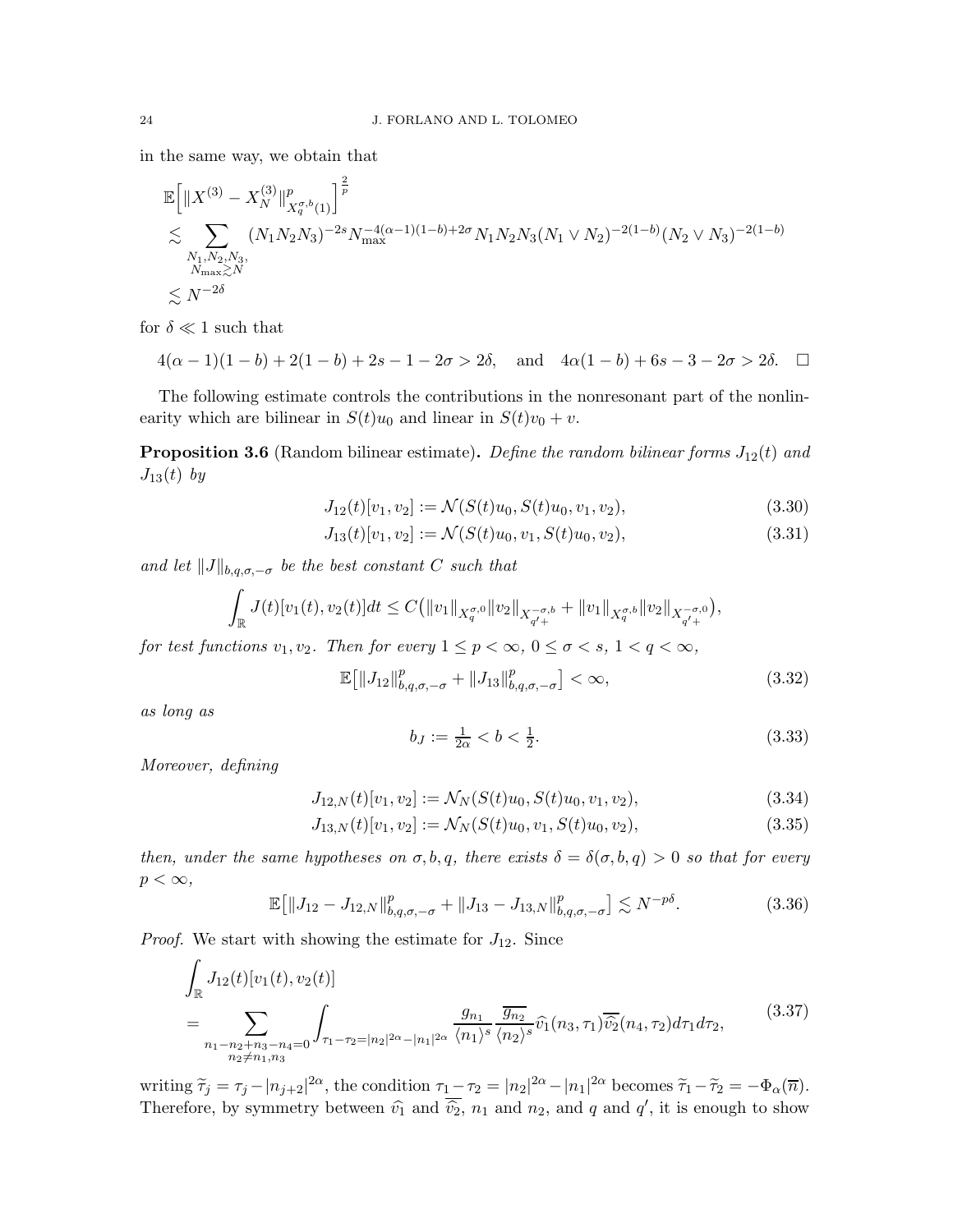in the same way, we obtain that

$$
\begin{aligned}
&\mathbb{E}\Big[\|X^{(3)} - X_N^{(3)}\|^p_{X_q^{\sigma,b}(1)}\Big]^{\frac{2}{p}} \\
&\lesssim \sum_{\substack{N_1,N_2,N_3,\\ N_{\max}\gtrsim N}} (N_1N_2N_3)^{-2s} N_{\max}^{-4(\alpha-1)(1-b)+2\sigma} N_1N_2N_3 (N_1\vee N_2)^{-2(1-b)}(N_2\vee N_3)^{-2(1-b)} \\
&\lesssim N^{-2\delta}
\end{aligned}
$$

for $\delta \ll 1$ such that

$$
4(\alpha-1)(1-b) + 2(1-b) + 2s - 1 - 2\sigma > 2\delta, \quad \text{and} \quad 4\alpha(1-b) + 6s - 3 - 2\sigma > 2\delta. \quad \square
$$

The following estimate controls the contributions in the nonresonant part of the nonlinearity which are bilinear in $S(t)u_0$ and linear in $S(t)v_0 + v$.

**Proposition 3.6** (Random bilinear estimate)**.** *Define the random bilinear forms $J_{12}(t)$ and $J_{13}(t)$ by*

$$
J_{12}(t)[v_1, v_2] := \mathcal{N}(S(t)u_0, S(t)u_0, v_1, v_2), \tag{3.30}
$$

$$
J_{13}(t)[v_1, v_2] := \mathcal{N}(S(t)u_0, v_1, S(t)u_0, v_2), \tag{3.31}
$$

*and let $\|J\|_{b,q,\sigma,-\sigma}$ be the best constant $C$ such that*

$$
\int_{\mathbb{R}} J(t)[v_1(t), v_2(t)]dt \le C\big(\|v_1\|_{X_q^{\sigma,0}}\|v_2\|_{X_{q'+}^{-\sigma,b}} + \|v_1\|_{X_q^{\sigma,b}}\|v_2\|_{X_{q'+}^{-\sigma,0}}\big),
$$

*for test functions $v_1, v_2$. Then for every $1 \le p < \infty$, $0 \le \sigma < s$, $1 < q < \infty$,*

$$
\mathbb{E}\big[\|J_{12}\|^p_{b,q,\sigma,-\sigma} + \|J_{13}\|^p_{b,q,\sigma,-\sigma}\big] < \infty, \tag{3.32}
$$

*as long as*

$$
b_J := \tfrac{1}{2\alpha} < b < \tfrac{1}{2}. \tag{3.33}
$$

*Moreover, defining*

$$
J_{12,N}(t)[v_1, v_2] := \mathcal{N}_N(S(t)u_0, S(t)u_0, v_1, v_2), \tag{3.34}
$$

$$
J_{13,N}(t)[v_1, v_2] := \mathcal{N}_N(S(t)u_0, v_1, S(t)u_0, v_2), \tag{3.35}
$$

*then, under the same hypotheses on $\sigma, b, q$, there exists $\delta = \delta(\sigma, b, q) > 0$ so that for every $p < \infty$,*

$$
\mathbb{E}\big[\|J_{12} - J_{12,N}\|^p_{b,q,\sigma,-\sigma} + \|J_{13} - J_{13,N}\|^p_{b,q,\sigma,-\sigma}\big] \lesssim N^{-p\delta}. \tag{3.36}
$$

*Proof.* We start with showing the estimate for $J_{12}$. Since

$$
\begin{aligned}
&\int_{\mathbb{R}} J_{12}(t)[v_1(t), v_2(t)] \\
&= \sum_{\substack{n_1-n_2+n_3-n_4=0\\ n_2\ne n_1,n_3}} \int_{\tau_1-\tau_2=|n_2|^{2\alpha}-|n_1|^{2\alpha}} \frac{g_{n_1}}{\langle n_1\rangle^s}\frac{\overline{g_{n_2}}}{\langle n_2\rangle^s}\widehat{v_1}(n_3,\tau_1)\overline{\widehat{v_2}}(n_4,\tau_2)d\tau_1 d\tau_2,
\end{aligned} \tag{3.37}
$$

writing $\widetilde{\tau}_j = \tau_j - |n_{j+2}|^{2\alpha}$, the condition $\tau_1 - \tau_2 = |n_2|^{2\alpha} - |n_1|^{2\alpha}$ becomes $\widetilde{\tau}_1 - \widetilde{\tau}_2 = -\Phi_\alpha(\overline{n})$. Therefore, by symmetry between $\widehat{v_1}$ and $\overline{\widehat{v_2}}$, $n_1$ and $n_2$, and $q$ and $q'$, it is enough to show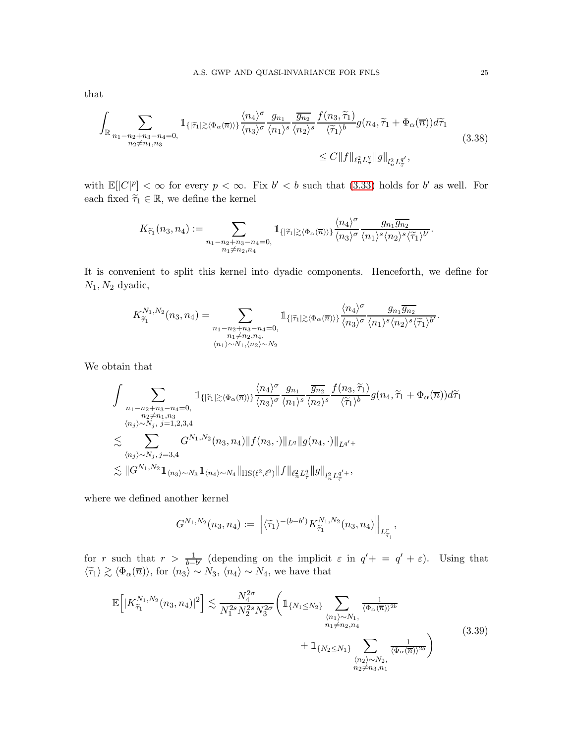that

$$
\int_{\mathbb{R}} \sum_{\substack{n_1-n_2+n_3-n_4=0,\\ n_2\neq n_1,n_3}} \mathbb{1}_{\{|\widetilde{\tau}_1|\gtrsim\langle\Phi_\alpha(\overline{n})\rangle\}} \frac{\langle n_4\rangle^\sigma}{\langle n_3\rangle^\sigma} \frac{g_{n_1}}{\langle n_1\rangle^s} \frac{\overline{g_{n_2}}}{\langle n_2\rangle^s} \frac{f(n_3,\widetilde{\tau}_1)}{\langle\widetilde{\tau}_1\rangle^b} g(n_4,\widetilde{\tau}_1+\Phi_\alpha(\overline{n}))d\widetilde{\tau}_1 \\
\leq C\|f\|_{\ell^2_n L^q_\tau}\|g\|_{l^2_n L^{q'}_\tau}, \tag{3.38}
$$

with $\mathbb{E}[|C|^p] < \infty$ for every $p < \infty$. Fix $b' < b$ such that (3.33) holds for $b'$ as well. For each fixed $\widetilde{\tau}_1 \in \mathbb{R}$, we define the kernel

$$
K_{\widetilde{\tau}_1}(n_3,n_4) := \sum_{\substack{n_1-n_2+n_3-n_4=0,\\ n_1\neq n_2,n_4}} \mathbb{1}_{\{|\widetilde{\tau}_1|\gtrsim\langle\Phi_\alpha(\overline{n})\rangle\}} \frac{\langle n_4\rangle^\sigma}{\langle n_3\rangle^\sigma} \frac{g_{n_1}\overline{g_{n_2}}}{\langle n_1\rangle^s\langle n_2\rangle^s\langle\widetilde{\tau}_1\rangle^{b'}}.
$$

It is convenient to split this kernel into dyadic components. Henceforth, we define for $N_1, N_2$ dyadic,

$$
K^{N_1,N_2}_{\widetilde{\tau}_1}(n_3,n_4) = \sum_{\substack{n_1-n_2+n_3-n_4=0,\\ n_1\neq n_2,n_4,\\ \langle n_1\rangle\sim N_1,\langle n_2\rangle\sim N_2}} \mathbb{1}_{\{|\widetilde{\tau}_1|\gtrsim\langle\Phi_\alpha(\overline{n})\rangle\}} \frac{\langle n_4\rangle^\sigma}{\langle n_3\rangle^\sigma} \frac{g_{n_1}\overline{g_{n_2}}}{\langle n_1\rangle^s\langle n_2\rangle^s\langle\widetilde{\tau}_1\rangle^{b'}}.
$$

We obtain that

$$
\begin{aligned}
&\int \sum_{\substack{n_1-n_2+n_3-n_4=0,\\ n_2\neq n_1,n_3\\ \langle n_j\rangle\sim N_j,\, j=1,2,3,4}} \mathbb{1}_{\{|\widetilde{\tau}_1|\gtrsim\langle\Phi_\alpha(\overline{n})\rangle\}} \frac{\langle n_4\rangle^\sigma}{\langle n_3\rangle^\sigma} \frac{g_{n_1}}{\langle n_1\rangle^s} \frac{\overline{g_{n_2}}}{\langle n_2\rangle^s} \frac{f(n_3,\widetilde{\tau}_1)}{\langle\widetilde{\tau}_1\rangle^b} g(n_4,\widetilde{\tau}_1+\Phi_\alpha(\overline{n}))d\widetilde{\tau}_1 \\
&\lesssim \sum_{\langle n_j\rangle\sim N_j,\, j=3,4} G^{N_1,N_2}(n_3,n_4)\|f(n_3,\cdot)\|_{L^q}\|g(n_4,\cdot)\|_{L^{q'+}} \\
&\lesssim \|G^{N_1,N_2}\mathbb{1}_{\langle n_3\rangle\sim N_3}\mathbb{1}_{\langle n_4\rangle\sim N_4}\|_{\mathrm{HS}(\ell^2,\ell^2)}\|f\|_{\ell^2_n L^q_\tau}\|g\|_{l^2_n L^{q'+}_\tau},
\end{aligned}
$$

where we defined another kernel

$$
G^{N_1,N_2}(n_3,n_4) := \left\| \langle\widetilde{\tau}_1\rangle^{-(b-b')} K^{N_1,N_2}_{\widetilde{\tau}_1}(n_3,n_4)\right\|_{L^r_{\widetilde{\tau}_1}},
$$

for $r$ such that $r > \frac{1}{b-b'}$ (depending on the implicit $\varepsilon$ in $q'+ = q' + \varepsilon$). Using that $\langle\widetilde{\tau}_1\rangle \gtrsim \langle\Phi_\alpha(\overline{n})\rangle$, for $\langle n_3\rangle \sim N_3$, $\langle n_4\rangle \sim N_4$, we have that

$$
\mathbb{E}\Big[|K^{N_1,N_2}_{\widetilde{\tau}_1}(n_3,n_4)|^2\Big] \lesssim \frac{N_4^{2\sigma}}{N_1^{2s}N_2^{2s}N_3^{2\sigma}}\Bigg(\mathbb{1}_{\{N_1\leq N_2\}}\sum_{\substack{\langle n_1\rangle\sim N_1,\\ n_1\neq n_2,n_4}} \frac{1}{\langle\Phi_\alpha(\overline{n})\rangle^{2b}} \\
+ \mathbb{1}_{\{N_2\leq N_1\}}\sum_{\substack{\langle n_2\rangle\sim N_2,\\ n_2\neq n_3,n_1}} \frac{1}{\langle\Phi_\alpha(\overline{n})\rangle^{2b}}\Bigg) \tag{3.39}
$$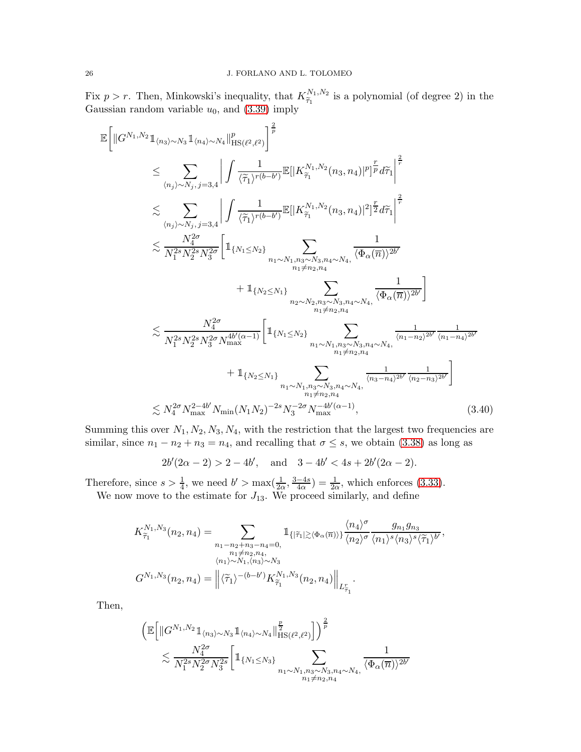Fix $p > r$. Then, Minkowski's inequality, that $K^{N_1,N_2}_{\widetilde{\tau}_1}$ is a polynomial (of degree 2) in the Gaussian random variable $u_0$, and (3.39) imply

$$
\begin{aligned}
\mathbb{E}\bigg[\|G^{N_1,N_2}\mathbb{1}_{\langle n_3\rangle\sim N_3}\mathbb{1}_{\langle n_4\rangle\sim N_4}\|^p_{\mathrm{HS}(\ell^2,\ell^2)}\bigg]^{\frac{2}{p}} \\
&\le \sum_{\langle n_j\rangle\sim N_j,\, j=3,4}\bigg|\int \frac{1}{\langle\widetilde{\tau}_1\rangle^{r(b-b')}}\mathbb{E}[|K^{N_1,N_2}_{\widetilde{\tau}_1}(n_3,n_4)|^p]^{\frac{r}{p}}d\widetilde{\tau}_1\bigg|^{\frac{2}{r}} \\
&\lesssim \sum_{\langle n_j\rangle\sim N_j,\, j=3,4}\bigg|\int \frac{1}{\langle\widetilde{\tau}_1\rangle^{r(b-b')}}\mathbb{E}[|K^{N_1,N_2}_{\widetilde{\tau}_1}(n_3,n_4)|^2]^{\frac{r}{2}}d\widetilde{\tau}_1\bigg|^{\frac{2}{r}} \\
&\lesssim \frac{N_4^{2\sigma}}{N_1^{2s}N_2^{2s}N_3^{2\sigma}}\bigg[\mathbb{1}_{\{N_1\le N_2\}}\sum_{\substack{n_1\sim N_1,n_3\sim N_3,n_4\sim N_4,\\ n_1\neq n_2,n_4}}\frac{1}{\langle\Phi_\alpha(\overline{n})\rangle^{2b'}} \\
&\qquad\qquad + \mathbb{1}_{\{N_2\le N_1\}}\sum_{\substack{n_2\sim N_2,n_3\sim N_3,n_4\sim N_4,\\ n_1\neq n_2,n_4}}\frac{1}{\langle\Phi_\alpha(\overline{n})\rangle^{2b'}}\bigg] \\
&\lesssim \frac{N_4^{2\sigma}}{N_1^{2s}N_2^{2s}N_3^{2\sigma}N_{\max}^{4b'(\alpha-1)}}\bigg[\mathbb{1}_{\{N_1\le N_2\}}\sum_{\substack{n_1\sim N_1,n_3\sim N_3,n_4\sim N_4,\\ n_1\neq n_2,n_4}}\frac{1}{\langle n_1-n_2\rangle^{2b'}}\frac{1}{\langle n_1-n_4\rangle^{2b'}} \\
&\qquad\qquad + \mathbb{1}_{\{N_2\le N_1\}}\sum_{\substack{n_1\sim N_1,n_3\sim N_3,n_4\sim N_4,\\ n_1\neq n_2,n_4}}\frac{1}{\langle n_3-n_4\rangle^{2b'}}\frac{1}{\langle n_2-n_3\rangle^{2b'}}\bigg] \\
&\lesssim N_4^{2\sigma}N_{\max}^{2-4b'}N_{\min}(N_1N_2)^{-2s}N_3^{-2\sigma}N_{\max}^{-4b'(\alpha-1)},
\end{aligned}
\tag{3.40}
$$

Summing this over $N_1, N_2, N_3, N_4$, with the restriction that the largest two frequencies are similar, since $n_1 - n_2 + n_3 = n_4$, and recalling that $\sigma \le s$, we obtain (3.38) as long as

$$
2b'(2\alpha-2) > 2-4b', \quad \text{and} \quad 3-4b' < 4s+2b'(2\alpha-2).
$$

Therefore, since $s > \frac{1}{4}$, we need $b' > \max(\frac{1}{2\alpha}, \frac{3-4s}{4\alpha}) = \frac{1}{2\alpha}$, which enforces (3.33).

We now move to the estimate for $J_{13}$. We proceed similarly, and define

$$
\begin{aligned}
K^{N_1,N_3}_{\widetilde{\tau}_1}(n_2,n_4) &= \sum_{\substack{n_1-n_2+n_3-n_4=0,\\ n_1\neq n_2,n_4,\\ \langle n_1\rangle\sim N_1,\langle n_3\rangle\sim N_3}}\mathbb{1}_{\{|\widetilde{\tau}_1|\gtrsim\langle\Phi_\alpha(\overline{n})\rangle\}}\frac{\langle n_4\rangle^\sigma}{\langle n_2\rangle^\sigma}\frac{g_{n_1}g_{n_3}}{\langle n_1\rangle^s\langle n_3\rangle^s\langle\widetilde{\tau}_1\rangle^{b'}}, \\
G^{N_1,N_3}(n_2,n_4) &= \Big\|\langle\widetilde{\tau}_1\rangle^{-(b-b')}K^{N_1,N_3}_{\widetilde{\tau}_1}(n_2,n_4)\Big\|_{L^r_{\widetilde{\tau}_1}}.
\end{aligned}
$$

Then,

$$
\begin{aligned}
\Big(\mathbb{E}\Big[\|G^{N_1,N_2}\mathbb{1}_{\langle n_3\rangle\sim N_3}\mathbb{1}_{\langle n_4\rangle\sim N_4}\|^{\frac{p}{2}}_{\mathrm{HS}(\ell^2,\ell^2)}\Big]\Big)^{\frac{2}{p}} \\
\lesssim \frac{N_4^{2\sigma}}{N_1^{2s}N_2^{2\sigma}N_3^{2s}}\bigg[\mathbb{1}_{\{N_1\le N_3\}}\sum_{\substack{n_1\sim N_1,n_3\sim N_3,n_4\sim N_4,\\ n_1\neq n_2,n_4}}\frac{1}{\langle\Phi_\alpha(\overline{n})\rangle^{2b'}}
\end{aligned}
$$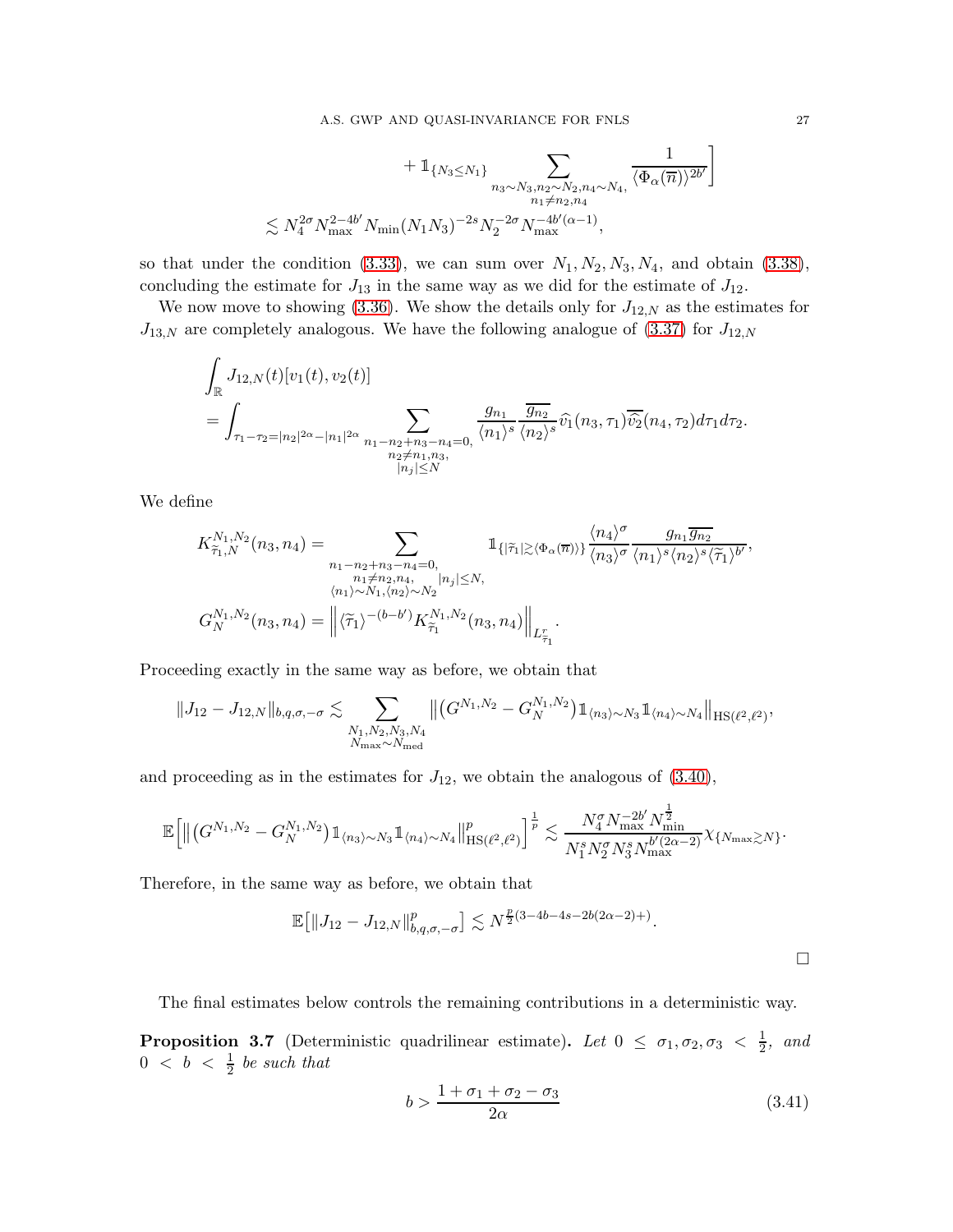$$
\begin{aligned}
&+ \mathbb{1}_{\{N_3 \le N_1\}} \sum_{\substack{n_3 \sim N_3, n_2 \sim N_2, n_4 \sim N_4, \\ n_1 \neq n_2, n_4}} \frac{1}{\langle \Phi_\alpha(\overline{n}) \rangle^{2b'}} \Bigg] \\
&\lesssim N_4^{2\sigma} N_{\max}^{2-4b'} N_{\min} (N_1 N_3)^{-2s} N_2^{-2\sigma} N_{\max}^{-4b'(\alpha-1)},
\end{aligned}
$$

so that under the condition (3.33), we can sum over $N_1, N_2, N_3, N_4$, and obtain (3.38), concluding the estimate for $J_{13}$ in the same way as we did for the estimate of $J_{12}$.

We now move to showing (3.36). We show the details only for $J_{12,N}$ as the estimates for $J_{13,N}$ are completely analogous. We have the following analogue of (3.37) for $J_{12,N}$

$$
\begin{aligned}
&\int_{\mathbb{R}} J_{12,N}(t)[v_1(t), v_2(t)] \\
&= \int_{\tau_1 - \tau_2 = |n_2|^{2\alpha} - |n_1|^{2\alpha}} \sum_{\substack{n_1 - n_2 + n_3 - n_4 = 0, \\ n_2 \neq n_1, n_3, \\ |n_j| \le N}} \frac{g_{n_1}}{\langle n_1 \rangle^s} \frac{\overline{g_{n_2}}}{\langle n_2 \rangle^s} \widehat{v}_1(n_3, \tau_1) \overline{\widehat{v_2}}(n_4, \tau_2) d\tau_1 d\tau_2.
\end{aligned}
$$

We define

$$
\begin{aligned}
K^{N_1,N_2}_{\widetilde{\tau}_1, N}(n_3, n_4) &= \sum_{\substack{n_1 - n_2 + n_3 - n_4 = 0, \\ n_1 \neq n_2, n_4, \\ \langle n_1 \rangle \sim N_1, \langle n_2 \rangle \sim N_2}} \mathbb{1}_{\{|\widetilde{\tau}_1| \gtrsim \langle \Phi_\alpha(\overline{n}) \rangle\}} \frac{\langle n_4 \rangle^\sigma}{\langle n_3 \rangle^\sigma} \frac{g_{n_1} \overline{g_{n_2}}}{\langle n_1 \rangle^s \langle n_2 \rangle^s \langle \widetilde{\tau}_1 \rangle^{b'}}, \quad |n_j| \le N, \\
G^{N_1,N_2}_{N}(n_3, n_4) &= \left\| \langle \widetilde{\tau}_1 \rangle^{-(b-b')} K^{N_1,N_2}_{\widetilde{\tau}_1}(n_3, n_4) \right\|_{L^r_{\widetilde{\tau}_1}}.
\end{aligned}
$$

Proceeding exactly in the same way as before, we obtain that

$$
\|J_{12} - J_{12,N}\|_{b,q,\sigma,-\sigma} \lesssim \sum_{\substack{N_1, N_2, N_3, N_4 \\ N_{\max} \sim N_{\mathrm{med}}}} \left\| \left( G^{N_1,N_2} - G^{N_1,N_2}_N \right) \mathbb{1}_{\langle n_3 \rangle \sim N_3} \mathbb{1}_{\langle n_4 \rangle \sim N_4} \right\|_{\mathrm{HS}(\ell^2, \ell^2)},
$$

and proceeding as in the estimates for $J_{12}$, we obtain the analogous of (3.40),

$$
\mathbb{E}\Big[ \left\| \left( G^{N_1,N_2} - G^{N_1,N_2}_N \right) \mathbb{1}_{\langle n_3 \rangle \sim N_3} \mathbb{1}_{\langle n_4 \rangle \sim N_4} \right\|^p_{\mathrm{HS}(\ell^2, \ell^2)} \Big]^{\frac{1}{p}} \lesssim \frac{N_4^\sigma N_{\max}^{-2b'} N_{\min}^{\frac{1}{2}}}{N_1^s N_2^\sigma N_3^s N_{\max}^{b'(2\alpha - 2)}} \chi_{\{N_{\max} \gtrsim N\}}.
$$

Therefore, in the same way as before, we obtain that

$$
\mathbb{E}\big[ \|J_{12} - J_{12,N}\|^p_{b,q,\sigma,-\sigma} \big] \lesssim N^{\frac{p}{2}(3 - 4b - 4s - 2b(2\alpha - 2)+)}.
$$

$\square$

The final estimates below controls the remaining contributions in a deterministic way.

**Proposition 3.7** (Deterministic quadrilinear estimate)**.** *Let $0 \le \sigma_1, \sigma_2, \sigma_3 < \frac{1}{2}$, and $0 < b < \frac{1}{2}$ be such that*

$$
b > \frac{1 + \sigma_1 + \sigma_2 - \sigma_3}{2\alpha} \tag{3.41}
$$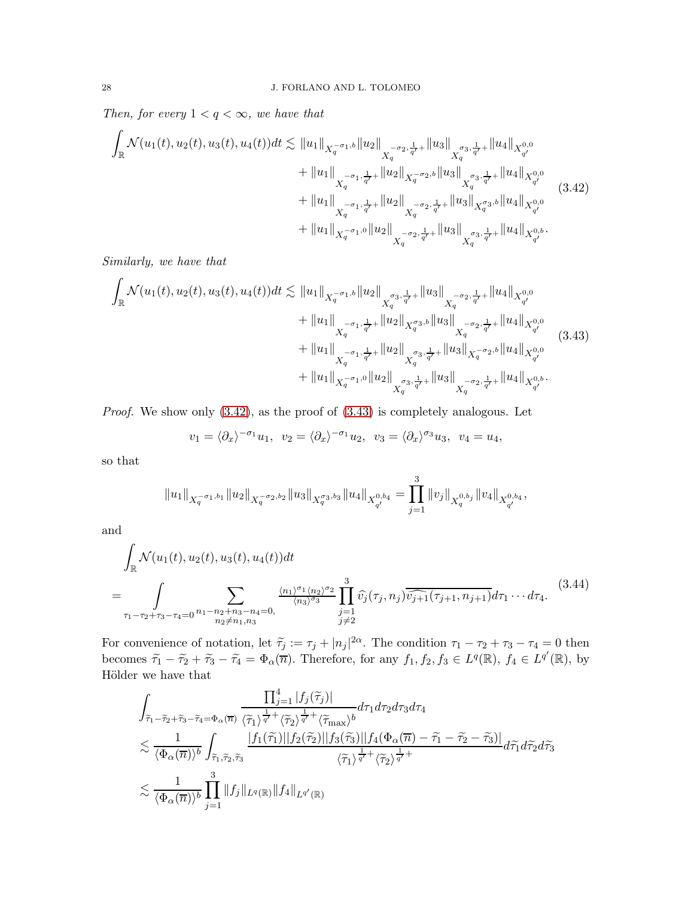*Then, for every $1 < q < \infty$, we have that*

$$
\begin{aligned}
\int_{\mathbb{R}} \mathcal{N}(u_1(t), u_2(t), u_3(t), u_4(t))dt \lesssim\ & \|u_1\|_{X_q^{-\sigma_1, b}} \|u_2\|_{X_q^{-\sigma_2, \frac{1}{q'}+}} \|u_3\|_{X_q^{\sigma_3, \frac{1}{q'}+}} \|u_4\|_{X_{q'}^{0,0}} \\
&+ \|u_1\|_{X_q^{-\sigma_1, \frac{1}{q'}+}} \|u_2\|_{X_q^{-\sigma_2, b}} \|u_3\|_{X_q^{\sigma_3, \frac{1}{q'}+}} \|u_4\|_{X_{q'}^{0,0}} \\
&+ \|u_1\|_{X_q^{-\sigma_1, \frac{1}{q'}+}} \|u_2\|_{X_q^{-\sigma_2, \frac{1}{q'}+}} \|u_3\|_{X_q^{\sigma_3, b}} \|u_4\|_{X_{q'}^{0,0}} \\
&+ \|u_1\|_{X_q^{-\sigma_1, 0}} \|u_2\|_{X_q^{-\sigma_2, \frac{1}{q'}+}} \|u_3\|_{X_q^{\sigma_3, \frac{1}{q'}+}} \|u_4\|_{X_{q'}^{0,b}}.
\end{aligned}
\tag{3.42}
$$

*Similarly, we have that*

$$
\begin{aligned}
\int_{\mathbb{R}} \mathcal{N}(u_1(t), u_2(t), u_3(t), u_4(t))dt \lesssim\ & \|u_1\|_{X_q^{-\sigma_1, b}} \|u_2\|_{X_q^{\sigma_3, \frac{1}{q'}+}} \|u_3\|_{X_q^{-\sigma_2, \frac{1}{q'}+}} \|u_4\|_{X_{q'}^{0,0}} \\
&+ \|u_1\|_{X_q^{-\sigma_1, \frac{1}{q'}+}} \|u_2\|_{X_q^{\sigma_3, b}} \|u_3\|_{X_q^{-\sigma_2, \frac{1}{q'}+}} \|u_4\|_{X_{q'}^{0,0}} \\
&+ \|u_1\|_{X_q^{-\sigma_1, \frac{1}{q'}+}} \|u_2\|_{X_q^{\sigma_3, \frac{1}{q'}+}} \|u_3\|_{X_q^{-\sigma_2, b}} \|u_4\|_{X_{q'}^{0,0}} \\
&+ \|u_1\|_{X_q^{-\sigma_1, 0}} \|u_2\|_{X_q^{\sigma_3, \frac{1}{q'}+}} \|u_3\|_{X_q^{-\sigma_2, \frac{1}{q'}+}} \|u_4\|_{X_{q'}^{0,b}}.
\end{aligned}
\tag{3.43}
$$

*Proof.* We show only (3.42), as the proof of (3.43) is completely analogous. Let

$$
v_1 = \langle \partial_x \rangle^{-\sigma_1} u_1, \ \ v_2 = \langle \partial_x \rangle^{-\sigma_1} u_2, \ \ v_3 = \langle \partial_x \rangle^{\sigma_3} u_3, \ \ v_4 = u_4,
$$

so that

$$
\|u_1\|_{X_q^{-\sigma_1, b_1}} \|u_2\|_{X_q^{-\sigma_2, b_2}} \|u_3\|_{X_q^{\sigma_3, b_3}} \|u_4\|_{X_{q'}^{0, b_4}} = \prod_{j=1}^{3} \|v_j\|_{X_q^{0, b_j}} \|v_4\|_{X_{q'}^{0, b_4}},
$$

and

$$
\begin{aligned}
&\int_{\mathbb{R}} \mathcal{N}(u_1(t), u_2(t), u_3(t), u_4(t))dt \\
&= \int_{\tau_1 - \tau_2 + \tau_3 - \tau_4 = 0} \sum_{\substack{n_1 - n_2 + n_3 - n_4 = 0, \\ n_2 \neq n_1, n_3}} \frac{\langle n_1 \rangle^{\sigma_1} \langle n_2 \rangle^{\sigma_2}}{\langle n_3 \rangle^{\sigma_3}} \prod_{\substack{j=1 \\ j \neq 2}}^{3} \widehat{v}_j(\tau_j, n_j) \overline{\widehat{v_{j+1}}(\tau_{j+1}, n_{j+1})} d\tau_1 \cdots d\tau_4.
\end{aligned}
\tag{3.44}
$$

For convenience of notation, let $\widetilde{\tau}_j := \tau_j + |n_j|^{2\alpha}$. The condition $\tau_1 - \tau_2 + \tau_3 - \tau_4 = 0$ then becomes $\widetilde{\tau}_1 - \widetilde{\tau}_2 + \widetilde{\tau}_3 - \widetilde{\tau}_4 = \Phi_\alpha(\overline{n})$. Therefore, for any $f_1, f_2, f_3 \in L^q(\mathbb{R})$, $f_4 \in L^{q'}(\mathbb{R})$, by Hölder we have that

$$
\begin{aligned}
&\int_{\widetilde{\tau}_1 - \widetilde{\tau}_2 + \widetilde{\tau}_3 - \widetilde{\tau}_4 = \Phi_\alpha(\overline{n})} \frac{\prod_{j=1}^{4} |f_j(\widetilde{\tau}_j)|}{\langle \widetilde{\tau}_1 \rangle^{\frac{1}{q'}+} \langle \widetilde{\tau}_2 \rangle^{\frac{1}{q'}+} \langle \widetilde{\tau}_{\max} \rangle^{b}} d\tau_1 d\tau_2 d\tau_3 d\tau_4 \\
&\lesssim \frac{1}{\langle \Phi_\alpha(\overline{n}) \rangle^b} \int_{\widetilde{\tau}_1, \widetilde{\tau}_2, \widetilde{\tau}_3} \frac{|f_1(\widetilde{\tau}_1)| |f_2(\widetilde{\tau}_2)| |f_3(\widetilde{\tau}_3)| |f_4(\Phi_\alpha(\overline{n}) - \widetilde{\tau}_1 - \widetilde{\tau}_2 - \widetilde{\tau}_3)|}{\langle \widetilde{\tau}_1 \rangle^{\frac{1}{q'}+} \langle \widetilde{\tau}_2 \rangle^{\frac{1}{q'}+}} d\widetilde{\tau}_1 d\widetilde{\tau}_2 d\widetilde{\tau}_3 \\
&\lesssim \frac{1}{\langle \Phi_\alpha(\overline{n}) \rangle^b} \prod_{j=1}^{3} \|f_j\|_{L^q(\mathbb{R})} \|f_4\|_{L^{q'}(\mathbb{R})}
\end{aligned}
$$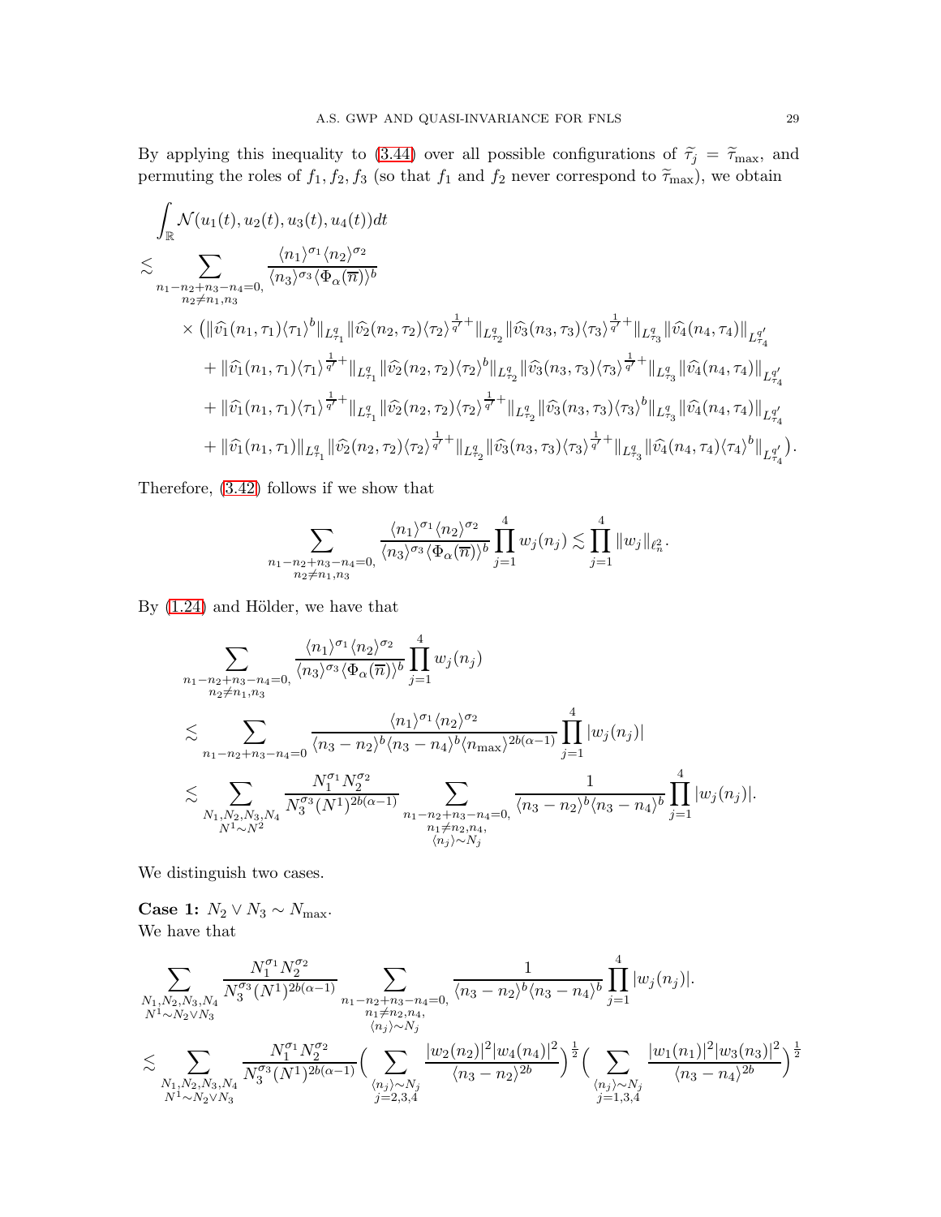By applying this inequality to (3.44) over all possible configurations of $\widetilde{\tau}_j = \widetilde{\tau}_{\max}$, and permuting the roles of $f_1, f_2, f_3$ (so that $f_1$ and $f_2$ never correspond to $\widetilde{\tau}_{\max}$), we obtain

$$
\begin{aligned}
&\int_{\mathbb{R}} \mathcal{N}(u_1(t), u_2(t), u_3(t), u_4(t))dt \\
&\lesssim \sum_{\substack{n_1-n_2+n_3-n_4=0,\\ n_2\neq n_1,n_3}} \frac{\langle n_1\rangle^{\sigma_1}\langle n_2\rangle^{\sigma_2}}{\langle n_3\rangle^{\sigma_3}\langle \Phi_\alpha(\overline{n})\rangle^b} \\
&\quad\times \big( \|\widehat{v}_1(n_1,\tau_1)\langle\tau_1\rangle^b\|_{L^q_{\tau_1}} \|\widehat{v}_2(n_2,\tau_2)\langle\tau_2\rangle^{\frac{1}{q'}+}\|_{L^q_{\tau_2}} \|\widehat{v}_3(n_3,\tau_3)\langle\tau_3\rangle^{\frac{1}{q'}+}\|_{L^q_{\tau_3}} \|\widehat{v}_4(n_4,\tau_4)\|_{L^{q'}_{\tau_4}} \\
&\qquad + \|\widehat{v}_1(n_1,\tau_1)\langle\tau_1\rangle^{\frac{1}{q'}+}\|_{L^q_{\tau_1}} \|\widehat{v}_2(n_2,\tau_2)\langle\tau_2\rangle^{b}\|_{L^q_{\tau_2}} \|\widehat{v}_3(n_3,\tau_3)\langle\tau_3\rangle^{\frac{1}{q'}+}\|_{L^q_{\tau_3}} \|\widehat{v}_4(n_4,\tau_4)\|_{L^{q'}_{\tau_4}} \\
&\qquad + \|\widehat{v}_1(n_1,\tau_1)\langle\tau_1\rangle^{\frac{1}{q'}+}\|_{L^q_{\tau_1}} \|\widehat{v}_2(n_2,\tau_2)\langle\tau_2\rangle^{\frac{1}{q'}+}\|_{L^q_{\tau_2}} \|\widehat{v}_3(n_3,\tau_3)\langle\tau_3\rangle^{b}\|_{L^q_{\tau_3}} \|\widehat{v}_4(n_4,\tau_4)\|_{L^{q'}_{\tau_4}} \\
&\qquad + \|\widehat{v}_1(n_1,\tau_1)\|_{L^q_{\tau_1}} \|\widehat{v}_2(n_2,\tau_2)\langle\tau_2\rangle^{\frac{1}{q'}+}\|_{L^q_{\tau_2}} \|\widehat{v}_3(n_3,\tau_3)\langle\tau_3\rangle^{\frac{1}{q'}+}\|_{L^q_{\tau_3}} \|\widehat{v}_4(n_4,\tau_4)\langle\tau_4\rangle^b\|_{L^{q'}_{\tau_4}} \big).
\end{aligned}
$$

Therefore, (3.42) follows if we show that

$$
\sum_{\substack{n_1-n_2+n_3-n_4=0,\\ n_2\neq n_1,n_3}} \frac{\langle n_1\rangle^{\sigma_1}\langle n_2\rangle^{\sigma_2}}{\langle n_3\rangle^{\sigma_3}\langle \Phi_\alpha(\overline{n})\rangle^b} \prod_{j=1}^4 w_j(n_j) \lesssim \prod_{j=1}^4 \|w_j\|_{\ell^2_n}.
$$

By (1.24) and Hölder, we have that

$$
\begin{aligned}
&\sum_{\substack{n_1-n_2+n_3-n_4=0,\\ n_2\neq n_1,n_3}} \frac{\langle n_1\rangle^{\sigma_1}\langle n_2\rangle^{\sigma_2}}{\langle n_3\rangle^{\sigma_3}\langle \Phi_\alpha(\overline{n})\rangle^b} \prod_{j=1}^4 w_j(n_j) \\
&\lesssim \sum_{n_1-n_2+n_3-n_4=0} \frac{\langle n_1\rangle^{\sigma_1}\langle n_2\rangle^{\sigma_2}}{\langle n_3-n_2\rangle^b\langle n_3-n_4\rangle^b\langle n_{\max}\rangle^{2b(\alpha-1)}} \prod_{j=1}^4 |w_j(n_j)| \\
&\lesssim \sum_{\substack{N_1,N_2,N_3,N_4\\ N^1\sim N^2}} \frac{N_1^{\sigma_1}N_2^{\sigma_2}}{N_3^{\sigma_3}(N^1)^{2b(\alpha-1)}} \sum_{\substack{n_1-n_2+n_3-n_4=0,\\ n_1\neq n_2,n_4,\\ \langle n_j\rangle\sim N_j}} \frac{1}{\langle n_3-n_2\rangle^b\langle n_3-n_4\rangle^b} \prod_{j=1}^4 |w_j(n_j)|.
\end{aligned}
$$

We distinguish two cases.

**Case 1:** $N_2\vee N_3\sim N_{\max}$.
We have that

$$
\begin{aligned}
&\sum_{\substack{N_1,N_2,N_3,N_4\\ N^1\sim N_2\vee N_3}} \frac{N_1^{\sigma_1}N_2^{\sigma_2}}{N_3^{\sigma_3}(N^1)^{2b(\alpha-1)}} \sum_{\substack{n_1-n_2+n_3-n_4=0,\\ n_1\neq n_2,n_4,\\ \langle n_j\rangle\sim N_j}} \frac{1}{\langle n_3-n_2\rangle^b\langle n_3-n_4\rangle^b} \prod_{j=1}^4 |w_j(n_j)|. \\
&\lesssim \sum_{\substack{N_1,N_2,N_3,N_4\\ N^1\sim N_2\vee N_3}} \frac{N_1^{\sigma_1}N_2^{\sigma_2}}{N_3^{\sigma_3}(N^1)^{2b(\alpha-1)}} \Big( \sum_{\substack{\langle n_j\rangle\sim N_j\\ j=2,3,4}} \frac{|w_2(n_2)|^2|w_4(n_4)|^2}{\langle n_3-n_2\rangle^{2b}} \Big)^{\frac12} \Big( \sum_{\substack{\langle n_j\rangle\sim N_j\\ j=1,3,4}} \frac{|w_1(n_1)|^2|w_3(n_3)|^2}{\langle n_3-n_4\rangle^{2b}} \Big)^{\frac12}
\end{aligned}
$$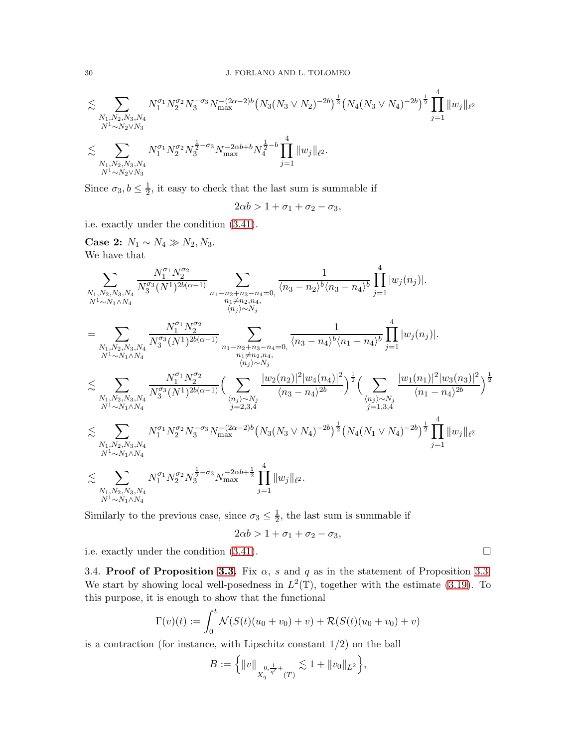$$
\lesssim \sum_{\substack{N_1,N_2,N_3,N_4\\ N^1\sim N_2\vee N_3}} N_1^{\sigma_1}N_2^{\sigma_2}N_3^{-\sigma_3}N_{\max}^{-(2\alpha-2)b}\big(N_3(N_3\vee N_2)^{-2b}\big)^{\frac12}\big(N_4(N_3\vee N_4)^{-2b}\big)^{\frac12}\prod_{j=1}^4\|w_j\|_{\ell^2}
$$

$$
\lesssim \sum_{\substack{N_1,N_2,N_3,N_4\\ N^1\sim N_2\vee N_3}} N_1^{\sigma_1}N_2^{\sigma_2}N_3^{\frac12-\sigma_3}N_{\max}^{-2\alpha b+b}N_4^{\frac12-b}\prod_{j=1}^4\|w_j\|_{\ell^2}.
$$

Since $\sigma_3, b\le\frac12$, it easy to check that the last sum is summable if

$$
2\alpha b > 1+\sigma_1+\sigma_2-\sigma_3,
$$

i.e. exactly under the condition (3.41).

**Case 2:** $N_1\sim N_4\gg N_2,N_3$.
We have that

$$
\sum_{\substack{N_1,N_2,N_3,N_4\\ N^1\sim N_1\wedge N_4}} \frac{N_1^{\sigma_1}N_2^{\sigma_2}}{N_3^{\sigma_3}(N^1)^{2b(\alpha-1)}} \sum_{\substack{n_1-n_2+n_3-n_4=0,\\ n_1\neq n_2,n_4,\\ \langle n_j\rangle\sim N_j}} \frac{1}{\langle n_3-n_2\rangle^b\langle n_3-n_4\rangle^b}\prod_{j=1}^4|w_j(n_j)|.
$$

$$
= \sum_{\substack{N_1,N_2,N_3,N_4\\ N^1\sim N_1\wedge N_4}} \frac{N_1^{\sigma_1}N_2^{\sigma_2}}{N_3^{\sigma_3}(N^1)^{2b(\alpha-1)}} \sum_{\substack{n_1-n_2+n_3-n_4=0,\\ n_1\neq n_2,n_4,\\ \langle n_j\rangle\sim N_j}} \frac{1}{\langle n_3-n_4\rangle^b\langle n_1-n_4\rangle^b}\prod_{j=1}^4|w_j(n_j)|.
$$

$$
\lesssim \sum_{\substack{N_1,N_2,N_3,N_4\\ N^1\sim N_1\wedge N_4}} \frac{N_1^{\sigma_1}N_2^{\sigma_2}}{N_3^{\sigma_3}(N^1)^{2b(\alpha-1)}}\Big(\sum_{\substack{\langle n_j\rangle\sim N_j\\ j=2,3,4}}\frac{|w_2(n_2)|^2|w_4(n_4)|^2}{\langle n_3-n_4\rangle^{2b}}\Big)^{\frac12}\Big(\sum_{\substack{\langle n_j\rangle\sim N_j\\ j=1,3,4}}\frac{|w_1(n_1)|^2|w_3(n_3)|^2}{\langle n_1-n_4\rangle^{2b}}\Big)^{\frac12}
$$

$$
\lesssim \sum_{\substack{N_1,N_2,N_3,N_4\\ N^1\sim N_1\wedge N_4}} N_1^{\sigma_1}N_2^{\sigma_2}N_3^{-\sigma_3}N_{\max}^{-(2\alpha-2)b}\big(N_3(N_3\vee N_4)^{-2b}\big)^{\frac12}\big(N_4(N_1\vee N_4)^{-2b}\big)^{\frac12}\prod_{j=1}^4\|w_j\|_{\ell^2}
$$

$$
\lesssim \sum_{\substack{N_1,N_2,N_3,N_4\\ N^1\sim N_1\wedge N_4}} N_1^{\sigma_1}N_2^{\sigma_2}N_3^{\frac12-\sigma_3}N_{\max}^{-2\alpha b+\frac12}\prod_{j=1}^4\|w_j\|_{\ell^2}.
$$

Similarly to the previous case, since $\sigma_3\le\frac12$, the last sum is summable if

$$
2\alpha b > 1+\sigma_1+\sigma_2-\sigma_3,
$$

i.e. exactly under the condition (3.41). □

3.4. **Proof of Proposition 3.3.** Fix $\alpha$, $s$ and $q$ as in the statement of Proposition 3.3. We start by showing local well-posedness in $L^2(\mathbb{T})$, together with the estimate (3.19). To this purpose, it is enough to show that the functional

$$
\Gamma(v)(t) := \int_0^t \mathcal{N}(S(t)(u_0+v_0)+v)+\mathcal{R}(S(t)(u_0+v_0)+v)
$$

is a contraction (for instance, with Lipschitz constant $1/2$) on the ball

$$
B := \Big\{\|v\|_{X_q^{0,\frac{1}{q'}+}(T)} \lesssim 1+\|v_0\|_{L^2}\Big\},
$$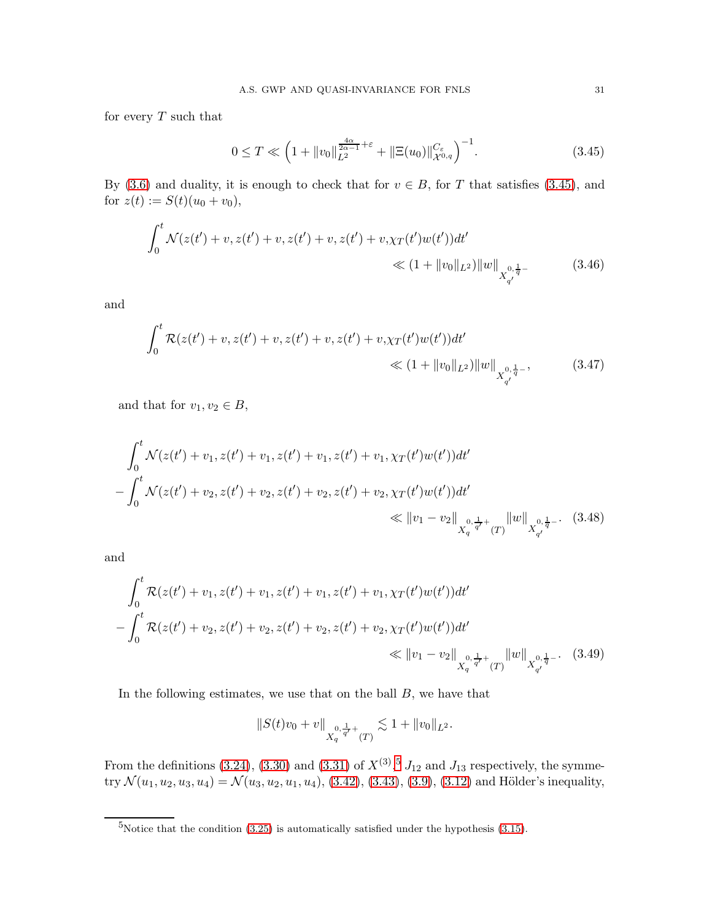for every $T$ such that

$$0 \le T \ll \Big(1 + \|v_0\|_{L^2}^{\frac{4\alpha}{2\alpha-1}+\varepsilon} + \|\Xi(u_0)\|_{\mathcal{X}^{0,q}}^{C_\varepsilon}\Big)^{-1}. \tag{3.45}$$

By (3.6) and duality, it is enough to check that for $v \in B$, for $T$ that satisfies (3.45), and for $z(t) := S(t)(u_0 + v_0)$,

$$\int_0^t \mathcal{N}(z(t') + v, z(t') + v, z(t') + v, z(t') + v, \chi_T(t')w(t'))dt' \ll (1 + \|v_0\|_{L^2})\|w\|_{X_{q'}^{0,\frac{1}{q}-}} \tag{3.46}$$

and

$$\int_0^t \mathcal{R}(z(t') + v, z(t') + v, z(t') + v, z(t') + v, \chi_T(t')w(t'))dt' \ll (1 + \|v_0\|_{L^2})\|w\|_{X_{q'}^{0,\frac{1}{q}-}}, \tag{3.47}$$

and that for $v_1, v_2 \in B$,

$$\begin{aligned}&\int_0^t \mathcal{N}(z(t') + v_1, z(t') + v_1, z(t') + v_1, z(t') + v_1, \chi_T(t')w(t'))dt' \\ &- \int_0^t \mathcal{N}(z(t') + v_2, z(t') + v_2, z(t') + v_2, z(t') + v_2, \chi_T(t')w(t'))dt' \\ &\qquad\qquad \ll \|v_1 - v_2\|_{X_q^{0,\frac{1}{q'}+}(T)}\|w\|_{X_{q'}^{0,\frac{1}{q}-}}.\end{aligned} \tag{3.48}$$

and

$$\begin{aligned}&\int_0^t \mathcal{R}(z(t') + v_1, z(t') + v_1, z(t') + v_1, z(t') + v_1, \chi_T(t')w(t'))dt' \\ &- \int_0^t \mathcal{R}(z(t') + v_2, z(t') + v_2, z(t') + v_2, z(t') + v_2, \chi_T(t')w(t'))dt' \\ &\qquad\qquad \ll \|v_1 - v_2\|_{X_q^{0,\frac{1}{q'}+}(T)}\|w\|_{X_{q'}^{0,\frac{1}{q}-}}.\end{aligned} \tag{3.49}$$

In the following estimates, we use that on the ball $B$, we have that

$$\|S(t)v_0 + v\|_{X_q^{0,\frac{1}{q'}+}(T)} \lesssim 1 + \|v_0\|_{L^2}.$$

From the definitions (3.24), (3.30) and (3.31) of $X^{(3)}$,[5] $J_{12}$ and $J_{13}$ respectively, the symmetry $\mathcal{N}(u_1, u_2, u_3, u_4) = \mathcal{N}(u_3, u_2, u_1, u_4)$, (3.42), (3.43), (3.9), (3.12) and Hölder's inequality,

[5] Notice that the condition (3.25) is automatically satisfied under the hypothesis (3.15).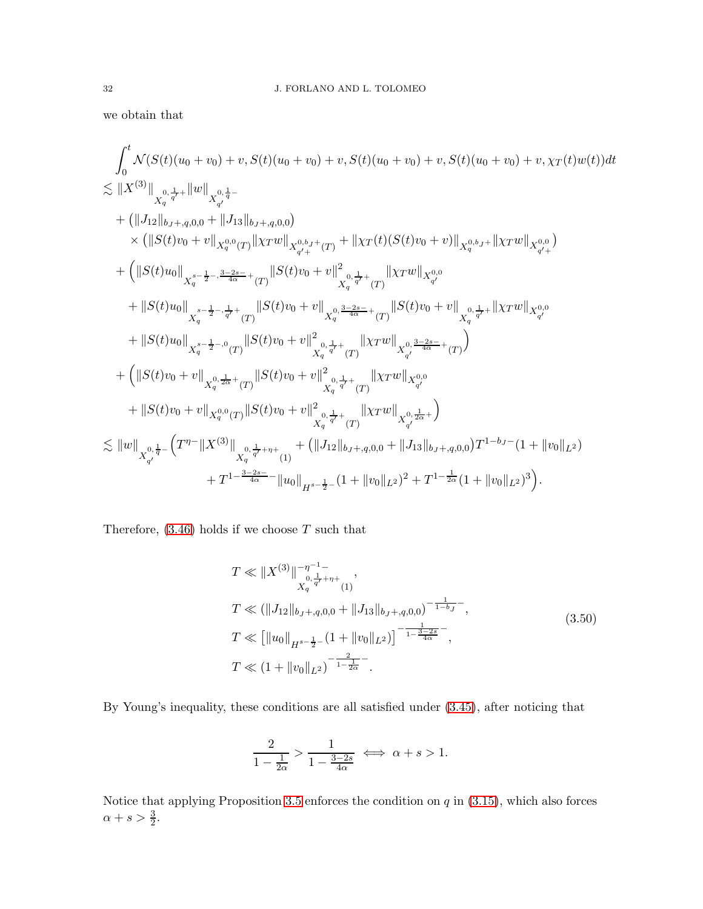we obtain that

$$
\begin{aligned}
&\int_0^t \mathcal{N}(S(t)(u_0+v_0)+v, S(t)(u_0+v_0)+v, S(t)(u_0+v_0)+v, S(t)(u_0+v_0)+v, \chi_T(t)w(t))dt \\
&\lesssim \|X^{(3)}\|_{X_q^{0,\frac{1}{q'}+}} \|w\|_{X_{q'}^{0,\frac{1}{q}-}} \\
&\quad + \big(\|J_{12}\|_{b_J+,q,0,0} + \|J_{13}\|_{b_J+,q,0,0}\big) \\
&\qquad \times \big(\|S(t)v_0+v\|_{X_q^{0,0}(T)} \|\chi_T w\|_{X_{q'+}^{0,b_J+}(T)} + \|\chi_T(t)(S(t)v_0+v)\|_{X_q^{0,b_J+}} \|\chi_T w\|_{X_{q'+}^{0,0}}\big) \\
&\quad + \Big( \|S(t)u_0\|_{X_q^{s-\frac{1}{2}-,\frac{3-2s-}{4\alpha}+}(T)} \|S(t)v_0+v\|^2_{X_q^{0,\frac{1}{q'}+}(T)} \|\chi_T w\|_{X_{q'}^{0,0}} \\
&\qquad + \|S(t)u_0\|_{X_q^{s-\frac{1}{2}-,\frac{1}{q'}+}(T)} \|S(t)v_0+v\|_{X_q^{0,\frac{3-2s-}{4\alpha}+}(T)} \|S(t)v_0+v\|_{X_q^{0,\frac{1}{q'}+}} \|\chi_T w\|_{X_{q'}^{0,0}} \\
&\qquad + \|S(t)u_0\|_{X_q^{s-\frac{1}{2}-,0}(T)} \|S(t)v_0+v\|^2_{X_q^{0,\frac{1}{q'}+}(T)} \|\chi_T w\|_{X_{q'}^{0,\frac{3-2s-}{4\alpha}+}(T)} \Big) \\
&\quad + \Big( \|S(t)v_0+v\|_{X_q^{0,\frac{1}{2\alpha}+}(T)} \|S(t)v_0+v\|^2_{X_q^{0,\frac{1}{q'}+}(T)} \|\chi_T w\|_{X_{q'}^{0,0}} \\
&\qquad + \|S(t)v_0+v\|_{X_q^{0,0}(T)} \|S(t)v_0+v\|^2_{X_q^{0,\frac{1}{q'}+}(T)} \|\chi_T w\|_{X_{q'}^{0,\frac{1}{2\alpha}+}} \Big) \\
&\lesssim \|w\|_{X_{q'}^{0,\frac{1}{q}-}} \Big( T^{\eta-} \|X^{(3)}\|_{X_q^{0,\frac{1}{q'}+\eta+}(1)} + \big(\|J_{12}\|_{b_J+,q,0,0} + \|J_{13}\|_{b_J+,q,0,0}\big) T^{1-b_J-}(1+\|v_0\|_{L^2}) \\
&\qquad + T^{1-\frac{3-2s-}{4\alpha}-} \|u_0\|_{H^{s-\frac{1}{2}-}} (1+\|v_0\|_{L^2})^2 + T^{1-\frac{1}{2\alpha}} (1+\|v_0\|_{L^2})^3 \Big).
\end{aligned}
$$

Therefore, (3.46) holds if we choose $T$ such that

$$
\begin{aligned}
&T \ll \|X^{(3)}\|^{-\eta^{-1}-}_{X_q^{0,\frac{1}{q'}+\eta+}(1)}, \\
&T \ll (\|J_{12}\|_{b_J+,q,0,0} + \|J_{13}\|_{b_J+,q,0,0})^{-\frac{1}{1-b_J}-}, \\
&T \ll \big[\|u_0\|_{H^{s-\frac{1}{2}-}} (1+\|v_0\|_{L^2})\big]^{-\frac{1}{1-\frac{3-2s}{4\alpha}}-}, \\
&T \ll (1+\|v_0\|_{L^2})^{-\frac{2}{1-\frac{1}{2\alpha}}-}.
\end{aligned}
\tag{3.50}
$$

By Young's inequality, these conditions are all satisfied under (3.45), after noticing that

$$
\frac{2}{1-\frac{1}{2\alpha}} > \frac{1}{1-\frac{3-2s}{4\alpha}} \iff \alpha + s > 1.
$$

Notice that applying Proposition 3.5 enforces the condition on $q$ in (3.15), which also forces $\alpha + s > \frac{3}{2}$.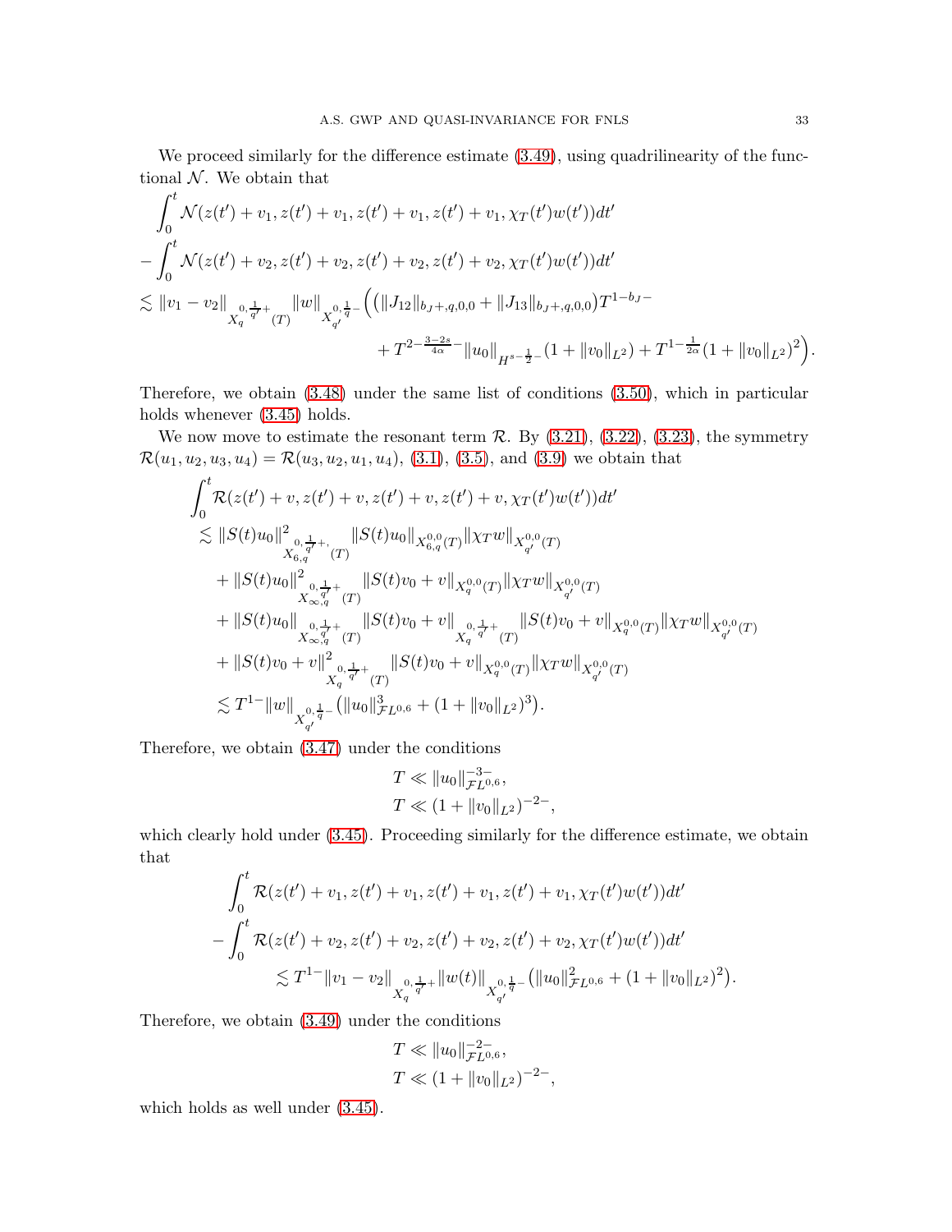We proceed similarly for the difference estimate (3.49), using quadrilinearity of the functional $\mathcal{N}$. We obtain that

$$
\begin{aligned}
&\int_0^t \mathcal{N}(z(t')+v_1, z(t')+v_1, z(t')+v_1, z(t')+v_1, \chi_T(t')w(t'))dt' \\
&-\int_0^t \mathcal{N}(z(t')+v_2, z(t')+v_2, z(t')+v_2, z(t')+v_2, \chi_T(t')w(t'))dt' \\
&\lesssim \|v_1-v_2\|_{X_q^{0,\frac{1}{q'}+}(T)} \|w\|_{X_{q'}^{0,\frac{1}{q}-}} \Big( (\|J_{12}\|_{b_J+,q,0,0} + \|J_{13}\|_{b_J+,q,0,0}) T^{1-b_J-} \\
&\qquad\qquad + T^{2-\frac{3-2s}{4\alpha}-} \|u_0\|_{H^{s-\frac{1}{2}-}} (1+\|v_0\|_{L^2}) + T^{1-\frac{1}{2\alpha}} (1+\|v_0\|_{L^2})^2 \Big).
\end{aligned}
$$

Therefore, we obtain (3.48) under the same list of conditions (3.50), which in particular holds whenever (3.45) holds.

We now move to estimate the resonant term $\mathcal{R}$. By (3.21), (3.22), (3.23), the symmetry $\mathcal{R}(u_1,u_2,u_3,u_4) = \mathcal{R}(u_3,u_2,u_1,u_4)$, (3.1), (3.5), and (3.9) we obtain that

$$
\begin{aligned}
&\int_0^t \mathcal{R}(z(t')+v, z(t')+v, z(t')+v, z(t')+v, \chi_T(t')w(t'))dt' \\
&\lesssim \|S(t)u_0\|^2_{X_{6,q}^{0,\frac{1}{q'}+,}(T)} \|S(t)u_0\|_{X_{6,q}^{0,0}(T)} \|\chi_T w\|_{X_{q'}^{0,0}(T)} \\
&\quad + \|S(t)u_0\|^2_{X_{\infty,q}^{0,\frac{1}{q'}+}(T)} \|S(t)v_0+v\|_{X_q^{0,0}(T)} \|\chi_T w\|_{X_{q'}^{0,0}(T)} \\
&\quad + \|S(t)u_0\|_{X_{\infty,q}^{0,\frac{1}{q'}+}(T)} \|S(t)v_0+v\|_{X_q^{0,\frac{1}{q'}+}(T)} \|S(t)v_0+v\|_{X_q^{0,0}(T)} \|\chi_T w\|_{X_{q'}^{0,0}(T)} \\
&\quad + \|S(t)v_0+v\|^2_{X_q^{0,\frac{1}{q'}+}(T)} \|S(t)v_0+v\|_{X_q^{0,0}(T)} \|\chi_T w\|_{X_{q'}^{0,0}(T)} \\
&\lesssim T^{1-} \|w\|_{X_{q'}^{0,\frac{1}{q}-}} \big( \|u_0\|^3_{\mathcal{F}L^{0,6}} + (1+\|v_0\|_{L^2})^3 \big).
\end{aligned}
$$

Therefore, we obtain (3.47) under the conditions

$$
\begin{aligned}
T &\ll \|u_0\|^{-3-}_{\mathcal{F}L^{0,6}}, \\
T &\ll (1+\|v_0\|_{L^2})^{-2-},
\end{aligned}
$$

which clearly hold under (3.45). Proceeding similarly for the difference estimate, we obtain that

$$
\begin{aligned}
&\int_0^t \mathcal{R}(z(t')+v_1, z(t')+v_1, z(t')+v_1, z(t')+v_1, \chi_T(t')w(t'))dt' \\
&-\int_0^t \mathcal{R}(z(t')+v_2, z(t')+v_2, z(t')+v_2, z(t')+v_2, \chi_T(t')w(t'))dt' \\
&\qquad \lesssim T^{1-} \|v_1-v_2\|_{X_q^{0,\frac{1}{q'}+}} \|w(t)\|_{X_{q'}^{0,\frac{1}{q}-}} \big( \|u_0\|^2_{\mathcal{F}L^{0,6}} + (1+\|v_0\|_{L^2})^2 \big).
\end{aligned}
$$

Therefore, we obtain (3.49) under the conditions

$$
\begin{aligned}
T &\ll \|u_0\|^{-2-}_{\mathcal{F}L^{0,6}}, \\
T &\ll (1+\|v_0\|_{L^2})^{-2-},
\end{aligned}
$$

which holds as well under (3.45).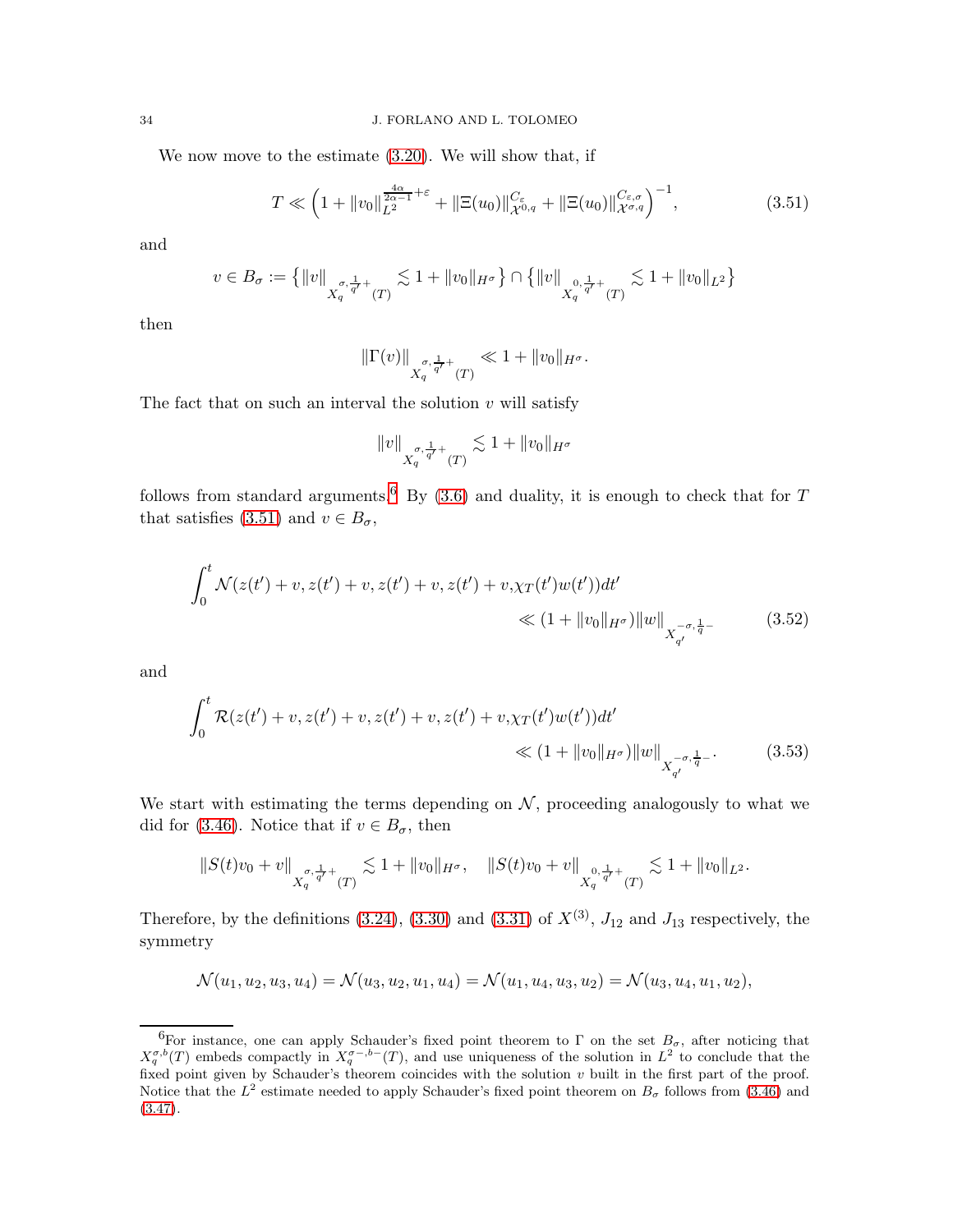We now move to the estimate (3.20). We will show that, if

$$
T \ll \left(1 + \|v_0\|_{L^2}^{\frac{4\alpha}{2\alpha-1}+\varepsilon} + \|\Xi(u_0)\|_{\mathcal{X}^{0,q}}^{C_\varepsilon} + \|\Xi(u_0)\|_{\mathcal{X}^{\sigma,q}}^{C_{\varepsilon,\sigma}}\right)^{-1}, \tag{3.51}
$$

and

$$
v \in B_\sigma := \big\{\|v\|_{X_q^{\sigma,\frac{1}{q'}+}(T)} \lesssim 1 + \|v_0\|_{H^\sigma}\big\} \cap \big\{\|v\|_{X_q^{0,\frac{1}{q'}+}(T)} \lesssim 1 + \|v_0\|_{L^2}\big\}
$$

then

$$
\|\Gamma(v)\|_{X_q^{\sigma,\frac{1}{q'}+}(T)} \ll 1 + \|v_0\|_{H^\sigma}.
$$

The fact that on such an interval the solution $v$ will satisfy

$$
\|v\|_{X_q^{\sigma,\frac{1}{q'}+}(T)} \lesssim 1 + \|v_0\|_{H^\sigma}
$$

follows from standard arguments.[6] By (3.6) and duality, it is enough to check that for $T$ that satisfies (3.51) and $v \in B_\sigma$,

$$
\begin{aligned}
\int_0^t \mathcal{N}(z(t')+v, z(t')+v, z(t')+v, z(t')+v, \chi_T(t')w(t'))dt'& \\
\ll (1+\|v_0\|_{H^\sigma})\|w\|_{X_{q'}^{-\sigma,\frac{1}{q}-}}&
\end{aligned}
\tag{3.52}
$$

and

$$
\begin{aligned}
\int_0^t \mathcal{R}(z(t')+v, z(t')+v, z(t')+v, z(t')+v, \chi_T(t')w(t'))dt'& \\
\ll (1+\|v_0\|_{H^\sigma})\|w\|_{X_{q'}^{-\sigma,\frac{1}{q}-}}.&
\end{aligned}
\tag{3.53}
$$

We start with estimating the terms depending on $\mathcal{N}$, proceeding analogously to what we did for (3.46). Notice that if $v \in B_\sigma$, then

$$
\|S(t)v_0 + v\|_{X_q^{\sigma,\frac{1}{q'}+}(T)} \lesssim 1 + \|v_0\|_{H^\sigma}, \quad \|S(t)v_0 + v\|_{X_q^{0,\frac{1}{q'}+}(T)} \lesssim 1 + \|v_0\|_{L^2}.
$$

Therefore, by the definitions (3.24), (3.30) and (3.31) of $X^{(3)}$, $J_{12}$ and $J_{13}$ respectively, the symmetry

$$
\mathcal{N}(u_1, u_2, u_3, u_4) = \mathcal{N}(u_3, u_2, u_1, u_4) = \mathcal{N}(u_1, u_4, u_3, u_2) = \mathcal{N}(u_3, u_4, u_1, u_2),
$$

[6] For instance, one can apply Schauder's fixed point theorem to $\Gamma$ on the set $B_\sigma$, after noticing that $X_q^{\sigma,b}(T)$ embeds compactly in $X_q^{\sigma-,b-}(T)$, and use uniqueness of the solution in $L^2$ to conclude that the fixed point given by Schauder's theorem coincides with the solution $v$ built in the first part of the proof. Notice that the $L^2$ estimate needed to apply Schauder's fixed point theorem on $B_\sigma$ follows from (3.46) and (3.47).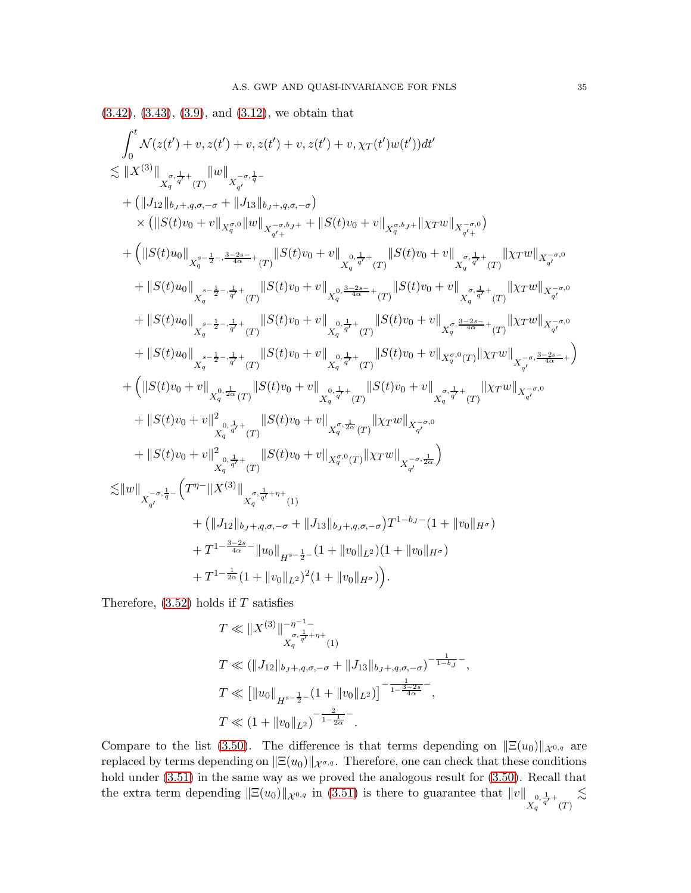(3.42), (3.43), (3.9), and (3.12), we obtain that

$$
\begin{aligned}
&\int_0^t \mathcal{N}(z(t')+v, z(t')+v, z(t')+v, z(t')+v, \chi_T(t')w(t'))dt' \\
&\lesssim \|X^{(3)}\|_{X_q^{\sigma,\frac{1}{q'}+}(T)} \|w\|_{X_{q'}^{-\sigma,\frac{1}{q}-}} \\
&\quad + \big(\|J_{12}\|_{b_J+,q,\sigma,-\sigma} + \|J_{13}\|_{b_J+,q,\sigma,-\sigma}\big) \\
&\qquad \times \big(\|S(t)v_0+v\|_{X_q^{\sigma,0}} \|w\|_{X_{q'+}^{-\sigma,b_J+}} + \|S(t)v_0+v\|_{X_q^{\sigma,b_J+}} \|\chi_T w\|_{X_{q'+}^{-\sigma,0}}\big) \\
&\quad + \Big(\|S(t)u_0\|_{X_q^{s-\frac12-,\frac{3-2s-}{4\alpha}+}(T)} \|S(t)v_0+v\|_{X_q^{0,\frac{1}{q'}+}(T)} \|S(t)v_0+v\|_{X_q^{\sigma,\frac{1}{q'}+}(T)} \|\chi_T w\|_{X_{q'}^{-\sigma,0}} \\
&\quad + \|S(t)u_0\|_{X_q^{s-\frac12-,\frac{1}{q'}+}(T)} \|S(t)v_0+v\|_{X_q^{0,\frac{3-2s-}{4\alpha}+}(T)} \|S(t)v_0+v\|_{X_q^{\sigma,\frac{1}{q'}+}(T)} \|\chi_T w\|_{X_{q'}^{-\sigma,0}} \\
&\quad + \|S(t)u_0\|_{X_q^{s-\frac12-,\frac{1}{q'}+}(T)} \|S(t)v_0+v\|_{X_q^{0,\frac{1}{q'}+}(T)} \|S(t)v_0+v\|_{X_q^{\sigma,\frac{3-2s-}{4\alpha}+}(T)} \|\chi_T w\|_{X_{q'}^{-\sigma,0}} \\
&\quad + \|S(t)u_0\|_{X_q^{s-\frac12-,\frac{1}{q'}+}(T)} \|S(t)v_0+v\|_{X_q^{0,\frac{1}{q'}+}(T)} \|S(t)v_0+v\|_{X_q^{\sigma,0}(T)} \|\chi_T w\|_{X_{q'}^{-\sigma,\frac{3-2s-}{4\alpha}+}}\Big) \\
&\quad + \Big(\|S(t)v_0+v\|_{X_q^{0,\frac{1}{2\alpha}}(T)} \|S(t)v_0+v\|_{X_q^{0,\frac{1}{q'}+}(T)} \|S(t)v_0+v\|_{X_q^{\sigma,\frac{1}{q'}+}(T)} \|\chi_T w\|_{X_{q'}^{-\sigma,0}} \\
&\quad + \|S(t)v_0+v\|^2_{X_q^{0,\frac{1}{q'}+}(T)} \|S(t)v_0+v\|_{X_q^{\sigma,\frac{1}{2\alpha}}(T)} \|\chi_T w\|_{X_{q'}^{-\sigma,0}} \\
&\quad + \|S(t)v_0+v\|^2_{X_q^{0,\frac{1}{q'}+}(T)} \|S(t)v_0+v\|_{X_q^{\sigma,0}(T)} \|\chi_T w\|_{X_{q'}^{-\sigma,\frac{1}{2\alpha}}}\Big) \\
&\lesssim \|w\|_{X_{q'}^{-\sigma,\frac1q-}} \Big(T^{\eta-}\|X^{(3)}\|_{X_q^{\sigma,\frac{1}{q'}+\eta+}(1)} \\
&\qquad + \big(\|J_{12}\|_{b_J+,q,\sigma,-\sigma} + \|J_{13}\|_{b_J+,q,\sigma,-\sigma}\big) T^{1-b_J-}(1+\|v_0\|_{H^\sigma}) \\
&\qquad + T^{1-\frac{3-2s}{4\alpha}-}\|u_0\|_{H^{s-\frac12-}}(1+\|v_0\|_{L^2})(1+\|v_0\|_{H^\sigma}) \\
&\qquad + T^{1-\frac{1}{2\alpha}}(1+\|v_0\|_{L^2})^2(1+\|v_0\|_{H^\sigma})\Big).
\end{aligned}
$$

Therefore, (3.52) holds if $T$ satisfies

$$
\begin{aligned}
&T \ll \|X^{(3)}\|^{-\eta^{-1}-}_{X_q^{\sigma,\frac{1}{q'}+\eta+}(1)} \\
&T \ll (\|J_{12}\|_{b_J+,q,\sigma,-\sigma} + \|J_{13}\|_{b_J+,q,\sigma,-\sigma})^{-\frac{1}{1-b_J}-}, \\
&T \ll \big[\|u_0\|_{H^{s-\frac12-}}(1+\|v_0\|_{L^2})\big]^{-\frac{1}{1-\frac{3-2s}{4\alpha}}-}, \\
&T \ll (1+\|v_0\|_{L^2})^{-\frac{2}{1-\frac{1}{2\alpha}}-}.
\end{aligned}
$$

Compare to the list (3.50). The difference is that terms depending on $\|\Xi(u_0)\|_{\mathcal{X}^{0,q}}$ are replaced by terms depending on $\|\Xi(u_0)\|_{\mathcal{X}^{\sigma,q}}$. Therefore, one can check that these conditions hold under (3.51) in the same way as we proved the analogous result for (3.50). Recall that the extra term depending $\|\Xi(u_0)\|_{\mathcal{X}^{0,q}}$ in (3.51) is there to guarantee that $\|v\|_{X_q^{0,\frac{1}{q'}+}(T)} \lesssim$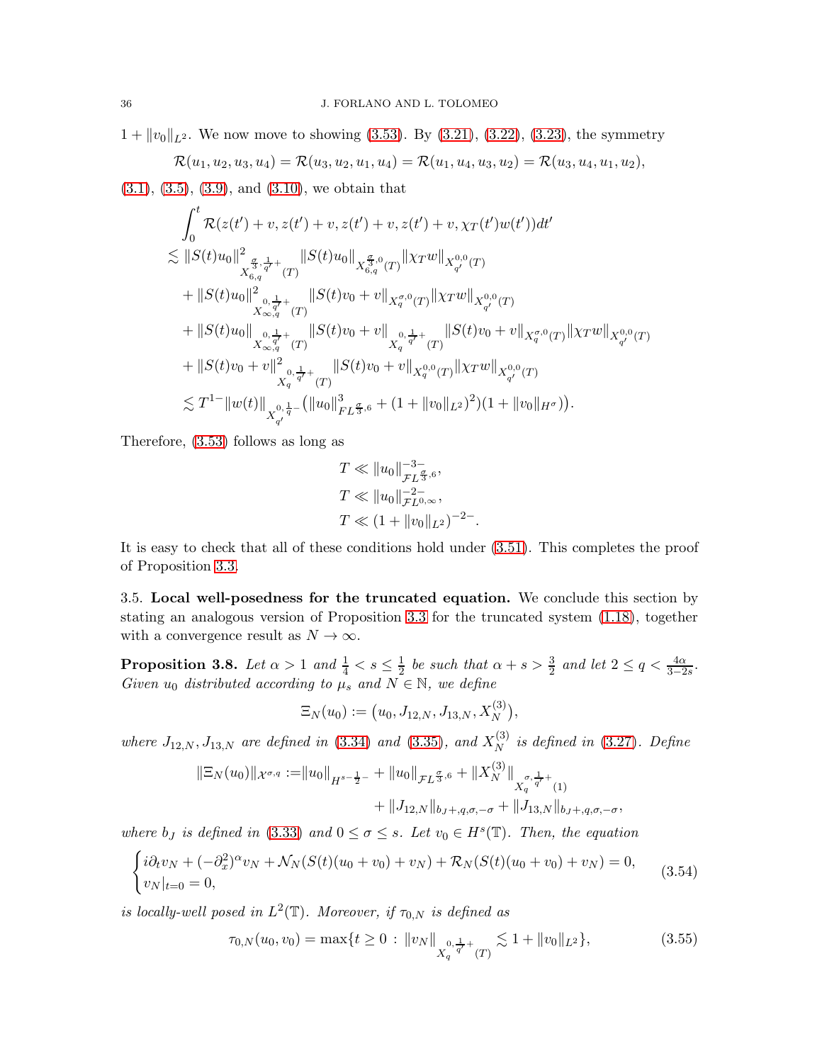$1 + \|v_0\|_{L^2}$. We now move to showing (3.53). By (3.21), (3.22), (3.23), the symmetry

$$\mathcal{R}(u_1, u_2, u_3, u_4) = \mathcal{R}(u_3, u_2, u_1, u_4) = \mathcal{R}(u_1, u_4, u_3, u_2) = \mathcal{R}(u_3, u_4, u_1, u_2),$$

(3.1), (3.5), (3.9), and (3.10), we obtain that

$$
\begin{aligned}
&\int_0^t \mathcal{R}(z(t') + v, z(t') + v, z(t') + v, z(t') + v, \chi_T(t') w(t')) dt' \\
&\lesssim \|S(t)u_0\|^2_{X^{\frac{\sigma}{3}, \frac{1}{q'}+}_{6,q}(T)} \|S(t)u_0\|_{X^{\frac{\sigma}{3},0}_{6,q}(T)} \|\chi_T w\|_{X^{0,0}_{q'}(T)} \\
&\quad + \|S(t)u_0\|^2_{X^{0,\frac{1}{q'}+}_{\infty,q}(T)} \|S(t)v_0 + v\|_{X^{\sigma,0}_q(T)} \|\chi_T w\|_{X^{0,0}_{q'}(T)} \\
&\quad + \|S(t)u_0\|_{X^{0,\frac{1}{q'}+}_{\infty,q}(T)} \|S(t)v_0 + v\|_{X^{0,\frac{1}{q'}+}_{q}(T)} \|S(t)v_0 + v\|_{X^{\sigma,0}_q(T)} \|\chi_T w\|_{X^{0,0}_{q'}(T)} \\
&\quad + \|S(t)v_0 + v\|^2_{X^{0,\frac{1}{q'}+}_{q}(T)} \|S(t)v_0 + v\|_{X^{0,0}_q(T)} \|\chi_T w\|_{X^{0,0}_{q'}(T)} \\
&\lesssim T^{1-} \|w(t)\|_{X^{0,\frac{1}{q}-}_{q'}} \big( \|u_0\|^3_{FL^{\frac{\sigma}{3},6}} + (1 + \|v_0\|_{L^2})^2)(1 + \|v_0\|_{H^\sigma}) \big).
\end{aligned}
$$

Therefore, (3.53) follows as long as

$$
\begin{aligned}
T &\ll \|u_0\|^{-3-}_{\mathcal{F}L^{\frac{\sigma}{3},6}}, \\
T &\ll \|u_0\|^{-2-}_{\mathcal{F}L^{0,\infty}}, \\
T &\ll (1 + \|v_0\|_{L^2})^{-2-}.
\end{aligned}
$$

It is easy to check that all of these conditions hold under (3.51). This completes the proof of Proposition 3.3.

3.5. **Local well-posedness for the truncated equation.** We conclude this section by stating an analogous version of Proposition 3.3 for the truncated system (1.18), together with a convergence result as $N \to \infty$.

**Proposition 3.8.** *Let $\alpha > 1$ and $\frac{1}{4} < s \le \frac{1}{2}$ be such that $\alpha + s > \frac{3}{2}$ and let $2 \le q < \frac{4\alpha}{3-2s}$. Given $u_0$ distributed according to $\mu_s$ and $N \in \mathbb{N}$, we define*

$$\Xi_N(u_0) := \big(u_0, J_{12,N}, J_{13,N}, X^{(3)}_N\big),$$

*where $J_{12,N}, J_{13,N}$ are defined in (3.34) and (3.35), and $X^{(3)}_N$ is defined in (3.27). Define*

$$
\begin{aligned}
\|\Xi_N(u_0)\|_{\mathcal{X}^{\sigma,q}} :=& \|u_0\|_{H^{s-\frac{1}{2}-}} + \|u_0\|_{\mathcal{F}L^{\frac{\sigma}{3},6}} + \|X^{(3)}_N\|_{X^{\sigma,\frac{1}{q'}+}_q(1)} \\
&+ \|J_{12,N}\|_{b_J+,q,\sigma,-\sigma} + \|J_{13,N}\|_{b_J+,q,\sigma,-\sigma},
\end{aligned}
$$

*where $b_J$ is defined in (3.33) and $0 \le \sigma \le s$. Let $v_0 \in H^s(\mathbb{T})$. Then, the equation*

$$
\begin{cases}
i\partial_t v_N + (-\partial_x^2)^\alpha v_N + \mathcal{N}_N(S(t)(u_0 + v_0) + v_N) + \mathcal{R}_N(S(t)(u_0 + v_0) + v_N) = 0, \\
v_N|_{t=0} = 0,
\end{cases}
\tag{3.54}
$$

*is locally-well posed in $L^2(\mathbb{T})$. Moreover, if $\tau_{0,N}$ is defined as*

$$\tau_{0,N}(u_0, v_0) = \max\{t \ge 0 : \|v_N\|_{X^{0,\frac{1}{q'}+}_q(T)} \lesssim 1 + \|v_0\|_{L^2}\}, \tag{3.55}$$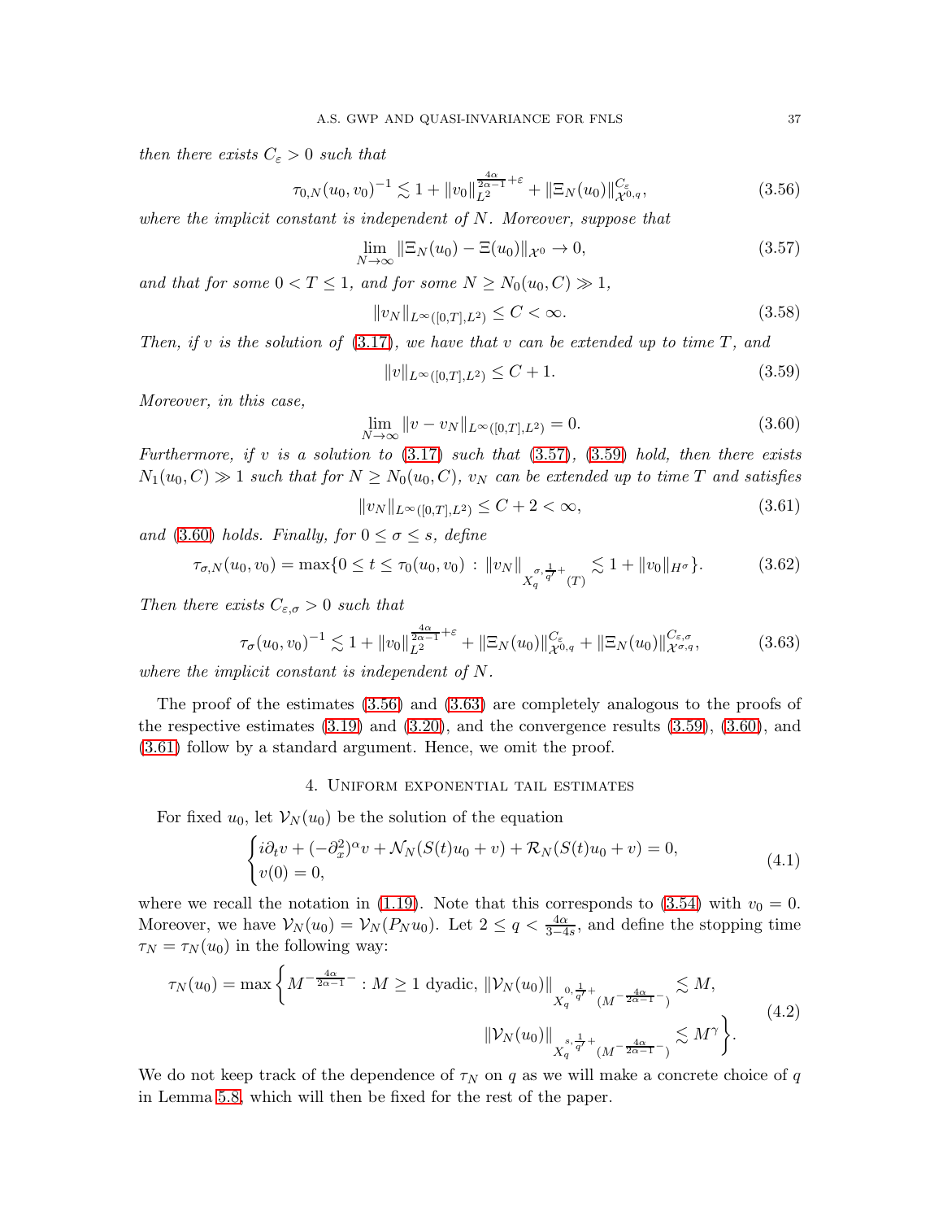*then there exists $C_\varepsilon > 0$ such that*

$$\tau_{0,N}(u_0, v_0)^{-1} \lesssim 1 + \|v_0\|_{L^2}^{\frac{4\alpha}{2\alpha-1}+\varepsilon} + \|\Xi_N(u_0)\|_{\mathcal{X}^{0,q}}^{C_\varepsilon}, \tag{3.56}$$

*where the implicit constant is independent of $N$. Moreover, suppose that*

$$\lim_{N\to\infty} \|\Xi_N(u_0) - \Xi(u_0)\|_{\mathcal{X}^0} \to 0, \tag{3.57}$$

*and that for some $0 < T \leq 1$, and for some $N \geq N_0(u_0, C) \gg 1$,*

$$\|v_N\|_{L^\infty([0,T],L^2)} \leq C < \infty. \tag{3.58}$$

*Then, if $v$ is the solution of (3.17), we have that $v$ can be extended up to time $T$, and*

$$\|v\|_{L^\infty([0,T],L^2)} \leq C + 1. \tag{3.59}$$

*Moreover, in this case,*

$$\lim_{N\to\infty} \|v - v_N\|_{L^\infty([0,T],L^2)} = 0. \tag{3.60}$$

*Furthermore, if $v$ is a solution to (3.17) such that (3.57), (3.59) hold, then there exists $N_1(u_0, C) \gg 1$ such that for $N \geq N_0(u_0, C)$, $v_N$ can be extended up to time $T$ and satisfies*

$$\|v_N\|_{L^\infty([0,T],L^2)} \leq C + 2 < \infty, \tag{3.61}$$

*and (3.60) holds. Finally, for $0 \leq \sigma \leq s$, define*

$$\tau_{\sigma,N}(u_0, v_0) = \max\{0 \leq t \leq \tau_0(u_0, v_0) : \|v_N\|_{X_q^{\sigma,\frac{1}{q'}+}(T)} \lesssim 1 + \|v_0\|_{H^\sigma}\}. \tag{3.62}$$

*Then there exists $C_{\varepsilon,\sigma} > 0$ such that*

$$\tau_\sigma(u_0, v_0)^{-1} \lesssim 1 + \|v_0\|_{L^2}^{\frac{4\alpha}{2\alpha-1}+\varepsilon} + \|\Xi_N(u_0)\|_{\mathcal{X}^{0,q}}^{C_\varepsilon} + \|\Xi_N(u_0)\|_{\mathcal{X}^{\sigma,q}}^{C_{\varepsilon,\sigma}}, \tag{3.63}$$

*where the implicit constant is independent of $N$.*

The proof of the estimates (3.56) and (3.63) are completely analogous to the proofs of the respective estimates (3.19) and (3.20), and the convergence results (3.59), (3.60), and (3.61) follow by a standard argument. Hence, we omit the proof.

## 4. Uniform exponential tail estimates

For fixed $u_0$, let $\mathcal{V}_N(u_0)$ be the solution of the equation

$$\begin{cases} i\partial_t v + (-\partial_x^2)^\alpha v + \mathcal{N}_N(S(t)u_0 + v) + \mathcal{R}_N(S(t)u_0 + v) = 0, \\ v(0) = 0, \end{cases} \tag{4.1}$$

where we recall the notation in (1.19). Note that this corresponds to (3.54) with $v_0 = 0$. Moreover, we have $\mathcal{V}_N(u_0) = \mathcal{V}_N(P_N u_0)$. Let $2 \leq q < \frac{4\alpha}{3-4s}$, and define the stopping time $\tau_N = \tau_N(u_0)$ in the following way:

$$\begin{aligned} \tau_N(u_0) = \max\Big\{ M^{-\frac{4\alpha}{2\alpha-1}-} : M \geq 1 \text{ dyadic}, \|\mathcal{V}_N(u_0)\|_{X_q^{0,\frac{1}{q'}+}(M^{-\frac{4\alpha}{2\alpha-1}-})} \lesssim M, \\ \|\mathcal{V}_N(u_0)\|_{X_q^{s,\frac{1}{q'}+}(M^{-\frac{4\alpha}{2\alpha-1}-})} \lesssim M^\gamma \Big\}. \end{aligned} \tag{4.2}$$

We do not keep track of the dependence of $\tau_N$ on $q$ as we will make a concrete choice of $q$ in Lemma 5.8, which will then be fixed for the rest of the paper.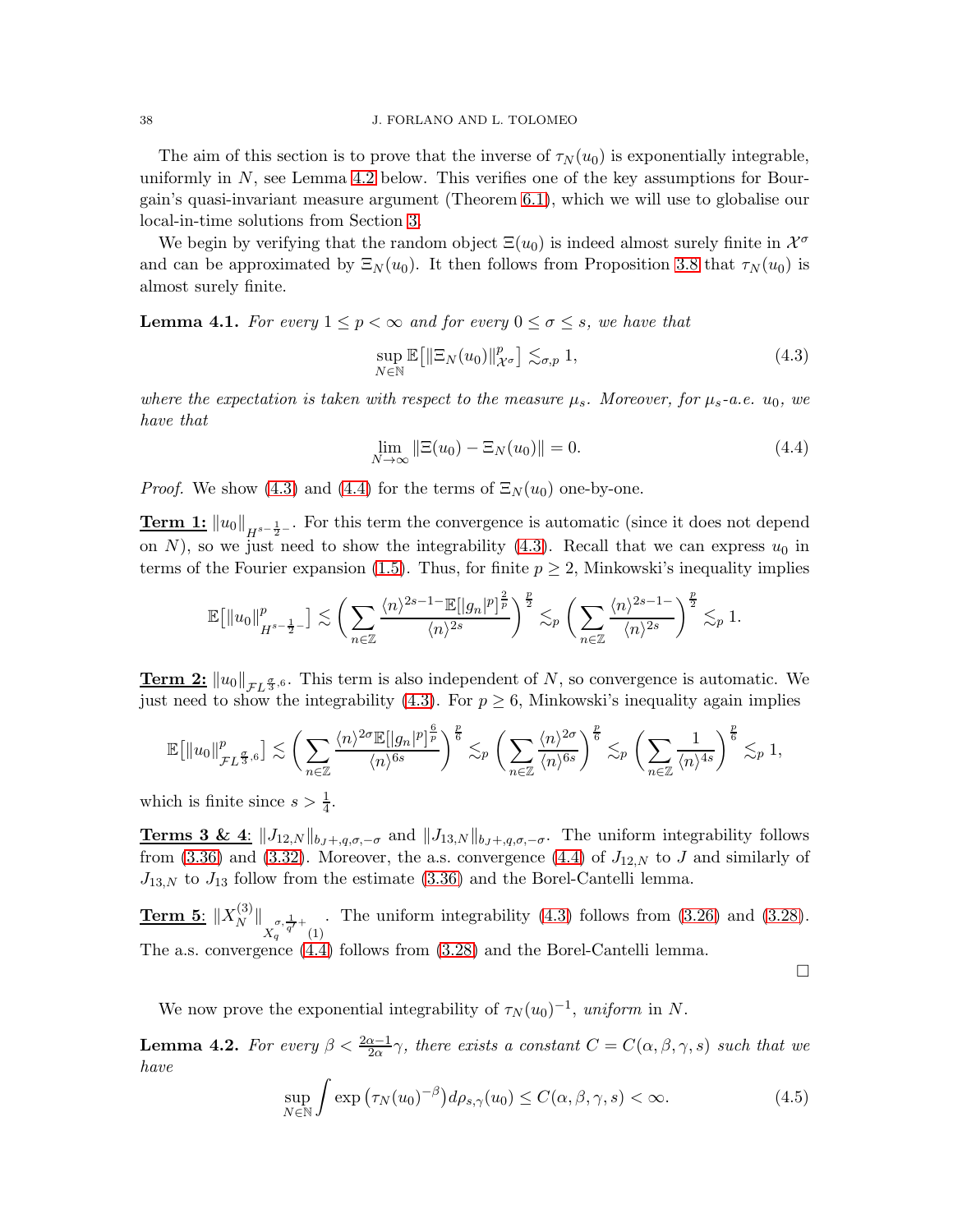The aim of this section is to prove that the inverse of $\tau_N(u_0)$ is exponentially integrable, uniformly in $N$, see Lemma 4.2 below. This verifies one of the key assumptions for Bourgain's quasi-invariant measure argument (Theorem 6.1), which we will use to globalise our local-in-time solutions from Section 3.

We begin by verifying that the random object $\Xi(u_0)$ is indeed almost surely finite in $\mathcal{X}^\sigma$ and can be approximated by $\Xi_N(u_0)$. It then follows from Proposition 3.8 that $\tau_N(u_0)$ is almost surely finite.

**Lemma 4.1.** *For every $1 \le p < \infty$ and for every $0 \le \sigma \le s$, we have that*

$$\sup_{N\in\mathbb{N}} \mathbb{E}\big[\|\Xi_N(u_0)\|^p_{\mathcal{X}^\sigma}\big] \lesssim_{\sigma,p} 1, \tag{4.3}$$

*where the expectation is taken with respect to the measure $\mu_s$. Moreover, for $\mu_s$-a.e. $u_0$, we have that*

$$\lim_{N\to\infty} \|\Xi(u_0) - \Xi_N(u_0)\| = 0. \tag{4.4}$$

*Proof.* We show (4.3) and (4.4) for the terms of $\Xi_N(u_0)$ one-by-one.

**Term 1:** $\|u_0\|_{H^{s-\frac{1}{2}-}}$. For this term the convergence is automatic (since it does not depend on $N$), so we just need to show the integrability (4.3). Recall that we can express $u_0$ in terms of the Fourier expansion (1.5). Thus, for finite $p \ge 2$, Minkowski's inequality implies

$$\mathbb{E}\big[\|u_0\|^p_{H^{s-\frac{1}{2}-}}\big] \lesssim \bigg(\sum_{n\in\mathbb{Z}} \frac{\langle n\rangle^{2s-1-}\mathbb{E}[|g_n|^p]^{\frac{2}{p}}}{\langle n\rangle^{2s}}\bigg)^{\frac{p}{2}} \lesssim_p \bigg(\sum_{n\in\mathbb{Z}} \frac{\langle n\rangle^{2s-1-}}{\langle n\rangle^{2s}}\bigg)^{\frac{p}{2}} \lesssim_p 1.$$

**Term 2:** $\|u_0\|_{\mathcal{F}L^{\frac{\sigma}{3},6}}$. This term is also independent of $N$, so convergence is automatic. We just need to show the integrability (4.3). For $p \ge 6$, Minkowski's inequality again implies

$$\mathbb{E}\big[\|u_0\|^p_{\mathcal{F}L^{\frac{\sigma}{3},6}}\big] \lesssim \bigg(\sum_{n\in\mathbb{Z}} \frac{\langle n\rangle^{2\sigma}\mathbb{E}[|g_n|^p]^{\frac{6}{p}}}{\langle n\rangle^{6s}}\bigg)^{\frac{p}{6}} \lesssim_p \bigg(\sum_{n\in\mathbb{Z}} \frac{\langle n\rangle^{2\sigma}}{\langle n\rangle^{6s}}\bigg)^{\frac{p}{6}} \lesssim_p \bigg(\sum_{n\in\mathbb{Z}} \frac{1}{\langle n\rangle^{4s}}\bigg)^{\frac{p}{6}} \lesssim_p 1,$$

which is finite since $s > \frac{1}{4}$.

**Terms 3 & 4**: $\|J_{12,N}\|_{b_J+,q,\sigma,-\sigma}$ and $\|J_{13,N}\|_{b_J+,q,\sigma,-\sigma}$. The uniform integrability follows from (3.36) and (3.32). Moreover, the a.s. convergence (4.4) of $J_{12,N}$ to $J$ and similarly of $J_{13,N}$ to $J_{13}$ follow from the estimate (3.36) and the Borel-Cantelli lemma.

**Term 5**: $\|X_N^{(3)}\|_{X_q^{\sigma,\frac{1}{q'}+}_{(1)}}$. The uniform integrability (4.3) follows from (3.26) and (3.28). The a.s. convergence (4.4) follows from (3.28) and the Borel-Cantelli lemma.

$\square$

We now prove the exponential integrability of $\tau_N(u_0)^{-1}$, *uniform* in $N$.

**Lemma 4.2.** *For every $\beta < \frac{2\alpha-1}{2\alpha}\gamma$, there exists a constant $C = C(\alpha,\beta,\gamma,s)$ such that we have*

$$\sup_{N\in\mathbb{N}} \int \exp\big(\tau_N(u_0)^{-\beta}\big) d\rho_{s,\gamma}(u_0) \le C(\alpha,\beta,\gamma,s) < \infty. \tag{4.5}$$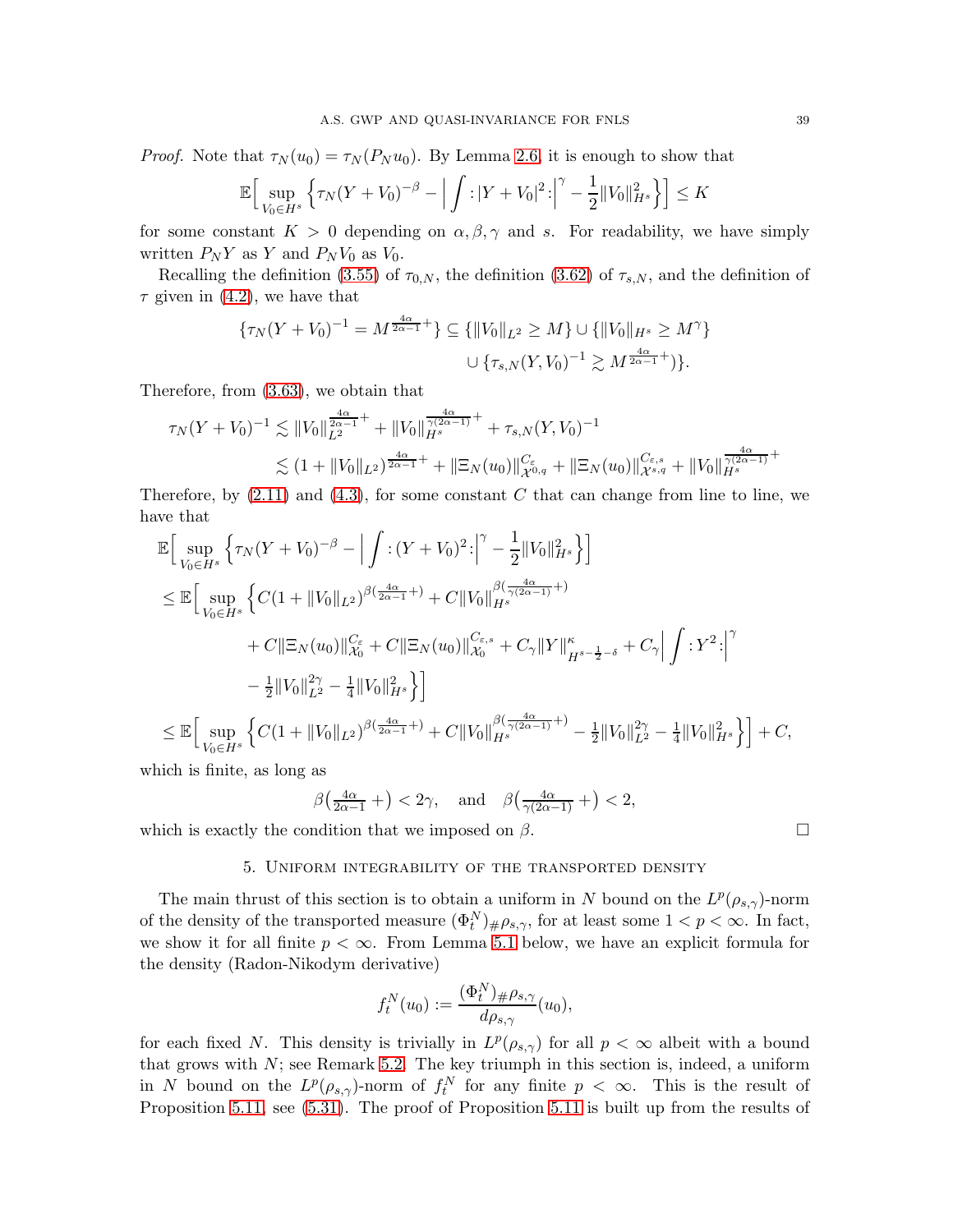*Proof.* Note that $\tau_N(u_0) = \tau_N(P_N u_0)$. By Lemma 2.6, it is enough to show that

$$\mathbb{E}\Big[\sup_{V_0 \in H^s} \Big\{\tau_N(Y+V_0)^{-\beta} - \Big|\int :|Y+V_0|^2:\Big|^\gamma - \frac{1}{2}\|V_0\|_{H^s}^2\Big\}\Big] \le K$$

for some constant $K > 0$ depending on $\alpha, \beta, \gamma$ and $s$. For readability, we have simply written $P_N Y$ as $Y$ and $P_N V_0$ as $V_0$.

Recalling the definition (3.55) of $\tau_{0,N}$, the definition (3.62) of $\tau_{s,N}$, and the definition of $\tau$ given in (4.2), we have that

$$\begin{aligned}\{\tau_N(Y+V_0)^{-1} = M^{\frac{4\alpha}{2\alpha-1}+}\} \subseteq \{\|V_0\|_{L^2} \ge M\} \cup \{\|V_0\|_{H^s} \ge M^\gamma\} \\ \cup \{\tau_{s,N}(Y,V_0)^{-1} \gtrsim M^{\frac{4\alpha}{2\alpha-1}+})\}.\end{aligned}$$

Therefore, from (3.63), we obtain that

$$\begin{aligned}\tau_N(Y+V_0)^{-1} &\lesssim \|V_0\|_{L^2}^{\frac{4\alpha}{2\alpha-1}+} + \|V_0\|_{H^s}^{\frac{4\alpha}{\gamma(2\alpha-1)}+} + \tau_{s,N}(Y,V_0)^{-1} \\ &\lesssim (1+\|V_0\|_{L^2})^{\frac{4\alpha}{2\alpha-1}+} + \|\Xi_N(u_0)\|_{\mathcal{X}^{0,q}}^{C_\varepsilon} + \|\Xi_N(u_0)\|_{\mathcal{X}^{s,q}}^{C_{\varepsilon,s}} + \|V_0\|_{H^s}^{\frac{4\alpha}{\gamma(2\alpha-1)}+}\end{aligned}$$

Therefore, by (2.11) and (4.3), for some constant $C$ that can change from line to line, we have that

$$\begin{aligned}&\mathbb{E}\Big[\sup_{V_0 \in H^s} \Big\{\tau_N(Y+V_0)^{-\beta} - \Big|\int :(Y+V_0)^2:\Big|^\gamma - \frac{1}{2}\|V_0\|_{H^s}^2\Big\}\Big] \\ &\le \mathbb{E}\Big[\sup_{V_0 \in H^s} \Big\{C(1+\|V_0\|_{L^2})^{\beta(\frac{4\alpha}{2\alpha-1}+)} + C\|V_0\|_{H^s}^{\beta(\frac{4\alpha}{\gamma(2\alpha-1)}+)} \\ &\qquad + C\|\Xi_N(u_0)\|_{\mathcal{X}_0}^{C_\varepsilon} + C\|\Xi_N(u_0)\|_{\mathcal{X}_0}^{C_{\varepsilon,s}} + C_\gamma\|Y\|_{H^{s-\frac{1}{2}-\delta}}^\kappa + C_\gamma\Big|\int :Y^2:\Big|^\gamma \\ &\qquad - \tfrac{1}{2}\|V_0\|_{L^2}^{2\gamma} - \tfrac{1}{4}\|V_0\|_{H^s}^2\Big\}\Big] \\ &\le \mathbb{E}\Big[\sup_{V_0 \in H^s} \Big\{C(1+\|V_0\|_{L^2})^{\beta(\frac{4\alpha}{2\alpha-1}+)} + C\|V_0\|_{H^s}^{\beta(\frac{4\alpha}{\gamma(2\alpha-1)}+)} - \tfrac{1}{2}\|V_0\|_{L^2}^{2\gamma} - \tfrac{1}{4}\|V_0\|_{H^s}^2\Big\}\Big] + C,\end{aligned}$$

which is finite, as long as

$$\beta\big(\tfrac{4\alpha}{2\alpha-1}+\big) < 2\gamma, \quad \text{and} \quad \beta\big(\tfrac{4\alpha}{\gamma(2\alpha-1)}+\big) < 2,$$

which is exactly the condition that we imposed on $\beta$. $\square$

## 5. Uniform integrability of the transported density

The main thrust of this section is to obtain a uniform in $N$ bound on the $L^p(\rho_{s,\gamma})$-norm of the density of the transported measure $(\Phi_t^N)_\# \rho_{s,\gamma}$, for at least some $1 < p < \infty$. In fact, we show it for all finite $p < \infty$. From Lemma 5.1 below, we have an explicit formula for the density (Radon-Nikodym derivative)

$$f_t^N(u_0) := \frac{(\Phi_t^N)_\# \rho_{s,\gamma}}{d\rho_{s,\gamma}}(u_0),$$

for each fixed $N$. This density is trivially in $L^p(\rho_{s,\gamma})$ for all $p < \infty$ albeit with a bound that grows with $N$; see Remark 5.2. The key triumph in this section is, indeed, a uniform in $N$ bound on the $L^p(\rho_{s,\gamma})$-norm of $f_t^N$ for any finite $p < \infty$. This is the result of Proposition 5.11, see (5.31). The proof of Proposition 5.11 is built up from the results of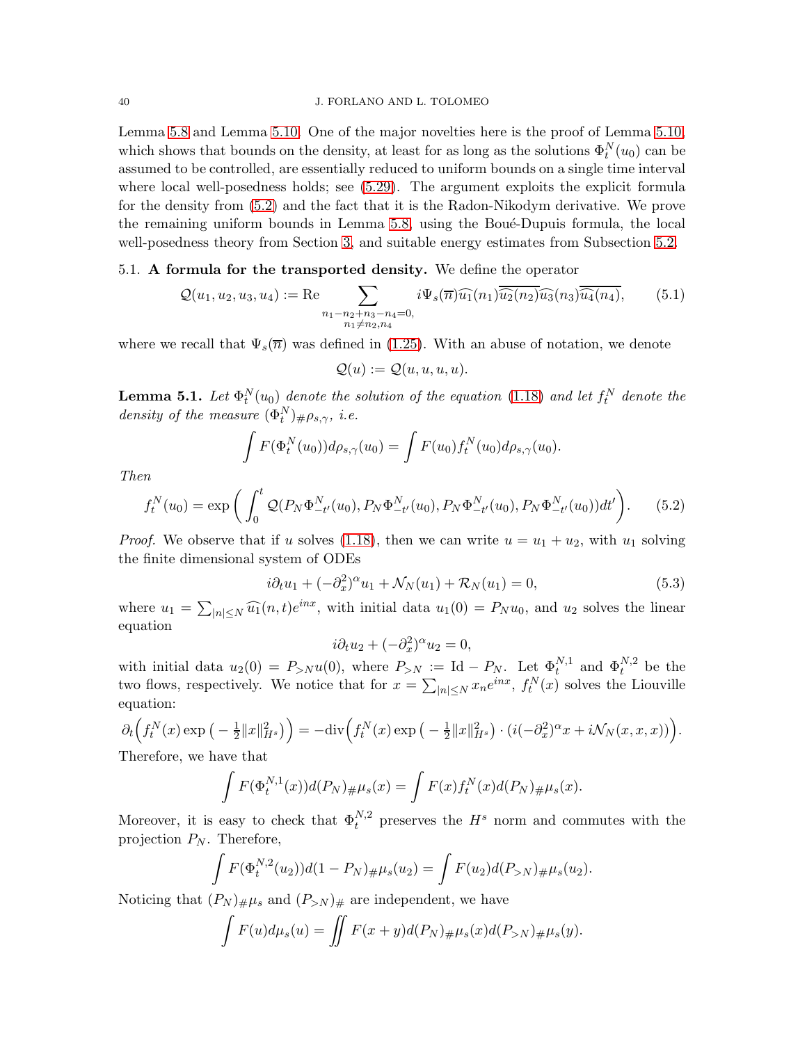Lemma 5.8 and Lemma 5.10. One of the major novelties here is the proof of Lemma 5.10, which shows that bounds on the density, at least for as long as the solutions $\Phi_t^N(u_0)$ can be assumed to be controlled, are essentially reduced to uniform bounds on a single time interval where local well-posedness holds; see (5.29). The argument exploits the explicit formula for the density from (5.2) and the fact that it is the Radon-Nikodym derivative. We prove the remaining uniform bounds in Lemma 5.8, using the Boué-Dupuis formula, the local well-posedness theory from Section 3, and suitable energy estimates from Subsection 5.2.

## 5.1. A formula for the transported density.

We define the operator

$$\mathcal{Q}(u_1,u_2,u_3,u_4) := \operatorname{Re} \sum_{\substack{n_1-n_2+n_3-n_4=0,\\ n_1\neq n_2,n_4}} i\Psi_s(\overline{n})\widehat{u_1}(n_1)\overline{\widehat{u_2}(n_2)}\widehat{u_3}(n_3)\overline{\widehat{u_4}(n_4)}, \tag{5.1}$$

where we recall that $\Psi_s(\overline{n})$ was defined in (1.25). With an abuse of notation, we denote

$$\mathcal{Q}(u) := \mathcal{Q}(u,u,u,u).$$

**Lemma 5.1.** *Let $\Phi_t^N(u_0)$ denote the solution of the equation (1.18) and let $f_t^N$ denote the density of the measure $(\Phi_t^N)_\#\rho_{s,\gamma}$, i.e.*

$$\int F(\Phi_t^N(u_0))d\rho_{s,\gamma}(u_0) = \int F(u_0)f_t^N(u_0)d\rho_{s,\gamma}(u_0).$$

*Then*

$$f_t^N(u_0) = \exp\Big(\int_0^t \mathcal{Q}(P_N\Phi_{-t'}^N(u_0),P_N\Phi_{-t'}^N(u_0),P_N\Phi_{-t'}^N(u_0),P_N\Phi_{-t'}^N(u_0))dt'\Big). \tag{5.2}$$

*Proof.* We observe that if $u$ solves (1.18), then we can write $u = u_1 + u_2$, with $u_1$ solving the finite dimensional system of ODEs

$$i\partial_t u_1 + (-\partial_x^2)^\alpha u_1 + \mathcal{N}_N(u_1) + \mathcal{R}_N(u_1) = 0, \tag{5.3}$$

where $u_1 = \sum_{|n|\leq N}\widehat{u_1}(n,t)e^{inx}$, with initial data $u_1(0) = P_N u_0$, and $u_2$ solves the linear equation

$$i\partial_t u_2 + (-\partial_x^2)^\alpha u_2 = 0,$$

with initial data $u_2(0) = P_{>N}u(0)$, where $P_{>N} := \mathrm{Id} - P_N$. Let $\Phi_t^{N,1}$ and $\Phi_t^{N,2}$ be the two flows, respectively. We notice that for $x = \sum_{|n|\leq N} x_n e^{inx}$, $f_t^N(x)$ solves the Liouville equation:

$$\partial_t\Big(f_t^N(x)\exp\big(-\tfrac12\|x\|_{H^s}^2\big)\Big) = -\mathrm{div}\Big(f_t^N(x)\exp\big(-\tfrac12\|x\|_{H^s}^2\big)\cdot(i(-\partial_x^2)^\alpha x + i\mathcal{N}_N(x,x,x))\Big).$$

Therefore, we have that

$$\int F(\Phi_t^{N,1}(x))d(P_N)_\#\mu_s(x) = \int F(x)f_t^N(x)d(P_N)_\#\mu_s(x).$$

Moreover, it is easy to check that $\Phi_t^{N,2}$ preserves the $H^s$ norm and commutes with the projection $P_N$. Therefore,

$$\int F(\Phi_t^{N,2}(u_2))d(1-P_N)_\#\mu_s(u_2) = \int F(u_2)d(P_{>N})_\#\mu_s(u_2).$$

Noticing that $(P_N)_\#\mu_s$ and $(P_{>N})_\#$ are independent, we have

$$\int F(u)d\mu_s(u) = \iint F(x+y)d(P_N)_\#\mu_s(x)d(P_{>N})_\#\mu_s(y).$$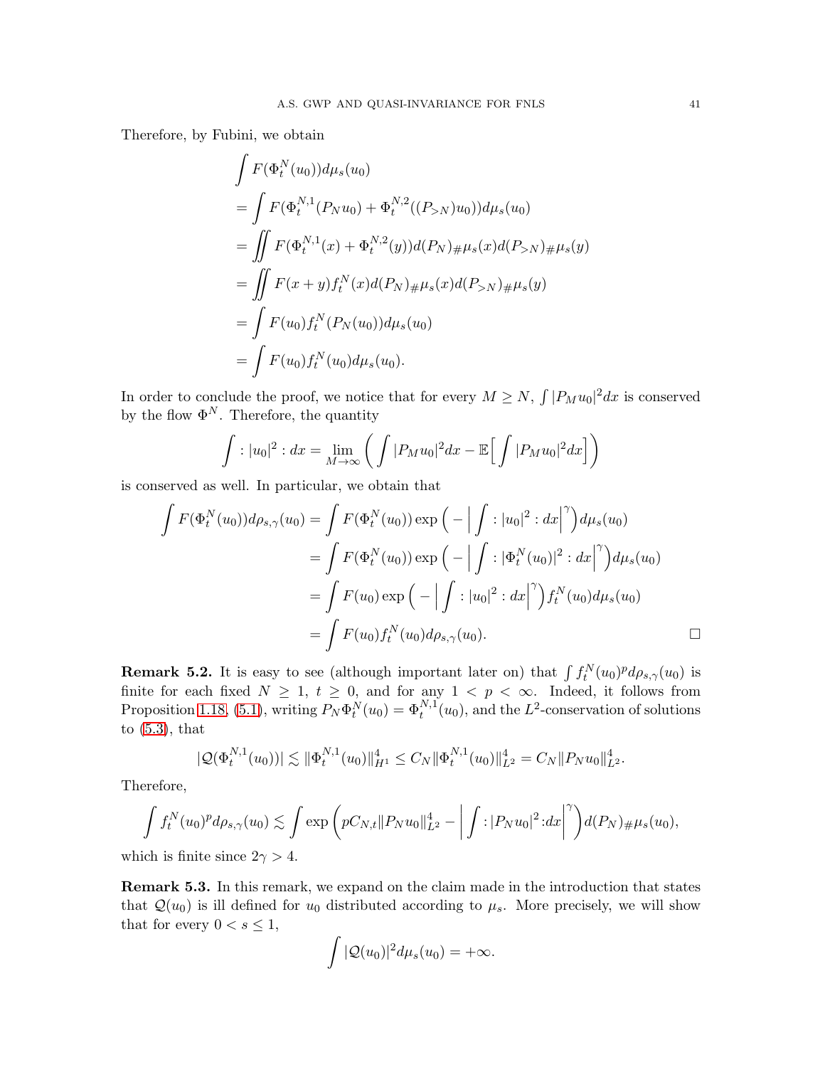Therefore, by Fubini, we obtain

$$
\begin{aligned}
&\int F(\Phi_t^N(u_0)) d\mu_s(u_0) \\
&= \int F(\Phi_t^{N,1}(P_N u_0) + \Phi_t^{N,2}((P_{>N})u_0)) d\mu_s(u_0) \\
&= \iint F(\Phi_t^{N,1}(x) + \Phi_t^{N,2}(y)) d(P_N)_{\#}\mu_s(x) d(P_{>N})_{\#}\mu_s(y) \\
&= \iint F(x+y) f_t^N(x) d(P_N)_{\#}\mu_s(x) d(P_{>N})_{\#}\mu_s(y) \\
&= \int F(u_0) f_t^N(P_N(u_0)) d\mu_s(u_0) \\
&= \int F(u_0) f_t^N(u_0) d\mu_s(u_0).
\end{aligned}
$$

In order to conclude the proof, we notice that for every $M \geq N$, $\int |P_M u_0|^2 dx$ is conserved by the flow $\Phi^N$. Therefore, the quantity

$$
\int :|u_0|^2: dx = \lim_{M\to\infty} \Big( \int |P_M u_0|^2 dx - \mathbb{E}\Big[ \int |P_M u_0|^2 dx \Big] \Big)
$$

is conserved as well. In particular, we obtain that

$$
\begin{aligned}
\int F(\Phi_t^N(u_0)) d\rho_{s,\gamma}(u_0) &= \int F(\Phi_t^N(u_0)) \exp\Big( -\Big| \int :|u_0|^2: dx \Big|^\gamma \Big) d\mu_s(u_0) \\
&= \int F(\Phi_t^N(u_0)) \exp\Big( -\Big| \int :|\Phi_t^N(u_0)|^2: dx \Big|^\gamma \Big) d\mu_s(u_0) \\
&= \int F(u_0) \exp\Big( -\Big| \int :|u_0|^2: dx \Big|^\gamma \Big) f_t^N(u_0) d\mu_s(u_0) \\
&= \int F(u_0) f_t^N(u_0) d\rho_{s,\gamma}(u_0). \qquad \square
\end{aligned}
$$

**Remark 5.2.** It is easy to see (although important later on) that $\int f_t^N(u_0)^p d\rho_{s,\gamma}(u_0)$ is finite for each fixed $N \geq 1$, $t \geq 0$, and for any $1 < p < \infty$. Indeed, it follows from Proposition 1.18, (5.1), writing $P_N\Phi_t^N(u_0) = \Phi_t^{N,1}(u_0)$, and the $L^2$-conservation of solutions to (5.3), that

$$
|\mathcal{Q}(\Phi_t^{N,1}(u_0))| \lesssim \|\Phi_t^{N,1}(u_0)\|_{H^1}^4 \leq C_N \|\Phi_t^{N,1}(u_0)\|_{L^2}^4 = C_N \|P_N u_0\|_{L^2}^4.
$$

Therefore,

$$
\int f_t^N(u_0)^p d\rho_{s,\gamma}(u_0) \lesssim \int \exp\left( pC_{N,t} \|P_N u_0\|_{L^2}^4 - \left| \int :|P_N u_0|^2: dx \right|^\gamma \right) d(P_N)_{\#}\mu_s(u_0),
$$

which is finite since $2\gamma > 4$.

**Remark 5.3.** In this remark, we expand on the claim made in the introduction that states that $\mathcal{Q}(u_0)$ is ill defined for $u_0$ distributed according to $\mu_s$. More precisely, we will show that for every $0 < s \leq 1$,

$$
\int |\mathcal{Q}(u_0)|^2 d\mu_s(u_0) = +\infty.
$$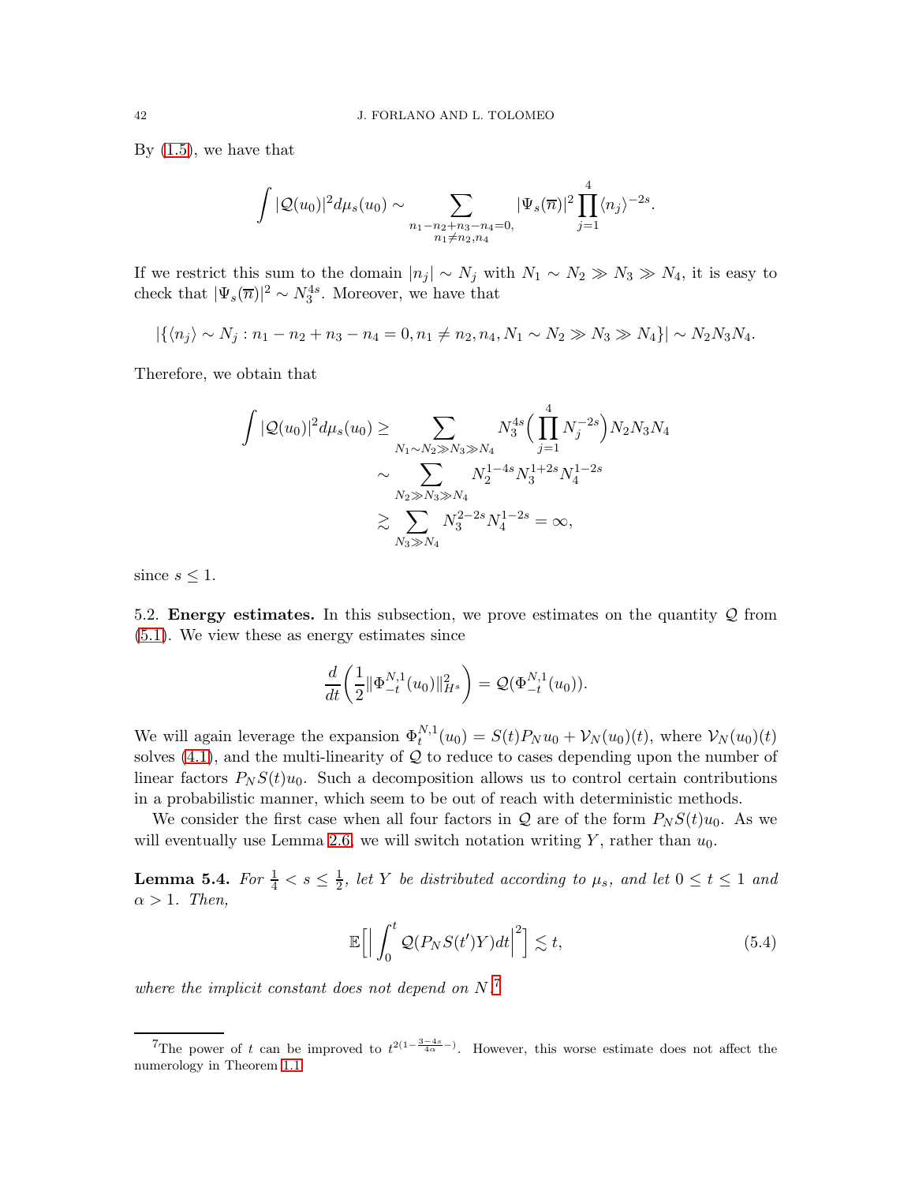By (1.5), we have that

$$\int |\mathcal{Q}(u_0)|^2 d\mu_s(u_0) \sim \sum_{\substack{n_1-n_2+n_3-n_4=0,\\ n_1\neq n_2,n_4}} |\Psi_s(\overline{n})|^2 \prod_{j=1}^{4} \langle n_j\rangle^{-2s}.$$

If we restrict this sum to the domain $|n_j| \sim N_j$ with $N_1 \sim N_2 \gg N_3 \gg N_4$, it is easy to check that $|\Psi_s(\overline{n})|^2 \sim N_3^{4s}$. Moreover, we have that

$$|\{\langle n_j\rangle \sim N_j : n_1 - n_2 + n_3 - n_4 = 0, n_1 \neq n_2, n_4, N_1 \sim N_2 \gg N_3 \gg N_4\}| \sim N_2 N_3 N_4.$$

Therefore, we obtain that

$$\begin{aligned}
\int |\mathcal{Q}(u_0)|^2 d\mu_s(u_0) &\geq \sum_{N_1\sim N_2\gg N_3\gg N_4} N_3^{4s}\Big(\prod_{j=1}^{4} N_j^{-2s}\Big) N_2 N_3 N_4 \\
&\sim \sum_{N_2\gg N_3\gg N_4} N_2^{1-4s} N_3^{1+2s} N_4^{1-2s} \\
&\gtrsim \sum_{N_3\gg N_4} N_3^{2-2s} N_4^{1-2s} = \infty,
\end{aligned}$$

since $s \leq 1$.

5.2. **Energy estimates.** In this subsection, we prove estimates on the quantity $\mathcal{Q}$ from (5.1). We view these as energy estimates since

$$\frac{d}{dt}\Big(\frac{1}{2}\|\Phi_{-t}^{N,1}(u_0)\|_{H^s}^2\Big) = \mathcal{Q}(\Phi_{-t}^{N,1}(u_0)).$$

We will again leverage the expansion $\Phi_t^{N,1}(u_0) = S(t)P_N u_0 + \mathcal{V}_N(u_0)(t)$, where $\mathcal{V}_N(u_0)(t)$ solves (4.1), and the multi-linearity of $\mathcal{Q}$ to reduce to cases depending upon the number of linear factors $P_N S(t)u_0$. Such a decomposition allows us to control certain contributions in a probabilistic manner, which seem to be out of reach with deterministic methods.

We consider the first case when all four factors in $\mathcal{Q}$ are of the form $P_N S(t)u_0$. As we will eventually use Lemma 2.6, we will switch notation writing $Y$, rather than $u_0$.

**Lemma 5.4.** *For $\frac{1}{4} < s \leq \frac{1}{2}$, let $Y$ be distributed according to $\mu_s$, and let $0 \leq t \leq 1$ and $\alpha > 1$. Then,*

$$\mathbb{E}\Big[\Big|\int_0^t \mathcal{Q}(P_N S(t')Y)dt\Big|^2\Big] \lesssim t, \tag{5.4}$$

*where the implicit constant does not depend on $N$.*[7]

[7]The power of $t$ can be improved to $t^{2(1-\frac{3-4s}{4\alpha}-)}$. However, this worse estimate does not affect the numerology in Theorem 1.1.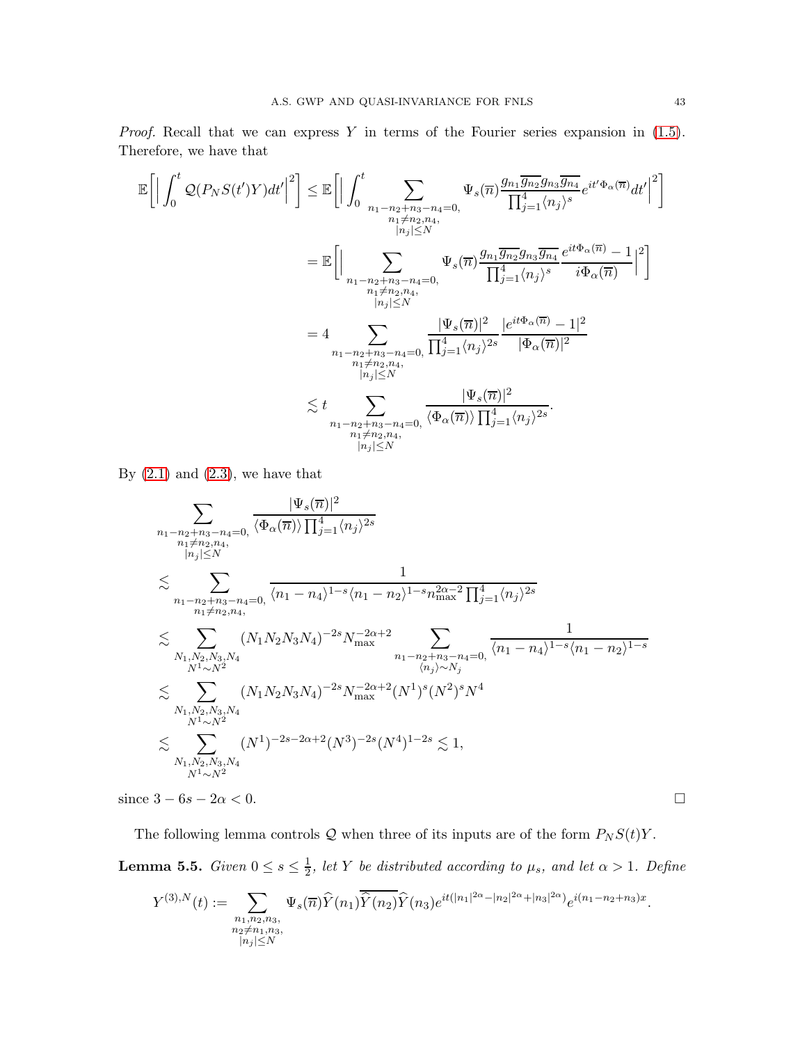*Proof.* Recall that we can express $Y$ in terms of the Fourier series expansion in (1.5). Therefore, we have that

$$
\begin{aligned}
\mathbb{E}\Big[\Big|\int_0^t \mathcal{Q}(P_N S(t')Y)dt'\Big|^2\Big] &\leq \mathbb{E}\Big[\Big|\int_0^t \sum_{\substack{n_1-n_2+n_3-n_4=0,\\ n_1\neq n_2,n_4,\\ |n_j|\leq N}} \Psi_s(\overline{n})\frac{g_{n_1}\overline{g_{n_2}}g_{n_3}\overline{g_{n_4}}}{\prod_{j=1}^4\langle n_j\rangle^s}e^{it'\Phi_\alpha(\overline{n})}dt'\Big|^2\Big] \\
&= \mathbb{E}\Big[\Big|\sum_{\substack{n_1-n_2+n_3-n_4=0,\\ n_1\neq n_2,n_4,\\ |n_j|\leq N}} \Psi_s(\overline{n})\frac{g_{n_1}\overline{g_{n_2}}g_{n_3}\overline{g_{n_4}}}{\prod_{j=1}^4\langle n_j\rangle^s}\frac{e^{it\Phi_\alpha(\overline{n})}-1}{i\Phi_\alpha(\overline{n})}\Big|^2\Big] \\
&= 4\sum_{\substack{n_1-n_2+n_3-n_4=0,\\ n_1\neq n_2,n_4,\\ |n_j|\leq N}} \frac{|\Psi_s(\overline{n})|^2}{\prod_{j=1}^4\langle n_j\rangle^{2s}}\frac{|e^{it\Phi_\alpha(\overline{n})}-1|^2}{|\Phi_\alpha(\overline{n})|^2} \\
&\lesssim t\sum_{\substack{n_1-n_2+n_3-n_4=0,\\ n_1\neq n_2,n_4,\\ |n_j|\leq N}} \frac{|\Psi_s(\overline{n})|^2}{\langle\Phi_\alpha(\overline{n})\rangle\prod_{j=1}^4\langle n_j\rangle^{2s}}.
\end{aligned}
$$

By (2.1) and (2.3), we have that

$$
\begin{aligned}
&\sum_{\substack{n_1-n_2+n_3-n_4=0,\\ n_1\neq n_2,n_4,\\ |n_j|\leq N}} \frac{|\Psi_s(\overline{n})|^2}{\langle\Phi_\alpha(\overline{n})\rangle\prod_{j=1}^4\langle n_j\rangle^{2s}} \\
&\lesssim \sum_{\substack{n_1-n_2+n_3-n_4=0,\\ n_1\neq n_2,n_4,}} \frac{1}{\langle n_1-n_4\rangle^{1-s}\langle n_1-n_2\rangle^{1-s}n_{\max}^{2\alpha-2}\prod_{j=1}^4\langle n_j\rangle^{2s}} \\
&\lesssim \sum_{\substack{N_1,N_2,N_3,N_4\\ N^1\sim N^2}} (N_1N_2N_3N_4)^{-2s}N_{\max}^{-2\alpha+2}\sum_{\substack{n_1-n_2+n_3-n_4=0,\\ \langle n_j\rangle\sim N_j}}\frac{1}{\langle n_1-n_4\rangle^{1-s}\langle n_1-n_2\rangle^{1-s}} \\
&\lesssim \sum_{\substack{N_1,N_2,N_3,N_4\\ N^1\sim N^2}} (N_1N_2N_3N_4)^{-2s}N_{\max}^{-2\alpha+2}(N^1)^s(N^2)^sN^4 \\
&\lesssim \sum_{\substack{N_1,N_2,N_3,N_4\\ N^1\sim N^2}} (N^1)^{-2s-2\alpha+2}(N^3)^{-2s}(N^4)^{1-2s}\lesssim 1,
\end{aligned}
$$

since $3-6s-2\alpha<0$. $\square$

The following lemma controls $\mathcal{Q}$ when three of its inputs are of the form $P_NS(t)Y$.

**Lemma 5.5.** *Given $0\leq s\leq\frac{1}{2}$, let $Y$ be distributed according to $\mu_s$, and let $\alpha>1$. Define*

$$
Y^{(3),N}(t) := \sum_{\substack{n_1,n_2,n_3,\\ n_2\neq n_1,n_3,\\ |n_j|\leq N}} \Psi_s(\overline{n})\widehat{Y}(n_1)\overline{\widehat{Y}(n_2)}\widehat{Y}(n_3)e^{it(|n_1|^{2\alpha}-|n_2|^{2\alpha}+|n_3|^{2\alpha})}e^{i(n_1-n_2+n_3)x}.
$$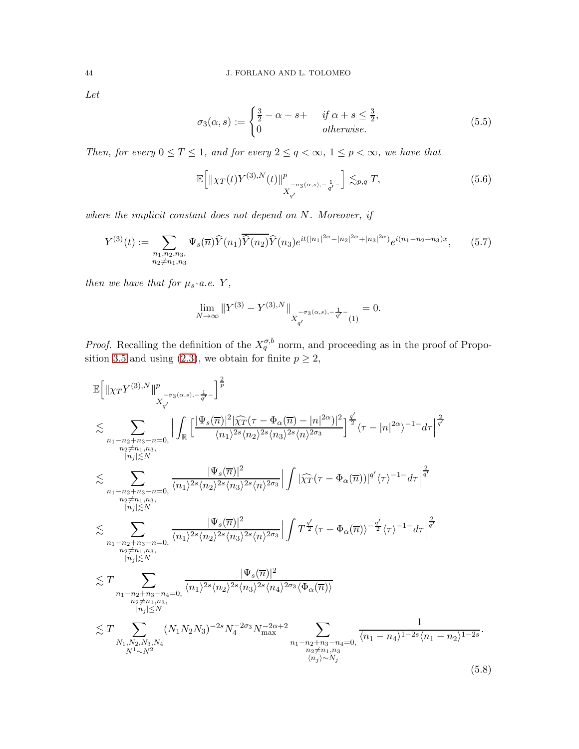*Let*

$$
\sigma_3(\alpha, s) := \begin{cases} \frac{3}{2} - \alpha - s+ & \text{if } \alpha + s \leq \frac{3}{2}, \\ 0 & \text{otherwise.} \end{cases} \tag{5.5}
$$

*Then, for every $0 \leq T \leq 1$, and for every $2 \leq q < \infty$, $1 \leq p < \infty$, we have that*

$$
\mathbb{E}\Big[\|\chi_T(t) Y^{(3),N}(t)\|^p_{X_{q'}^{-\sigma_3(\alpha,s), -\frac{1}{q'}-}}\Big] \lesssim_{p,q} T, \tag{5.6}
$$

*where the implicit constant does not depend on $N$. Moreover, if*

$$
Y^{(3)}(t) := \sum_{\substack{n_1, n_2, n_3, \\ n_2 \neq n_1, n_3}} \Psi_s(\overline{n}) \widehat{Y}(n_1) \overline{\widehat{Y}(n_2)} \widehat{Y}(n_3) e^{it(|n_1|^{2\alpha} - |n_2|^{2\alpha} + |n_3|^{2\alpha})} e^{i(n_1 - n_2 + n_3)x}, \tag{5.7}
$$

*then we have that for $\mu_s$-a.e. $Y$,*

$$
\lim_{N \to \infty} \|Y^{(3)} - Y^{(3),N}\|_{X_{q'}^{-\sigma_3(\alpha,s), -\frac{1}{q'}-}{}_{(1)}} = 0.
$$

*Proof.* Recalling the definition of the $X_q^{\sigma,b}$ norm, and proceeding as in the proof of Proposition 3.5 and using (2.3), we obtain for finite $p \geq 2$,

$$
\begin{aligned}
&\mathbb{E}\Big[\|\chi_T Y^{(3),N}\|^p_{X_{q'}^{-\sigma_3(\alpha,s), -\frac{1}{q'}-}}\Big]^{\frac{2}{p}} \\
&\lesssim \sum_{\substack{n_1 - n_2 + n_3 - n = 0, \\ n_2 \neq n_1, n_3, \\ |n_j| \lesssim N}} \Big| \int_{\mathbb{R}} \Big[ \frac{|\Psi_s(\overline{n})|^2 |\widehat{\chi_T}(\tau - \Phi_\alpha(\overline{n}) - |n|^{2\alpha})|^2}{\langle n_1 \rangle^{2s} \langle n_2 \rangle^{2s} \langle n_3 \rangle^{2s} \langle n \rangle^{2\sigma_3}} \Big]^{\frac{q'}{2}} \langle \tau - |n|^{2\alpha} \rangle^{-1-} d\tau \Big|^{\frac{2}{q'}} \\
&\lesssim \sum_{\substack{n_1 - n_2 + n_3 - n = 0, \\ n_2 \neq n_1, n_3, \\ |n_j| \lesssim N}} \frac{|\Psi_s(\overline{n})|^2}{\langle n_1 \rangle^{2s} \langle n_2 \rangle^{2s} \langle n_3 \rangle^{2s} \langle n \rangle^{2\sigma_3}} \Big| \int |\widehat{\chi_T}(\tau - \Phi_\alpha(\overline{n}))|^{q'} \langle \tau \rangle^{-1-} d\tau \Big|^{\frac{2}{q'}} \\
&\lesssim \sum_{\substack{n_1 - n_2 + n_3 - n = 0, \\ n_2 \neq n_1, n_3, \\ |n_j| \lesssim N}} \frac{|\Psi_s(\overline{n})|^2}{\langle n_1 \rangle^{2s} \langle n_2 \rangle^{2s} \langle n_3 \rangle^{2s} \langle n \rangle^{2\sigma_3}} \Big| \int T^{\frac{q'}{2}} \langle \tau - \Phi_\alpha(\overline{n}) \rangle^{-\frac{q'}{2}} \langle \tau \rangle^{-1-} d\tau \Big|^{\frac{2}{q'}} \\
&\lesssim T \sum_{\substack{n_1 - n_2 + n_3 - n_4 = 0, \\ n_2 \neq n_1, n_3, \\ |n_j| \leq N}} \frac{|\Psi_s(\overline{n})|^2}{\langle n_1 \rangle^{2s} \langle n_2 \rangle^{2s} \langle n_3 \rangle^{2s} \langle n_4 \rangle^{2\sigma_3} \langle \Phi_\alpha(\overline{n}) \rangle} \\
&\lesssim T \sum_{\substack{N_1, N_2, N_3, N_4 \\ N^1 \sim N^2}} (N_1 N_2 N_3)^{-2s} N_4^{-2\sigma_3} N_{\max}^{-2\alpha+2} \sum_{\substack{n_1 - n_2 + n_3 - n_4 = 0, \\ n_2 \neq n_1, n_3 \\ \langle n_j \rangle \sim N_j}} \frac{1}{\langle n_1 - n_4 \rangle^{1-2s} \langle n_1 - n_2 \rangle^{1-2s}}.
\end{aligned} \tag{5.8}
$$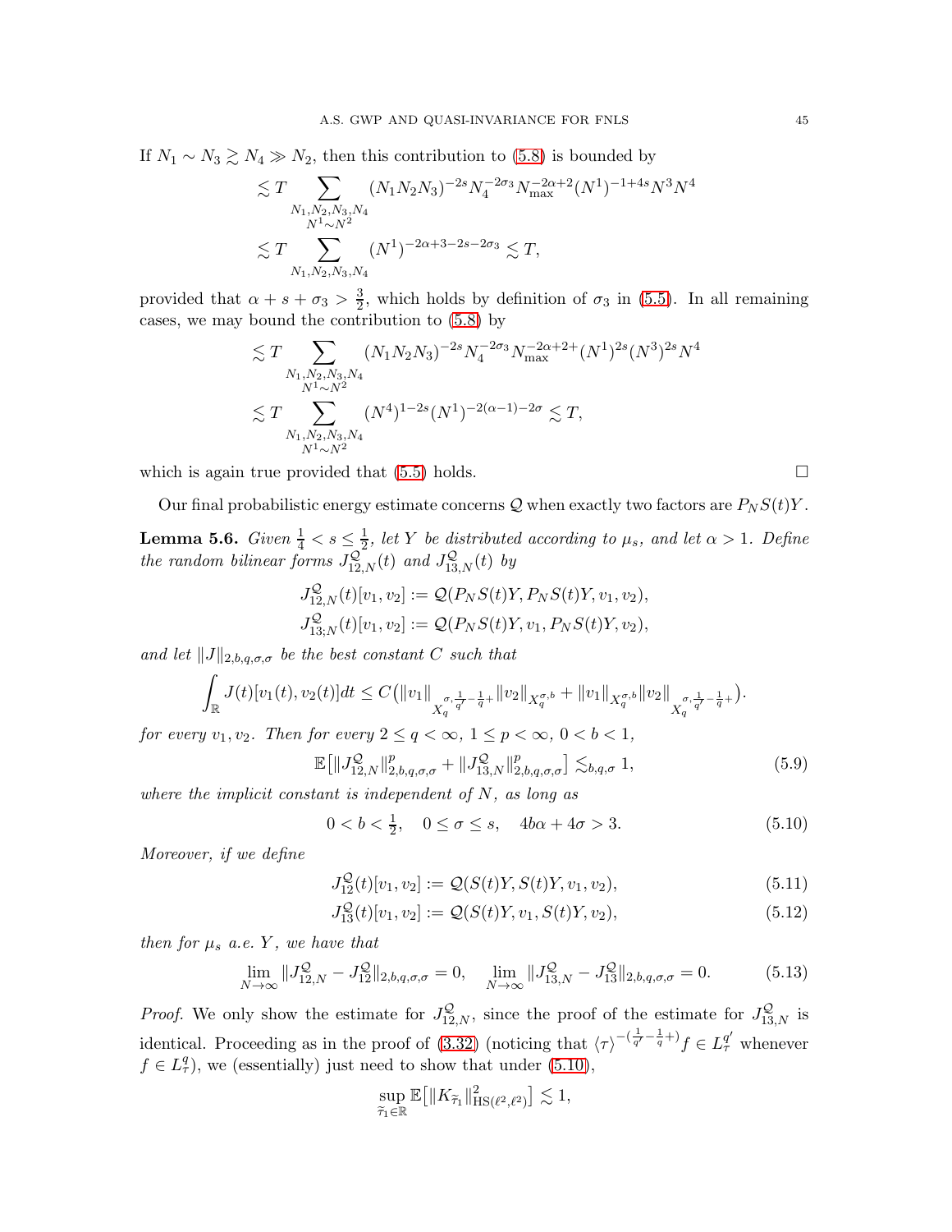If $N_1 \sim N_3 \gtrsim N_4 \gg N_2$, then this contribution to (5.8) is bounded by

$$
\begin{aligned}
&\lesssim T \sum_{\substack{N_1,N_2,N_3,N_4 \\ N^1 \sim N^2}} (N_1 N_2 N_3)^{-2s} N_4^{-2\sigma_3} N_{\max}^{-2\alpha+2} (N^1)^{-1+4s} N^3 N^4 \\
&\lesssim T \sum_{N_1,N_2,N_3,N_4} (N^1)^{-2\alpha+3-2s-2\sigma_3} \lesssim T,
\end{aligned}
$$

provided that $\alpha + s + \sigma_3 > \frac{3}{2}$, which holds by definition of $\sigma_3$ in (5.5). In all remaining cases, we may bound the contribution to (5.8) by

$$
\begin{aligned}
&\lesssim T \sum_{\substack{N_1,N_2,N_3,N_4 \\ N^1 \sim N^2}} (N_1 N_2 N_3)^{-2s} N_4^{-2\sigma_3} N_{\max}^{-2\alpha+2+} (N^1)^{2s} (N^3)^{2s} N^4 \\
&\lesssim T \sum_{\substack{N_1,N_2,N_3,N_4 \\ N^1 \sim N^2}} (N^4)^{1-2s} (N^1)^{-2(\alpha-1)-2\sigma} \lesssim T,
\end{aligned}
$$

which is again true provided that (5.5) holds. $\square$

Our final probabilistic energy estimate concerns $\mathcal{Q}$ when exactly two factors are $P_N S(t) Y$.

**Lemma 5.6.** *Given $\frac{1}{4} < s \leq \frac{1}{2}$, let $Y$ be distributed according to $\mu_s$, and let $\alpha > 1$. Define the random bilinear forms $J^{\mathcal{Q}}_{12,N}(t)$ and $J^{\mathcal{Q}}_{13,N}(t)$ by*

$$
\begin{aligned}
J^{\mathcal{Q}}_{12,N}(t)[v_1, v_2] &:= \mathcal{Q}(P_N S(t) Y, P_N S(t) Y, v_1, v_2), \\
J^{\mathcal{Q}}_{13;N}(t)[v_1, v_2] &:= \mathcal{Q}(P_N S(t) Y, v_1, P_N S(t) Y, v_2),
\end{aligned}
$$

*and let $\|J\|_{2,b,q,\sigma,\sigma}$ be the best constant $C$ such that*

$$
\int_{\mathbb{R}} J(t)[v_1(t), v_2(t)] dt \leq C \big( \|v_1\|_{X_q^{\sigma, \frac{1}{q'} - \frac{1}{q} +}} \|v_2\|_{X_q^{\sigma,b}} + \|v_1\|_{X_q^{\sigma,b}} \|v_2\|_{X_q^{\sigma, \frac{1}{q'} - \frac{1}{q} +}} \big).
$$

*for every $v_1, v_2$. Then for every $2 \leq q < \infty$, $1 \leq p < \infty$, $0 < b < 1$,*

$$
\mathbb{E}\big[ \|J^{\mathcal{Q}}_{12,N}\|^p_{2,b,q,\sigma,\sigma} + \|J^{\mathcal{Q}}_{13,N}\|^p_{2,b,q,\sigma,\sigma} \big] \lesssim_{b,q,\sigma} 1, \tag{5.9}
$$

*where the implicit constant is independent of $N$, as long as*

$$
0 < b < \tfrac{1}{2}, \quad 0 \leq \sigma \leq s, \quad 4b\alpha + 4\sigma > 3. \tag{5.10}
$$

*Moreover, if we define*

$$
J^{\mathcal{Q}}_{12}(t)[v_1, v_2] := \mathcal{Q}(S(t)Y, S(t)Y, v_1, v_2), \tag{5.11}
$$

$$
J^{\mathcal{Q}}_{13}(t)[v_1, v_2] := \mathcal{Q}(S(t)Y, v_1, S(t)Y, v_2), \tag{5.12}
$$

*then for $\mu_s$ a.e. $Y$, we have that*

$$
\lim_{N \to \infty} \|J^{\mathcal{Q}}_{12,N} - J^{\mathcal{Q}}_{12}\|_{2,b,q,\sigma,\sigma} = 0, \quad \lim_{N \to \infty} \|J^{\mathcal{Q}}_{13,N} - J^{\mathcal{Q}}_{13}\|_{2,b,q,\sigma,\sigma} = 0. \tag{5.13}
$$

*Proof.* We only show the estimate for $J^{\mathcal{Q}}_{12,N}$, since the proof of the estimate for $J^{\mathcal{Q}}_{13,N}$ is identical. Proceeding as in the proof of (3.32) (noticing that $\langle \tau \rangle^{-(\frac{1}{q'} - \frac{1}{q} +)} f \in L^{q'}_\tau$ whenever $f \in L^q_\tau$), we (essentially) just need to show that under (5.10),

$$
\sup_{\widetilde{\tau}_1 \in \mathbb{R}} \mathbb{E}\big[ \|K_{\widetilde{\tau}_1}\|^2_{\mathrm{HS}(\ell^2, \ell^2)} \big] \lesssim 1,
$$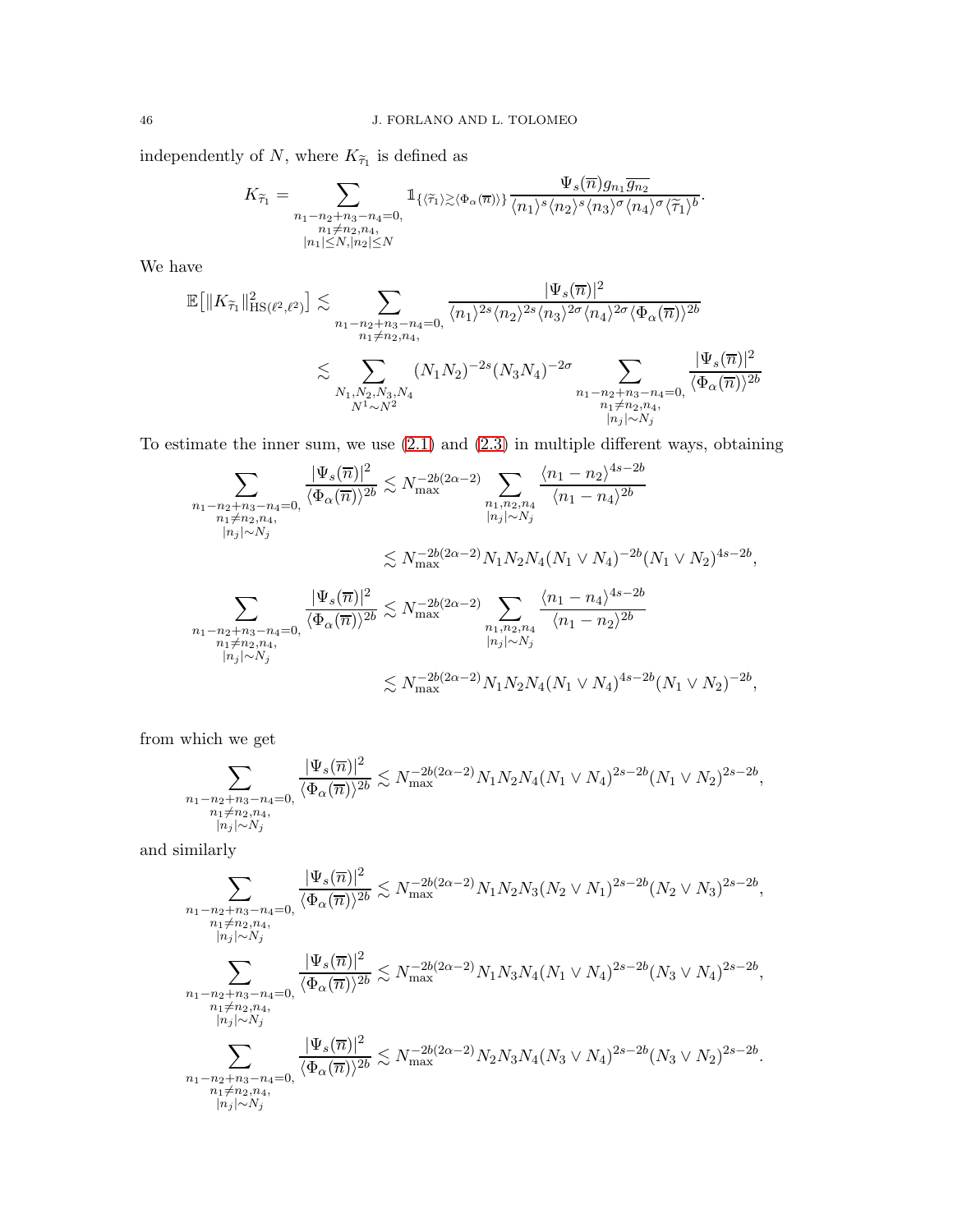independently of $N$, where $K_{\widetilde{\tau}_1}$ is defined as

$$K_{\widetilde{\tau}_1} = \sum_{\substack{n_1 - n_2 + n_3 - n_4 = 0, \\ n_1 \neq n_2, n_4, \\ |n_1| \leq N, |n_2| \leq N}} \mathbb{1}_{\{\langle \widetilde{\tau}_1 \rangle \gtrsim \langle \Phi_\alpha(\overline{n}) \rangle\}} \frac{\Psi_s(\overline{n}) g_{n_1} \overline{g_{n_2}}}{\langle n_1 \rangle^s \langle n_2 \rangle^s \langle n_3 \rangle^\sigma \langle n_4 \rangle^\sigma \langle \widetilde{\tau}_1 \rangle^b}.$$

We have

$$\begin{aligned}
\mathbb{E}\big[\|K_{\widetilde{\tau}_1}\|^2_{\mathrm{HS}(\ell^2, \ell^2)}\big] &\lesssim \sum_{\substack{n_1 - n_2 + n_3 - n_4 = 0, \\ n_1 \neq n_2, n_4,}} \frac{|\Psi_s(\overline{n})|^2}{\langle n_1 \rangle^{2s} \langle n_2 \rangle^{2s} \langle n_3 \rangle^{2\sigma} \langle n_4 \rangle^{2\sigma} \langle \Phi_\alpha(\overline{n}) \rangle^{2b}} \\
&\lesssim \sum_{\substack{N_1, N_2, N_3, N_4 \\ N^1 \sim N^2}} (N_1 N_2)^{-2s} (N_3 N_4)^{-2\sigma} \sum_{\substack{n_1 - n_2 + n_3 - n_4 = 0, \\ n_1 \neq n_2, n_4, \\ |n_j| \sim N_j}} \frac{|\Psi_s(\overline{n})|^2}{\langle \Phi_\alpha(\overline{n}) \rangle^{2b}}
\end{aligned}$$

To estimate the inner sum, we use (2.1) and (2.3) in multiple different ways, obtaining

$$\begin{aligned}
\sum_{\substack{n_1 - n_2 + n_3 - n_4 = 0, \\ n_1 \neq n_2, n_4, \\ |n_j| \sim N_j}} \frac{|\Psi_s(\overline{n})|^2}{\langle \Phi_\alpha(\overline{n}) \rangle^{2b}} &\lesssim N_{\max}^{-2b(2\alpha - 2)} \sum_{\substack{n_1, n_2, n_4 \\ |n_j| \sim N_j}} \frac{\langle n_1 - n_2 \rangle^{4s - 2b}}{\langle n_1 - n_4 \rangle^{2b}} \\
&\lesssim N_{\max}^{-2b(2\alpha - 2)} N_1 N_2 N_4 (N_1 \vee N_4)^{-2b} (N_1 \vee N_2)^{4s - 2b}, \\
\sum_{\substack{n_1 - n_2 + n_3 - n_4 = 0, \\ n_1 \neq n_2, n_4, \\ |n_j| \sim N_j}} \frac{|\Psi_s(\overline{n})|^2}{\langle \Phi_\alpha(\overline{n}) \rangle^{2b}} &\lesssim N_{\max}^{-2b(2\alpha - 2)} \sum_{\substack{n_1, n_2, n_4 \\ |n_j| \sim N_j}} \frac{\langle n_1 - n_4 \rangle^{4s - 2b}}{\langle n_1 - n_2 \rangle^{2b}} \\
&\lesssim N_{\max}^{-2b(2\alpha - 2)} N_1 N_2 N_4 (N_1 \vee N_4)^{4s - 2b} (N_1 \vee N_2)^{-2b},
\end{aligned}$$

from which we get

$$\sum_{\substack{n_1 - n_2 + n_3 - n_4 = 0, \\ n_1 \neq n_2, n_4, \\ |n_j| \sim N_j}} \frac{|\Psi_s(\overline{n})|^2}{\langle \Phi_\alpha(\overline{n}) \rangle^{2b}} \lesssim N_{\max}^{-2b(2\alpha - 2)} N_1 N_2 N_4 (N_1 \vee N_4)^{2s - 2b} (N_1 \vee N_2)^{2s - 2b},$$

and similarly

$$\begin{aligned}
\sum_{\substack{n_1 - n_2 + n_3 - n_4 = 0, \\ n_1 \neq n_2, n_4, \\ |n_j| \sim N_j}} \frac{|\Psi_s(\overline{n})|^2}{\langle \Phi_\alpha(\overline{n}) \rangle^{2b}} &\lesssim N_{\max}^{-2b(2\alpha - 2)} N_1 N_2 N_3 (N_2 \vee N_1)^{2s - 2b} (N_2 \vee N_3)^{2s - 2b}, \\
\sum_{\substack{n_1 - n_2 + n_3 - n_4 = 0, \\ n_1 \neq n_2, n_4, \\ |n_j| \sim N_j}} \frac{|\Psi_s(\overline{n})|^2}{\langle \Phi_\alpha(\overline{n}) \rangle^{2b}} &\lesssim N_{\max}^{-2b(2\alpha - 2)} N_1 N_3 N_4 (N_1 \vee N_4)^{2s - 2b} (N_3 \vee N_4)^{2s - 2b}, \\
\sum_{\substack{n_1 - n_2 + n_3 - n_4 = 0, \\ n_1 \neq n_2, n_4, \\ |n_j| \sim N_j}} \frac{|\Psi_s(\overline{n})|^2}{\langle \Phi_\alpha(\overline{n}) \rangle^{2b}} &\lesssim N_{\max}^{-2b(2\alpha - 2)} N_2 N_3 N_4 (N_3 \vee N_4)^{2s - 2b} (N_3 \vee N_2)^{2s - 2b}.
\end{aligned}$$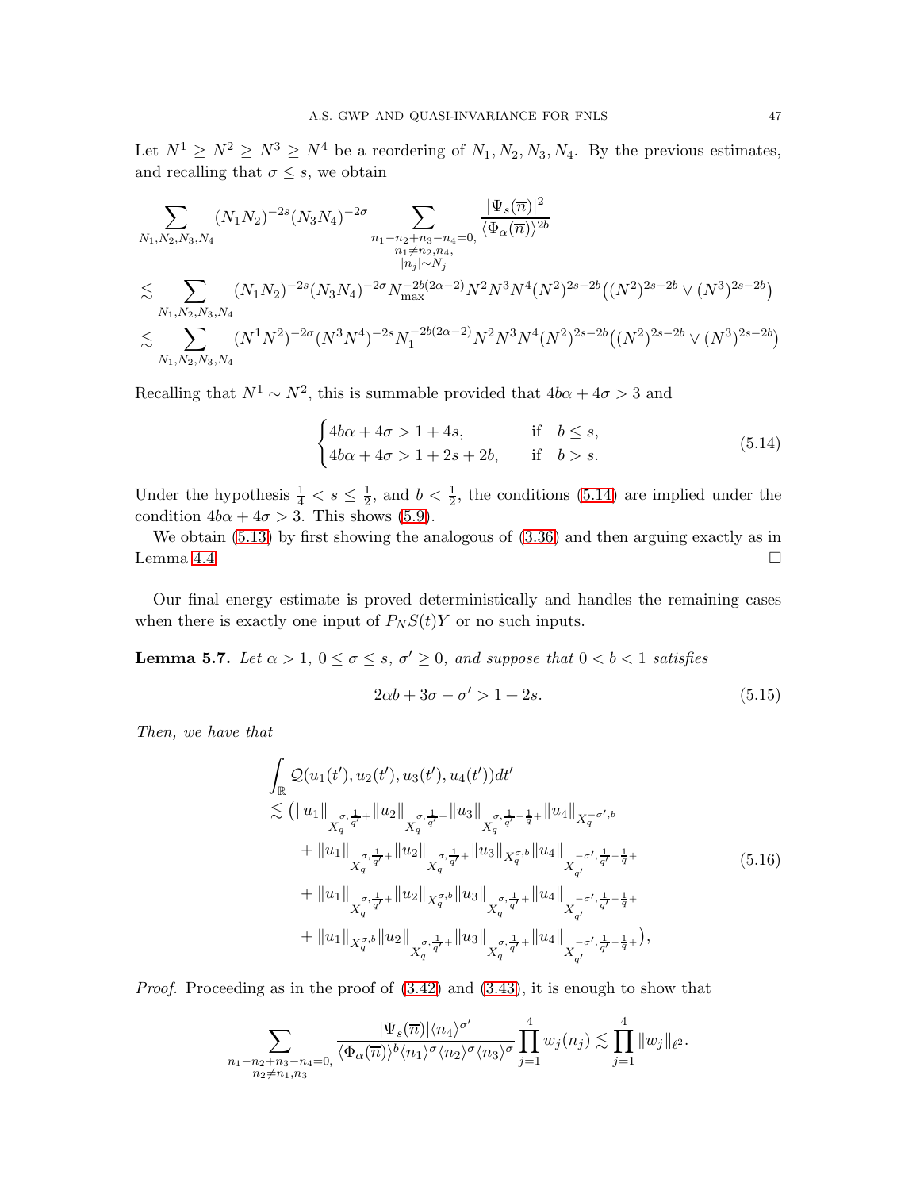Let $N^1 \geq N^2 \geq N^3 \geq N^4$ be a reordering of $N_1, N_2, N_3, N_4$. By the previous estimates, and recalling that $\sigma \leq s$, we obtain

$$
\begin{aligned}
&\sum_{N_1,N_2,N_3,N_4} (N_1N_2)^{-2s}(N_3N_4)^{-2\sigma} \sum_{\substack{n_1-n_2+n_3-n_4=0,\\ n_1\neq n_2,n_4,\\ |n_j|\sim N_j}} \frac{|\Psi_s(\overline{n})|^2}{\langle \Phi_\alpha(\overline{n})\rangle^{2b}} \\
&\lesssim \sum_{N_1,N_2,N_3,N_4} (N_1N_2)^{-2s}(N_3N_4)^{-2\sigma} N_{\max}^{-2b(2\alpha-2)} N^2N^3N^4 (N^2)^{2s-2b}\big((N^2)^{2s-2b} \vee (N^3)^{2s-2b}\big) \\
&\lesssim \sum_{N_1,N_2,N_3,N_4} (N^1N^2)^{-2\sigma}(N^3N^4)^{-2s} N_1^{-2b(2\alpha-2)} N^2N^3N^4 (N^2)^{2s-2b}\big((N^2)^{2s-2b} \vee (N^3)^{2s-2b}\big)
\end{aligned}
$$

Recalling that $N^1 \sim N^2$, this is summable provided that $4b\alpha + 4\sigma > 3$ and

$$
\begin{cases}
4b\alpha + 4\sigma > 1 + 4s, & \text{if} \quad b \leq s, \\
4b\alpha + 4\sigma > 1 + 2s + 2b, & \text{if} \quad b > s.
\end{cases}
\tag{5.14}
$$

Under the hypothesis $\frac{1}{4} < s \leq \frac{1}{2}$, and $b < \frac{1}{2}$, the conditions (5.14) are implied under the condition $4b\alpha + 4\sigma > 3$. This shows (5.9).

We obtain (5.13) by first showing the analogous of (3.36) and then arguing exactly as in Lemma 4.4. $\square$

Our final energy estimate is proved deterministically and handles the remaining cases when there is exactly one input of $P_N S(t) Y$ or no such inputs.

**Lemma 5.7.** *Let $\alpha > 1$, $0 \leq \sigma \leq s$, $\sigma' \geq 0$, and suppose that $0 < b < 1$ satisfies*

$$
2\alpha b + 3\sigma - \sigma' > 1 + 2s. \tag{5.15}
$$

*Then, we have that*

$$
\begin{aligned}
&\int_{\mathbb{R}} \mathcal{Q}(u_1(t'), u_2(t'), u_3(t'), u_4(t')) dt' \\
&\lesssim \big( \|u_1\|_{X_q^{\sigma,\frac{1}{q'}+}} \|u_2\|_{X_q^{\sigma,\frac{1}{q'}+}} \|u_3\|_{X_q^{\sigma,\frac{1}{q'}-\frac{1}{q}+}} \|u_4\|_{X_q^{-\sigma',b}} \\
&\quad + \|u_1\|_{X_q^{\sigma,\frac{1}{q'}+}} \|u_2\|_{X_q^{\sigma,\frac{1}{q'}+}} \|u_3\|_{X_q^{\sigma,b}} \|u_4\|_{X_{q'}^{-\sigma',\frac{1}{q'}-\frac{1}{q}+}} \\
&\quad + \|u_1\|_{X_q^{\sigma,\frac{1}{q'}+}} \|u_2\|_{X_q^{\sigma,b}} \|u_3\|_{X_q^{\sigma,\frac{1}{q'}+}} \|u_4\|_{X_{q'}^{-\sigma',\frac{1}{q'}-\frac{1}{q}+}} \\
&\quad + \|u_1\|_{X_q^{\sigma,b}} \|u_2\|_{X_q^{\sigma,\frac{1}{q'}+}} \|u_3\|_{X_q^{\sigma,\frac{1}{q'}+}} \|u_4\|_{X_{q'}^{-\sigma',\frac{1}{q'}-\frac{1}{q}+}} \big),
\end{aligned}
\tag{5.16}
$$

*Proof.* Proceeding as in the proof of (3.42) and (3.43), it is enough to show that

$$
\sum_{\substack{n_1-n_2+n_3-n_4=0,\\ n_2\neq n_1,n_3}} \frac{|\Psi_s(\overline{n})|\langle n_4\rangle^{\sigma'}}{\langle \Phi_\alpha(\overline{n})\rangle^b \langle n_1\rangle^\sigma \langle n_2\rangle^\sigma \langle n_3\rangle^\sigma} \prod_{j=1}^4 w_j(n_j) \lesssim \prod_{j=1}^4 \|w_j\|_{\ell^2}.
$$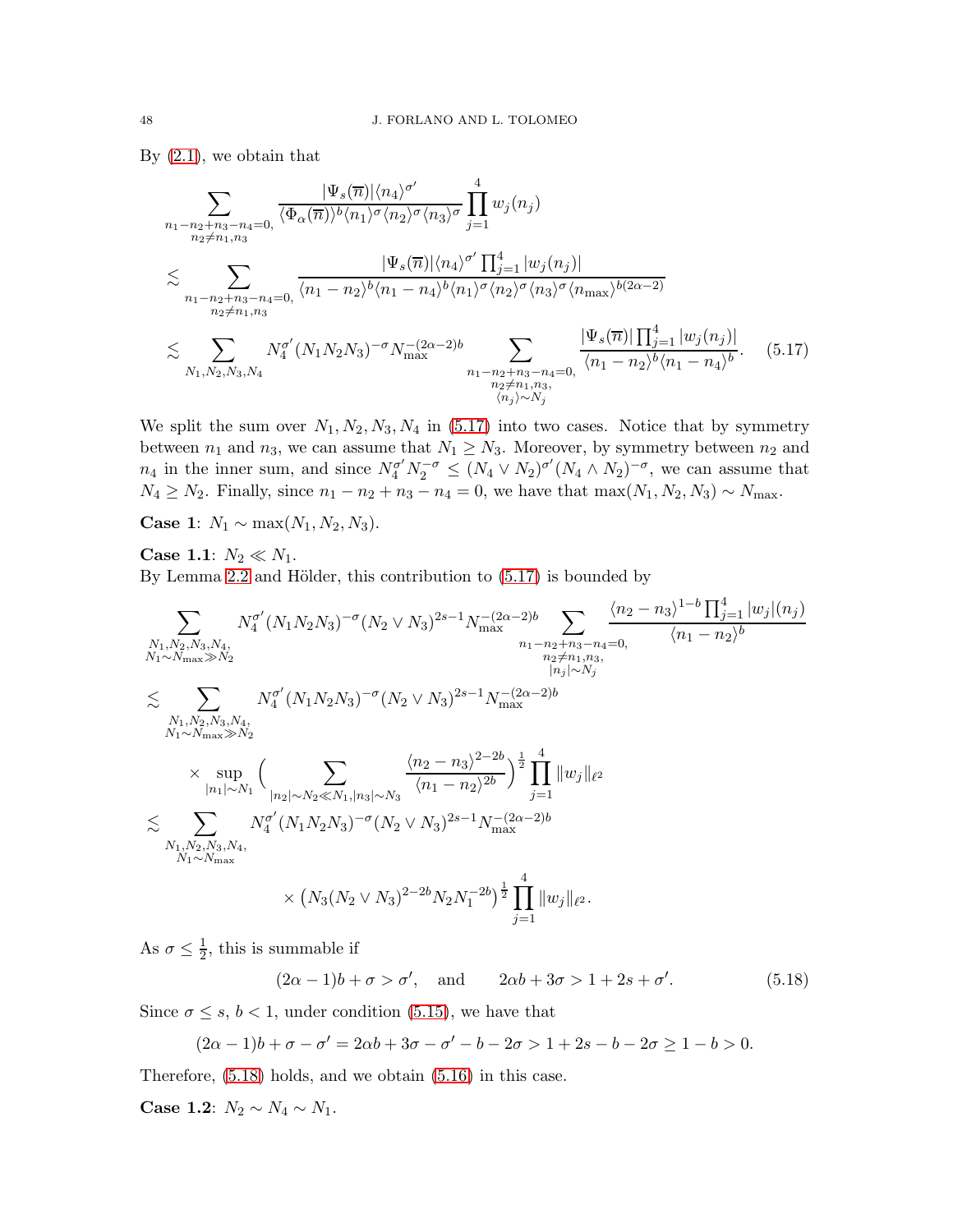By (2.1), we obtain that

$$
\begin{aligned}
&\sum_{\substack{n_1-n_2+n_3-n_4=0,\\ n_2\neq n_1,n_3}} \frac{|\Psi_s(\overline{n})|\langle n_4\rangle^{\sigma'}}{\langle \Phi_\alpha(\overline{n})\rangle^b \langle n_1\rangle^\sigma \langle n_2\rangle^\sigma \langle n_3\rangle^\sigma} \prod_{j=1}^4 w_j(n_j)\\
&\lesssim \sum_{\substack{n_1-n_2+n_3-n_4=0,\\ n_2\neq n_1,n_3}} \frac{|\Psi_s(\overline{n})|\langle n_4\rangle^{\sigma'}\prod_{j=1}^4 |w_j(n_j)|}{\langle n_1-n_2\rangle^b \langle n_1-n_4\rangle^b \langle n_1\rangle^\sigma \langle n_2\rangle^\sigma \langle n_3\rangle^\sigma \langle n_{\max}\rangle^{b(2\alpha-2)}}\\
&\lesssim \sum_{N_1,N_2,N_3,N_4} N_4^{\sigma'}(N_1N_2N_3)^{-\sigma} N_{\max}^{-(2\alpha-2)b} \sum_{\substack{n_1-n_2+n_3-n_4=0,\\ n_2\neq n_1,n_3,\\ \langle n_j\rangle\sim N_j}} \frac{|\Psi_s(\overline{n})|\prod_{j=1}^4|w_j(n_j)|}{\langle n_1-n_2\rangle^b \langle n_1-n_4\rangle^b}. \qquad (5.17)
\end{aligned}
$$

We split the sum over $N_1, N_2, N_3, N_4$ in (5.17) into two cases. Notice that by symmetry between $n_1$ and $n_3$, we can assume that $N_1 \geq N_3$. Moreover, by symmetry between $n_2$ and $n_4$ in the inner sum, and since $N_4^{\sigma'}N_2^{-\sigma} \leq (N_4 \vee N_2)^{\sigma'}(N_4 \wedge N_2)^{-\sigma}$, we can assume that $N_4 \geq N_2$. Finally, since $n_1 - n_2 + n_3 - n_4 = 0$, we have that $\max(N_1, N_2, N_3) \sim N_{\max}$.

**Case 1**: $N_1 \sim \max(N_1, N_2, N_3)$.

**Case 1.1**: $N_2 \ll N_1$.
By Lemma 2.2 and Hölder, this contribution to (5.17) is bounded by

$$
\begin{aligned}
&\sum_{\substack{N_1,N_2,N_3,N_4,\\ N_1\sim N_{\max}\gg N_2}} N_4^{\sigma'}(N_1N_2N_3)^{-\sigma}(N_2\vee N_3)^{2s-1}N_{\max}^{-(2\alpha-2)b} \sum_{\substack{n_1-n_2+n_3-n_4=0,\\ n_2\neq n_1,n_3,\\ |n_j|\sim N_j}} \frac{\langle n_2-n_3\rangle^{1-b}\prod_{j=1}^4|w_j|(n_j)}{\langle n_1-n_2\rangle^b}\\
&\lesssim \sum_{\substack{N_1,N_2,N_3,N_4,\\ N_1\sim N_{\max}\gg N_2}} N_4^{\sigma'}(N_1N_2N_3)^{-\sigma}(N_2\vee N_3)^{2s-1}N_{\max}^{-(2\alpha-2)b}\\
&\qquad \times \sup_{|n_1|\sim N_1}\Big(\sum_{|n_2|\sim N_2\ll N_1, |n_3|\sim N_3} \frac{\langle n_2-n_3\rangle^{2-2b}}{\langle n_1-n_2\rangle^{2b}}\Big)^{\frac12}\prod_{j=1}^4\|w_j\|_{\ell^2}\\
&\lesssim \sum_{\substack{N_1,N_2,N_3,N_4,\\ N_1\sim N_{\max}}} N_4^{\sigma'}(N_1N_2N_3)^{-\sigma}(N_2\vee N_3)^{2s-1}N_{\max}^{-(2\alpha-2)b}\\
&\qquad\qquad \times \big(N_3(N_2\vee N_3)^{2-2b}N_2N_1^{-2b}\big)^{\frac12}\prod_{j=1}^4\|w_j\|_{\ell^2}.
\end{aligned}
$$

As $\sigma \leq \frac12$, this is summable if

$$
(2\alpha-1)b+\sigma > \sigma', \quad \text{and} \qquad 2\alpha b + 3\sigma > 1 + 2s + \sigma'. \qquad (5.18)
$$

Since $\sigma \leq s$, $b < 1$, under condition (5.15), we have that

$$
(2\alpha-1)b + \sigma - \sigma' = 2\alpha b + 3\sigma - \sigma' - b - 2\sigma > 1 + 2s - b - 2\sigma \geq 1 - b > 0.
$$

Therefore, (5.18) holds, and we obtain (5.16) in this case.

**Case 1.2**: $N_2 \sim N_4 \sim N_1$.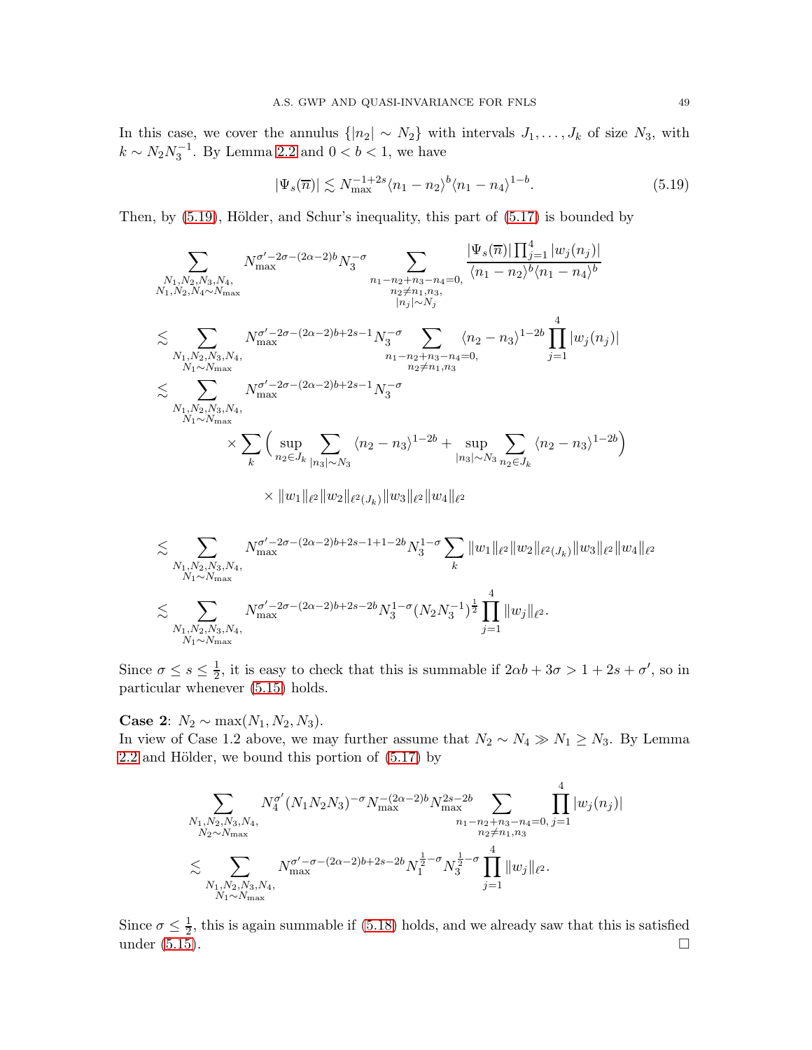In this case, we cover the annulus $\{|n_2| \sim N_2\}$ with intervals $J_1, \dots, J_k$ of size $N_3$, with $k \sim N_2 N_3^{-1}$. By Lemma 2.2 and $0 < b < 1$, we have

$$|\Psi_s(\overline{n})| \lesssim N_{\max}^{-1+2s} \langle n_1 - n_2 \rangle^b \langle n_1 - n_4 \rangle^{1-b}. \tag{5.19}$$

Then, by (5.19), Hölder, and Schur's inequality, this part of (5.17) is bounded by

$$\begin{aligned}
&\sum_{\substack{N_1, N_2, N_3, N_4, \\ N_1, N_2, N_4 \sim N_{\max}}} N_{\max}^{\sigma' - 2\sigma - (2\alpha - 2)b} N_3^{-\sigma} \sum_{\substack{n_1 - n_2 + n_3 - n_4 = 0, \\ n_2 \neq n_1, n_3, \\ |n_j| \sim N_j}} \frac{|\Psi_s(\overline{n})| \prod_{j=1}^4 |w_j(n_j)|}{\langle n_1 - n_2 \rangle^b \langle n_1 - n_4 \rangle^b} \\
&\lesssim \sum_{\substack{N_1, N_2, N_3, N_4, \\ N_1 \sim N_{\max}}} N_{\max}^{\sigma' - 2\sigma - (2\alpha - 2)b + 2s - 1} N_3^{-\sigma} \sum_{\substack{n_1 - n_2 + n_3 - n_4 = 0, \\ n_2 \neq n_1, n_3}} \langle n_2 - n_3 \rangle^{1-2b} \prod_{j=1}^4 |w_j(n_j)| \\
&\lesssim \sum_{\substack{N_1, N_2, N_3, N_4, \\ N_1 \sim N_{\max}}} N_{\max}^{\sigma' - 2\sigma - (2\alpha - 2)b + 2s - 1} N_3^{-\sigma} \\
&\qquad \times \sum_k \Big( \sup_{n_2 \in J_k} \sum_{|n_3| \sim N_3} \langle n_2 - n_3 \rangle^{1-2b} + \sup_{|n_3| \sim N_3} \sum_{n_2 \in J_k} \langle n_2 - n_3 \rangle^{1-2b} \Big) \\
&\qquad \times \|w_1\|_{\ell^2} \|w_2\|_{\ell^2(J_k)} \|w_3\|_{\ell^2} \|w_4\|_{\ell^2} \\
&\lesssim \sum_{\substack{N_1, N_2, N_3, N_4, \\ N_1 \sim N_{\max}}} N_{\max}^{\sigma' - 2\sigma - (2\alpha - 2)b + 2s - 1 + 1 - 2b} N_3^{1-\sigma} \sum_k \|w_1\|_{\ell^2} \|w_2\|_{\ell^2(J_k)} \|w_3\|_{\ell^2} \|w_4\|_{\ell^2} \\
&\lesssim \sum_{\substack{N_1, N_2, N_3, N_4, \\ N_1 \sim N_{\max}}} N_{\max}^{\sigma' - 2\sigma - (2\alpha - 2)b + 2s - 2b} N_3^{1-\sigma} (N_2 N_3^{-1})^{\frac{1}{2}} \prod_{j=1}^4 \|w_j\|_{\ell^2}.
\end{aligned}$$

Since $\sigma \leq s \leq \frac{1}{2}$, it is easy to check that this is summable if $2\alpha b + 3\sigma > 1 + 2s + \sigma'$, so in particular whenever (5.15) holds.

**Case 2**: $N_2 \sim \max(N_1, N_2, N_3)$.
In view of Case 1.2 above, we may further assume that $N_2 \sim N_4 \gg N_1 \geq N_3$. By Lemma 2.2 and Hölder, we bound this portion of (5.17) by

$$\begin{aligned}
&\sum_{\substack{N_1, N_2, N_3, N_4, \\ N_2 \sim N_{\max}}} N_4^{\sigma'} (N_1 N_2 N_3)^{-\sigma} N_{\max}^{-(2\alpha - 2)b} N_{\max}^{2s - 2b} \sum_{\substack{n_1 - n_2 + n_3 - n_4 = 0, \\ n_2 \neq n_1, n_3}} \prod_{j=1}^4 |w_j(n_j)| \\
&\lesssim \sum_{\substack{N_1, N_2, N_3, N_4, \\ N_1 \sim N_{\max}}} N_{\max}^{\sigma' - \sigma - (2\alpha - 2)b + 2s - 2b} N_1^{\frac{1}{2} - \sigma} N_3^{\frac{1}{2} - \sigma} \prod_{j=1}^4 \|w_j\|_{\ell^2}.
\end{aligned}$$

Since $\sigma \leq \frac{1}{2}$, this is again summable if (5.18) holds, and we already saw that this is satisfied under (5.15). $\square$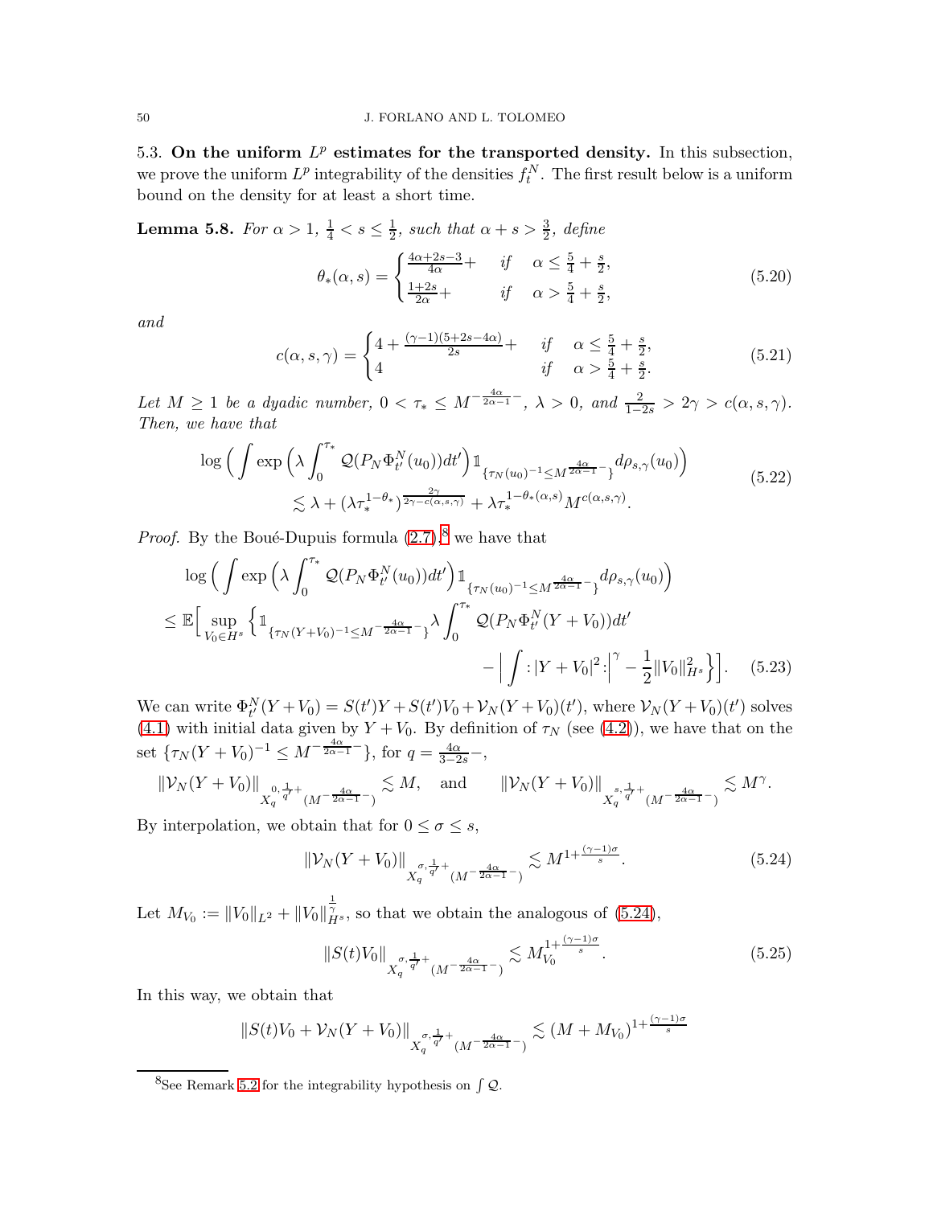### 5.3. On the uniform $L^p$ estimates for the transported density.

In this subsection, we prove the uniform $L^p$ integrability of the densities $f_t^N$. The first result below is a uniform bound on the density for at least a short time.

**Lemma 5.8.** *For $\alpha > 1$, $\frac{1}{4} < s \leq \frac{1}{2}$, such that $\alpha + s > \frac{3}{2}$, define*

$$\theta_*(\alpha, s) = \begin{cases} \frac{4\alpha+2s-3}{4\alpha}+ & \text{if} \quad \alpha \leq \frac{5}{4} + \frac{s}{2}, \\ \frac{1+2s}{2\alpha}+ & \text{if} \quad \alpha > \frac{5}{4} + \frac{s}{2}, \end{cases} \tag{5.20}$$

*and*

$$c(\alpha, s, \gamma) = \begin{cases} 4 + \frac{(\gamma-1)(5+2s-4\alpha)}{2s}+ & \text{if} \quad \alpha \leq \frac{5}{4} + \frac{s}{2}, \\ 4 & \text{if} \quad \alpha > \frac{5}{4} + \frac{s}{2}. \end{cases} \tag{5.21}$$

*Let $M \geq 1$ be a dyadic number, $0 < \tau_* \leq M^{-\frac{4\alpha}{2\alpha-1}-}$, $\lambda > 0$, and $\frac{2}{1-2s} > 2\gamma > c(\alpha, s, \gamma)$. Then, we have that*

$$\begin{aligned} \log \Big( \int \exp \Big( \lambda \int_0^{\tau_*} \mathcal{Q}(P_N \Phi_{t'}^N(u_0)) dt' \Big) \mathbb{1}_{\{\tau_N(u_0)^{-1} \leq M^{\frac{4\alpha}{2\alpha-1}-}\}} d\rho_{s,\gamma}(u_0) \Big) \\ \lesssim \lambda + (\lambda \tau_*^{1-\theta_*})^{\frac{2\gamma}{2\gamma - c(\alpha,s,\gamma)}} + \lambda \tau_*^{1-\theta_*(\alpha,s)} M^{c(\alpha,s,\gamma)}. \end{aligned} \tag{5.22}$$

*Proof.* By the Boué-Dupuis formula (2.7),[8] we have that

$$\begin{aligned} &\log \Big( \int \exp \Big( \lambda \int_0^{\tau_*} \mathcal{Q}(P_N \Phi_{t'}^N(u_0)) dt' \Big) \mathbb{1}_{\{\tau_N(u_0)^{-1} \leq M^{\frac{4\alpha}{2\alpha-1}-}\}} d\rho_{s,\gamma}(u_0) \Big) \\ &\leq \mathbb{E} \Big[ \sup_{V_0 \in H^s} \Big\{ \mathbb{1}_{\{\tau_N(Y+V_0)^{-1} \leq M^{-\frac{4\alpha}{2\alpha-1}-}\}} \lambda \int_0^{\tau_*} \mathcal{Q}(P_N \Phi_{t'}^N(Y + V_0)) dt' \\ &\qquad\qquad - \Big| \int : |Y + V_0|^2 : \Big|^\gamma - \frac{1}{2} \|V_0\|_{H^s}^2 \Big\} \Big]. \end{aligned} \tag{5.23}$$

We can write $\Phi_{t'}^N(Y + V_0) = S(t')Y + S(t')V_0 + \mathcal{V}_N(Y + V_0)(t')$, where $\mathcal{V}_N(Y + V_0)(t')$ solves (4.1) with initial data given by $Y + V_0$. By definition of $\tau_N$ (see (4.2)), we have that on the set $\{\tau_N(Y + V_0)^{-1} \leq M^{-\frac{4\alpha}{2\alpha-1}-}\}$, for $q = \frac{4\alpha}{3-2s}-$,

$$\|\mathcal{V}_N(Y + V_0)\|_{X_q^{0,\frac{1}{q'}+}(M^{-\frac{4\alpha}{2\alpha-1}-})} \lesssim M, \quad \text{and} \quad \|\mathcal{V}_N(Y + V_0)\|_{X_q^{s,\frac{1}{q'}+}(M^{-\frac{4\alpha}{2\alpha-1}-})} \lesssim M^\gamma.$$

By interpolation, we obtain that for $0 \leq \sigma \leq s$,

$$\|\mathcal{V}_N(Y + V_0)\|_{X_q^{\sigma,\frac{1}{q'}+}(M^{-\frac{4\alpha}{2\alpha-1}-})} \lesssim M^{1+\frac{(\gamma-1)\sigma}{s}}. \tag{5.24}$$

Let $M_{V_0} := \|V_0\|_{L^2} + \|V_0\|_{H^s}^{\frac{1}{\gamma}}$, so that we obtain the analogous of (5.24),

$$\|S(t)V_0\|_{X_q^{\sigma,\frac{1}{q'}+}(M^{-\frac{4\alpha}{2\alpha-1}-})} \lesssim M_{V_0}^{1+\frac{(\gamma-1)\sigma}{s}}. \tag{5.25}$$

In this way, we obtain that

$$\|S(t)V_0 + \mathcal{V}_N(Y + V_0)\|_{X_q^{\sigma,\frac{1}{q'}+}(M^{-\frac{4\alpha}{2\alpha-1}-})} \lesssim (M + M_{V_0})^{1+\frac{(\gamma-1)\sigma}{s}}$$

[8] See Remark 5.2 for the integrability hypothesis on $\int \mathcal{Q}$.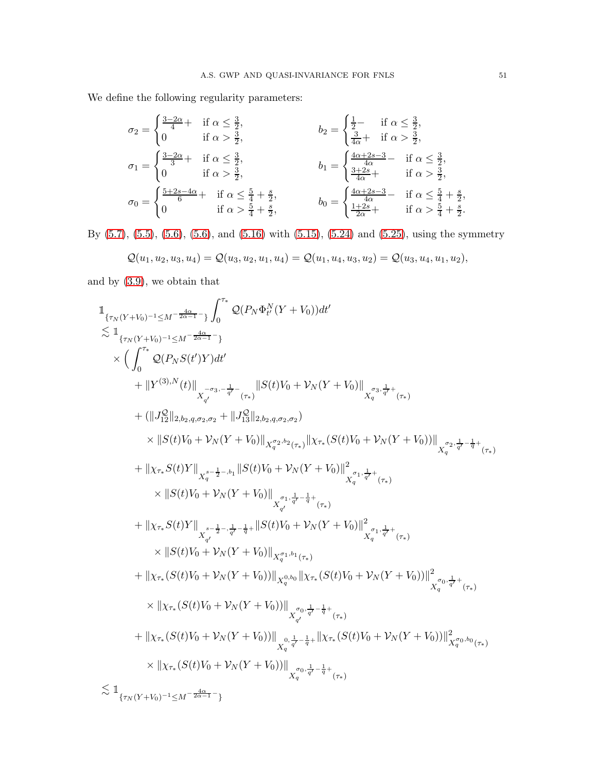We define the following regularity parameters:

$$
\sigma_2 = \begin{cases} \frac{3-2\alpha}{4}+ & \text{if } \alpha \le \frac{3}{2}, \\ 0 & \text{if } \alpha > \frac{3}{2}, \end{cases} \qquad b_2 = \begin{cases} \frac{1}{2}- & \text{if } \alpha \le \frac{3}{2}, \\ \frac{3}{4\alpha}+ & \text{if } \alpha > \frac{3}{2}, \end{cases}
$$

$$
\sigma_1 = \begin{cases} \frac{3-2\alpha}{3}+ & \text{if } \alpha \le \frac{3}{2}, \\ 0 & \text{if } \alpha > \frac{3}{2}, \end{cases} \qquad b_1 = \begin{cases} \frac{4\alpha+2s-3}{4\alpha}- & \text{if } \alpha \le \frac{3}{2}, \\ \frac{3+2s}{4\alpha}+ & \text{if } \alpha > \frac{3}{2}, \end{cases}
$$

$$
\sigma_0 = \begin{cases} \frac{5+2s-4\alpha}{6}+ & \text{if } \alpha \le \frac{5}{4}+\frac{s}{2}, \\ 0 & \text{if } \alpha > \frac{5}{4}+\frac{s}{2}, \end{cases} \qquad b_0 = \begin{cases} \frac{4\alpha+2s-3}{4\alpha}- & \text{if } \alpha \le \frac{5}{4}+\frac{s}{2}, \\ \frac{1+2s}{2\alpha}+ & \text{if } \alpha > \frac{5}{4}+\frac{s}{2}. \end{cases}
$$

By (5.7), (5.5), (5.6), (5.6), and (5.16) with (5.15), (5.24) and (5.25), using the symmetry

$$
\mathcal{Q}(u_1,u_2,u_3,u_4) = \mathcal{Q}(u_3,u_2,u_1,u_4) = \mathcal{Q}(u_1,u_4,u_3,u_2) = \mathcal{Q}(u_3,u_4,u_1,u_2),
$$

and by (3.9), we obtain that

$$
\begin{aligned}
&\mathbb{1}_{\{\tau_N(Y+V_0)^{-1} \le M^{-\frac{4\alpha}{2\alpha-1}-}\}} \int_0^{\tau_*} \mathcal{Q}(P_N \Phi_{t'}^N(Y+V_0))dt' \\
&\lesssim \mathbb{1}_{\{\tau_N(Y+V_0)^{-1} \le M^{-\frac{4\alpha}{2\alpha-1}-}\}} \\
&\quad \times \Big( \int_0^{\tau_*} \mathcal{Q}(P_N S(t')Y)dt' \\
&\qquad + \|Y^{(3),N}(t)\|_{X_{q'}^{-\sigma_3,-\frac{1}{q'}-}(\tau_*)} \|S(t)V_0 + \mathcal{V}_N(Y+V_0)\|_{X_q^{\sigma_3,\frac{1}{q'}+}(\tau_*)} \\
&\qquad + (\|J_{12}^{\mathcal{Q}}\|_{2,b_2,q,\sigma_2,\sigma_2} + \|J_{13}^{\mathcal{Q}}\|_{2,b_2,q,\sigma_2,\sigma_2}) \\
&\qquad\quad \times \|S(t)V_0 + \mathcal{V}_N(Y+V_0)\|_{X_q^{\sigma_2,b_2}(\tau_*)} \|\chi_{\tau_*}(S(t)V_0 + \mathcal{V}_N(Y+V_0))\|_{X_q^{\sigma_2,\frac{1}{q'}-\frac{1}{q}+}(\tau_*)} \\
&\qquad + \|\chi_{\tau_*}S(t)Y\|_{X_q^{s-\frac{1}{2}-,b_1}} \|S(t)V_0 + \mathcal{V}_N(Y+V_0)\|^2_{X_q^{\sigma_1,\frac{1}{q'}+}(\tau_*)} \\
&\qquad\quad \times \|S(t)V_0 + \mathcal{V}_N(Y+V_0)\|_{X_{q'}^{\sigma_1,\frac{1}{q'}-\frac{1}{q}+}(\tau_*)} \\
&\qquad + \|\chi_{\tau_*}S(t)Y\|_{X_{q'}^{s-\frac{1}{2}-,\frac{1}{q'}-\frac{1}{q}+}} \|S(t)V_0 + \mathcal{V}_N(Y+V_0)\|^2_{X_q^{\sigma_1,\frac{1}{q'}+}(\tau_*)} \\
&\qquad\quad \times \|S(t)V_0 + \mathcal{V}_N(Y+V_0)\|_{X_q^{\sigma_1,b_1}(\tau_*)} \\
&\qquad + \|\chi_{\tau_*}(S(t)V_0 + \mathcal{V}_N(Y+V_0))\|_{X_q^{0,b_0}} \|\chi_{\tau_*}(S(t)V_0 + \mathcal{V}_N(Y+V_0))\|^2_{X_q^{\sigma_0,\frac{1}{q'}+}(\tau_*)} \\
&\qquad\quad \times \|\chi_{\tau_*}(S(t)V_0 + \mathcal{V}_N(Y+V_0))\|_{X_{q'}^{\sigma_0,\frac{1}{q'}-\frac{1}{q}+}(\tau_*)} \\
&\qquad + \|\chi_{\tau_*}(S(t)V_0 + \mathcal{V}_N(Y+V_0))\|_{X_q^{0,\frac{1}{q'}-\frac{1}{q}+}} \|\chi_{\tau_*}(S(t)V_0 + \mathcal{V}_N(Y+V_0))\|^2_{X_q^{\sigma_0,b_0}(\tau_*)} \\
&\qquad\quad \times \|\chi_{\tau_*}(S(t)V_0 + \mathcal{V}_N(Y+V_0))\|_{X_q^{\sigma_0,\frac{1}{q'}-\frac{1}{q}+}(\tau_*)} \\
&\lesssim \mathbb{1}_{\{\tau_N(Y+V_0)^{-1} \le M^{-\frac{4\alpha}{2\alpha-1}-}\}}
\end{aligned}
$$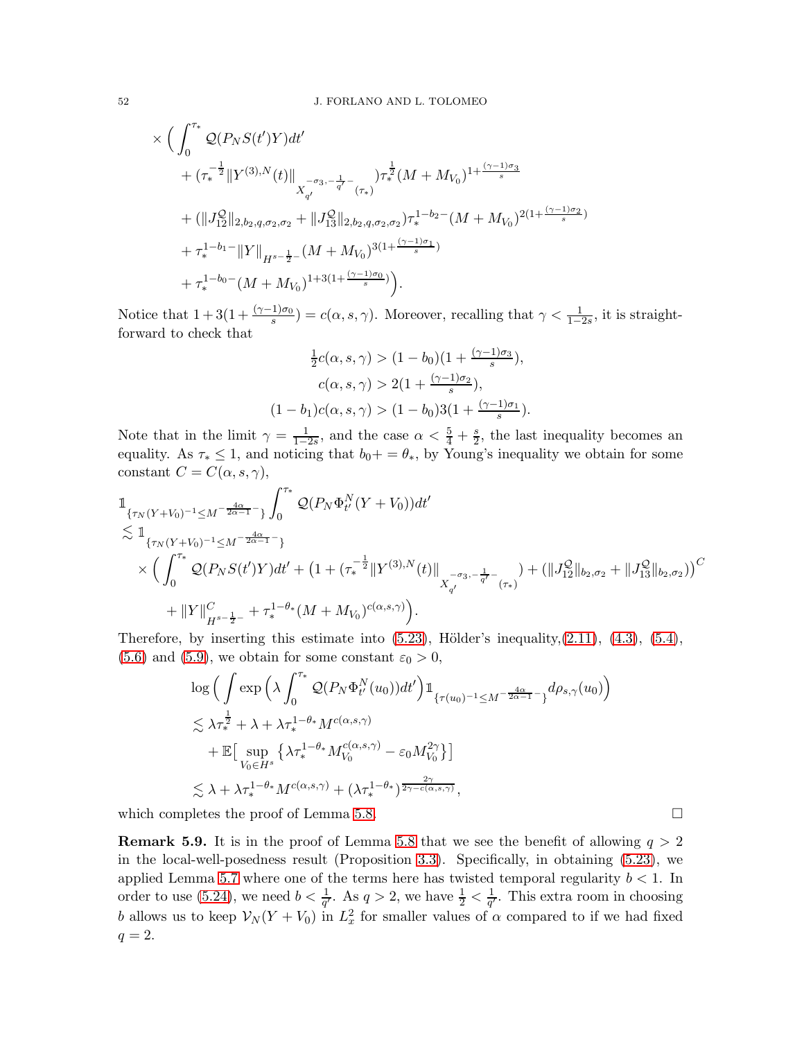$$
\begin{aligned}
&\times \Big( \int_0^{\tau_*} \mathcal{Q}(P_N S(t')Y) dt' \\
&\quad + (\tau_*^{-\frac{1}{2}} \|Y^{(3),N}(t)\|_{X_{q'}^{-\sigma_3, -\frac{1}{q'}-}(\tau_*)}) \tau_*^{\frac{1}{2}} (M + M_{V_0})^{1 + \frac{(\gamma-1)\sigma_3}{s}} \\
&\quad + (\|J_{12}^{\mathcal{Q}}\|_{2, b_2, q, \sigma_2, \sigma_2} + \|J_{13}^{\mathcal{Q}}\|_{2, b_2, q, \sigma_2, \sigma_2}) \tau_*^{1-b_2-} (M + M_{V_0})^{2(1 + \frac{(\gamma-1)\sigma_2}{s})} \\
&\quad + \tau_*^{1-b_1-} \|Y\|_{H^{s-\frac{1}{2}-}} (M + M_{V_0})^{3(1 + \frac{(\gamma-1)\sigma_1}{s})} \\
&\quad + \tau_*^{1-b_0-} (M + M_{V_0})^{1 + 3(1 + \frac{(\gamma-1)\sigma_0}{s})} \Big).
\end{aligned}
$$

Notice that $1 + 3(1 + \frac{(\gamma-1)\sigma_0}{s}) = c(\alpha, s, \gamma)$. Moreover, recalling that $\gamma < \frac{1}{1-2s}$, it is straightforward to check that

$$
\begin{aligned}
\tfrac{1}{2} c(\alpha, s, \gamma) &> (1 - b_0)(1 + \tfrac{(\gamma-1)\sigma_3}{s}), \\
c(\alpha, s, \gamma) &> 2(1 + \tfrac{(\gamma-1)\sigma_2}{s}), \\
(1 - b_1) c(\alpha, s, \gamma) &> (1 - b_0) 3(1 + \tfrac{(\gamma-1)\sigma_1}{s}).
\end{aligned}
$$

Note that in the limit $\gamma = \frac{1}{1-2s}$, and the case $\alpha < \frac{5}{4} + \frac{s}{2}$, the last inequality becomes an equality. As $\tau_* \le 1$, and noticing that $b_0+ = \theta_*$, by Young's inequality we obtain for some constant $C = C(\alpha, s, \gamma)$,

$$
\begin{aligned}
&\mathbb{1}_{\{\tau_N(Y+V_0)^{-1} \le M^{-\frac{4\alpha}{2\alpha-1}-}\}} \int_0^{\tau_*} \mathcal{Q}(P_N \Phi_{t'}^N(Y + V_0)) dt' \\
&\lesssim \mathbb{1}_{\{\tau_N(Y+V_0)^{-1} \le M^{-\frac{4\alpha}{2\alpha-1}-}\}} \\
&\quad \times \Big( \int_0^{\tau_*} \mathcal{Q}(P_N S(t')Y) dt' + \big(1 + (\tau_*^{-\frac{1}{2}} \|Y^{(3),N}(t)\|_{X_{q'}^{-\sigma_3, -\frac{1}{q'}-}(\tau_*)}) + (\|J_{12}^{\mathcal{Q}}\|_{b_2, \sigma_2} + \|J_{13}^{\mathcal{Q}}\|_{b_2, \sigma_2})\big)^C \\
&\qquad + \|Y\|_{H^{s-\frac{1}{2}-}}^C + \tau_*^{1-\theta_*} (M + M_{V_0})^{c(\alpha, s, \gamma)} \Big).
\end{aligned}
$$

Therefore, by inserting this estimate into (5.23), Hölder's inequality,(2.11), (4.3), (5.4), (5.6) and (5.9), we obtain for some constant $\varepsilon_0 > 0$,

$$
\begin{aligned}
&\log \Big( \int \exp \Big( \lambda \int_0^{\tau_*} \mathcal{Q}(P_N \Phi_{t'}^N(u_0)) dt' \Big) \mathbb{1}_{\{\tau(u_0)^{-1} \le M^{-\frac{4\alpha}{2\alpha-1}-}\}} d\rho_{s,\gamma}(u_0) \Big) \\
&\lesssim \lambda \tau_*^{\frac{1}{2}} + \lambda + \lambda \tau_*^{1-\theta_*} M^{c(\alpha, s, \gamma)} \\
&\quad + \mathbb{E} \big[ \sup_{V_0 \in H^s} \big\{ \lambda \tau_*^{1-\theta_*} M_{V_0}^{c(\alpha, s, \gamma)} - \varepsilon_0 M_{V_0}^{2\gamma} \big\} \big] \\
&\lesssim \lambda + \lambda \tau_*^{1-\theta_*} M^{c(\alpha, s, \gamma)} + (\lambda \tau_*^{1-\theta_*})^{\frac{2\gamma}{2\gamma - c(\alpha, s, \gamma)}},
\end{aligned}
$$

which completes the proof of Lemma 5.8. $\square$

**Remark 5.9.** It is in the proof of Lemma 5.8 that we see the benefit of allowing $q > 2$ in the local-well-posedness result (Proposition 3.3). Specifically, in obtaining (5.23), we applied Lemma 5.7 where one of the terms here has twisted temporal regularity $b < 1$. In order to use (5.24), we need $b < \frac{1}{q'}$. As $q > 2$, we have $\frac{1}{2} < \frac{1}{q'}$. This extra room in choosing $b$ allows us to keep $\mathcal{V}_N(Y + V_0)$ in $L_x^2$ for smaller values of $\alpha$ compared to if we had fixed $q = 2$.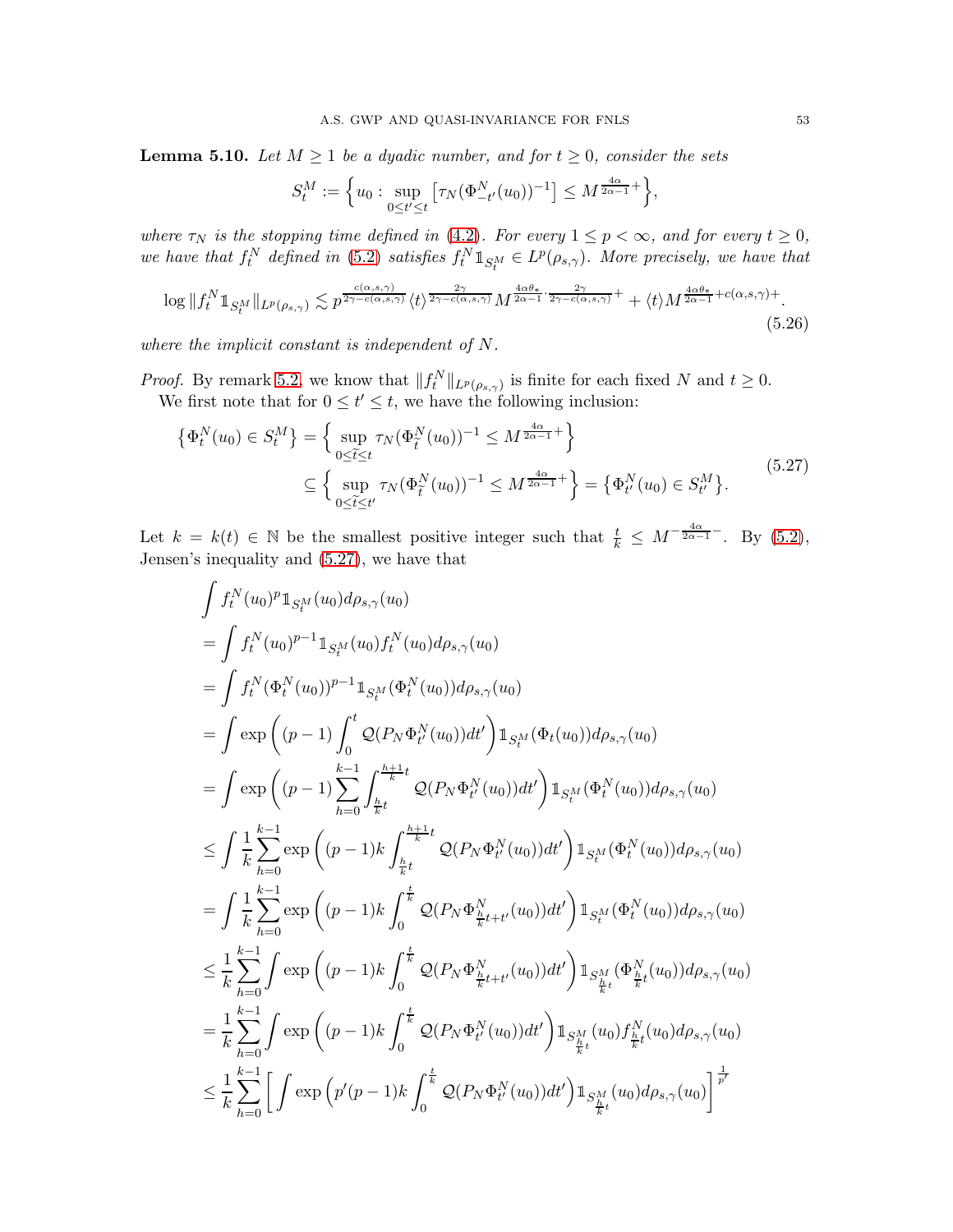**Lemma 5.10.** *Let $M \geq 1$ be a dyadic number, and for $t \geq 0$, consider the sets*

$$S_t^M := \Big\{ u_0 : \sup_{0 \leq t' \leq t} \big[ \tau_N(\Phi^N_{-t'}(u_0))^{-1} \big] \leq M^{\frac{4\alpha}{2\alpha-1}+} \Big\},$$

*where $\tau_N$ is the stopping time defined in (4.2). For every $1 \leq p < \infty$, and for every $t \geq 0$, we have that $f_t^N$ defined in (5.2) satisfies $f_t^N \mathbb{1}_{S_t^M} \in L^p(\rho_{s,\gamma})$. More precisely, we have that*

$$\log \|f_t^N \mathbb{1}_{S_t^M}\|_{L^p(\rho_{s,\gamma})} \lesssim p^{\frac{c(\alpha,s,\gamma)}{2\gamma - c(\alpha,s,\gamma)}} \langle t \rangle^{\frac{2\gamma}{2\gamma - c(\alpha,s,\gamma)}} M^{\frac{4\alpha\theta_*}{2\alpha-1}\cdot\frac{2\gamma}{2\gamma - c(\alpha,s,\gamma)}+} + \langle t \rangle M^{\frac{4\alpha\theta_*}{2\alpha-1}+c(\alpha,s,\gamma)+}. \tag{5.26}$$

*where the implicit constant is independent of $N$.*

*Proof.* By remark 5.2, we know that $\|f_t^N\|_{L^p(\rho_{s,\gamma})}$ is finite for each fixed $N$ and $t \geq 0$.

We first note that for $0 \leq t' \leq t$, we have the following inclusion:

$$\begin{aligned}
\big\{ \Phi_t^N(u_0) \in S_t^M \big\} &= \Big\{ \sup_{0 \leq \tilde{t} \leq t} \tau_N(\Phi^N_{\tilde{t}}(u_0))^{-1} \leq M^{\frac{4\alpha}{2\alpha-1}+} \Big\} \\
&\subseteq \Big\{ \sup_{0 \leq \tilde{t} \leq t'} \tau_N(\Phi^N_{\tilde{t}}(u_0))^{-1} \leq M^{\frac{4\alpha}{2\alpha-1}+} \Big\} = \big\{ \Phi_{t'}^N(u_0) \in S_{t'}^M \big\}.
\end{aligned} \tag{5.27}$$

Let $k = k(t) \in \mathbb{N}$ be the smallest positive integer such that $\frac{t}{k} \leq M^{-\frac{4\alpha}{2\alpha-1}-}$. By (5.2), Jensen's inequality and (5.27), we have that

$$\begin{aligned}
&\int f_t^N(u_0)^p \mathbb{1}_{S_t^M}(u_0) d\rho_{s,\gamma}(u_0) \\
&= \int f_t^N(u_0)^{p-1} \mathbb{1}_{S_t^M}(u_0) f_t^N(u_0) d\rho_{s,\gamma}(u_0) \\
&= \int f_t^N(\Phi_t^N(u_0))^{p-1} \mathbb{1}_{S_t^M}(\Phi_t^N(u_0)) d\rho_{s,\gamma}(u_0) \\
&= \int \exp\left( (p-1) \int_0^t \mathcal{Q}(P_N \Phi_{t'}^N(u_0)) dt' \right) \mathbb{1}_{S_t^M}(\Phi_t(u_0)) d\rho_{s,\gamma}(u_0) \\
&= \int \exp\left( (p-1) \sum_{h=0}^{k-1} \int_{\frac{h}{k}t}^{\frac{h+1}{k}t} \mathcal{Q}(P_N \Phi_{t'}^N(u_0)) dt' \right) \mathbb{1}_{S_t^M}(\Phi_t^N(u_0)) d\rho_{s,\gamma}(u_0) \\
&\leq \int \frac{1}{k} \sum_{h=0}^{k-1} \exp\left( (p-1) k \int_{\frac{h}{k}t}^{\frac{h+1}{k}t} \mathcal{Q}(P_N \Phi_{t'}^N(u_0)) dt' \right) \mathbb{1}_{S_t^M}(\Phi_t^N(u_0)) d\rho_{s,\gamma}(u_0) \\
&= \int \frac{1}{k} \sum_{h=0}^{k-1} \exp\left( (p-1) k \int_0^{\frac{t}{k}} \mathcal{Q}(P_N \Phi_{\frac{h}{k}t + t'}^N(u_0)) dt' \right) \mathbb{1}_{S_t^M}(\Phi_t^N(u_0)) d\rho_{s,\gamma}(u_0) \\
&\leq \frac{1}{k} \sum_{h=0}^{k-1} \int \exp\left( (p-1) k \int_0^{\frac{t}{k}} \mathcal{Q}(P_N \Phi_{\frac{h}{k}t + t'}^N(u_0)) dt' \right) \mathbb{1}_{S_{\frac{h}{k}t}^M}(\Phi_{\frac{h}{k}t}^N(u_0)) d\rho_{s,\gamma}(u_0) \\
&= \frac{1}{k} \sum_{h=0}^{k-1} \int \exp\left( (p-1) k \int_0^{\frac{t}{k}} \mathcal{Q}(P_N \Phi_{t'}^N(u_0)) dt' \right) \mathbb{1}_{S_{\frac{h}{k}t}^M}(u_0) f_{\frac{h}{k}t}^N(u_0) d\rho_{s,\gamma}(u_0) \\
&\leq \frac{1}{k} \sum_{h=0}^{k-1} \bigg[ \int \exp\Big( p'(p-1) k \int_0^{\frac{t}{k}} \mathcal{Q}(P_N \Phi_{t'}^N(u_0)) dt' \Big) \mathbb{1}_{S_{\frac{h}{k}t}^M}(u_0) d\rho_{s,\gamma}(u_0) \bigg]^{\frac{1}{p'}}
\end{aligned}$$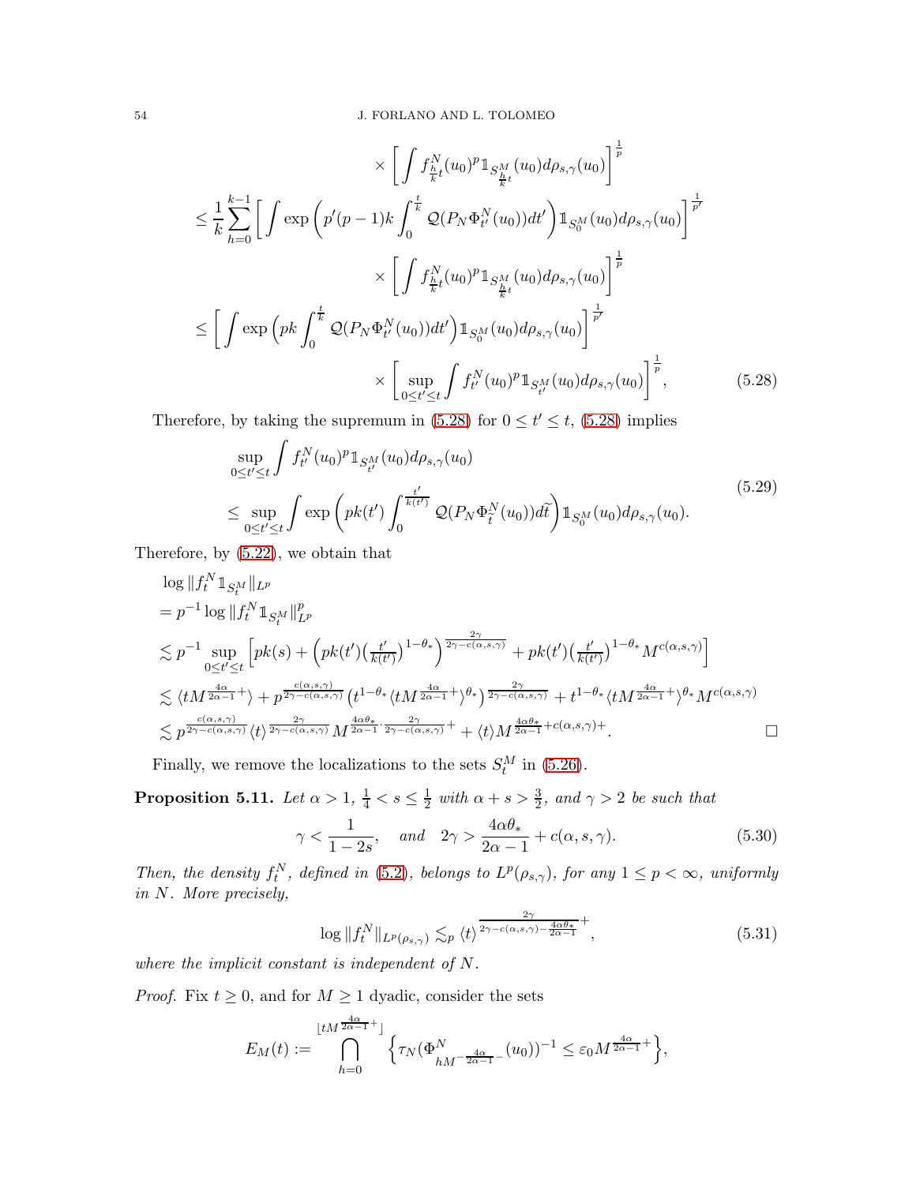$$
\begin{aligned}
&\qquad\qquad \times \Big[ \int f^N_{\frac{h}{k}t}(u_0)^p \mathbb{1}_{S^M_{\frac{h}{k}t}}(u_0) d\rho_{s,\gamma}(u_0) \Big]^{\frac{1}{p}} \\
&\le \frac{1}{k} \sum_{h=0}^{k-1} \Big[ \int \exp\Big( p'(p-1)k \int_0^{\frac{t}{k}} \mathcal{Q}(P_N \Phi^N_{t'}(u_0)) dt' \Big) \mathbb{1}_{S^M_0}(u_0) d\rho_{s,\gamma}(u_0) \Big]^{\frac{1}{p'}} \\
&\qquad\qquad \times \Big[ \int f^N_{\frac{h}{k}t}(u_0)^p \mathbb{1}_{S^M_{\frac{h}{k}t}}(u_0) d\rho_{s,\gamma}(u_0) \Big]^{\frac{1}{p}} \\
&\le \Big[ \int \exp\Big( pk \int_0^{\frac{t}{k}} \mathcal{Q}(P_N \Phi^N_{t'}(u_0)) dt' \Big) \mathbb{1}_{S^M_0}(u_0) d\rho_{s,\gamma}(u_0) \Big]^{\frac{1}{p'}} \\
&\qquad\qquad \times \Big[ \sup_{0 \le t' \le t} \int f^N_{t'}(u_0)^p \mathbb{1}_{S^M_{t'}}(u_0) d\rho_{s,\gamma}(u_0) \Big]^{\frac{1}{p}},
\end{aligned}
\tag{5.28}
$$

Therefore, by taking the supremum in (5.28) for $0 \le t' \le t$, (5.28) implies

$$
\begin{aligned}
&\sup_{0 \le t' \le t} \int f^N_{t'}(u_0)^p \mathbb{1}_{S^M_{t'}}(u_0) d\rho_{s,\gamma}(u_0) \\
&\le \sup_{0 \le t' \le t} \int \exp\Big( pk(t') \int_0^{\frac{t'}{k(t')}} \mathcal{Q}(P_N \Phi^N_{\widetilde{t}}(u_0)) d\widetilde{t} \Big) \mathbb{1}_{S^M_0}(u_0) d\rho_{s,\gamma}(u_0).
\end{aligned}
\tag{5.29}
$$

Therefore, by (5.22), we obtain that

$$
\begin{aligned}
&\log \| f^N_t \mathbb{1}_{S^M_t} \|_{L^p} \\
&= p^{-1} \log \| f^N_t \mathbb{1}_{S^M_t} \|^p_{L^p} \\
&\lesssim p^{-1} \sup_{0 \le t' \le t} \Big[ pk(s) + \Big( pk(t') \big(\tfrac{t'}{k(t')}\big)^{1-\theta_*} \Big)^{\frac{2\gamma}{2\gamma - c(\alpha,s,\gamma)}} + pk(t') \big(\tfrac{t'}{k(t')}\big)^{1-\theta_*} M^{c(\alpha,s,\gamma)} \Big] \\
&\lesssim \langle t M^{\frac{4\alpha}{2\alpha-1}+} \rangle + p^{\frac{c(\alpha,s,\gamma)}{2\gamma - c(\alpha,s,\gamma)}} \big( t^{1-\theta_*} \langle t M^{\frac{4\alpha}{2\alpha-1}+} \rangle^{\theta_*} \big)^{\frac{2\gamma}{2\gamma - c(\alpha,s,\gamma)}} + t^{1-\theta_*} \langle t M^{\frac{4\alpha}{2\alpha-1}+} \rangle^{\theta_*} M^{c(\alpha,s,\gamma)} \\
&\lesssim p^{\frac{c(\alpha,s,\gamma)}{2\gamma - c(\alpha,s,\gamma)}} \langle t \rangle^{\frac{2\gamma}{2\gamma - c(\alpha,s,\gamma)}} M^{\frac{4\alpha\theta_*}{2\alpha-1} \cdot \frac{2\gamma}{2\gamma - c(\alpha,s,\gamma)}+} + \langle t \rangle M^{\frac{4\alpha\theta_*}{2\alpha-1} + c(\alpha,s,\gamma)+}. \qquad \square
\end{aligned}
$$

Finally, we remove the localizations to the sets $S^M_t$ in (5.26).

**Proposition 5.11.** *Let $\alpha > 1$, $\frac{1}{4} < s \le \frac{1}{2}$ with $\alpha + s > \frac{3}{2}$, and $\gamma > 2$ be such that*

$$
\gamma < \frac{1}{1-2s}, \quad \text{and} \quad 2\gamma > \frac{4\alpha\theta_*}{2\alpha - 1} + c(\alpha,s,\gamma).
\tag{5.30}
$$

*Then, the density $f^N_t$, defined in (5.2), belongs to $L^p(\rho_{s,\gamma})$, for any $1 \le p < \infty$, uniformly in $N$. More precisely,*

$$
\log \| f^N_t \|_{L^p(\rho_{s,\gamma})} \lesssim_p \langle t \rangle^{\frac{2\gamma}{2\gamma - c(\alpha,s,\gamma) - \frac{4\alpha\theta_*}{2\alpha-1}}+},
\tag{5.31}
$$

*where the implicit constant is independent of $N$.*

*Proof.* Fix $t \ge 0$, and for $M \ge 1$ dyadic, consider the sets

$$
E_M(t) := \bigcap_{h=0}^{\lfloor t M^{\frac{4\alpha}{2\alpha-1}+} \rfloor} \Big\{ \tau_N(\Phi^N_{hM^{-\frac{4\alpha}{2\alpha-1}-}}(u_0))^{-1} \le \varepsilon_0 M^{\frac{4\alpha}{2\alpha-1}+} \Big\},
$$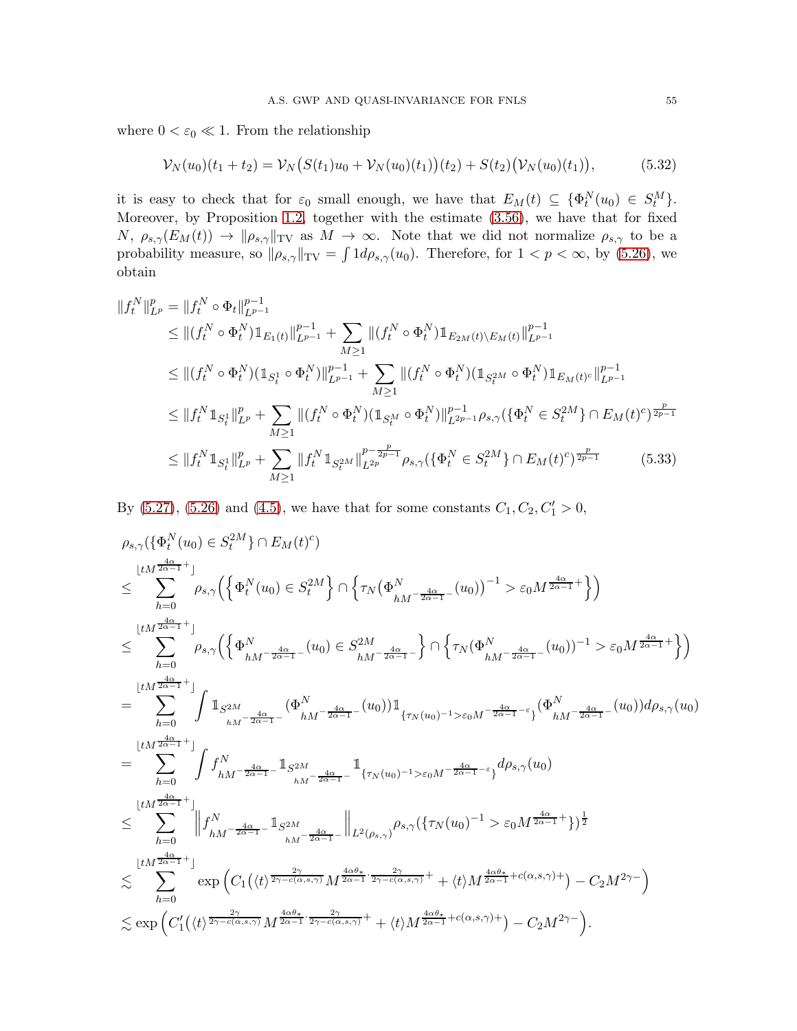where $0 < \varepsilon_0 \ll 1$. From the relationship

$$\mathcal{V}_N(u_0)(t_1+t_2) = \mathcal{V}_N\big(S(t_1)u_0 + \mathcal{V}_N(u_0)(t_1)\big)(t_2) + S(t_2)\big(\mathcal{V}_N(u_0)(t_1)\big), \tag{5.32}$$

it is easy to check that for $\varepsilon_0$ small enough, we have that $E_M(t) \subseteq \{\Phi_t^N(u_0) \in S_t^M\}$. Moreover, by Proposition 1.2, together with the estimate (3.56), we have that for fixed $N$, $\rho_{s,\gamma}(E_M(t)) \to \|\rho_{s,\gamma}\|_{\mathrm{TV}}$ as $M \to \infty$. Note that we did not normalize $\rho_{s,\gamma}$ to be a probability measure, so $\|\rho_{s,\gamma}\|_{\mathrm{TV}} = \int 1 d\rho_{s,\gamma}(u_0)$. Therefore, for $1 < p < \infty$, by (5.26), we obtain

$$\begin{aligned}
\|f_t^N\|_{L^p}^p &= \|f_t^N \circ \Phi_t\|_{L^{p-1}}^{p-1} \\
&\le \|(f_t^N \circ \Phi_t^N)\mathbb{1}_{E_1(t)}\|_{L^{p-1}}^{p-1} + \sum_{M\ge 1} \|(f_t^N \circ \Phi_t^N)\mathbb{1}_{E_{2M}(t)\setminus E_M(t)}\|_{L^{p-1}}^{p-1} \\
&\le \|(f_t^N \circ \Phi_t^N)(\mathbb{1}_{S_t^1} \circ \Phi_t^N)\|_{L^{p-1}}^{p-1} + \sum_{M\ge 1} \|(f_t^N \circ \Phi_t^N)(\mathbb{1}_{S_t^{2M}} \circ \Phi_t^N)\mathbb{1}_{E_M(t)^c}\|_{L^{p-1}}^{p-1} \\
&\le \|f_t^N \mathbb{1}_{S_t^1}\|_{L^p}^p + \sum_{M\ge 1} \|(f_t^N \circ \Phi_t^N)(\mathbb{1}_{S_t^M} \circ \Phi_t^N)\|_{L^{2p-1}}^{p-1} \rho_{s,\gamma}(\{\Phi_t^N \in S_t^{2M}\} \cap E_M(t)^c)^{\frac{p}{2p-1}} \\
&\le \|f_t^N \mathbb{1}_{S_t^1}\|_{L^p}^p + \sum_{M\ge 1} \|f_t^N \mathbb{1}_{S_t^{2M}}\|_{L^{2p}}^{p-\frac{p}{2p-1}} \rho_{s,\gamma}(\{\Phi_t^N \in S_t^{2M}\} \cap E_M(t)^c)^{\frac{p}{2p-1}}
\end{aligned} \tag{5.33}$$

By (5.27), (5.26) and (4.5), we have that for some constants $C_1, C_2, C_1' > 0$,

$$\begin{aligned}
&\rho_{s,\gamma}(\{\Phi_t^N(u_0) \in S_t^{2M}\} \cap E_M(t)^c) \\
&\le \sum_{h=0}^{\lfloor tM^{\frac{4\alpha}{2\alpha-1}+}\rfloor} \rho_{s,\gamma}\Big(\Big\{\Phi_t^N(u_0) \in S_t^{2M}\Big\} \cap \Big\{\tau_N\big(\Phi^N_{hM^{-\frac{4\alpha}{2\alpha-1}-}}(u_0)\big)^{-1} > \varepsilon_0 M^{\frac{4\alpha}{2\alpha-1}+}\Big\}\Big) \\
&\le \sum_{h=0}^{\lfloor tM^{\frac{4\alpha}{2\alpha-1}+}\rfloor} \rho_{s,\gamma}\Big(\Big\{\Phi^N_{hM^{-\frac{4\alpha}{2\alpha-1}-}}(u_0) \in S^{2M}_{hM^{-\frac{4\alpha}{2\alpha-1}-}}\Big\} \cap \Big\{\tau_N(\Phi^N_{hM^{-\frac{4\alpha}{2\alpha-1}-}}(u_0))^{-1} > \varepsilon_0 M^{\frac{4\alpha}{2\alpha-1}+}\Big\}\Big) \\
&= \sum_{h=0}^{\lfloor tM^{\frac{4\alpha}{2\alpha-1}+}\rfloor} \int \mathbb{1}_{S^{2M}_{hM^{-\frac{4\alpha}{2\alpha-1}-}}}(\Phi^N_{hM^{-\frac{4\alpha}{2\alpha-1}-}}(u_0))\mathbb{1}_{\{\tau_N(u_0)^{-1} > \varepsilon_0 M^{-\frac{4\alpha}{2\alpha-1}-\varepsilon}\}}(\Phi^N_{hM^{-\frac{4\alpha}{2\alpha-1}-}}(u_0)) d\rho_{s,\gamma}(u_0) \\
&= \sum_{h=0}^{\lfloor tM^{\frac{4\alpha}{2\alpha-1}+}\rfloor} \int f^N_{hM^{-\frac{4\alpha}{2\alpha-1}-}} \mathbb{1}_{S^{2M}_{hM^{-\frac{4\alpha}{2\alpha-1}-}}} \mathbb{1}_{\{\tau_N(u_0)^{-1} > \varepsilon_0 M^{-\frac{4\alpha}{2\alpha-1}-\varepsilon}\}} d\rho_{s,\gamma}(u_0) \\
&\le \sum_{h=0}^{\lfloor tM^{\frac{4\alpha}{2\alpha-1}+}\rfloor} \Big\|f^N_{hM^{-\frac{4\alpha}{2\alpha-1}-}} \mathbb{1}_{S^{2M}_{hM^{-\frac{4\alpha}{2\alpha-1}-}}}\Big\|_{L^2(\rho_{s,\gamma})} \rho_{s,\gamma}(\{\tau_N(u_0)^{-1} > \varepsilon_0 M^{\frac{4\alpha}{2\alpha-1}+}\})^{\frac{1}{2}} \\
&\lesssim \sum_{h=0}^{\lfloor tM^{\frac{4\alpha}{2\alpha-1}+}\rfloor} \exp\Big(C_1\big(\langle t\rangle^{\frac{2\gamma}{2\gamma-c(\alpha,s,\gamma)}} M^{\frac{4\alpha\theta_*}{2\alpha-1}\cdot\frac{2\gamma}{2\gamma-c(\alpha,s,\gamma)}+} + \langle t\rangle M^{\frac{4\alpha\theta_*}{2\alpha-1}+c(\alpha,s,\gamma)+}\big) - C_2 M^{2\gamma-}\Big) \\
&\lesssim \exp\Big(C_1'\big(\langle t\rangle^{\frac{2\gamma}{2\gamma-c(\alpha,s,\gamma)}} M^{\frac{4\alpha\theta_*}{2\alpha-1}\cdot\frac{2\gamma}{2\gamma-c(\alpha,s,\gamma)}+} + \langle t\rangle M^{\frac{4\alpha\theta_*}{2\alpha-1}+c(\alpha,s,\gamma)+}\big) - C_2 M^{2\gamma-}\Big).
\end{aligned}$$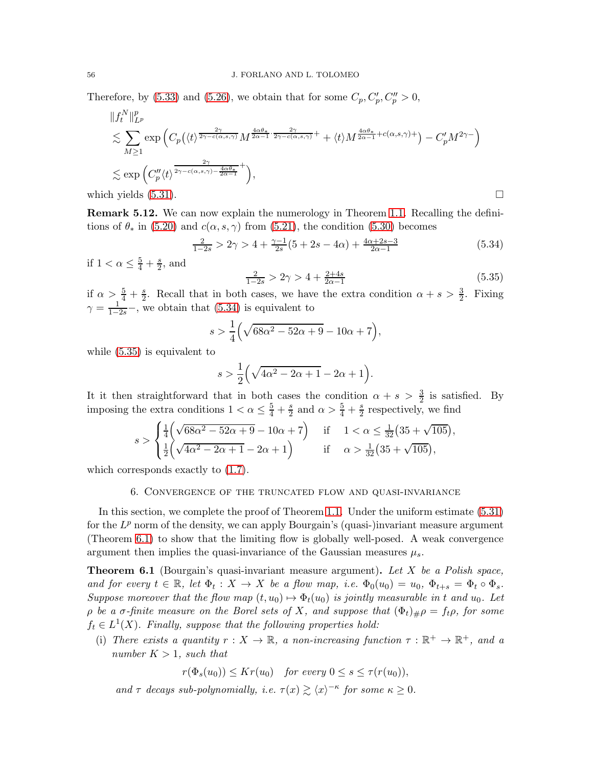Therefore, by (5.33) and (5.26), we obtain that for some $C_p, C_p', C_p'' > 0$,

$$
\begin{aligned}
&\|f_t^N\|_{L^p}^p \\
&\lesssim \sum_{M\geq 1} \exp\Big( C_p\big(\langle t\rangle^{\frac{2\gamma}{2\gamma - c(\alpha,s,\gamma)}} M^{\frac{4\alpha\theta_*}{2\alpha-1}\cdot\frac{2\gamma}{2\gamma-c(\alpha,s,\gamma)}+} + \langle t\rangle M^{\frac{4\alpha\theta_*}{2\alpha-1}+c(\alpha,s,\gamma)+}\big) - C_p' M^{2\gamma-}\Big) \\
&\lesssim \exp\Big( C_p'' \langle t\rangle^{\frac{2\gamma}{2\gamma - c(\alpha,s,\gamma) - \frac{4\alpha\theta_*}{2\alpha-1}}+}\Big),
\end{aligned}
$$

which yields (5.31). □

**Remark 5.12.** We can now explain the numerology in Theorem 1.1. Recalling the definitions of $\theta_*$ in (5.20) and $c(\alpha,s,\gamma)$ from (5.21), the condition (5.30) becomes

$$
\tfrac{2}{1-2s} > 2\gamma > 4 + \tfrac{\gamma-1}{2s}(5+2s-4\alpha) + \tfrac{4\alpha+2s-3}{2\alpha-1} \tag{5.34}
$$

if $1 < \alpha \leq \frac{5}{4} + \frac{s}{2}$, and

$$
\tfrac{2}{1-2s} > 2\gamma > 4 + \tfrac{2+4s}{2\alpha-1} \tag{5.35}
$$

if $\alpha > \frac{5}{4} + \frac{s}{2}$. Recall that in both cases, we have the extra condition $\alpha + s > \frac{3}{2}$. Fixing $\gamma = \frac{1}{1-2s}-$, we obtain that (5.34) is equivalent to

$$
s > \frac{1}{4}\Big(\sqrt{68\alpha^2 - 52\alpha + 9} - 10\alpha + 7\Big),
$$

while (5.35) is equivalent to

$$
s > \frac{1}{2}\Big(\sqrt{4\alpha^2 - 2\alpha + 1} - 2\alpha + 1\Big).
$$

It it then straightforward that in both cases the condition $\alpha + s > \frac{3}{2}$ is satisfied. By imposing the extra conditions $1 < \alpha \leq \frac{5}{4} + \frac{s}{2}$ and $\alpha > \frac{5}{4} + \frac{s}{2}$ respectively, we find

$$
s > \begin{cases} \frac{1}{4}\Big(\sqrt{68\alpha^2 - 52\alpha + 9} - 10\alpha + 7\Big) & \text{if} \quad 1 < \alpha \leq \frac{1}{32}\big(35 + \sqrt{105}\big), \\ \frac{1}{2}\Big(\sqrt{4\alpha^2 - 2\alpha + 1} - 2\alpha + 1\Big) & \text{if} \quad \alpha > \frac{1}{32}\big(35 + \sqrt{105}\big), \end{cases}
$$

which corresponds exactly to (1.7).

## 6. Convergence of the truncated flow and quasi-invariance

In this section, we complete the proof of Theorem 1.1. Under the uniform estimate (5.31) for the $L^p$ norm of the density, we can apply Bourgain's (quasi-)invariant measure argument (Theorem 6.1) to show that the limiting flow is globally well-posed. A weak convergence argument then implies the quasi-invariance of the Gaussian measures $\mu_s$.

**Theorem 6.1** (Bourgain's quasi-invariant measure argument)**.** *Let $X$ be a Polish space, and for every $t \in \mathbb{R}$, let $\Phi_t : X \to X$ be a flow map, i.e. $\Phi_0(u_0) = u_0$, $\Phi_{t+s} = \Phi_t \circ \Phi_s$. Suppose moreover that the flow map $(t, u_0) \mapsto \Phi_t(u_0)$ is jointly measurable in $t$ and $u_0$. Let $\rho$ be a $\sigma$-finite measure on the Borel sets of $X$, and suppose that $(\Phi_t)_\# \rho = f_t \rho$, for some $f_t \in L^1(X)$. Finally, suppose that the following properties hold:*

(i) *There exists a quantity $r : X \to \mathbb{R}$, a non-increasing function $\tau : \mathbb{R}^+ \to \mathbb{R}^+$, and a number $K > 1$, such that*

$$
r(\Phi_s(u_0)) \leq K r(u_0) \quad \textit{for every } 0 \leq s \leq \tau(r(u_0)),
$$

*and $\tau$ decays sub-polynomially, i.e. $\tau(x) \gtrsim \langle x\rangle^{-\kappa}$ for some $\kappa \geq 0$.*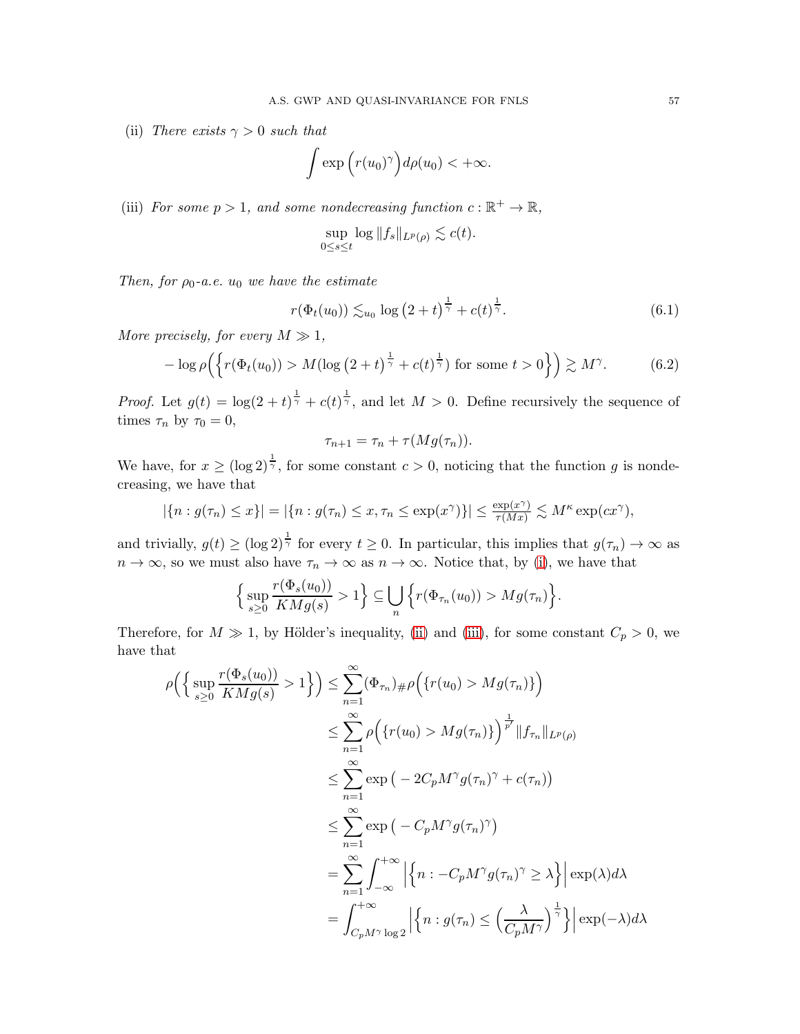(ii) *There exists $\gamma > 0$ such that*

$$\int \exp\Big(r(u_0)^\gamma\Big) d\rho(u_0) < +\infty.$$

(iii) *For some $p > 1$, and some nondecreasing function $c : \mathbb{R}^+ \to \mathbb{R}$,*

$$\sup_{0 \le s \le t} \log \|f_s\|_{L^p(\rho)} \lesssim c(t).$$

*Then, for $\rho_0$-a.e. $u_0$ we have the estimate*

$$r(\Phi_t(u_0)) \lesssim_{u_0} \log\big(2+t\big)^{\frac{1}{\gamma}} + c(t)^{\frac{1}{\gamma}}. \tag{6.1}$$

*More precisely, for every $M \gg 1$,*

$$-\log \rho\Big(\Big\{ r(\Phi_t(u_0)) > M(\log\big(2+t\big)^{\frac{1}{\gamma}} + c(t)^{\frac{1}{\gamma}}) \text{ for some } t > 0\Big\}\Big) \gtrsim M^\gamma. \tag{6.2}$$

*Proof.* Let $g(t) = \log(2+t)^{\frac{1}{\gamma}} + c(t)^{\frac{1}{\gamma}}$, and let $M > 0$. Define recursively the sequence of times $\tau_n$ by $\tau_0 = 0$,

$$\tau_{n+1} = \tau_n + \tau(Mg(\tau_n)).$$

We have, for $x \ge (\log 2)^{\frac{1}{\gamma}}$, for some constant $c > 0$, noticing that the function $g$ is nondecreasing, we have that

$$|\{n : g(\tau_n) \le x\}| = |\{n : g(\tau_n) \le x, \tau_n \le \exp(x^\gamma)\}| \le \frac{\exp(x^\gamma)}{\tau(Mx)} \lesssim M^\kappa \exp(cx^\gamma),$$

and trivially, $g(t) \ge (\log 2)^{\frac{1}{\gamma}}$ for every $t \ge 0$. In particular, this implies that $g(\tau_n) \to \infty$ as $n \to \infty$, so we must also have $\tau_n \to \infty$ as $n \to \infty$. Notice that, by (i), we have that

$$\Big\{ \sup_{s \ge 0} \frac{r(\Phi_s(u_0))}{KMg(s)} > 1 \Big\} \subseteq \bigcup_n \Big\{ r(\Phi_{\tau_n}(u_0)) > Mg(\tau_n) \Big\}.$$

Therefore, for $M \gg 1$, by Hölder's inequality, (ii) and (iii), for some constant $C_p > 0$, we have that

$$\begin{aligned}
\rho\Big(\Big\{ \sup_{s \ge 0} \frac{r(\Phi_s(u_0))}{KMg(s)} > 1 \Big\}\Big) &\le \sum_{n=1}^\infty (\Phi_{\tau_n})_\# \rho\Big(\big\{ r(u_0) > Mg(\tau_n) \big\}\Big) \\
&\le \sum_{n=1}^\infty \rho\Big(\big\{ r(u_0) > Mg(\tau_n) \big\}\Big)^{\frac{1}{p'}} \|f_{\tau_n}\|_{L^p(\rho)} \\
&\le \sum_{n=1}^\infty \exp\big( -2C_p M^\gamma g(\tau_n)^\gamma + c(\tau_n) \big) \\
&\le \sum_{n=1}^\infty \exp\big( -C_p M^\gamma g(\tau_n)^\gamma \big) \\
&= \sum_{n=1}^\infty \int_{-\infty}^{+\infty} \Big| \Big\{ n : -C_p M^\gamma g(\tau_n)^\gamma \ge \lambda \Big\} \Big| \exp(\lambda) d\lambda \\
&= \int_{C_p M^\gamma \log 2}^{+\infty} \Big| \Big\{ n : g(\tau_n) \le \Big( \frac{\lambda}{C_p M^\gamma} \Big)^{\frac{1}{\gamma}} \Big\} \Big| \exp(-\lambda) d\lambda
\end{aligned}$$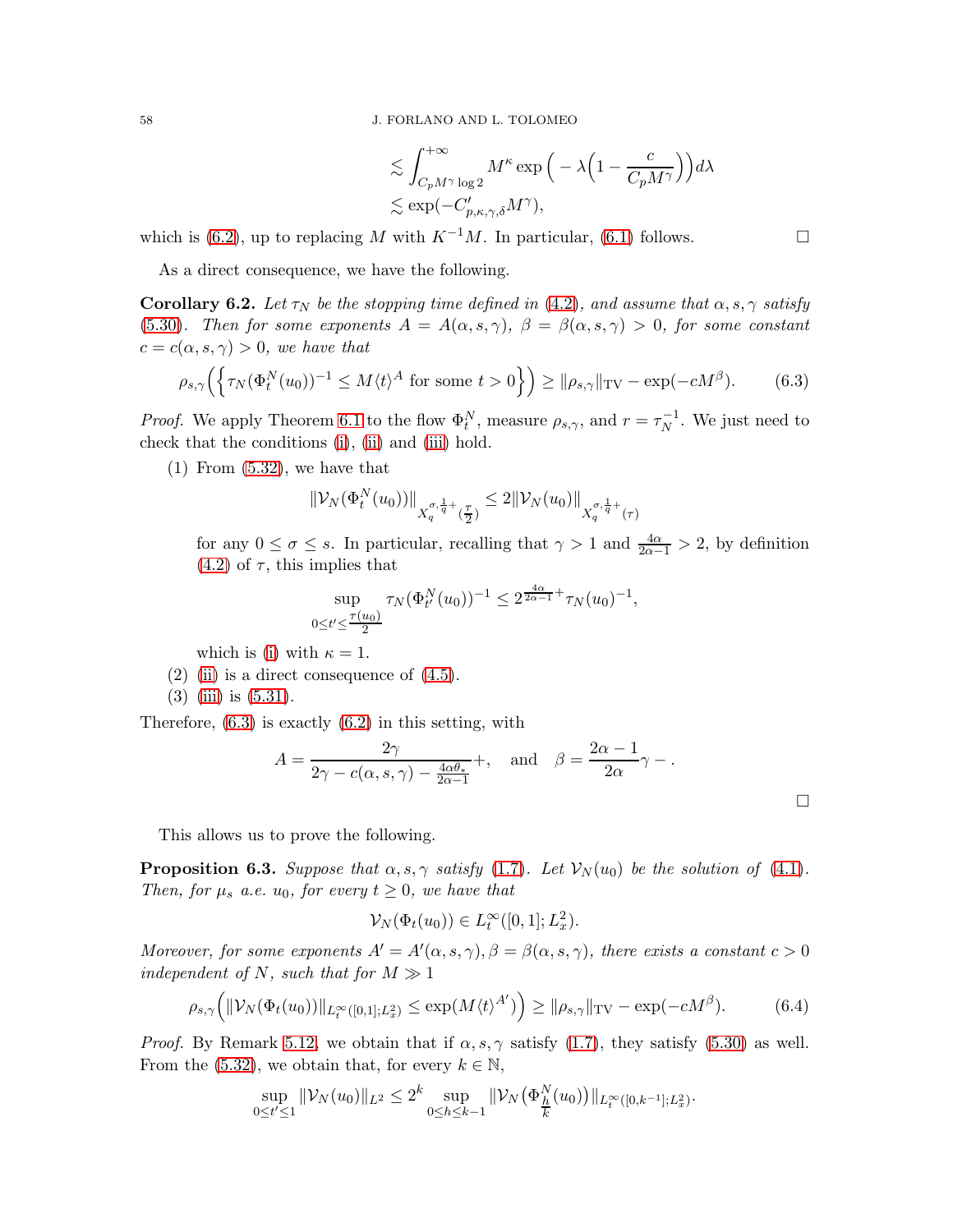$$
\begin{aligned}
&\lesssim \int_{C_p M^\gamma \log 2}^{+\infty} M^\kappa \exp\Big(-\lambda\Big(1 - \frac{c}{C_p M^\gamma}\Big)\Big) d\lambda \\
&\lesssim \exp(-C'_{p,\kappa,\gamma,\delta} M^\gamma),
\end{aligned}
$$

which is (6.2), up to replacing $M$ with $K^{-1}M$. In particular, (6.1) follows. $\square$

As a direct consequence, we have the following.

**Corollary 6.2.** *Let $\tau_N$ be the stopping time defined in (4.2), and assume that $\alpha, s, \gamma$ satisfy (5.30). Then for some exponents $A = A(\alpha, s, \gamma)$, $\beta = \beta(\alpha, s, \gamma) > 0$, for some constant $c = c(\alpha, s, \gamma) > 0$, we have that*

$$
\rho_{s,\gamma}\Big(\Big\{\tau_N(\Phi_t^N(u_0))^{-1} \le M\langle t\rangle^A \text{ for some } t > 0\Big\}\Big) \ge \|\rho_{s,\gamma}\|_{\mathrm{TV}} - \exp(-cM^\beta). \tag{6.3}
$$

*Proof.* We apply Theorem 6.1 to the flow $\Phi_t^N$, measure $\rho_{s,\gamma}$, and $r = \tau_N^{-1}$. We just need to check that the conditions (i), (ii) and (iii) hold.

1. From (5.32), we have that
$$
\|\mathcal{V}_N(\Phi_t^N(u_0))\|_{X_q^{\sigma,\frac{1}{q}+}(\frac{\tau}{2})} \le 2\|\mathcal{V}_N(u_0)\|_{X_q^{\sigma,\frac{1}{q}+}(\tau)}
$$
for any $0 \le \sigma \le s$. In particular, recalling that $\gamma > 1$ and $\frac{4\alpha}{2\alpha-1} > 2$, by definition (4.2) of $\tau$, this implies that
$$
\sup_{0 \le t' \le \frac{\tau(u_0)}{2}} \tau_N(\Phi_{t'}^N(u_0))^{-1} \le 2^{\frac{4\alpha}{2\alpha-1}+}\tau_N(u_0)^{-1},
$$
which is (i) with $\kappa = 1$.
2. (ii) is a direct consequence of (4.5).
3. (iii) is (5.31).

Therefore, (6.3) is exactly (6.2) in this setting, with

$$
A = \frac{2\gamma}{2\gamma - c(\alpha, s, \gamma) - \frac{4\alpha\theta_*}{2\alpha-1}}+, \quad \text{and} \quad \beta = \frac{2\alpha-1}{2\alpha}\gamma - .
$$

$\square$

This allows us to prove the following.

**Proposition 6.3.** *Suppose that $\alpha, s, \gamma$ satisfy (1.7). Let $\mathcal{V}_N(u_0)$ be the solution of (4.1). Then, for $\mu_s$ a.e. $u_0$, for every $t \ge 0$, we have that*

$$
\mathcal{V}_N(\Phi_t(u_0)) \in L_t^\infty([0,1]; L_x^2).
$$

*Moreover, for some exponents $A' = A'(\alpha, s, \gamma), \beta = \beta(\alpha, s, \gamma)$, there exists a constant $c > 0$ independent of $N$, such that for $M \gg 1$*

$$
\rho_{s,\gamma}\Big(\|\mathcal{V}_N(\Phi_t(u_0))\|_{L_t^\infty([0,1];L_x^2)} \le \exp(M\langle t\rangle^{A'})\Big) \ge \|\rho_{s,\gamma}\|_{\mathrm{TV}} - \exp(-cM^\beta). \tag{6.4}
$$

*Proof.* By Remark 5.12, we obtain that if $\alpha, s, \gamma$ satisfy (1.7), they satisfy (5.30) as well. From the (5.32), we obtain that, for every $k \in \mathbb{N}$,

$$
\sup_{0 \le t' \le 1} \|\mathcal{V}_N(u_0)\|_{L^2} \le 2^k \sup_{0 \le h \le k-1} \|\mathcal{V}_N\big(\Phi_{\frac{h}{k}}^N(u_0)\big)\|_{L_t^\infty([0,k^{-1}];L_x^2)}.
$$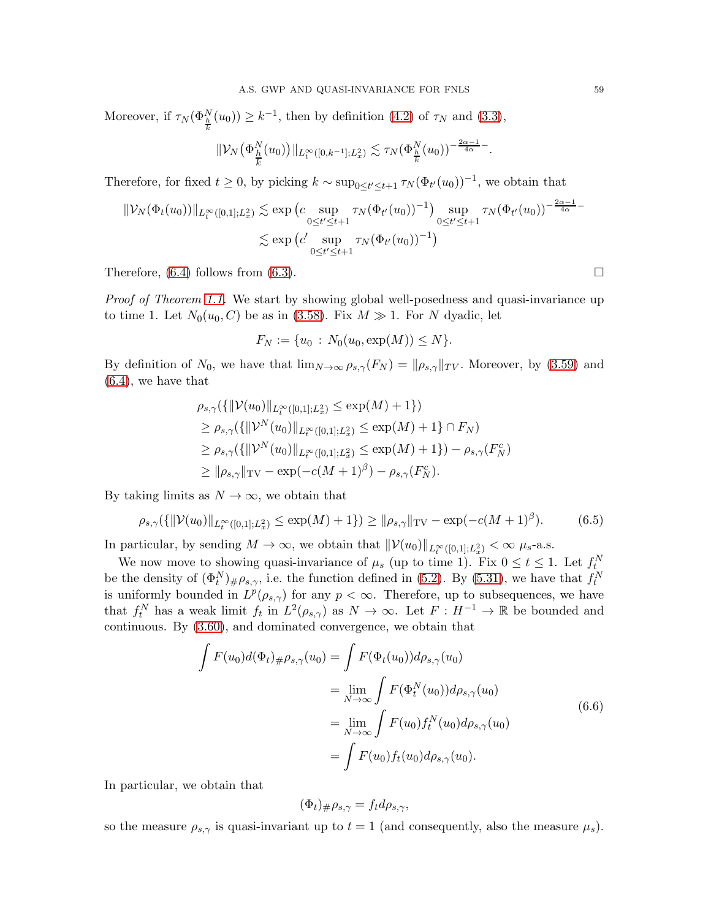Moreover, if $\tau_N(\Phi^N_{\frac{h}{k}}(u_0)) \geq k^{-1}$, then by definition (4.2) of $\tau_N$ and (3.3),

$$\|\mathcal{V}_N\big(\Phi^N_{\frac{h}{k}}(u_0)\big)\|_{L^\infty_t([0,k^{-1}];L^2_x)} \lesssim \tau_N(\Phi^N_{\frac{h}{k}}(u_0))^{-\frac{2\alpha-1}{4\alpha}-}.$$

Therefore, for fixed $t \geq 0$, by picking $k \sim \sup_{0\leq t' \leq t+1} \tau_N(\Phi_{t'}(u_0))^{-1}$, we obtain that

$$\begin{aligned}
\|\mathcal{V}_N(\Phi_t(u_0))\|_{L^\infty_t([0,1];L^2_x)} &\lesssim \exp\big(c \sup_{0\leq t'\leq t+1} \tau_N(\Phi_{t'}(u_0))^{-1}\big) \sup_{0\leq t'\leq t+1} \tau_N(\Phi_{t'}(u_0))^{-\frac{2\alpha-1}{4\alpha}-} \\
&\lesssim \exp\big(c' \sup_{0\leq t'\leq t+1} \tau_N(\Phi_{t'}(u_0))^{-1}\big)
\end{aligned}$$

Therefore, (6.4) follows from (6.3). $\square$

*Proof of Theorem 1.1.* We start by showing global well-posedness and quasi-invariance up to time 1. Let $N_0(u_0, C)$ be as in (3.58). Fix $M \gg 1$. For $N$ dyadic, let

$$F_N := \{u_0 \,:\, N_0(u_0, \exp(M)) \leq N\}.$$

By definition of $N_0$, we have that $\lim_{N\to\infty} \rho_{s,\gamma}(F_N) = \|\rho_{s,\gamma}\|_{TV}$. Moreover, by (3.59) and (6.4), we have that

$$\begin{aligned}
&\rho_{s,\gamma}(\{\|\mathcal{V}(u_0)\|_{L^\infty_t([0,1];L^2_x)} \leq \exp(M) + 1\}) \\
&\geq \rho_{s,\gamma}(\{\|\mathcal{V}^N(u_0)\|_{L^\infty_t([0,1];L^2_x)} \leq \exp(M) + 1\} \cap F_N) \\
&\geq \rho_{s,\gamma}(\{\|\mathcal{V}^N(u_0)\|_{L^\infty_t([0,1];L^2_x)} \leq \exp(M) + 1\}) - \rho_{s,\gamma}(F_N^c) \\
&\geq \|\rho_{s,\gamma}\|_{\mathrm{TV}} - \exp(-c(M+1)^\beta) - \rho_{s,\gamma}(F_N^c).
\end{aligned}$$

By taking limits as $N \to \infty$, we obtain that

$$\rho_{s,\gamma}(\{\|\mathcal{V}(u_0)\|_{L^\infty_t([0,1];L^2_x)} \leq \exp(M) + 1\}) \geq \|\rho_{s,\gamma}\|_{\mathrm{TV}} - \exp(-c(M+1)^\beta). \tag{6.5}$$

In particular, by sending $M \to \infty$, we obtain that $\|\mathcal{V}(u_0)\|_{L^\infty_t([0,1];L^2_x)} < \infty$ $\mu_s$-a.s.

We now move to showing quasi-invariance of $\mu_s$ (up to time 1). Fix $0 \leq t \leq 1$. Let $f^N_t$ be the density of $(\Phi^N_t)_\# \rho_{s,\gamma}$, i.e. the function defined in (5.2). By (5.31), we have that $f^N_t$ is uniformly bounded in $L^p(\rho_{s,\gamma})$ for any $p < \infty$. Therefore, up to subsequences, we have that $f^N_t$ has a weak limit $f_t$ in $L^2(\rho_{s,\gamma})$ as $N \to \infty$. Let $F : H^{-1} \to \mathbb{R}$ be bounded and continuous. By (3.60), and dominated convergence, we obtain that

$$\begin{aligned}
\int F(u_0) d(\Phi_t)_\#\rho_{s,\gamma}(u_0) &= \int F(\Phi_t(u_0)) d\rho_{s,\gamma}(u_0) \\
&= \lim_{N\to\infty} \int F(\Phi^N_t(u_0)) d\rho_{s,\gamma}(u_0) \\
&= \lim_{N\to\infty} \int F(u_0) f^N_t(u_0) d\rho_{s,\gamma}(u_0) \\
&= \int F(u_0) f_t(u_0) d\rho_{s,\gamma}(u_0).
\end{aligned} \tag{6.6}$$

In particular, we obtain that

$$(\Phi_t)_\#\rho_{s,\gamma} = f_t d\rho_{s,\gamma},$$

so the measure $\rho_{s,\gamma}$ is quasi-invariant up to $t = 1$ (and consequently, also the measure $\mu_s$).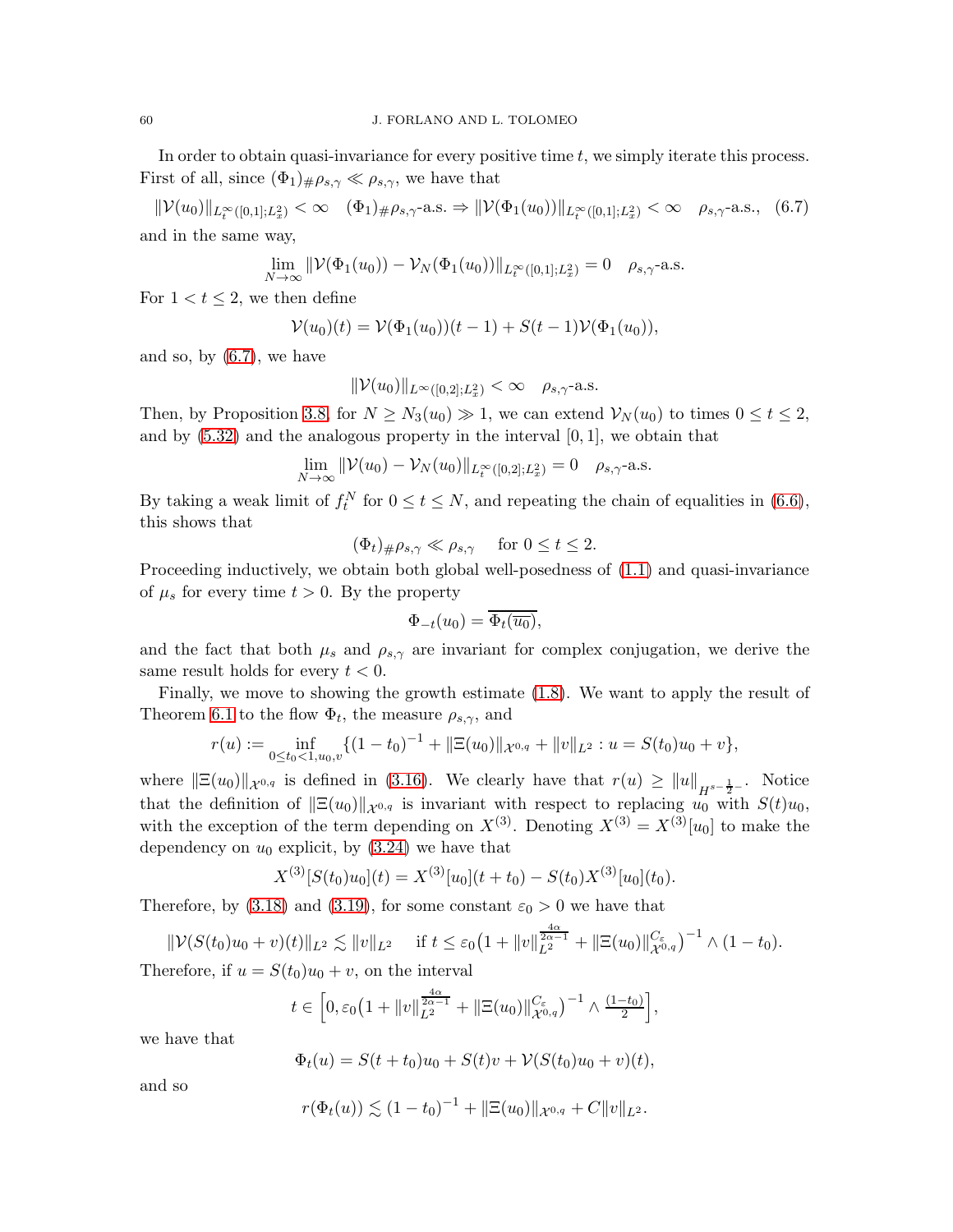In order to obtain quasi-invariance for every positive time $t$, we simply iterate this process. First of all, since $(\Phi_1)_\# \rho_{s,\gamma} \ll \rho_{s,\gamma}$, we have that

$$\|\mathcal{V}(u_0)\|_{L^\infty_t([0,1];L^2_x)} < \infty \quad (\Phi_1)_\#\rho_{s,\gamma}\text{-a.s.} \Rightarrow \|\mathcal{V}(\Phi_1(u_0))\|_{L^\infty_t([0,1];L^2_x)} < \infty \quad \rho_{s,\gamma}\text{-a.s.}, \quad (6.7)$$

and in the same way,

$$\lim_{N\to\infty} \|\mathcal{V}(\Phi_1(u_0)) - \mathcal{V}_N(\Phi_1(u_0))\|_{L^\infty_t([0,1];L^2_x)} = 0 \quad \rho_{s,\gamma}\text{-a.s.}$$

For $1 < t \leq 2$, we then define

$$\mathcal{V}(u_0)(t) = \mathcal{V}(\Phi_1(u_0))(t-1) + S(t-1)\mathcal{V}(\Phi_1(u_0)),$$

and so, by (6.7), we have

$$\|\mathcal{V}(u_0)\|_{L^\infty([0,2];L^2_x)} < \infty \quad \rho_{s,\gamma}\text{-a.s.}$$

Then, by Proposition 3.8, for $N \geq N_3(u_0) \gg 1$, we can extend $\mathcal{V}_N(u_0)$ to times $0 \leq t \leq 2$, and by (5.32) and the analogous property in the interval $[0,1]$, we obtain that

$$\lim_{N\to\infty} \|\mathcal{V}(u_0) - \mathcal{V}_N(u_0)\|_{L^\infty_t([0,2];L^2_x)} = 0 \quad \rho_{s,\gamma}\text{-a.s.}$$

By taking a weak limit of $f^N_t$ for $0 \leq t \leq N$, and repeating the chain of equalities in (6.6), this shows that

$$(\Phi_t)_\#\rho_{s,\gamma} \ll \rho_{s,\gamma} \quad \text{ for } 0 \leq t \leq 2.$$

Proceeding inductively, we obtain both global well-posedness of (1.1) and quasi-invariance of $\mu_s$ for every time $t > 0$. By the property

$$\Phi_{-t}(u_0) = \overline{\Phi_t(\overline{u_0})},$$

and the fact that both $\mu_s$ and $\rho_{s,\gamma}$ are invariant for complex conjugation, we derive the same result holds for every $t < 0$.

Finally, we move to showing the growth estimate (1.8). We want to apply the result of Theorem 6.1 to the flow $\Phi_t$, the measure $\rho_{s,\gamma}$, and

$$r(u) := \inf_{0 \leq t_0 < 1, u_0, v} \{(1-t_0)^{-1} + \|\Xi(u_0)\|_{\mathcal{X}^{0,q}} + \|v\|_{L^2} : u = S(t_0)u_0 + v\},$$

where $\|\Xi(u_0)\|_{\mathcal{X}^{0,q}}$ is defined in (3.16). We clearly have that $r(u) \geq \|u\|_{H^{s-\frac{1}{2}-}}$. Notice that the definition of $\|\Xi(u_0)\|_{\mathcal{X}^{0,q}}$ is invariant with respect to replacing $u_0$ with $S(t)u_0$, with the exception of the term depending on $X^{(3)}$. Denoting $X^{(3)} = X^{(3)}[u_0]$ to make the dependency on $u_0$ explicit, by (3.24) we have that

$$X^{(3)}[S(t_0)u_0](t) = X^{(3)}[u_0](t+t_0) - S(t_0)X^{(3)}[u_0](t_0).$$

Therefore, by (3.18) and (3.19), for some constant $\varepsilon_0 > 0$ we have that

$$\|\mathcal{V}(S(t_0)u_0 + v)(t)\|_{L^2} \lesssim \|v\|_{L^2} \quad \text{ if } t \leq \varepsilon_0\big(1 + \|v\|_{L^2}^{\frac{4\alpha}{2\alpha-1}} + \|\Xi(u_0)\|^{C_\varepsilon}_{\mathcal{X}^{0,q}}\big)^{-1} \wedge (1-t_0).$$

Therefore, if $u = S(t_0)u_0 + v$, on the interval

$$t \in \Big[0, \varepsilon_0\big(1 + \|v\|_{L^2}^{\frac{4\alpha}{2\alpha-1}} + \|\Xi(u_0)\|^{C_\varepsilon}_{\mathcal{X}^{0,q}}\big)^{-1} \wedge \tfrac{(1-t_0)}{2}\Big],$$

we have that

$$\Phi_t(u) = S(t+t_0)u_0 + S(t)v + \mathcal{V}(S(t_0)u_0 + v)(t),$$

and so

$$r(\Phi_t(u)) \lesssim (1-t_0)^{-1} + \|\Xi(u_0)\|_{\mathcal{X}^{0,q}} + C\|v\|_{L^2}.$$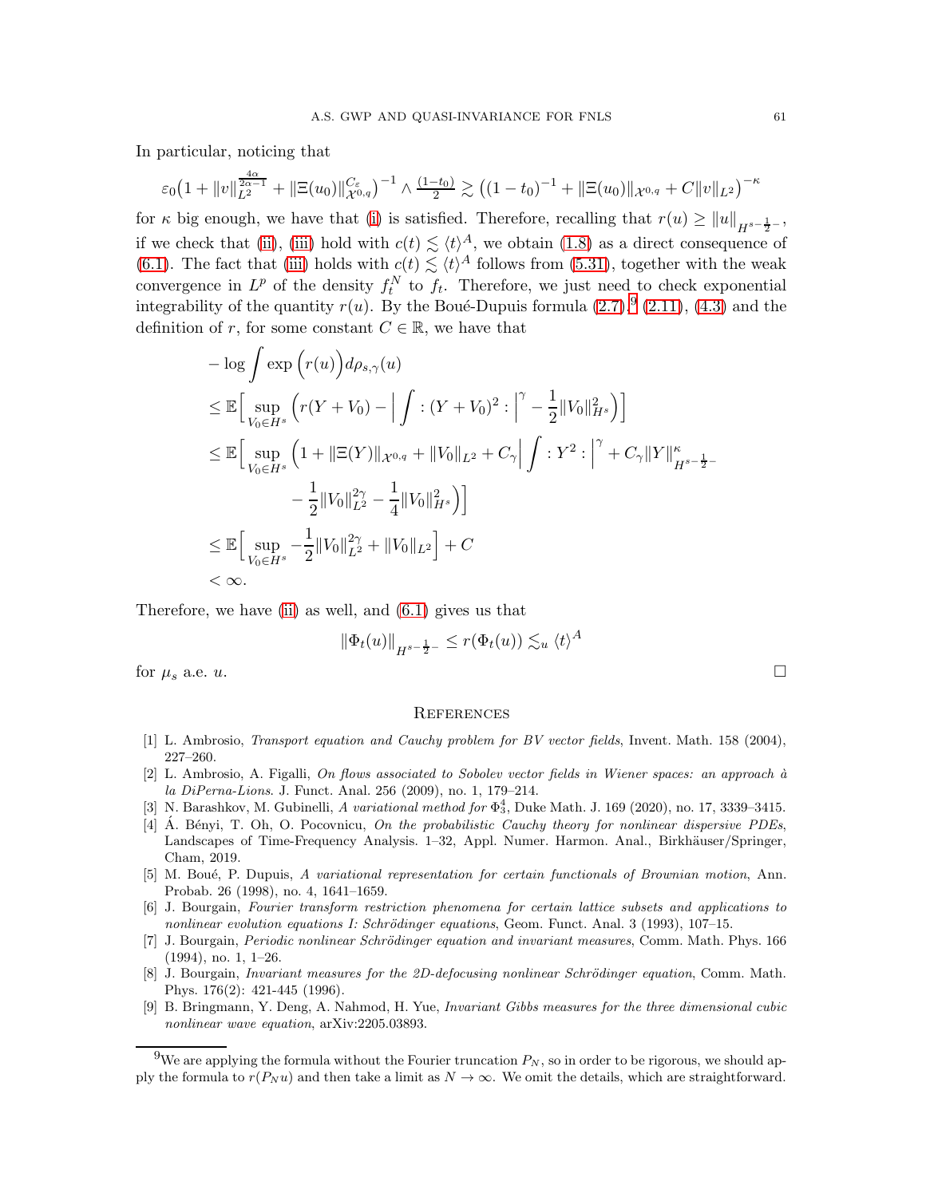In particular, noticing that

$$\varepsilon_0\big(1 + \|v\|_{L^2}^{\frac{4\alpha}{2\alpha-1}} + \|\Xi(u_0)\|_{\mathcal{X}^{0,q}}^{C_\varepsilon}\big)^{-1} \wedge \frac{(1-t_0)}{2} \gtrsim \big((1-t_0)^{-1} + \|\Xi(u_0)\|_{\mathcal{X}^{0,q}} + C\|v\|_{L^2}\big)^{-\kappa}$$

for $\kappa$ big enough, we have that (i) is satisfied. Therefore, recalling that $r(u) \geq \|u\|_{H^{s-\frac{1}{2}-}}$, if we check that (ii), (iii) hold with $c(t) \lesssim \langle t\rangle^A$, we obtain (1.8) as a direct consequence of (6.1). The fact that (iii) holds with $c(t) \lesssim \langle t\rangle^A$ follows from (5.31), together with the weak convergence in $L^p$ of the density $f_t^N$ to $f_t$. Therefore, we just need to check exponential integrability of the quantity $r(u)$. By the Boué-Dupuis formula (2.7),[9] (2.11), (4.3) and the definition of $r$, for some constant $C \in \mathbb{R}$, we have that

$$\begin{aligned}
&-\log \int \exp\Big(r(u)\Big) d\rho_{s,\gamma}(u) \\
&\leq \mathbb{E}\Big[\sup_{V_0 \in H^s}\Big(r(Y+V_0) - \Big|\int : (Y+V_0)^2 : \Big|^\gamma - \frac{1}{2}\|V_0\|_{H^s}^2\Big)\Big] \\
&\leq \mathbb{E}\Big[\sup_{V_0 \in H^s}\Big(1 + \|\Xi(Y)\|_{\mathcal{X}^{0,q}} + \|V_0\|_{L^2} + C_\gamma\Big|\int : Y^2 : \Big|^\gamma + C_\gamma\|Y\|_{H^{s-\frac{1}{2}-}}^\kappa \\
&\qquad\qquad - \frac{1}{2}\|V_0\|_{L^2}^{2\gamma} - \frac{1}{4}\|V_0\|_{H^s}^2\Big)\Big] \\
&\leq \mathbb{E}\Big[\sup_{V_0 \in H^s} -\frac{1}{2}\|V_0\|_{L^2}^{2\gamma} + \|V_0\|_{L^2}\Big] + C \\
&< \infty.
\end{aligned}$$

Therefore, we have (ii) as well, and (6.1) gives us that

$$\|\Phi_t(u)\|_{H^{s-\frac{1}{2}-}} \leq r(\Phi_t(u)) \lesssim_u \langle t\rangle^A$$

for $\mu_s$ a.e. $u$. □

## References

[1] L. Ambrosio, *Transport equation and Cauchy problem for BV vector fields*, Invent. Math. 158 (2004), 227–260.

[2] L. Ambrosio, A. Figalli, *On flows associated to Sobolev vector fields in Wiener spaces: an approach à la DiPerna-Lions*. J. Funct. Anal. 256 (2009), no. 1, 179–214.

[3] N. Barashkov, M. Gubinelli, *A variational method for $\Phi_3^4$*, Duke Math. J. 169 (2020), no. 17, 3339–3415.

[4] Á. Bényi, T. Oh, O. Pocovnicu, *On the probabilistic Cauchy theory for nonlinear dispersive PDEs*, Landscapes of Time-Frequency Analysis. 1–32, Appl. Numer. Harmon. Anal., Birkhäuser/Springer, Cham, 2019.

[5] M. Boué, P. Dupuis, *A variational representation for certain functionals of Brownian motion*, Ann. Probab. 26 (1998), no. 4, 1641–1659.

[6] J. Bourgain, *Fourier transform restriction phenomena for certain lattice subsets and applications to nonlinear evolution equations I: Schrödinger equations*, Geom. Funct. Anal. 3 (1993), 107–15.

[7] J. Bourgain, *Periodic nonlinear Schrödinger equation and invariant measures*, Comm. Math. Phys. 166 (1994), no. 1, 1–26.

[8] J. Bourgain, *Invariant measures for the 2D-defocusing nonlinear Schrödinger equation*, Comm. Math. Phys. 176(2): 421-445 (1996).

[9] B. Bringmann, Y. Deng, A. Nahmod, H. Yue, *Invariant Gibbs measures for the three dimensional cubic nonlinear wave equation*, arXiv:2205.03893.

[9] We are applying the formula without the Fourier truncation $P_N$, so in order to be rigorous, we should apply the formula to $r(P_N u)$ and then take a limit as $N \to \infty$. We omit the details, which are straightforward.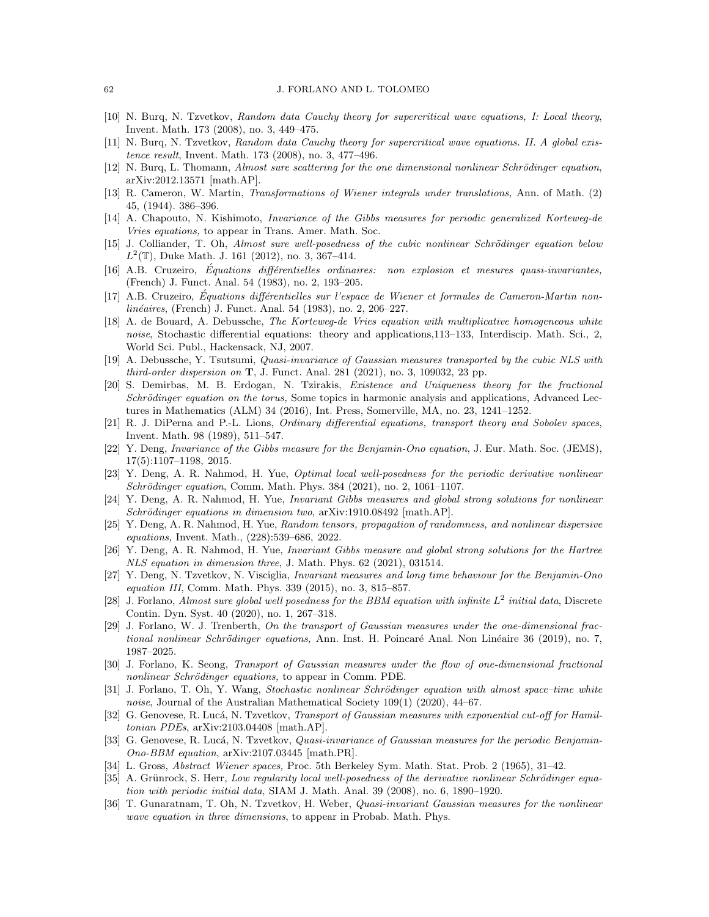- [10] N. Burq, N. Tzvetkov, *Random data Cauchy theory for supercritical wave equations, I: Local theory*, Invent. Math. 173 (2008), no. 3, 449–475.
- [11] N. Burq, N. Tzvetkov, *Random data Cauchy theory for supercritical wave equations. II. A global existence result*, Invent. Math. 173 (2008), no. 3, 477–496.
- [12] N. Burq, L. Thomann, *Almost sure scattering for the one dimensional nonlinear Schrödinger equation*, arXiv:2012.13571 [math.AP].
- [13] R. Cameron, W. Martin, *Transformations of Wiener integrals under translations*, Ann. of Math. (2) 45, (1944). 386–396.
- [14] A. Chapouto, N. Kishimoto, *Invariance of the Gibbs measures for periodic generalized Korteweg-de Vries equations,* to appear in Trans. Amer. Math. Soc.
- [15] J. Colliander, T. Oh, *Almost sure well-posedness of the cubic nonlinear Schrödinger equation below $L^2(\mathbb{T})$*, Duke Math. J. 161 (2012), no. 3, 367–414.
- [16] A.B. Cruzeiro, *Équations différentielles ordinaires: non explosion et mesures quasi-invariantes,* (French) J. Funct. Anal. 54 (1983), no. 2, 193–205.
- [17] A.B. Cruzeiro, *Équations différentielles sur l'espace de Wiener et formules de Cameron-Martin non-linéaires*, (French) J. Funct. Anal. 54 (1983), no. 2, 206–227.
- [18] A. de Bouard, A. Debussche, *The Korteweg-de Vries equation with multiplicative homogeneous white noise*, Stochastic differential equations: theory and applications,113–133, Interdiscip. Math. Sci., 2, World Sci. Publ., Hackensack, NJ, 2007.
- [19] A. Debussche, Y. Tsutsumi, *Quasi-invariance of Gaussian measures transported by the cubic NLS with third-order dispersion on* **T**, J. Funct. Anal. 281 (2021), no. 3, 109032, 23 pp.
- [20] S. Demirbas, M. B. Erdogan, N. Tzirakis, *Existence and Uniqueness theory for the fractional Schrödinger equation on the torus,* Some topics in harmonic analysis and applications, Advanced Lectures in Mathematics (ALM) 34 (2016), Int. Press, Somerville, MA, no. 23, 1241–1252.
- [21] R. J. DiPerna and P.-L. Lions, *Ordinary differential equations, transport theory and Sobolev spaces*, Invent. Math. 98 (1989), 511–547.
- [22] Y. Deng, *Invariance of the Gibbs measure for the Benjamin-Ono equation*, J. Eur. Math. Soc. (JEMS), 17(5):1107–1198, 2015.
- [23] Y. Deng, A. R. Nahmod, H. Yue, *Optimal local well-posedness for the periodic derivative nonlinear Schrödinger equation*, Comm. Math. Phys. 384 (2021), no. 2, 1061–1107.
- [24] Y. Deng, A. R. Nahmod, H. Yue, *Invariant Gibbs measures and global strong solutions for nonlinear Schrödinger equations in dimension two*, arXiv:1910.08492 [math.AP].
- [25] Y. Deng, A. R. Nahmod, H. Yue, *Random tensors, propagation of randomness, and nonlinear dispersive equations,* Invent. Math., (228):539–686, 2022.
- [26] Y. Deng, A. R. Nahmod, H. Yue, *Invariant Gibbs measure and global strong solutions for the Hartree NLS equation in dimension three*, J. Math. Phys. 62 (2021), 031514.
- [27] Y. Deng, N. Tzvetkov, N. Visciglia, *Invariant measures and long time behaviour for the Benjamin-Ono equation III*, Comm. Math. Phys. 339 (2015), no. 3, 815–857.
- [28] J. Forlano, *Almost sure global well posedness for the BBM equation with infinite $L^2$ initial data*, Discrete Contin. Dyn. Syst. 40 (2020), no. 1, 267–318.
- [29] J. Forlano, W. J. Trenberth, *On the transport of Gaussian measures under the one-dimensional fractional nonlinear Schrödinger equations,* Ann. Inst. H. Poincaré Anal. Non Linéaire 36 (2019), no. 7, 1987–2025.
- [30] J. Forlano, K. Seong, *Transport of Gaussian measures under the flow of one-dimensional fractional nonlinear Schrödinger equations,* to appear in Comm. PDE.
- [31] J. Forlano, T. Oh, Y. Wang, *Stochastic nonlinear Schrödinger equation with almost space–time white noise*, Journal of the Australian Mathematical Society 109(1) (2020), 44–67.
- [32] G. Genovese, R. Lucá, N. Tzvetkov, *Transport of Gaussian measures with exponential cut-off for Hamiltonian PDEs*, arXiv:2103.04408 [math.AP].
- [33] G. Genovese, R. Lucá, N. Tzvetkov, *Quasi-invariance of Gaussian measures for the periodic Benjamin-Ono-BBM equation*, arXiv:2107.03445 [math.PR].
- [34] L. Gross, *Abstract Wiener spaces,* Proc. 5th Berkeley Sym. Math. Stat. Prob. 2 (1965), 31–42.
- [35] A. Grünrock, S. Herr, *Low regularity local well-posedness of the derivative nonlinear Schrödinger equation with periodic initial data*, SIAM J. Math. Anal. 39 (2008), no. 6, 1890–1920.
- [36] T. Gunaratnam, T. Oh, N. Tzvetkov, H. Weber, *Quasi-invariant Gaussian measures for the nonlinear wave equation in three dimensions*, to appear in Probab. Math. Phys.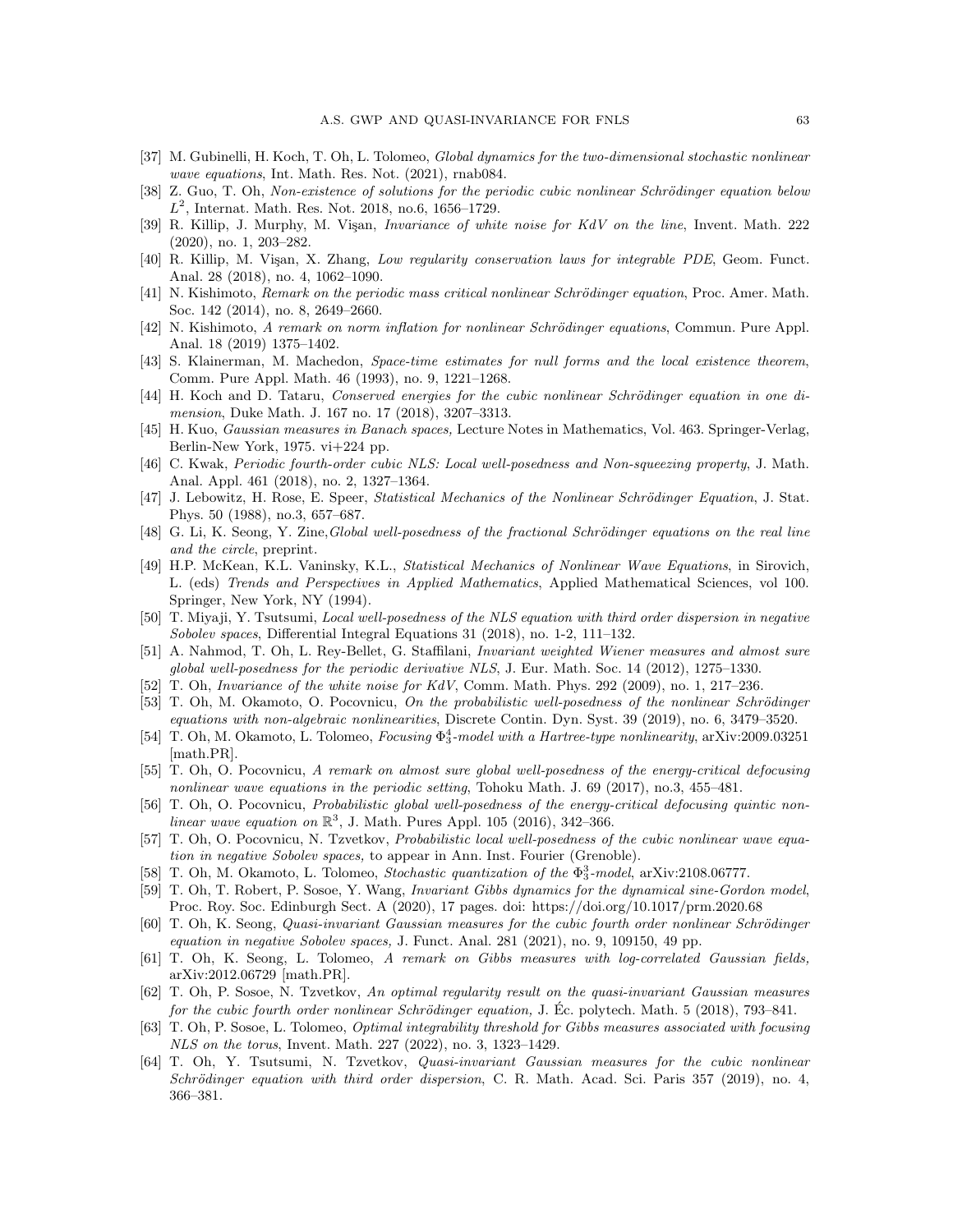[37] M. Gubinelli, H. Koch, T. Oh, L. Tolomeo, *Global dynamics for the two-dimensional stochastic nonlinear wave equations*, Int. Math. Res. Not. (2021), rnab084.

[38] Z. Guo, T. Oh, *Non-existence of solutions for the periodic cubic nonlinear Schrödinger equation below $L^2$*, Internat. Math. Res. Not. 2018, no.6, 1656–1729.

[39] R. Killip, J. Murphy, M. Vişan, *Invariance of white noise for KdV on the line*, Invent. Math. 222 (2020), no. 1, 203–282.

[40] R. Killip, M. Vişan, X. Zhang, *Low regularity conservation laws for integrable PDE*, Geom. Funct. Anal. 28 (2018), no. 4, 1062–1090.

[41] N. Kishimoto, *Remark on the periodic mass critical nonlinear Schrödinger equation*, Proc. Amer. Math. Soc. 142 (2014), no. 8, 2649–2660.

[42] N. Kishimoto, *A remark on norm inflation for nonlinear Schrödinger equations*, Commun. Pure Appl. Anal. 18 (2019) 1375–1402.

[43] S. Klainerman, M. Machedon, *Space-time estimates for null forms and the local existence theorem*, Comm. Pure Appl. Math. 46 (1993), no. 9, 1221–1268.

[44] H. Koch and D. Tataru, *Conserved energies for the cubic nonlinear Schrödinger equation in one dimension*, Duke Math. J. 167 no. 17 (2018), 3207–3313.

[45] H. Kuo, *Gaussian measures in Banach spaces,* Lecture Notes in Mathematics, Vol. 463. Springer-Verlag, Berlin-New York, 1975. vi+224 pp.

[46] C. Kwak, *Periodic fourth-order cubic NLS: Local well-posedness and Non-squeezing property*, J. Math. Anal. Appl. 461 (2018), no. 2, 1327–1364.

[47] J. Lebowitz, H. Rose, E. Speer, *Statistical Mechanics of the Nonlinear Schrödinger Equation*, J. Stat. Phys. 50 (1988), no.3, 657–687.

[48] G. Li, K. Seong, Y. Zine,*Global well-posedness of the fractional Schrödinger equations on the real line and the circle*, preprint.

[49] H.P. McKean, K.L. Vaninsky, K.L., *Statistical Mechanics of Nonlinear Wave Equations*, in Sirovich, L. (eds) *Trends and Perspectives in Applied Mathematics*, Applied Mathematical Sciences, vol 100. Springer, New York, NY (1994).

[50] T. Miyaji, Y. Tsutsumi, *Local well-posedness of the NLS equation with third order dispersion in negative Sobolev spaces*, Differential Integral Equations 31 (2018), no. 1-2, 111–132.

[51] A. Nahmod, T. Oh, L. Rey-Bellet, G. Staffilani, *Invariant weighted Wiener measures and almost sure global well-posedness for the periodic derivative NLS*, J. Eur. Math. Soc. 14 (2012), 1275–1330.

[52] T. Oh, *Invariance of the white noise for KdV*, Comm. Math. Phys. 292 (2009), no. 1, 217–236.

[53] T. Oh, M. Okamoto, O. Pocovnicu, *On the probabilistic well-posedness of the nonlinear Schrödinger equations with non-algebraic nonlinearities*, Discrete Contin. Dyn. Syst. 39 (2019), no. 6, 3479–3520.

[54] T. Oh, M. Okamoto, L. Tolomeo, *Focusing $\Phi^4_3$-model with a Hartree-type nonlinearity*, arXiv:2009.03251 [math.PR].

[55] T. Oh, O. Pocovnicu, *A remark on almost sure global well-posedness of the energy-critical defocusing nonlinear wave equations in the periodic setting*, Tohoku Math. J. 69 (2017), no.3, 455–481.

[56] T. Oh, O. Pocovnicu, *Probabilistic global well-posedness of the energy-critical defocusing quintic nonlinear wave equation on $\mathbb{R}^3$*, J. Math. Pures Appl. 105 (2016), 342–366.

[57] T. Oh, O. Pocovnicu, N. Tzvetkov, *Probabilistic local well-posedness of the cubic nonlinear wave equation in negative Sobolev spaces,* to appear in Ann. Inst. Fourier (Grenoble).

[58] T. Oh, M. Okamoto, L. Tolomeo, *Stochastic quantization of the $\Phi^3_3$-model*, arXiv:2108.06777.

[59] T. Oh, T. Robert, P. Sosoe, Y. Wang, *Invariant Gibbs dynamics for the dynamical sine-Gordon model*, Proc. Roy. Soc. Edinburgh Sect. A (2020), 17 pages. doi: https://doi.org/10.1017/prm.2020.68

[60] T. Oh, K. Seong, *Quasi-invariant Gaussian measures for the cubic fourth order nonlinear Schrödinger equation in negative Sobolev spaces,* J. Funct. Anal. 281 (2021), no. 9, 109150, 49 pp.

[61] T. Oh, K. Seong, L. Tolomeo, *A remark on Gibbs measures with log-correlated Gaussian fields,* arXiv:2012.06729 [math.PR].

[62] T. Oh, P. Sosoe, N. Tzvetkov, *An optimal regularity result on the quasi-invariant Gaussian measures for the cubic fourth order nonlinear Schrödinger equation,* J. Éc. polytech. Math. 5 (2018), 793–841.

[63] T. Oh, P. Sosoe, L. Tolomeo, *Optimal integrability threshold for Gibbs measures associated with focusing NLS on the torus*, Invent. Math. 227 (2022), no. 3, 1323–1429.

[64] T. Oh, Y. Tsutsumi, N. Tzvetkov, *Quasi-invariant Gaussian measures for the cubic nonlinear Schrödinger equation with third order dispersion*, C. R. Math. Acad. Sci. Paris 357 (2019), no. 4, 366–381.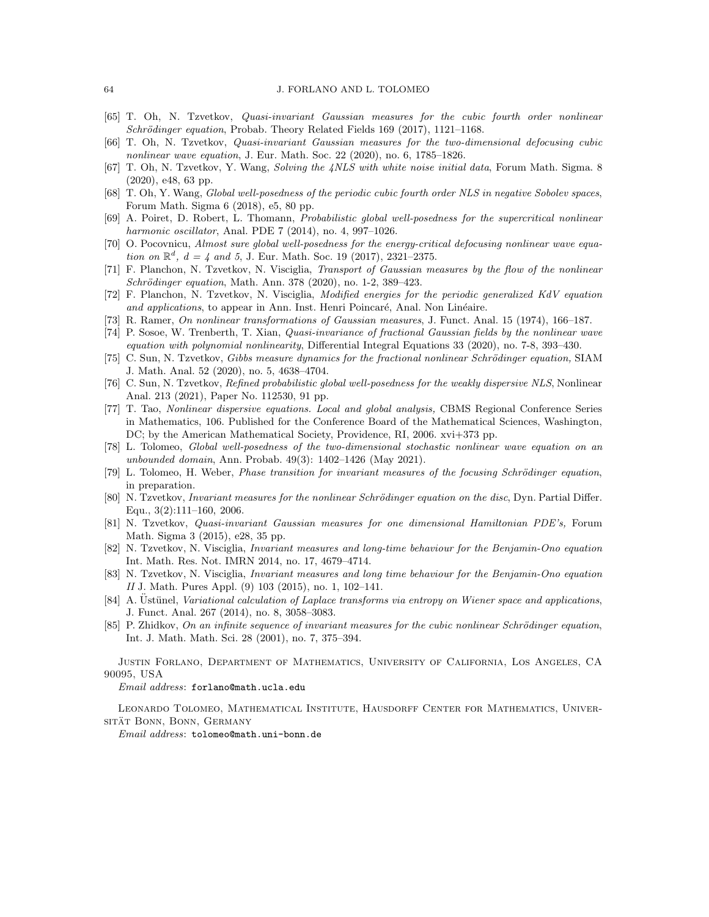[65] T. Oh, N. Tzvetkov, *Quasi-invariant Gaussian measures for the cubic fourth order nonlinear Schrödinger equation*, Probab. Theory Related Fields 169 (2017), 1121–1168.

[66] T. Oh, N. Tzvetkov, *Quasi-invariant Gaussian measures for the two-dimensional defocusing cubic nonlinear wave equation*, J. Eur. Math. Soc. 22 (2020), no. 6, 1785–1826.

[67] T. Oh, N. Tzvetkov, Y. Wang, *Solving the 4NLS with white noise initial data*, Forum Math. Sigma. 8 (2020), e48, 63 pp.

[68] T. Oh, Y. Wang, *Global well-posedness of the periodic cubic fourth order NLS in negative Sobolev spaces*, Forum Math. Sigma 6 (2018), e5, 80 pp.

[69] A. Poiret, D. Robert, L. Thomann, *Probabilistic global well-posedness for the supercritical nonlinear harmonic oscillator*, Anal. PDE 7 (2014), no. 4, 997–1026.

[70] O. Pocovnicu, *Almost sure global well-posedness for the energy-critical defocusing nonlinear wave equation on $\mathbb{R}^d$, $d = 4$ and 5*, J. Eur. Math. Soc. 19 (2017), 2321–2375.

[71] F. Planchon, N. Tzvetkov, N. Visciglia, *Transport of Gaussian measures by the flow of the nonlinear Schrödinger equation*, Math. Ann. 378 (2020), no. 1-2, 389–423.

[72] F. Planchon, N. Tzvetkov, N. Visciglia, *Modified energies for the periodic generalized KdV equation and applications*, to appear in Ann. Inst. Henri Poincaré, Anal. Non Linéaire.

[73] R. Ramer, *On nonlinear transformations of Gaussian measures*, J. Funct. Anal. 15 (1974), 166–187.

[74] P. Sosoe, W. Trenberth, T. Xian, *Quasi-invariance of fractional Gaussian fields by the nonlinear wave equation with polynomial nonlinearity*, Differential Integral Equations 33 (2020), no. 7-8, 393–430.

[75] C. Sun, N. Tzvetkov, *Gibbs measure dynamics for the fractional nonlinear Schrödinger equation,* SIAM J. Math. Anal. 52 (2020), no. 5, 4638–4704.

[76] C. Sun, N. Tzvetkov, *Refined probabilistic global well-posedness for the weakly dispersive NLS*, Nonlinear Anal. 213 (2021), Paper No. 112530, 91 pp.

[77] T. Tao, *Nonlinear dispersive equations. Local and global analysis,* CBMS Regional Conference Series in Mathematics, 106. Published for the Conference Board of the Mathematical Sciences, Washington, DC; by the American Mathematical Society, Providence, RI, 2006. xvi+373 pp.

[78] L. Tolomeo, *Global well-posedness of the two-dimensional stochastic nonlinear wave equation on an unbounded domain*, Ann. Probab. 49(3): 1402–1426 (May 2021).

[79] L. Tolomeo, H. Weber, *Phase transition for invariant measures of the focusing Schrödinger equation*, in preparation.

[80] N. Tzvetkov, *Invariant measures for the nonlinear Schrödinger equation on the disc*, Dyn. Partial Differ. Equ., 3(2):111–160, 2006.

[81] N. Tzvetkov, *Quasi-invariant Gaussian measures for one dimensional Hamiltonian PDE's,* Forum Math. Sigma 3 (2015), e28, 35 pp.

[82] N. Tzvetkov, N. Visciglia, *Invariant measures and long-time behaviour for the Benjamin-Ono equation* Int. Math. Res. Not. IMRN 2014, no. 17, 4679–4714.

[83] N. Tzvetkov, N. Visciglia, *Invariant measures and long time behaviour for the Benjamin-Ono equation II* J. Math. Pures Appl. (9) 103 (2015), no. 1, 102–141.

[84] A. Üstünel, *Variational calculation of Laplace transforms via entropy on Wiener space and applications*, J. Funct. Anal. 267 (2014), no. 8, 3058–3083.

[85] P. Zhidkov, *On an infinite sequence of invariant measures for the cubic nonlinear Schrödinger equation*, Int. J. Math. Math. Sci. 28 (2001), no. 7, 375–394.

Justin Forlano, Department of Mathematics, University of California, Los Angeles, CA 90095, USA

*Email address*: forlano@math.ucla.edu

Leonardo Tolomeo, Mathematical Institute, Hausdorff Center for Mathematics, Universität Bonn, Bonn, Germany

*Email address*: tolomeo@math.uni-bonn.de